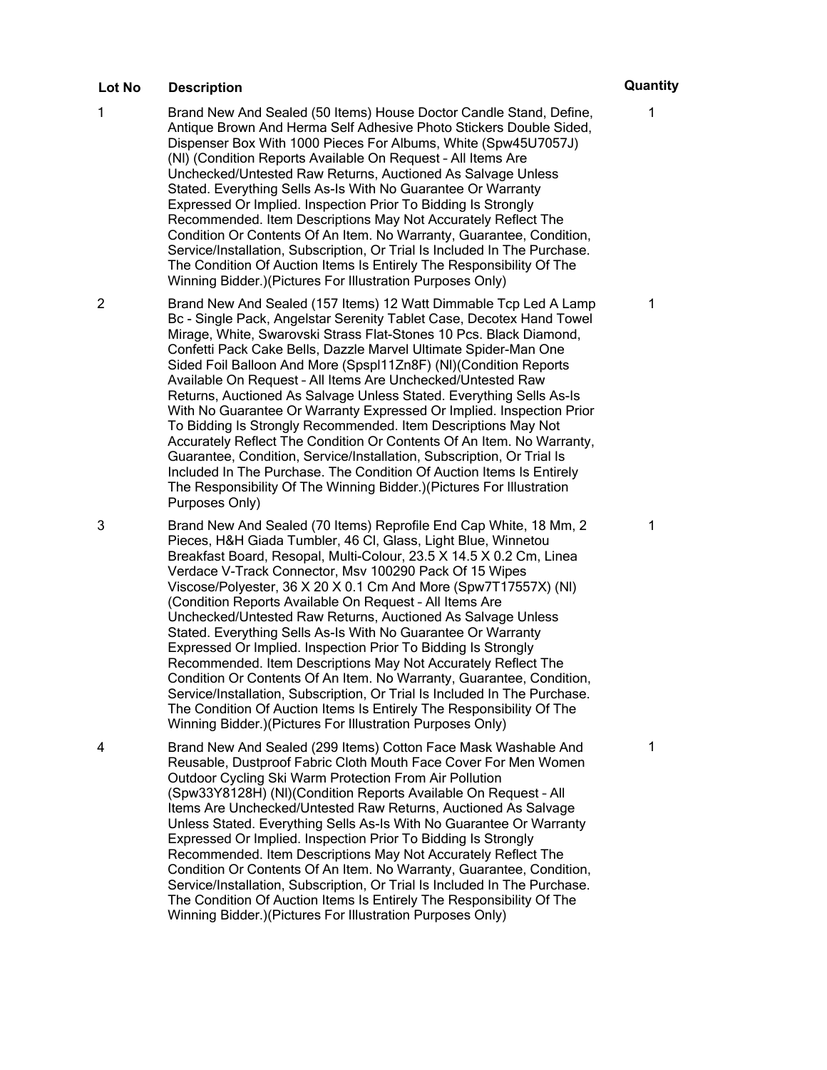| Lot No | Description | Quantity |
| --- | --- | --- |
| 1 | Brand New And Sealed (50 Items) House Doctor Candle Stand, Define, Antique Brown And Herma Self Adhesive Photo Stickers Double Sided, Dispenser Box With 1000 Pieces For Albums, White (Spw45U7057J) (Nl) (Condition Reports Available On Request – All Items Are Unchecked/Untested Raw Returns, Auctioned As Salvage Unless Stated. Everything Sells As-Is With No Guarantee Or Warranty Expressed Or Implied. Inspection Prior To Bidding Is Strongly Recommended. Item Descriptions May Not Accurately Reflect The Condition Or Contents Of An Item. No Warranty, Guarantee, Condition, Service/Installation, Subscription, Or Trial Is Included In The Purchase. The Condition Of Auction Items Is Entirely The Responsibility Of The Winning Bidder.)(Pictures For Illustration Purposes Only) | 1 |
| 2 | Brand New And Sealed (157 Items) 12 Watt Dimmable Tcp Led A Lamp Bc - Single Pack, Angelstar Serenity Tablet Case, Decotex Hand Towel Mirage, White, Swarovski Strass Flat-Stones 10 Pcs. Black Diamond, Confetti Pack Cake Bells, Dazzle Marvel Ultimate Spider-Man One Sided Foil Balloon And More (Spspl11Zn8F) (Nl)(Condition Reports Available On Request – All Items Are Unchecked/Untested Raw Returns, Auctioned As Salvage Unless Stated. Everything Sells As-Is With No Guarantee Or Warranty Expressed Or Implied. Inspection Prior To Bidding Is Strongly Recommended. Item Descriptions May Not Accurately Reflect The Condition Or Contents Of An Item. No Warranty, Guarantee, Condition, Service/Installation, Subscription, Or Trial Is Included In The Purchase. The Condition Of Auction Items Is Entirely The Responsibility Of The Winning Bidder.)(Pictures For Illustration Purposes Only) | 1 |
| 3 | Brand New And Sealed (70 Items) Reprofile End Cap White, 18 Mm, 2 Pieces, H&H Giada Tumbler, 46 Cl, Glass, Light Blue, Winnetou Breakfast Board, Resopal, Multi-Colour, 23.5 X 14.5 X 0.2 Cm, Linea Verdace V-Track Connector, Msv 100290 Pack Of 15 Wipes Viscose/Polyester, 36 X 20 X 0.1 Cm And More (Spw7T17557X) (Nl) (Condition Reports Available On Request – All Items Are Unchecked/Untested Raw Returns, Auctioned As Salvage Unless Stated. Everything Sells As-Is With No Guarantee Or Warranty Expressed Or Implied. Inspection Prior To Bidding Is Strongly Recommended. Item Descriptions May Not Accurately Reflect The Condition Or Contents Of An Item. No Warranty, Guarantee, Condition, Service/Installation, Subscription, Or Trial Is Included In The Purchase. The Condition Of Auction Items Is Entirely The Responsibility Of The Winning Bidder.)(Pictures For Illustration Purposes Only) | 1 |
| 4 | Brand New And Sealed (299 Items) Cotton Face Mask Washable And Reusable, Dustproof Fabric Cloth Mouth Face Cover For Men Women Outdoor Cycling Ski Warm Protection From Air Pollution (Spw33Y8128H) (Nl)(Condition Reports Available On Request – All Items Are Unchecked/Untested Raw Returns, Auctioned As Salvage Unless Stated. Everything Sells As-Is With No Guarantee Or Warranty Expressed Or Implied. Inspection Prior To Bidding Is Strongly Recommended. Item Descriptions May Not Accurately Reflect The Condition Or Contents Of An Item. No Warranty, Guarantee, Condition, Service/Installation, Subscription, Or Trial Is Included In The Purchase. The Condition Of Auction Items Is Entirely The Responsibility Of The Winning Bidder.)(Pictures For Illustration Purposes Only) | 1 |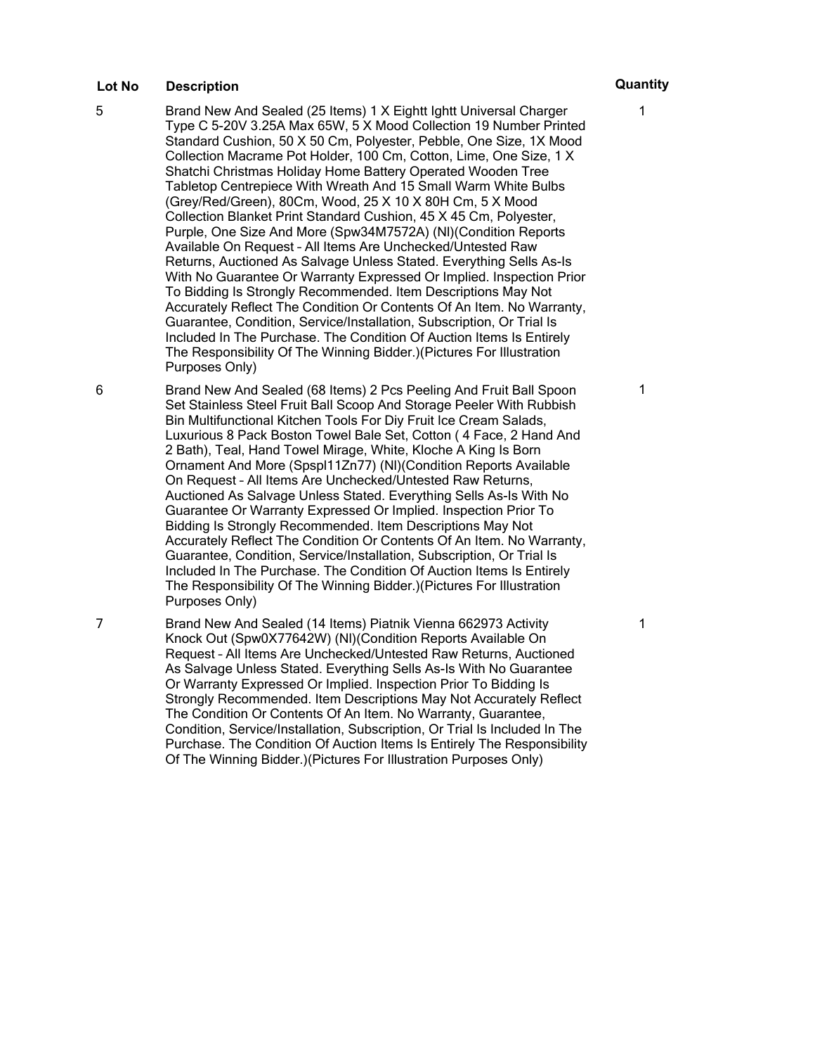| Lot No | Description | Quantity |
| --- | --- | --- |
| 5 | Brand New And Sealed (25 Items) 1 X Eightt Ightt Universal Charger Type C 5-20V 3.25A Max 65W, 5 X Mood Collection 19 Number Printed Standard Cushion, 50 X 50 Cm, Polyester, Pebble, One Size, 1X Mood Collection Macrame Pot Holder, 100 Cm, Cotton, Lime, One Size, 1 X Shatchi Christmas Holiday Home Battery Operated Wooden Tree Tabletop Centrepiece With Wreath And 15 Small Warm White Bulbs (Grey/Red/Green), 80Cm, Wood, 25 X 10 X 80H Cm, 5 X Mood Collection Blanket Print Standard Cushion, 45 X 45 Cm, Polyester, Purple, One Size And More (Spw34M7572A) (Nl)(Condition Reports Available On Request – All Items Are Unchecked/Untested Raw Returns, Auctioned As Salvage Unless Stated. Everything Sells As-Is With No Guarantee Or Warranty Expressed Or Implied. Inspection Prior To Bidding Is Strongly Recommended. Item Descriptions May Not Accurately Reflect The Condition Or Contents Of An Item. No Warranty, Guarantee, Condition, Service/Installation, Subscription, Or Trial Is Included In The Purchase. The Condition Of Auction Items Is Entirely The Responsibility Of The Winning Bidder.)(Pictures For Illustration Purposes Only) | 1 |
| 6 | Brand New And Sealed (68 Items) 2 Pcs Peeling And Fruit Ball Spoon Set Stainless Steel Fruit Ball Scoop And Storage Peeler With Rubbish Bin Multifunctional Kitchen Tools For Diy Fruit Ice Cream Salads, Luxurious 8 Pack Boston Towel Bale Set, Cotton ( 4 Face, 2 Hand And 2 Bath), Teal, Hand Towel Mirage, White, Kloche A King Is Born Ornament And More (Spspl11Zn77) (Nl)(Condition Reports Available On Request – All Items Are Unchecked/Untested Raw Returns, Auctioned As Salvage Unless Stated. Everything Sells As-Is With No Guarantee Or Warranty Expressed Or Implied. Inspection Prior To Bidding Is Strongly Recommended. Item Descriptions May Not Accurately Reflect The Condition Or Contents Of An Item. No Warranty, Guarantee, Condition, Service/Installation, Subscription, Or Trial Is Included In The Purchase. The Condition Of Auction Items Is Entirely The Responsibility Of The Winning Bidder.)(Pictures For Illustration Purposes Only) | 1 |
| 7 | Brand New And Sealed (14 Items) Piatnik Vienna 662973 Activity Knock Out (Spw0X77642W) (Nl)(Condition Reports Available On Request – All Items Are Unchecked/Untested Raw Returns, Auctioned As Salvage Unless Stated. Everything Sells As-Is With No Guarantee Or Warranty Expressed Or Implied. Inspection Prior To Bidding Is Strongly Recommended. Item Descriptions May Not Accurately Reflect The Condition Or Contents Of An Item. No Warranty, Guarantee, Condition, Service/Installation, Subscription, Or Trial Is Included In The Purchase. The Condition Of Auction Items Is Entirely The Responsibility Of The Winning Bidder.)(Pictures For Illustration Purposes Only) | 1 |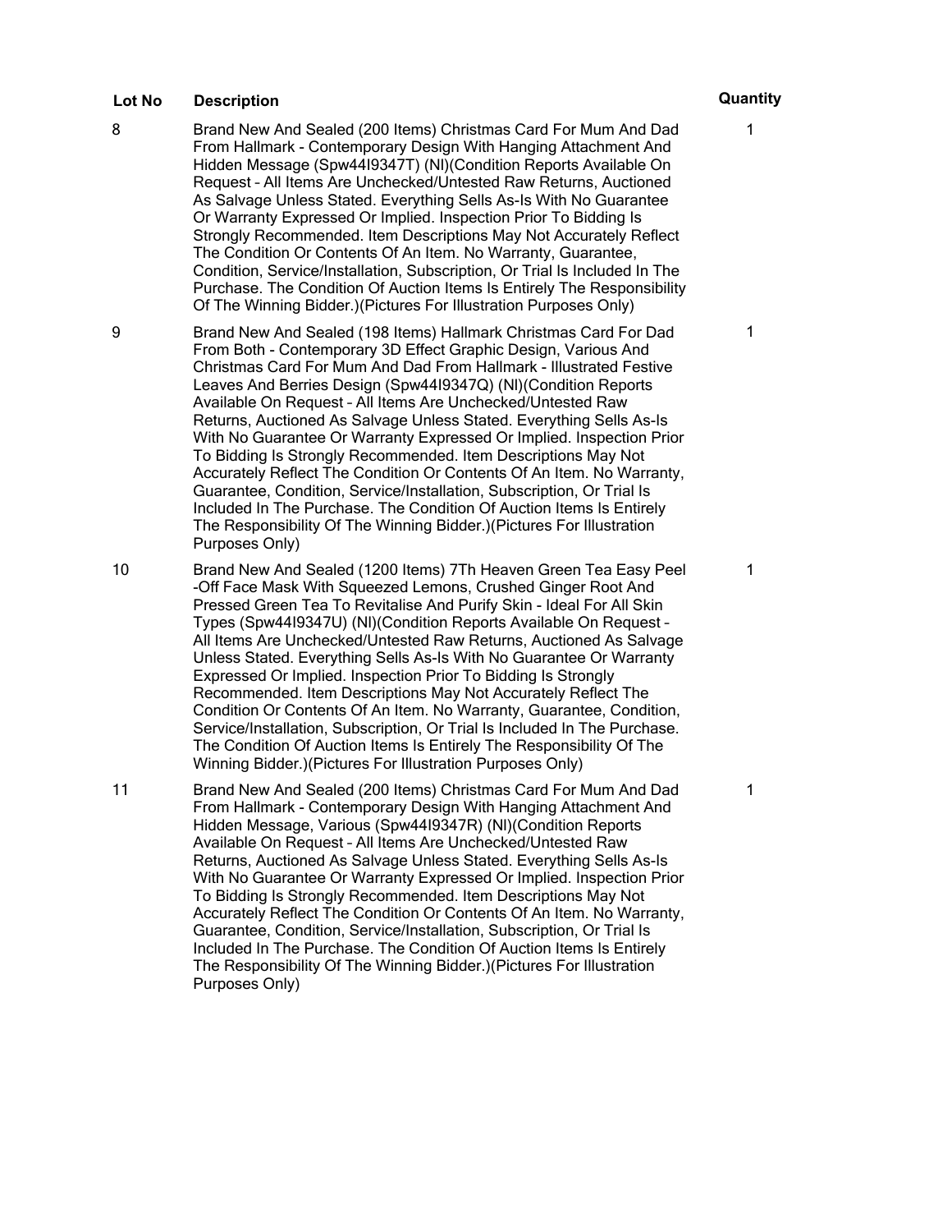| Lot No | Description | Quantity |
| --- | --- | --- |
| 8 | Brand New And Sealed (200 Items) Christmas Card For Mum And Dad From Hallmark - Contemporary Design With Hanging Attachment And Hidden Message (Spw44I9347T) (Nl)(Condition Reports Available On Request – All Items Are Unchecked/Untested Raw Returns, Auctioned As Salvage Unless Stated. Everything Sells As-Is With No Guarantee Or Warranty Expressed Or Implied. Inspection Prior To Bidding Is Strongly Recommended. Item Descriptions May Not Accurately Reflect The Condition Or Contents Of An Item. No Warranty, Guarantee, Condition, Service/Installation, Subscription, Or Trial Is Included In The Purchase. The Condition Of Auction Items Is Entirely The Responsibility Of The Winning Bidder.)(Pictures For Illustration Purposes Only) | 1 |
| 9 | Brand New And Sealed (198 Items) Hallmark Christmas Card For Dad From Both - Contemporary 3D Effect Graphic Design, Various And Christmas Card For Mum And Dad From Hallmark - Illustrated Festive Leaves And Berries Design (Spw44I9347Q) (Nl)(Condition Reports Available On Request – All Items Are Unchecked/Untested Raw Returns, Auctioned As Salvage Unless Stated. Everything Sells As-Is With No Guarantee Or Warranty Expressed Or Implied. Inspection Prior To Bidding Is Strongly Recommended. Item Descriptions May Not Accurately Reflect The Condition Or Contents Of An Item. No Warranty, Guarantee, Condition, Service/Installation, Subscription, Or Trial Is Included In The Purchase. The Condition Of Auction Items Is Entirely The Responsibility Of The Winning Bidder.)(Pictures For Illustration Purposes Only) | 1 |
| 10 | Brand New And Sealed (1200 Items) 7Th Heaven Green Tea Easy Peel -Off Face Mask With Squeezed Lemons, Crushed Ginger Root And Pressed Green Tea To Revitalise And Purify Skin - Ideal For All Skin Types (Spw44I9347U) (Nl)(Condition Reports Available On Request – All Items Are Unchecked/Untested Raw Returns, Auctioned As Salvage Unless Stated. Everything Sells As-Is With No Guarantee Or Warranty Expressed Or Implied. Inspection Prior To Bidding Is Strongly Recommended. Item Descriptions May Not Accurately Reflect The Condition Or Contents Of An Item. No Warranty, Guarantee, Condition, Service/Installation, Subscription, Or Trial Is Included In The Purchase. The Condition Of Auction Items Is Entirely The Responsibility Of The Winning Bidder.)(Pictures For Illustration Purposes Only) | 1 |
| 11 | Brand New And Sealed (200 Items) Christmas Card For Mum And Dad From Hallmark - Contemporary Design With Hanging Attachment And Hidden Message, Various (Spw44I9347R) (Nl)(Condition Reports Available On Request – All Items Are Unchecked/Untested Raw Returns, Auctioned As Salvage Unless Stated. Everything Sells As-Is With No Guarantee Or Warranty Expressed Or Implied. Inspection Prior To Bidding Is Strongly Recommended. Item Descriptions May Not Accurately Reflect The Condition Or Contents Of An Item. No Warranty, Guarantee, Condition, Service/Installation, Subscription, Or Trial Is Included In The Purchase. The Condition Of Auction Items Is Entirely The Responsibility Of The Winning Bidder.)(Pictures For Illustration Purposes Only) | 1 |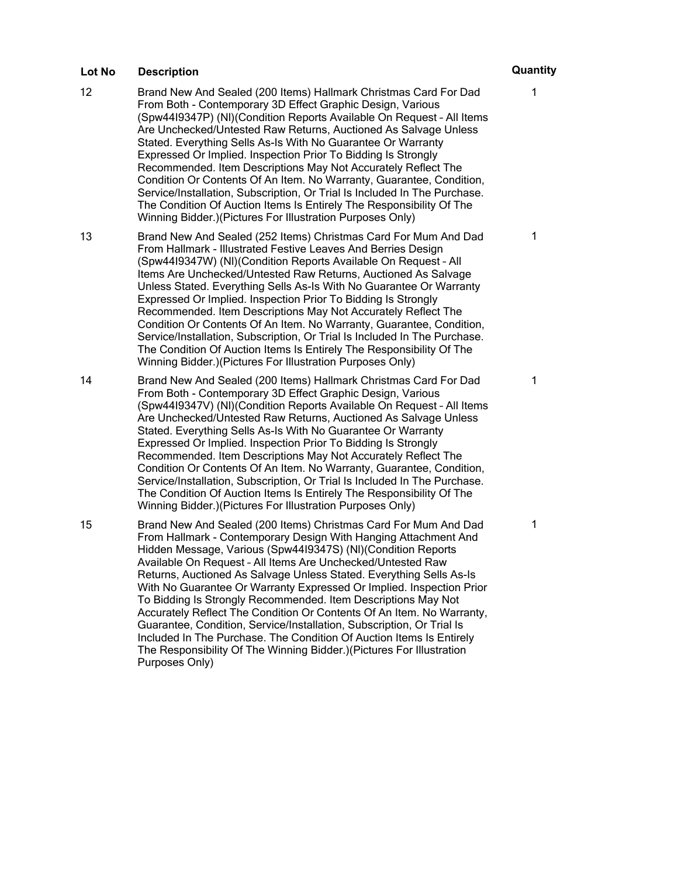| Lot No | Description | Quantity |
|---|---|---|
| 12 | Brand New And Sealed (200 Items) Hallmark Christmas Card For Dad From Both - Contemporary 3D Effect Graphic Design, Various (Spw44I9347P) (Nl)(Condition Reports Available On Request – All Items Are Unchecked/Untested Raw Returns, Auctioned As Salvage Unless Stated. Everything Sells As-Is With No Guarantee Or Warranty Expressed Or Implied. Inspection Prior To Bidding Is Strongly Recommended. Item Descriptions May Not Accurately Reflect The Condition Or Contents Of An Item. No Warranty, Guarantee, Condition, Service/Installation, Subscription, Or Trial Is Included In The Purchase. The Condition Of Auction Items Is Entirely The Responsibility Of The Winning Bidder.)(Pictures For Illustration Purposes Only) | 1 |
| 13 | Brand New And Sealed (252 Items) Christmas Card For Mum And Dad From Hallmark - Illustrated Festive Leaves And Berries Design (Spw44I9347W) (Nl)(Condition Reports Available On Request – All Items Are Unchecked/Untested Raw Returns, Auctioned As Salvage Unless Stated. Everything Sells As-Is With No Guarantee Or Warranty Expressed Or Implied. Inspection Prior To Bidding Is Strongly Recommended. Item Descriptions May Not Accurately Reflect The Condition Or Contents Of An Item. No Warranty, Guarantee, Condition, Service/Installation, Subscription, Or Trial Is Included In The Purchase. The Condition Of Auction Items Is Entirely The Responsibility Of The Winning Bidder.)(Pictures For Illustration Purposes Only) | 1 |
| 14 | Brand New And Sealed (200 Items) Hallmark Christmas Card For Dad From Both - Contemporary 3D Effect Graphic Design, Various (Spw44I9347V) (Nl)(Condition Reports Available On Request – All Items Are Unchecked/Untested Raw Returns, Auctioned As Salvage Unless Stated. Everything Sells As-Is With No Guarantee Or Warranty Expressed Or Implied. Inspection Prior To Bidding Is Strongly Recommended. Item Descriptions May Not Accurately Reflect The Condition Or Contents Of An Item. No Warranty, Guarantee, Condition, Service/Installation, Subscription, Or Trial Is Included In The Purchase. The Condition Of Auction Items Is Entirely The Responsibility Of The Winning Bidder.)(Pictures For Illustration Purposes Only) | 1 |
| 15 | Brand New And Sealed (200 Items) Christmas Card For Mum And Dad From Hallmark - Contemporary Design With Hanging Attachment And Hidden Message, Various (Spw44I9347S) (Nl)(Condition Reports Available On Request – All Items Are Unchecked/Untested Raw Returns, Auctioned As Salvage Unless Stated. Everything Sells As-Is With No Guarantee Or Warranty Expressed Or Implied. Inspection Prior To Bidding Is Strongly Recommended. Item Descriptions May Not Accurately Reflect The Condition Or Contents Of An Item. No Warranty, Guarantee, Condition, Service/Installation, Subscription, Or Trial Is Included In The Purchase. The Condition Of Auction Items Is Entirely The Responsibility Of The Winning Bidder.)(Pictures For Illustration Purposes Only) | 1 |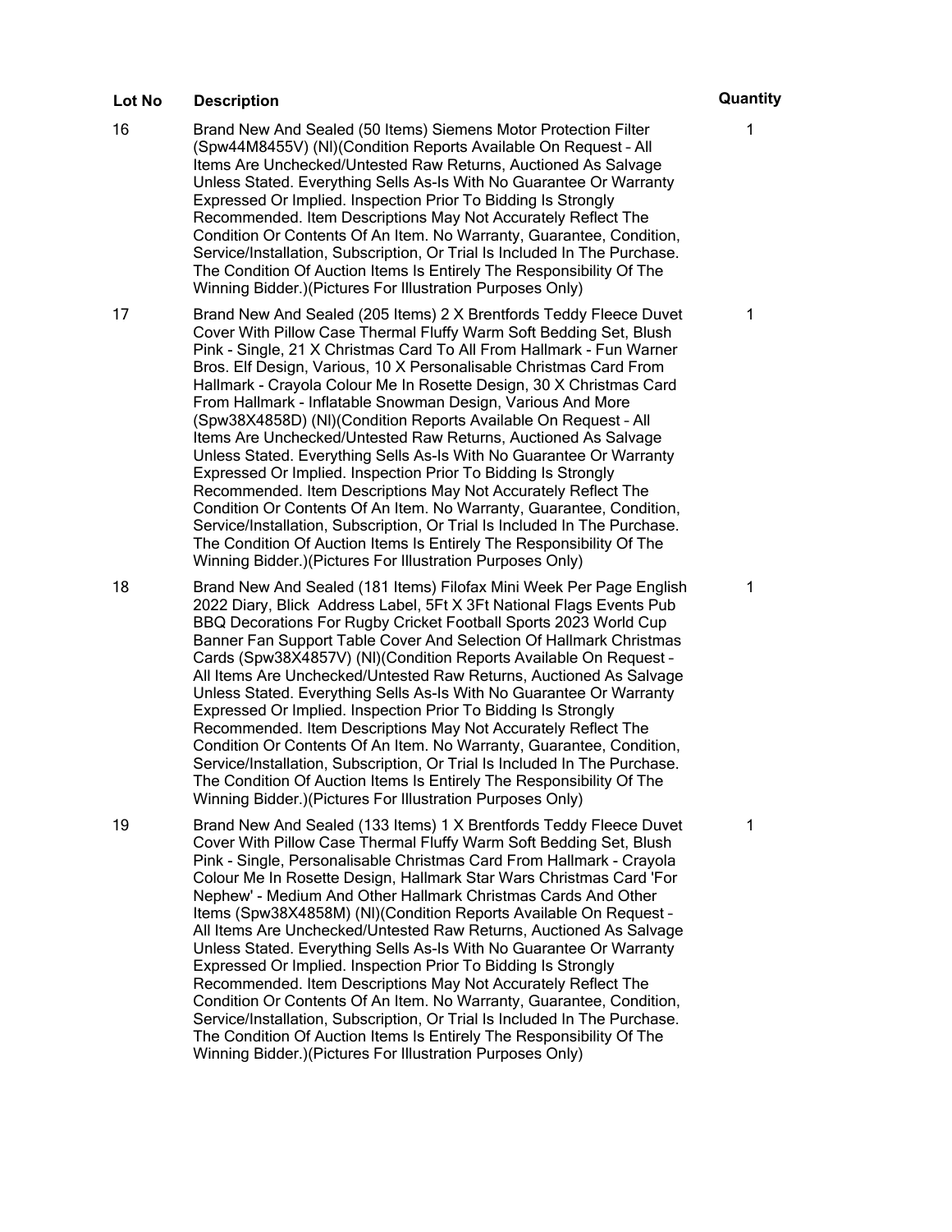| Lot No | Description | Quantity |
| --- | --- | --- |
| 16 | Brand New And Sealed (50 Items) Siemens Motor Protection Filter (Spw44M8455V) (Nl)(Condition Reports Available On Request – All Items Are Unchecked/Untested Raw Returns, Auctioned As Salvage Unless Stated. Everything Sells As-Is With No Guarantee Or Warranty Expressed Or Implied. Inspection Prior To Bidding Is Strongly Recommended. Item Descriptions May Not Accurately Reflect The Condition Or Contents Of An Item. No Warranty, Guarantee, Condition, Service/Installation, Subscription, Or Trial Is Included In The Purchase. The Condition Of Auction Items Is Entirely The Responsibility Of The Winning Bidder.)(Pictures For Illustration Purposes Only) | 1 |
| 17 | Brand New And Sealed (205 Items) 2 X Brentfords Teddy Fleece Duvet Cover With Pillow Case Thermal Fluffy Warm Soft Bedding Set, Blush Pink - Single, 21 X Christmas Card To All From Hallmark - Fun Warner Bros. Elf Design, Various, 10 X Personalisable Christmas Card From Hallmark - Crayola Colour Me In Rosette Design, 30 X Christmas Card From Hallmark - Inflatable Snowman Design, Various And More (Spw38X4858D) (Nl)(Condition Reports Available On Request – All Items Are Unchecked/Untested Raw Returns, Auctioned As Salvage Unless Stated. Everything Sells As-Is With No Guarantee Or Warranty Expressed Or Implied. Inspection Prior To Bidding Is Strongly Recommended. Item Descriptions May Not Accurately Reflect The Condition Or Contents Of An Item. No Warranty, Guarantee, Condition, Service/Installation, Subscription, Or Trial Is Included In The Purchase. The Condition Of Auction Items Is Entirely The Responsibility Of The Winning Bidder.)(Pictures For Illustration Purposes Only) | 1 |
| 18 | Brand New And Sealed (181 Items) Filofax Mini Week Per Page English 2022 Diary, Blick Address Label, 5Ft X 3Ft National Flags Events Pub BBQ Decorations For Rugby Cricket Football Sports 2023 World Cup Banner Fan Support Table Cover And Selection Of Hallmark Christmas Cards (Spw38X4857V) (Nl)(Condition Reports Available On Request – All Items Are Unchecked/Untested Raw Returns, Auctioned As Salvage Unless Stated. Everything Sells As-Is With No Guarantee Or Warranty Expressed Or Implied. Inspection Prior To Bidding Is Strongly Recommended. Item Descriptions May Not Accurately Reflect The Condition Or Contents Of An Item. No Warranty, Guarantee, Condition, Service/Installation, Subscription, Or Trial Is Included In The Purchase. The Condition Of Auction Items Is Entirely The Responsibility Of The Winning Bidder.)(Pictures For Illustration Purposes Only) | 1 |
| 19 | Brand New And Sealed (133 Items) 1 X Brentfords Teddy Fleece Duvet Cover With Pillow Case Thermal Fluffy Warm Soft Bedding Set, Blush Pink - Single, Personalisable Christmas Card From Hallmark - Crayola Colour Me In Rosette Design, Hallmark Star Wars Christmas Card 'For Nephew' - Medium And Other Hallmark Christmas Cards And Other Items (Spw38X4858M) (Nl)(Condition Reports Available On Request – All Items Are Unchecked/Untested Raw Returns, Auctioned As Salvage Unless Stated. Everything Sells As-Is With No Guarantee Or Warranty Expressed Or Implied. Inspection Prior To Bidding Is Strongly Recommended. Item Descriptions May Not Accurately Reflect The Condition Or Contents Of An Item. No Warranty, Guarantee, Condition, Service/Installation, Subscription, Or Trial Is Included In The Purchase. The Condition Of Auction Items Is Entirely The Responsibility Of The Winning Bidder.)(Pictures For Illustration Purposes Only) | 1 |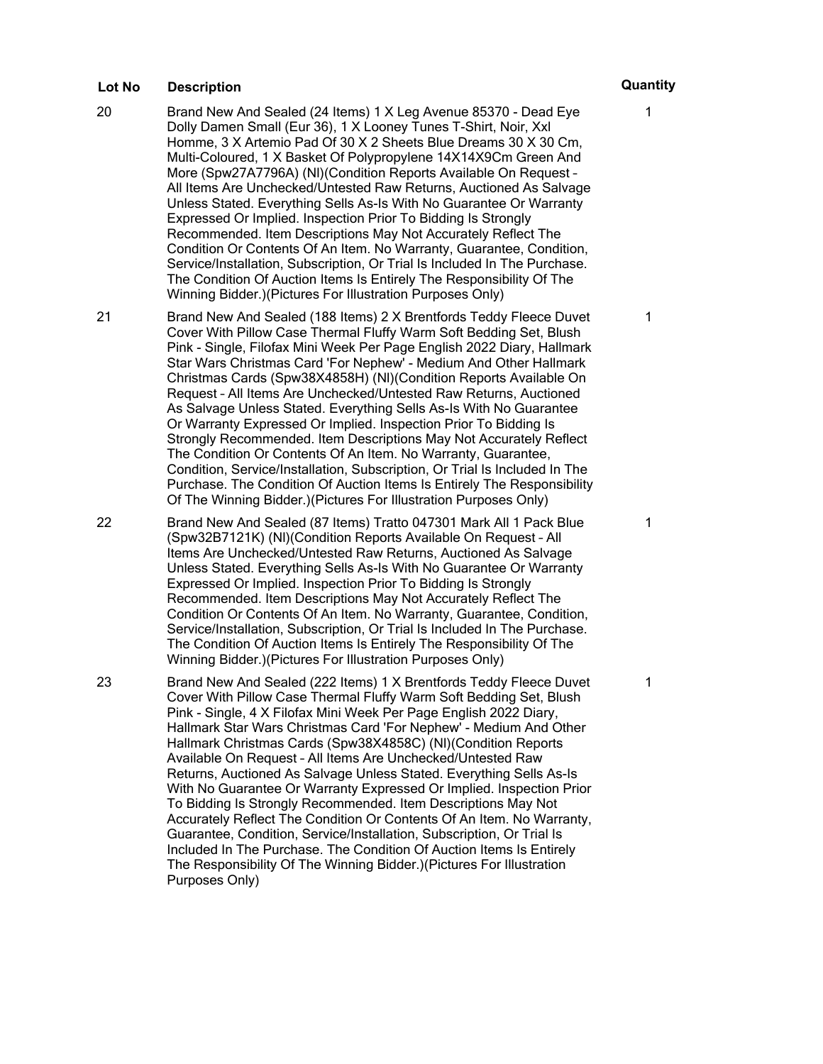| Lot No | Description | Quantity |
| --- | --- | --- |
| 20 | Brand New And Sealed (24 Items) 1 X Leg Avenue 85370 - Dead Eye Dolly Damen Small (Eur 36), 1 X Looney Tunes T-Shirt, Noir, Xxl Homme, 3 X Artemio Pad Of 30 X 2 Sheets Blue Dreams 30 X 30 Cm, Multi-Coloured, 1 X Basket Of Polypropylene 14X14X9Cm Green And More (Spw27A7796A) (Nl)(Condition Reports Available On Request – All Items Are Unchecked/Untested Raw Returns, Auctioned As Salvage Unless Stated. Everything Sells As-Is With No Guarantee Or Warranty Expressed Or Implied. Inspection Prior To Bidding Is Strongly Recommended. Item Descriptions May Not Accurately Reflect The Condition Or Contents Of An Item. No Warranty, Guarantee, Condition, Service/Installation, Subscription, Or Trial Is Included In The Purchase. The Condition Of Auction Items Is Entirely The Responsibility Of The Winning Bidder.)(Pictures For Illustration Purposes Only) | 1 |
| 21 | Brand New And Sealed (188 Items) 2 X Brentfords Teddy Fleece Duvet Cover With Pillow Case Thermal Fluffy Warm Soft Bedding Set, Blush Pink - Single, Filofax Mini Week Per Page English 2022 Diary, Hallmark Star Wars Christmas Card 'For Nephew' - Medium And Other Hallmark Christmas Cards (Spw38X4858H) (Nl)(Condition Reports Available On Request – All Items Are Unchecked/Untested Raw Returns, Auctioned As Salvage Unless Stated. Everything Sells As-Is With No Guarantee Or Warranty Expressed Or Implied. Inspection Prior To Bidding Is Strongly Recommended. Item Descriptions May Not Accurately Reflect The Condition Or Contents Of An Item. No Warranty, Guarantee, Condition, Service/Installation, Subscription, Or Trial Is Included In The Purchase. The Condition Of Auction Items Is Entirely The Responsibility Of The Winning Bidder.)(Pictures For Illustration Purposes Only) | 1 |
| 22 | Brand New And Sealed (87 Items) Tratto 047301 Mark All 1 Pack Blue (Spw32B7121K) (Nl)(Condition Reports Available On Request – All Items Are Unchecked/Untested Raw Returns, Auctioned As Salvage Unless Stated. Everything Sells As-Is With No Guarantee Or Warranty Expressed Or Implied. Inspection Prior To Bidding Is Strongly Recommended. Item Descriptions May Not Accurately Reflect The Condition Or Contents Of An Item. No Warranty, Guarantee, Condition, Service/Installation, Subscription, Or Trial Is Included In The Purchase. The Condition Of Auction Items Is Entirely The Responsibility Of The Winning Bidder.)(Pictures For Illustration Purposes Only) | 1 |
| 23 | Brand New And Sealed (222 Items) 1 X Brentfords Teddy Fleece Duvet Cover With Pillow Case Thermal Fluffy Warm Soft Bedding Set, Blush Pink - Single, 4 X Filofax Mini Week Per Page English 2022 Diary, Hallmark Star Wars Christmas Card 'For Nephew' - Medium And Other Hallmark Christmas Cards (Spw38X4858C) (Nl)(Condition Reports Available On Request – All Items Are Unchecked/Untested Raw Returns, Auctioned As Salvage Unless Stated. Everything Sells As-Is With No Guarantee Or Warranty Expressed Or Implied. Inspection Prior To Bidding Is Strongly Recommended. Item Descriptions May Not Accurately Reflect The Condition Or Contents Of An Item. No Warranty, Guarantee, Condition, Service/Installation, Subscription, Or Trial Is Included In The Purchase. The Condition Of Auction Items Is Entirely The Responsibility Of The Winning Bidder.)(Pictures For Illustration Purposes Only) | 1 |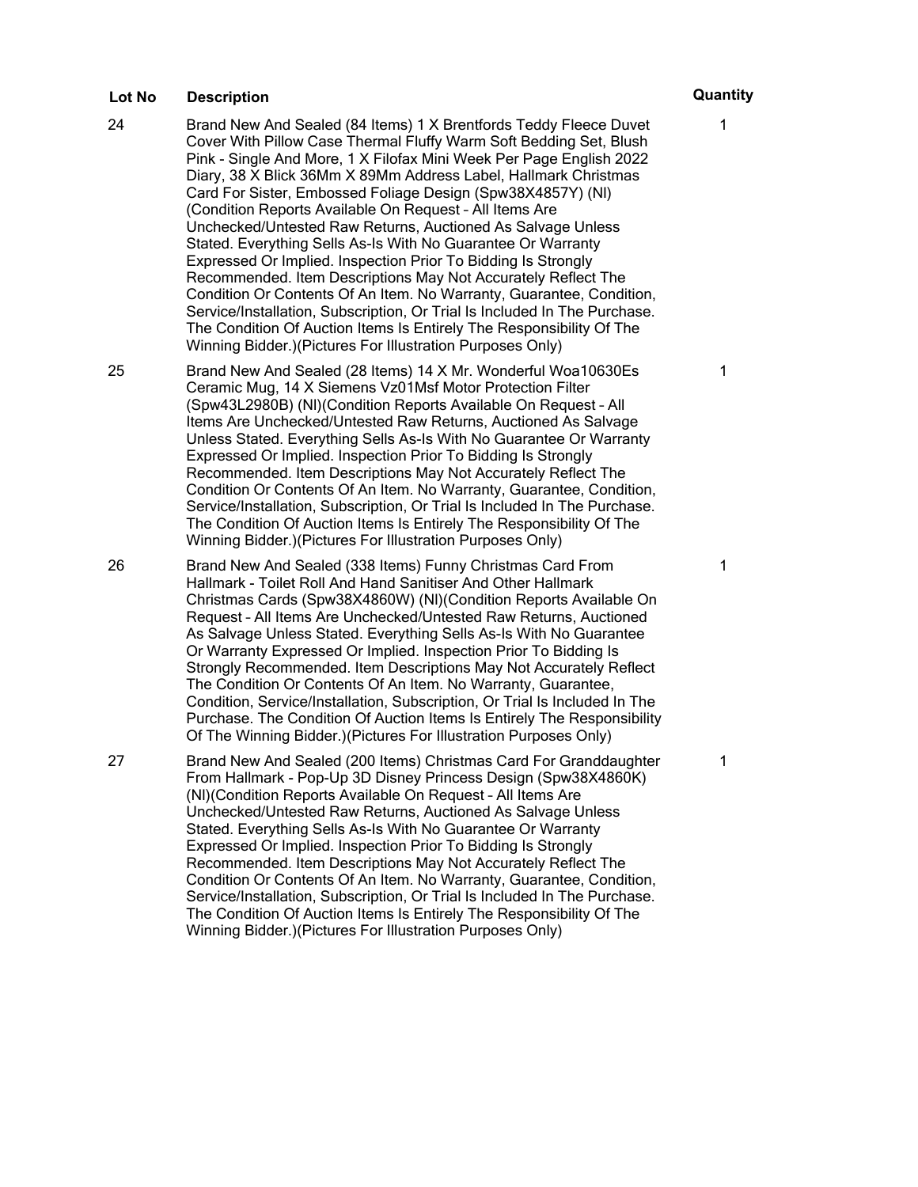| Lot No | Description | Quantity |
| --- | --- | --- |
| 24 | Brand New And Sealed (84 Items) 1 X Brentfords Teddy Fleece Duvet Cover With Pillow Case Thermal Fluffy Warm Soft Bedding Set, Blush Pink - Single And More, 1 X Filofax Mini Week Per Page English 2022 Diary, 38 X Blick 36Mm X 89Mm Address Label, Hallmark Christmas Card For Sister, Embossed Foliage Design (Spw38X4857Y) (Nl) (Condition Reports Available On Request – All Items Are Unchecked/Untested Raw Returns, Auctioned As Salvage Unless Stated. Everything Sells As-Is With No Guarantee Or Warranty Expressed Or Implied. Inspection Prior To Bidding Is Strongly Recommended. Item Descriptions May Not Accurately Reflect The Condition Or Contents Of An Item. No Warranty, Guarantee, Condition, Service/Installation, Subscription, Or Trial Is Included In The Purchase. The Condition Of Auction Items Is Entirely The Responsibility Of The Winning Bidder.)(Pictures For Illustration Purposes Only) | 1 |
| 25 | Brand New And Sealed (28 Items) 14 X Mr. Wonderful Woa10630Es Ceramic Mug, 14 X Siemens Vz01Msf Motor Protection Filter (Spw43L2980B) (Nl)(Condition Reports Available On Request – All Items Are Unchecked/Untested Raw Returns, Auctioned As Salvage Unless Stated. Everything Sells As-Is With No Guarantee Or Warranty Expressed Or Implied. Inspection Prior To Bidding Is Strongly Recommended. Item Descriptions May Not Accurately Reflect The Condition Or Contents Of An Item. No Warranty, Guarantee, Condition, Service/Installation, Subscription, Or Trial Is Included In The Purchase. The Condition Of Auction Items Is Entirely The Responsibility Of The Winning Bidder.)(Pictures For Illustration Purposes Only) | 1 |
| 26 | Brand New And Sealed (338 Items) Funny Christmas Card From Hallmark - Toilet Roll And Hand Sanitiser And Other Hallmark Christmas Cards (Spw38X4860W) (Nl)(Condition Reports Available On Request – All Items Are Unchecked/Untested Raw Returns, Auctioned As Salvage Unless Stated. Everything Sells As-Is With No Guarantee Or Warranty Expressed Or Implied. Inspection Prior To Bidding Is Strongly Recommended. Item Descriptions May Not Accurately Reflect The Condition Or Contents Of An Item. No Warranty, Guarantee, Condition, Service/Installation, Subscription, Or Trial Is Included In The Purchase. The Condition Of Auction Items Is Entirely The Responsibility Of The Winning Bidder.)(Pictures For Illustration Purposes Only) | 1 |
| 27 | Brand New And Sealed (200 Items) Christmas Card For Granddaughter From Hallmark - Pop-Up 3D Disney Princess Design (Spw38X4860K) (Nl)(Condition Reports Available On Request – All Items Are Unchecked/Untested Raw Returns, Auctioned As Salvage Unless Stated. Everything Sells As-Is With No Guarantee Or Warranty Expressed Or Implied. Inspection Prior To Bidding Is Strongly Recommended. Item Descriptions May Not Accurately Reflect The Condition Or Contents Of An Item. No Warranty, Guarantee, Condition, Service/Installation, Subscription, Or Trial Is Included In The Purchase. The Condition Of Auction Items Is Entirely The Responsibility Of The Winning Bidder.)(Pictures For Illustration Purposes Only) | 1 |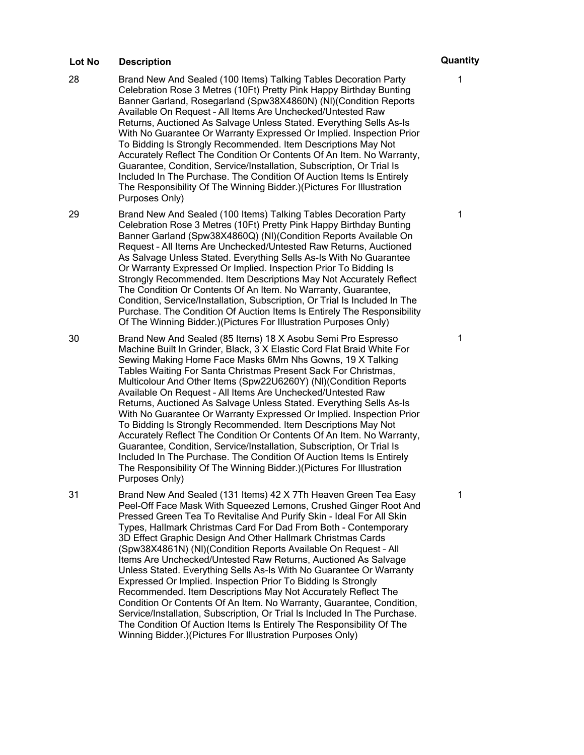| Lot No | Description | Quantity |
|---|---|---|
| 28 | Brand New And Sealed (100 Items) Talking Tables Decoration Party Celebration Rose 3 Metres (10Ft) Pretty Pink Happy Birthday Bunting Banner Garland, Rosegarland (Spw38X4860N) (Nl)(Condition Reports Available On Request – All Items Are Unchecked/Untested Raw Returns, Auctioned As Salvage Unless Stated. Everything Sells As-Is With No Guarantee Or Warranty Expressed Or Implied. Inspection Prior To Bidding Is Strongly Recommended. Item Descriptions May Not Accurately Reflect The Condition Or Contents Of An Item. No Warranty, Guarantee, Condition, Service/Installation, Subscription, Or Trial Is Included In The Purchase. The Condition Of Auction Items Is Entirely The Responsibility Of The Winning Bidder.)(Pictures For Illustration Purposes Only) | 1 |
| 29 | Brand New And Sealed (100 Items) Talking Tables Decoration Party Celebration Rose 3 Metres (10Ft) Pretty Pink Happy Birthday Bunting Banner Garland (Spw38X4860Q) (Nl)(Condition Reports Available On Request – All Items Are Unchecked/Untested Raw Returns, Auctioned As Salvage Unless Stated. Everything Sells As-Is With No Guarantee Or Warranty Expressed Or Implied. Inspection Prior To Bidding Is Strongly Recommended. Item Descriptions May Not Accurately Reflect The Condition Or Contents Of An Item. No Warranty, Guarantee, Condition, Service/Installation, Subscription, Or Trial Is Included In The Purchase. The Condition Of Auction Items Is Entirely The Responsibility Of The Winning Bidder.)(Pictures For Illustration Purposes Only) | 1 |
| 30 | Brand New And Sealed (85 Items) 18 X Asobu Semi Pro Espresso Machine Built In Grinder, Black, 3 X Elastic Cord Flat Braid White For Sewing Making Home Face Masks 6Mm Nhs Gowns, 19 X Talking Tables Waiting For Santa Christmas Present Sack For Christmas, Multicolour And Other Items (Spw22U6260Y) (Nl)(Condition Reports Available On Request – All Items Are Unchecked/Untested Raw Returns, Auctioned As Salvage Unless Stated. Everything Sells As-Is With No Guarantee Or Warranty Expressed Or Implied. Inspection Prior To Bidding Is Strongly Recommended. Item Descriptions May Not Accurately Reflect The Condition Or Contents Of An Item. No Warranty, Guarantee, Condition, Service/Installation, Subscription, Or Trial Is Included In The Purchase. The Condition Of Auction Items Is Entirely The Responsibility Of The Winning Bidder.)(Pictures For Illustration Purposes Only) | 1 |
| 31 | Brand New And Sealed (131 Items) 42 X 7Th Heaven Green Tea Easy Peel-Off Face Mask With Squeezed Lemons, Crushed Ginger Root And Pressed Green Tea To Revitalise And Purify Skin - Ideal For All Skin Types, Hallmark Christmas Card For Dad From Both - Contemporary 3D Effect Graphic Design And Other Hallmark Christmas Cards (Spw38X4861N) (Nl)(Condition Reports Available On Request – All Items Are Unchecked/Untested Raw Returns, Auctioned As Salvage Unless Stated. Everything Sells As-Is With No Guarantee Or Warranty Expressed Or Implied. Inspection Prior To Bidding Is Strongly Recommended. Item Descriptions May Not Accurately Reflect The Condition Or Contents Of An Item. No Warranty, Guarantee, Condition, Service/Installation, Subscription, Or Trial Is Included In The Purchase. The Condition Of Auction Items Is Entirely The Responsibility Of The Winning Bidder.)(Pictures For Illustration Purposes Only) | 1 |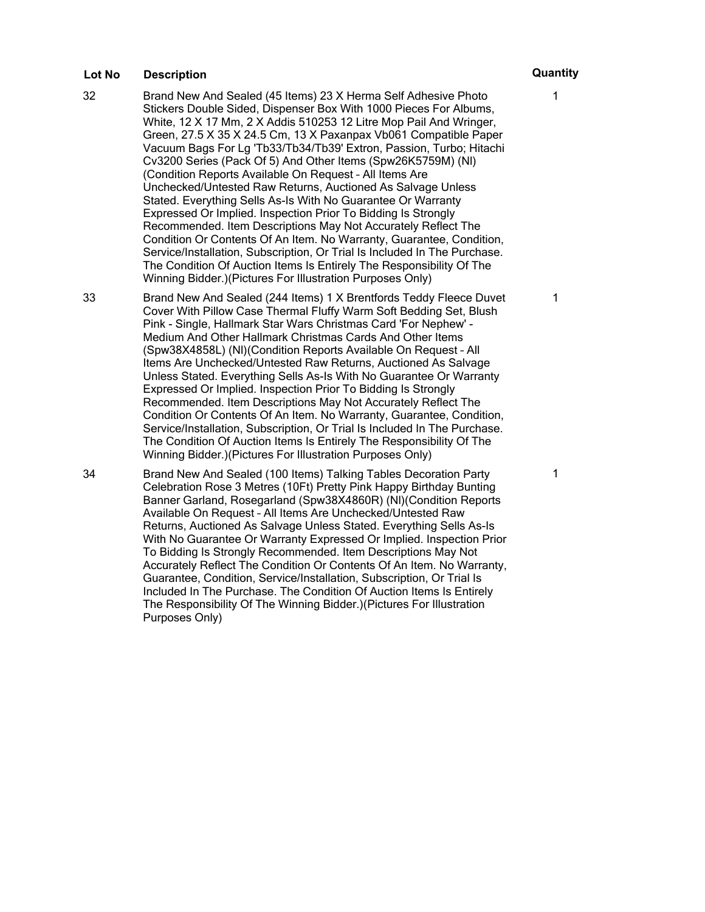| Lot No | Description | Quantity |
| --- | --- | --- |
| 32 | Brand New And Sealed (45 Items) 23 X Herma Self Adhesive Photo Stickers Double Sided, Dispenser Box With 1000 Pieces For Albums, White, 12 X 17 Mm, 2 X Addis 510253 12 Litre Mop Pail And Wringer, Green, 27.5 X 35 X 24.5 Cm, 13 X Paxanpax Vb061 Compatible Paper Vacuum Bags For Lg 'Tb33/Tb34/Tb39' Extron, Passion, Turbo; Hitachi Cv3200 Series (Pack Of 5) And Other Items (Spw26K5759M) (Nl) (Condition Reports Available On Request – All Items Are Unchecked/Untested Raw Returns, Auctioned As Salvage Unless Stated. Everything Sells As-Is With No Guarantee Or Warranty Expressed Or Implied. Inspection Prior To Bidding Is Strongly Recommended. Item Descriptions May Not Accurately Reflect The Condition Or Contents Of An Item. No Warranty, Guarantee, Condition, Service/Installation, Subscription, Or Trial Is Included In The Purchase. The Condition Of Auction Items Is Entirely The Responsibility Of The Winning Bidder.)(Pictures For Illustration Purposes Only) | 1 |
| 33 | Brand New And Sealed (244 Items) 1 X Brentfords Teddy Fleece Duvet Cover With Pillow Case Thermal Fluffy Warm Soft Bedding Set, Blush Pink - Single, Hallmark Star Wars Christmas Card 'For Nephew' - Medium And Other Hallmark Christmas Cards And Other Items (Spw38X4858L) (Nl)(Condition Reports Available On Request – All Items Are Unchecked/Untested Raw Returns, Auctioned As Salvage Unless Stated. Everything Sells As-Is With No Guarantee Or Warranty Expressed Or Implied. Inspection Prior To Bidding Is Strongly Recommended. Item Descriptions May Not Accurately Reflect The Condition Or Contents Of An Item. No Warranty, Guarantee, Condition, Service/Installation, Subscription, Or Trial Is Included In The Purchase. The Condition Of Auction Items Is Entirely The Responsibility Of The Winning Bidder.)(Pictures For Illustration Purposes Only) | 1 |
| 34 | Brand New And Sealed (100 Items) Talking Tables Decoration Party Celebration Rose 3 Metres (10Ft) Pretty Pink Happy Birthday Bunting Banner Garland, Rosegarland (Spw38X4860R) (Nl)(Condition Reports Available On Request – All Items Are Unchecked/Untested Raw Returns, Auctioned As Salvage Unless Stated. Everything Sells As-Is With No Guarantee Or Warranty Expressed Or Implied. Inspection Prior To Bidding Is Strongly Recommended. Item Descriptions May Not Accurately Reflect The Condition Or Contents Of An Item. No Warranty, Guarantee, Condition, Service/Installation, Subscription, Or Trial Is Included In The Purchase. The Condition Of Auction Items Is Entirely The Responsibility Of The Winning Bidder.)(Pictures For Illustration Purposes Only) | 1 |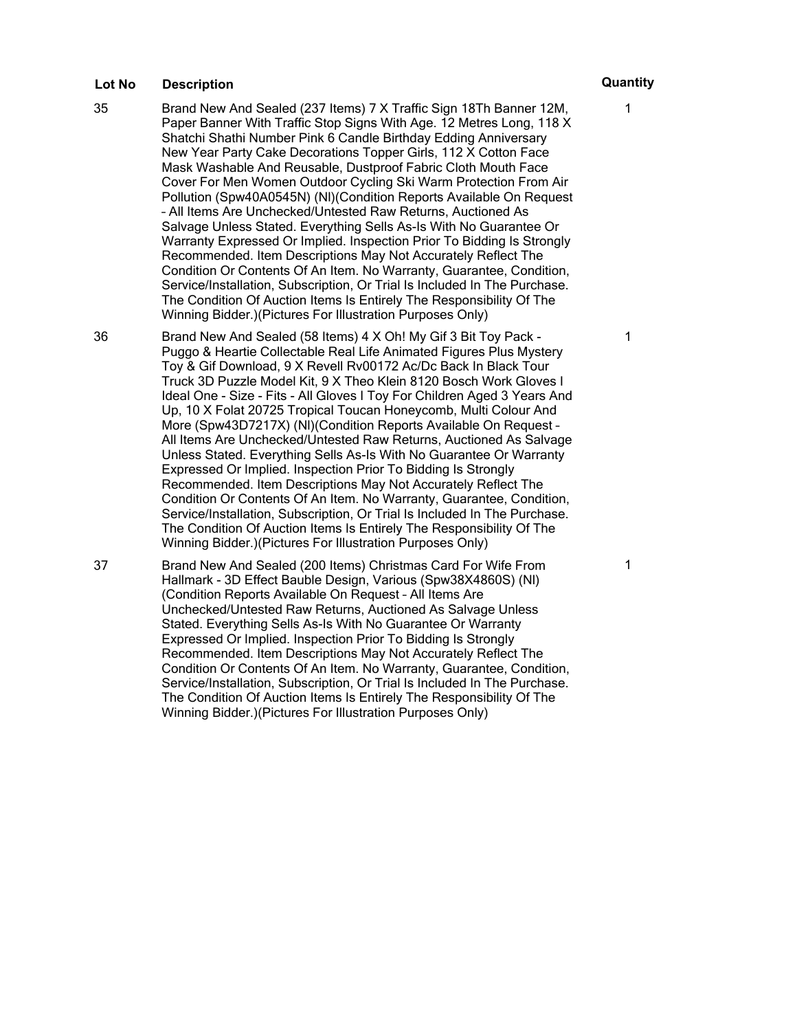| Lot No | Description | Quantity |
| --- | --- | --- |
| 35 | Brand New And Sealed (237 Items) 7 X Traffic Sign 18Th Banner 12M, Paper Banner With Traffic Stop Signs With Age. 12 Metres Long, 118 X Shatchi Shathi Number Pink 6 Candle Birthday Edding Anniversary New Year Party Cake Decorations Topper Girls, 112 X Cotton Face Mask Washable And Reusable, Dustproof Fabric Cloth Mouth Face Cover For Men Women Outdoor Cycling Ski Warm Protection From Air Pollution (Spw40A0545N) (Nl)(Condition Reports Available On Request – All Items Are Unchecked/Untested Raw Returns, Auctioned As Salvage Unless Stated. Everything Sells As-Is With No Guarantee Or Warranty Expressed Or Implied. Inspection Prior To Bidding Is Strongly Recommended. Item Descriptions May Not Accurately Reflect The Condition Or Contents Of An Item. No Warranty, Guarantee, Condition, Service/Installation, Subscription, Or Trial Is Included In The Purchase. The Condition Of Auction Items Is Entirely The Responsibility Of The Winning Bidder.)(Pictures For Illustration Purposes Only) | 1 |
| 36 | Brand New And Sealed (58 Items) 4 X Oh! My Gif 3 Bit Toy Pack - Puggo & Heartie Collectable Real Life Animated Figures Plus Mystery Toy & Gif Download, 9 X Revell Rv00172 Ac/Dc Back In Black Tour Truck 3D Puzzle Model Kit, 9 X Theo Klein 8120 Bosch Work Gloves I Ideal One - Size - Fits - All Gloves I Toy For Children Aged 3 Years And Up, 10 X Folat 20725 Tropical Toucan Honeycomb, Multi Colour And More (Spw43D7217X) (Nl)(Condition Reports Available On Request – All Items Are Unchecked/Untested Raw Returns, Auctioned As Salvage Unless Stated. Everything Sells As-Is With No Guarantee Or Warranty Expressed Or Implied. Inspection Prior To Bidding Is Strongly Recommended. Item Descriptions May Not Accurately Reflect The Condition Or Contents Of An Item. No Warranty, Guarantee, Condition, Service/Installation, Subscription, Or Trial Is Included In The Purchase. The Condition Of Auction Items Is Entirely The Responsibility Of The Winning Bidder.)(Pictures For Illustration Purposes Only) | 1 |
| 37 | Brand New And Sealed (200 Items) Christmas Card For Wife From Hallmark - 3D Effect Bauble Design, Various (Spw38X4860S) (Nl) (Condition Reports Available On Request – All Items Are Unchecked/Untested Raw Returns, Auctioned As Salvage Unless Stated. Everything Sells As-Is With No Guarantee Or Warranty Expressed Or Implied. Inspection Prior To Bidding Is Strongly Recommended. Item Descriptions May Not Accurately Reflect The Condition Or Contents Of An Item. No Warranty, Guarantee, Condition, Service/Installation, Subscription, Or Trial Is Included In The Purchase. The Condition Of Auction Items Is Entirely The Responsibility Of The Winning Bidder.)(Pictures For Illustration Purposes Only) | 1 |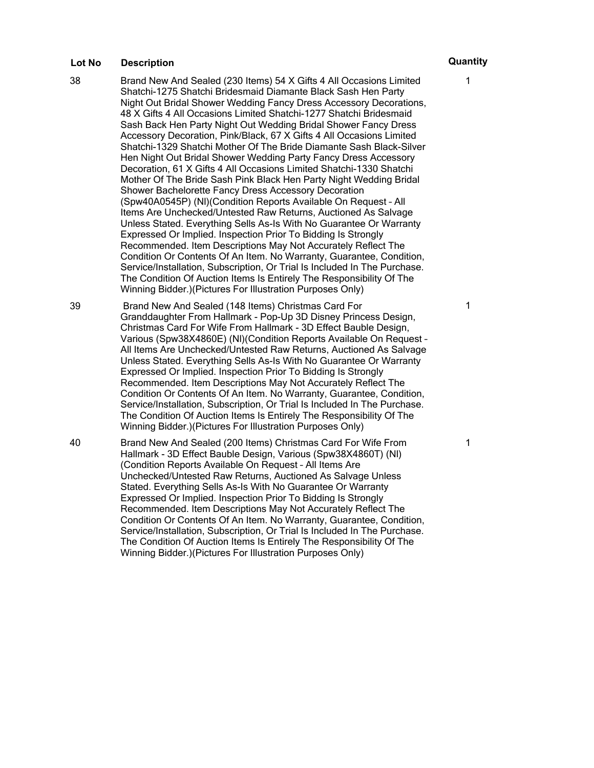| Lot No | Description | Quantity |
|---|---|---|
| 38 | Brand New And Sealed (230 Items) 54 X Gifts 4 All Occasions Limited Shatchi-1275 Shatchi Bridesmaid Diamante Black Sash Hen Party Night Out Bridal Shower Wedding Fancy Dress Accessory Decorations, 48 X Gifts 4 All Occasions Limited Shatchi-1277 Shatchi Bridesmaid Sash Back Hen Party Night Out Wedding Bridal Shower Fancy Dress Accessory Decoration, Pink/Black, 67 X Gifts 4 All Occasions Limited Shatchi-1329 Shatchi Mother Of The Bride Diamante Sash Black-Silver Hen Night Out Bridal Shower Wedding Party Fancy Dress Accessory Decoration, 61 X Gifts 4 All Occasions Limited Shatchi-1330 Shatchi Mother Of The Bride Sash Pink Black Hen Party Night Wedding Bridal Shower Bachelorette Fancy Dress Accessory Decoration (Spw40A0545P) (NI)(Condition Reports Available On Request – All Items Are Unchecked/Untested Raw Returns, Auctioned As Salvage Unless Stated. Everything Sells As-Is With No Guarantee Or Warranty Expressed Or Implied. Inspection Prior To Bidding Is Strongly Recommended. Item Descriptions May Not Accurately Reflect The Condition Or Contents Of An Item. No Warranty, Guarantee, Condition, Service/Installation, Subscription, Or Trial Is Included In The Purchase. The Condition Of Auction Items Is Entirely The Responsibility Of The Winning Bidder.)(Pictures For Illustration Purposes Only) | 1 |
| 39 | Brand New And Sealed (148 Items) Christmas Card For Granddaughter From Hallmark - Pop-Up 3D Disney Princess Design, Christmas Card For Wife From Hallmark - 3D Effect Bauble Design, Various (Spw38X4860E) (NI)(Condition Reports Available On Request – All Items Are Unchecked/Untested Raw Returns, Auctioned As Salvage Unless Stated. Everything Sells As-Is With No Guarantee Or Warranty Expressed Or Implied. Inspection Prior To Bidding Is Strongly Recommended. Item Descriptions May Not Accurately Reflect The Condition Or Contents Of An Item. No Warranty, Guarantee, Condition, Service/Installation, Subscription, Or Trial Is Included In The Purchase. The Condition Of Auction Items Is Entirely The Responsibility Of The Winning Bidder.)(Pictures For Illustration Purposes Only) | 1 |
| 40 | Brand New And Sealed (200 Items) Christmas Card For Wife From Hallmark - 3D Effect Bauble Design, Various (Spw38X4860T) (NI) (Condition Reports Available On Request – All Items Are Unchecked/Untested Raw Returns, Auctioned As Salvage Unless Stated. Everything Sells As-Is With No Guarantee Or Warranty Expressed Or Implied. Inspection Prior To Bidding Is Strongly Recommended. Item Descriptions May Not Accurately Reflect The Condition Or Contents Of An Item. No Warranty, Guarantee, Condition, Service/Installation, Subscription, Or Trial Is Included In The Purchase. The Condition Of Auction Items Is Entirely The Responsibility Of The Winning Bidder.)(Pictures For Illustration Purposes Only) | 1 |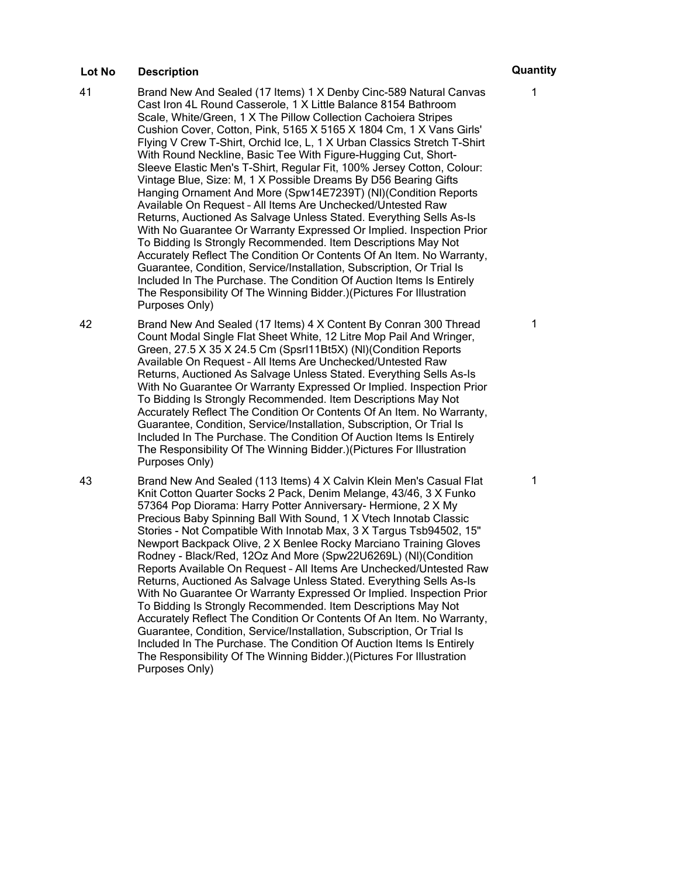| Lot No | Description | Quantity |
| --- | --- | --- |
| 41 | Brand New And Sealed (17 Items) 1 X Denby Cinc-589 Natural Canvas Cast Iron 4L Round Casserole, 1 X Little Balance 8154 Bathroom Scale, White/Green, 1 X The Pillow Collection Cachoiera Stripes Cushion Cover, Cotton, Pink, 5165 X 5165 X 1804 Cm, 1 X Vans Girls' Flying V Crew T-Shirt, Orchid Ice, L, 1 X Urban Classics Stretch T-Shirt With Round Neckline, Basic Tee With Figure-Hugging Cut, Short-Sleeve Elastic Men's T-Shirt, Regular Fit, 100% Jersey Cotton, Colour: Vintage Blue, Size: M, 1 X Possible Dreams By D56 Bearing Gifts Hanging Ornament And More (Spw14E7239T) (Nl)(Condition Reports Available On Request – All Items Are Unchecked/Untested Raw Returns, Auctioned As Salvage Unless Stated. Everything Sells As-Is With No Guarantee Or Warranty Expressed Or Implied. Inspection Prior To Bidding Is Strongly Recommended. Item Descriptions May Not Accurately Reflect The Condition Or Contents Of An Item. No Warranty, Guarantee, Condition, Service/Installation, Subscription, Or Trial Is Included In The Purchase. The Condition Of Auction Items Is Entirely The Responsibility Of The Winning Bidder.)(Pictures For Illustration Purposes Only) | 1 |
| 42 | Brand New And Sealed (17 Items) 4 X Content By Conran 300 Thread Count Modal Single Flat Sheet White, 12 Litre Mop Pail And Wringer, Green, 27.5 X 35 X 24.5 Cm (Spsrl11Bt5X) (Nl)(Condition Reports Available On Request – All Items Are Unchecked/Untested Raw Returns, Auctioned As Salvage Unless Stated. Everything Sells As-Is With No Guarantee Or Warranty Expressed Or Implied. Inspection Prior To Bidding Is Strongly Recommended. Item Descriptions May Not Accurately Reflect The Condition Or Contents Of An Item. No Warranty, Guarantee, Condition, Service/Installation, Subscription, Or Trial Is Included In The Purchase. The Condition Of Auction Items Is Entirely The Responsibility Of The Winning Bidder.)(Pictures For Illustration Purposes Only) | 1 |
| 43 | Brand New And Sealed (113 Items) 4 X Calvin Klein Men's Casual Flat Knit Cotton Quarter Socks 2 Pack, Denim Melange, 43/46, 3 X Funko 57364 Pop Diorama: Harry Potter Anniversary- Hermione, 2 X My Precious Baby Spinning Ball With Sound, 1 X Vtech Innotab Classic Stories - Not Compatible With Innotab Max, 3 X Targus Tsb94502, 15" Newport Backpack Olive, 2 X Benlee Rocky Marciano Training Gloves Rodney - Black/Red, 12Oz And More (Spw22U6269L) (Nl)(Condition Reports Available On Request – All Items Are Unchecked/Untested Raw Returns, Auctioned As Salvage Unless Stated. Everything Sells As-Is With No Guarantee Or Warranty Expressed Or Implied. Inspection Prior To Bidding Is Strongly Recommended. Item Descriptions May Not Accurately Reflect The Condition Or Contents Of An Item. No Warranty, Guarantee, Condition, Service/Installation, Subscription, Or Trial Is Included In The Purchase. The Condition Of Auction Items Is Entirely The Responsibility Of The Winning Bidder.)(Pictures For Illustration Purposes Only) | 1 |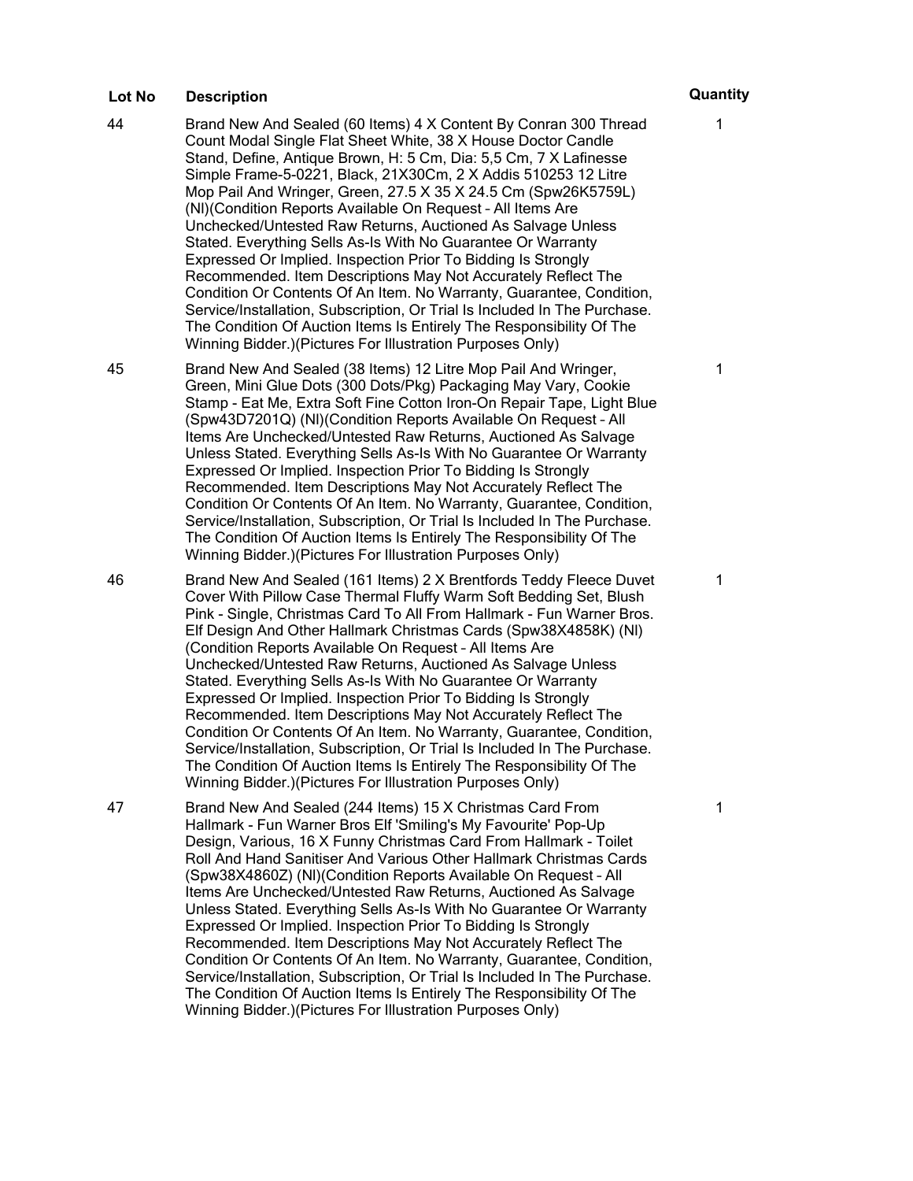| Lot No | Description | Quantity |
| --- | --- | --- |
| 44 | Brand New And Sealed (60 Items) 4 X Content By Conran 300 Thread Count Modal Single Flat Sheet White, 38 X House Doctor Candle Stand, Define, Antique Brown, H: 5 Cm, Dia: 5,5 Cm, 7 X Lafinesse Simple Frame-5-0221, Black, 21X30Cm, 2 X Addis 510253 12 Litre Mop Pail And Wringer, Green, 27.5 X 35 X 24.5 Cm (Spw26K5759L) (Nl)(Condition Reports Available On Request – All Items Are Unchecked/Untested Raw Returns, Auctioned As Salvage Unless Stated. Everything Sells As-Is With No Guarantee Or Warranty Expressed Or Implied. Inspection Prior To Bidding Is Strongly Recommended. Item Descriptions May Not Accurately Reflect The Condition Or Contents Of An Item. No Warranty, Guarantee, Condition, Service/Installation, Subscription, Or Trial Is Included In The Purchase. The Condition Of Auction Items Is Entirely The Responsibility Of The Winning Bidder.)(Pictures For Illustration Purposes Only) | 1 |
| 45 | Brand New And Sealed (38 Items) 12 Litre Mop Pail And Wringer, Green, Mini Glue Dots (300 Dots/Pkg) Packaging May Vary, Cookie Stamp - Eat Me, Extra Soft Fine Cotton Iron-On Repair Tape, Light Blue (Spw43D7201Q) (Nl)(Condition Reports Available On Request – All Items Are Unchecked/Untested Raw Returns, Auctioned As Salvage Unless Stated. Everything Sells As-Is With No Guarantee Or Warranty Expressed Or Implied. Inspection Prior To Bidding Is Strongly Recommended. Item Descriptions May Not Accurately Reflect The Condition Or Contents Of An Item. No Warranty, Guarantee, Condition, Service/Installation, Subscription, Or Trial Is Included In The Purchase. The Condition Of Auction Items Is Entirely The Responsibility Of The Winning Bidder.)(Pictures For Illustration Purposes Only) | 1 |
| 46 | Brand New And Sealed (161 Items) 2 X Brentfords Teddy Fleece Duvet Cover With Pillow Case Thermal Fluffy Warm Soft Bedding Set, Blush Pink - Single, Christmas Card To All From Hallmark - Fun Warner Bros. Elf Design And Other Hallmark Christmas Cards (Spw38X4858K) (Nl) (Condition Reports Available On Request – All Items Are Unchecked/Untested Raw Returns, Auctioned As Salvage Unless Stated. Everything Sells As-Is With No Guarantee Or Warranty Expressed Or Implied. Inspection Prior To Bidding Is Strongly Recommended. Item Descriptions May Not Accurately Reflect The Condition Or Contents Of An Item. No Warranty, Guarantee, Condition, Service/Installation, Subscription, Or Trial Is Included In The Purchase. The Condition Of Auction Items Is Entirely The Responsibility Of The Winning Bidder.)(Pictures For Illustration Purposes Only) | 1 |
| 47 | Brand New And Sealed (244 Items) 15 X Christmas Card From Hallmark - Fun Warner Bros Elf 'Smiling's My Favourite' Pop-Up Design, Various, 16 X Funny Christmas Card From Hallmark - Toilet Roll And Hand Sanitiser And Various Other Hallmark Christmas Cards (Spw38X4860Z) (Nl)(Condition Reports Available On Request – All Items Are Unchecked/Untested Raw Returns, Auctioned As Salvage Unless Stated. Everything Sells As-Is With No Guarantee Or Warranty Expressed Or Implied. Inspection Prior To Bidding Is Strongly Recommended. Item Descriptions May Not Accurately Reflect The Condition Or Contents Of An Item. No Warranty, Guarantee, Condition, Service/Installation, Subscription, Or Trial Is Included In The Purchase. The Condition Of Auction Items Is Entirely The Responsibility Of The Winning Bidder.)(Pictures For Illustration Purposes Only) | 1 |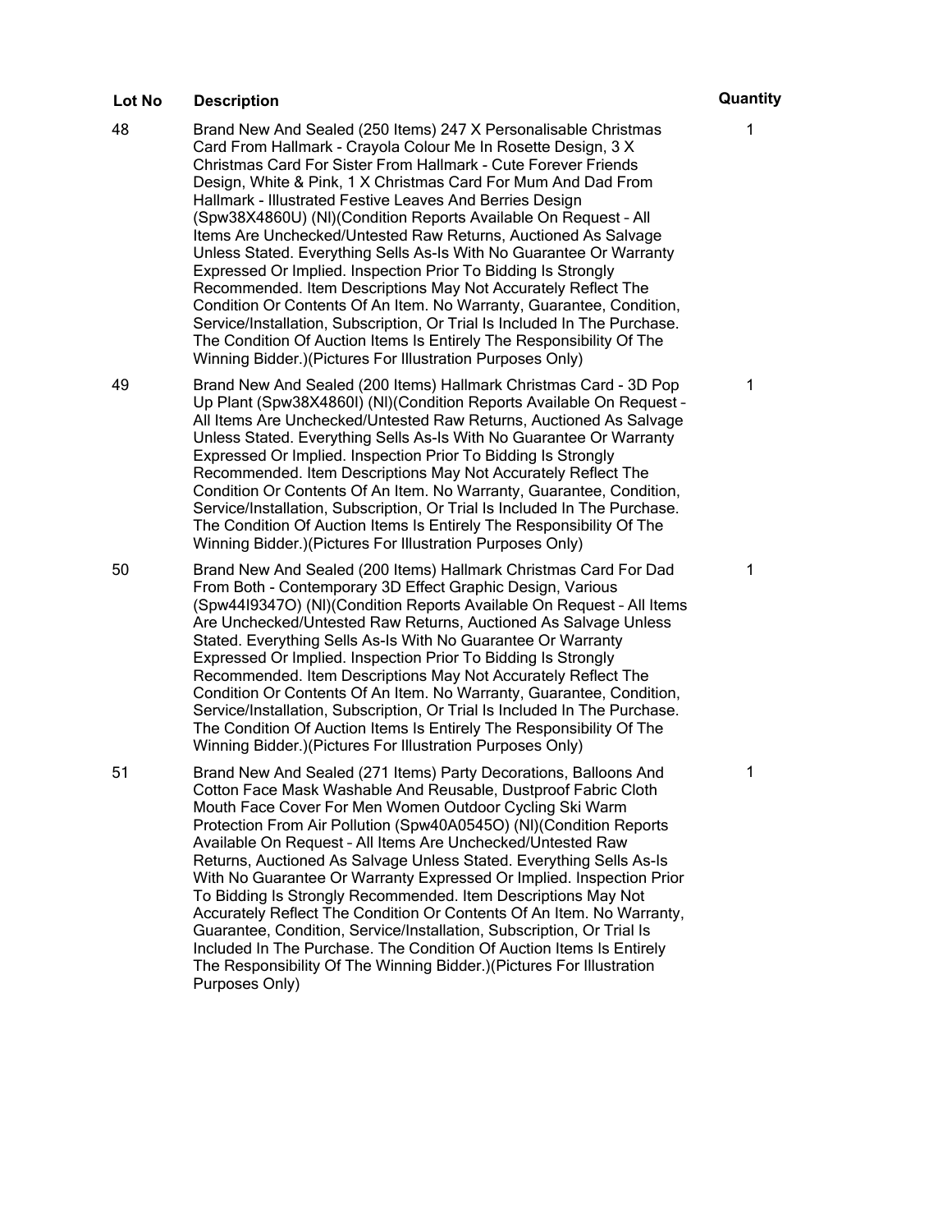| Lot No | Description | Quantity |
| --- | --- | --- |
| 48 | Brand New And Sealed (250 Items) 247 X Personalisable Christmas Card From Hallmark - Crayola Colour Me In Rosette Design, 3 X Christmas Card For Sister From Hallmark - Cute Forever Friends Design, White & Pink, 1 X Christmas Card For Mum And Dad From Hallmark - Illustrated Festive Leaves And Berries Design (Spw38X4860U) (NI)(Condition Reports Available On Request – All Items Are Unchecked/Untested Raw Returns, Auctioned As Salvage Unless Stated. Everything Sells As-Is With No Guarantee Or Warranty Expressed Or Implied. Inspection Prior To Bidding Is Strongly Recommended. Item Descriptions May Not Accurately Reflect The Condition Or Contents Of An Item. No Warranty, Guarantee, Condition, Service/Installation, Subscription, Or Trial Is Included In The Purchase. The Condition Of Auction Items Is Entirely The Responsibility Of The Winning Bidder.)(Pictures For Illustration Purposes Only) | 1 |
| 49 | Brand New And Sealed (200 Items) Hallmark Christmas Card - 3D Pop Up Plant (Spw38X4860I) (NI)(Condition Reports Available On Request – All Items Are Unchecked/Untested Raw Returns, Auctioned As Salvage Unless Stated. Everything Sells As-Is With No Guarantee Or Warranty Expressed Or Implied. Inspection Prior To Bidding Is Strongly Recommended. Item Descriptions May Not Accurately Reflect The Condition Or Contents Of An Item. No Warranty, Guarantee, Condition, Service/Installation, Subscription, Or Trial Is Included In The Purchase. The Condition Of Auction Items Is Entirely The Responsibility Of The Winning Bidder.)(Pictures For Illustration Purposes Only) | 1 |
| 50 | Brand New And Sealed (200 Items) Hallmark Christmas Card For Dad From Both - Contemporary 3D Effect Graphic Design, Various (Spw44I9347O) (NI)(Condition Reports Available On Request – All Items Are Unchecked/Untested Raw Returns, Auctioned As Salvage Unless Stated. Everything Sells As-Is With No Guarantee Or Warranty Expressed Or Implied. Inspection Prior To Bidding Is Strongly Recommended. Item Descriptions May Not Accurately Reflect The Condition Or Contents Of An Item. No Warranty, Guarantee, Condition, Service/Installation, Subscription, Or Trial Is Included In The Purchase. The Condition Of Auction Items Is Entirely The Responsibility Of The Winning Bidder.)(Pictures For Illustration Purposes Only) | 1 |
| 51 | Brand New And Sealed (271 Items) Party Decorations, Balloons And Cotton Face Mask Washable And Reusable, Dustproof Fabric Cloth Mouth Face Cover For Men Women Outdoor Cycling Ski Warm Protection From Air Pollution (Spw40A0545O) (NI)(Condition Reports Available On Request – All Items Are Unchecked/Untested Raw Returns, Auctioned As Salvage Unless Stated. Everything Sells As-Is With No Guarantee Or Warranty Expressed Or Implied. Inspection Prior To Bidding Is Strongly Recommended. Item Descriptions May Not Accurately Reflect The Condition Or Contents Of An Item. No Warranty, Guarantee, Condition, Service/Installation, Subscription, Or Trial Is Included In The Purchase. The Condition Of Auction Items Is Entirely The Responsibility Of The Winning Bidder.)(Pictures For Illustration Purposes Only) | 1 |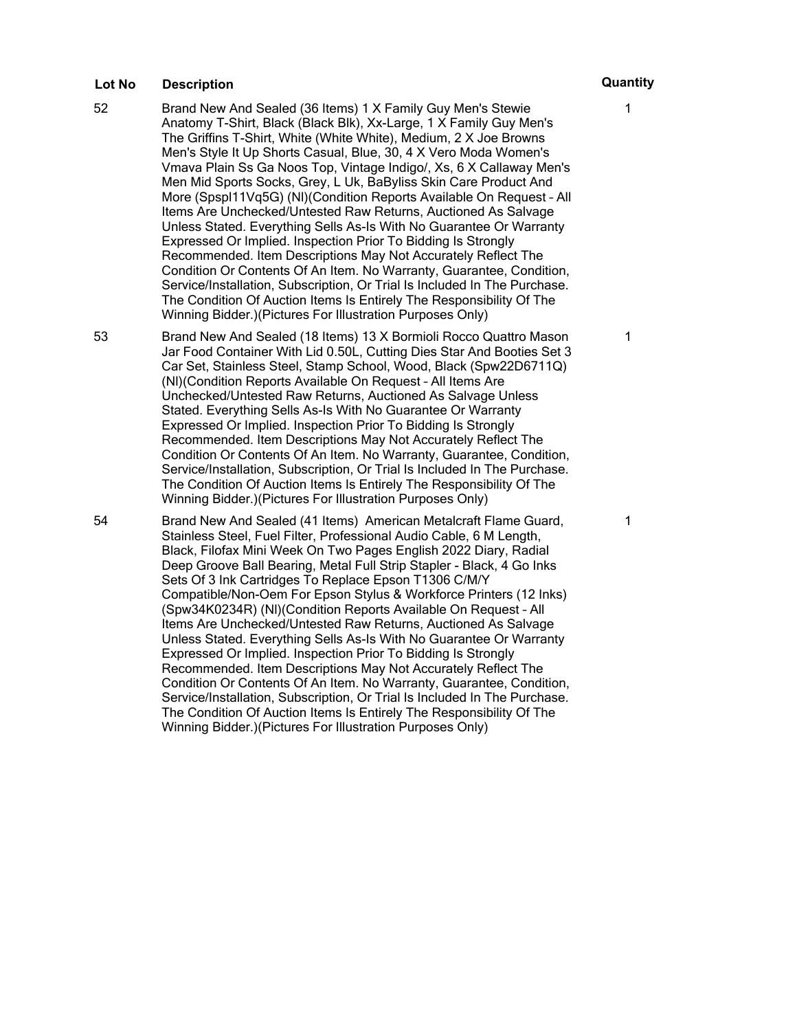| Lot No | Description | Quantity |
|---|---|---|
| 52 | Brand New And Sealed (36 Items) 1 X Family Guy Men's Stewie Anatomy T-Shirt, Black (Black Blk), Xx-Large, 1 X Family Guy Men's The Griffins T-Shirt, White (White White), Medium, 2 X Joe Browns Men's Style It Up Shorts Casual, Blue, 30, 4 X Vero Moda Women's Vmava Plain Ss Ga Noos Top, Vintage Indigo/, Xs, 6 X Callaway Men's Men Mid Sports Socks, Grey, L Uk, BaByliss Skin Care Product And More (Spspl11Vq5G) (Nl)(Condition Reports Available On Request – All Items Are Unchecked/Untested Raw Returns, Auctioned As Salvage Unless Stated. Everything Sells As-Is With No Guarantee Or Warranty Expressed Or Implied. Inspection Prior To Bidding Is Strongly Recommended. Item Descriptions May Not Accurately Reflect The Condition Or Contents Of An Item. No Warranty, Guarantee, Condition, Service/Installation, Subscription, Or Trial Is Included In The Purchase. The Condition Of Auction Items Is Entirely The Responsibility Of The Winning Bidder.)(Pictures For Illustration Purposes Only) | 1 |
| 53 | Brand New And Sealed (18 Items) 13 X Bormioli Rocco Quattro Mason Jar Food Container With Lid 0.50L, Cutting Dies Star And Booties Set 3 Car Set, Stainless Steel, Stamp School, Wood, Black (Spw22D6711Q) (Nl)(Condition Reports Available On Request – All Items Are Unchecked/Untested Raw Returns, Auctioned As Salvage Unless Stated. Everything Sells As-Is With No Guarantee Or Warranty Expressed Or Implied. Inspection Prior To Bidding Is Strongly Recommended. Item Descriptions May Not Accurately Reflect The Condition Or Contents Of An Item. No Warranty, Guarantee, Condition, Service/Installation, Subscription, Or Trial Is Included In The Purchase. The Condition Of Auction Items Is Entirely The Responsibility Of The Winning Bidder.)(Pictures For Illustration Purposes Only) | 1 |
| 54 | Brand New And Sealed (41 Items) American Metalcraft Flame Guard, Stainless Steel, Fuel Filter, Professional Audio Cable, 6 M Length, Black, Filofax Mini Week On Two Pages English 2022 Diary, Radial Deep Groove Ball Bearing, Metal Full Strip Stapler - Black, 4 Go Inks Sets Of 3 Ink Cartridges To Replace Epson T1306 C/M/Y Compatible/Non-Oem For Epson Stylus & Workforce Printers (12 Inks) (Spw34K0234R) (Nl)(Condition Reports Available On Request – All Items Are Unchecked/Untested Raw Returns, Auctioned As Salvage Unless Stated. Everything Sells As-Is With No Guarantee Or Warranty Expressed Or Implied. Inspection Prior To Bidding Is Strongly Recommended. Item Descriptions May Not Accurately Reflect The Condition Or Contents Of An Item. No Warranty, Guarantee, Condition, Service/Installation, Subscription, Or Trial Is Included In The Purchase. The Condition Of Auction Items Is Entirely The Responsibility Of The Winning Bidder.)(Pictures For Illustration Purposes Only) | 1 |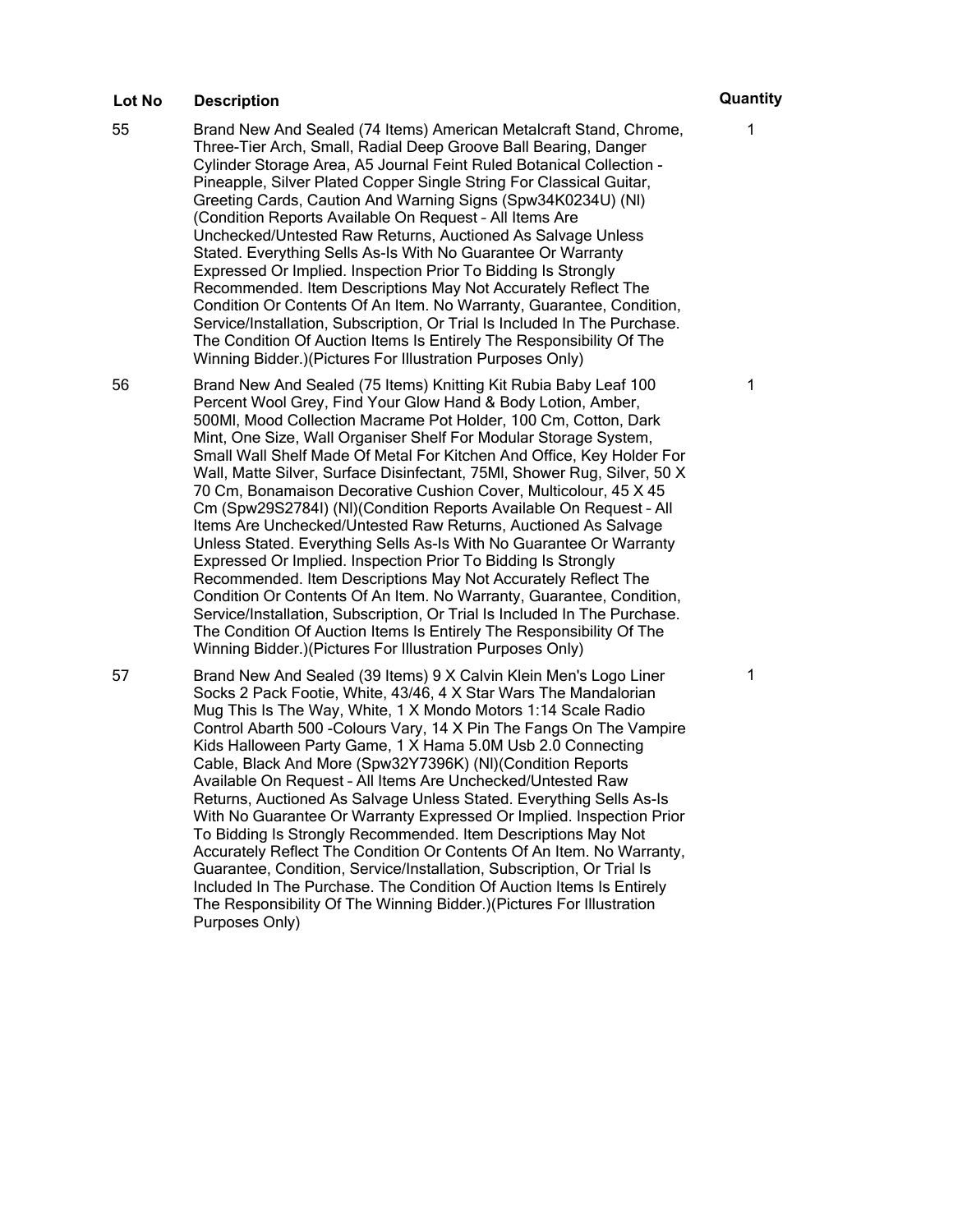| Lot No | Description | Quantity |
| --- | --- | --- |
| 55 | Brand New And Sealed (74 Items) American Metalcraft Stand, Chrome, Three-Tier Arch, Small, Radial Deep Groove Ball Bearing, Danger Cylinder Storage Area, A5 Journal Feint Ruled Botanical Collection - Pineapple, Silver Plated Copper Single String For Classical Guitar, Greeting Cards, Caution And Warning Signs (Spw34K0234U) (Nl) (Condition Reports Available On Request – All Items Are Unchecked/Untested Raw Returns, Auctioned As Salvage Unless Stated. Everything Sells As-Is With No Guarantee Or Warranty Expressed Or Implied. Inspection Prior To Bidding Is Strongly Recommended. Item Descriptions May Not Accurately Reflect The Condition Or Contents Of An Item. No Warranty, Guarantee, Condition, Service/Installation, Subscription, Or Trial Is Included In The Purchase. The Condition Of Auction Items Is Entirely The Responsibility Of The Winning Bidder.)(Pictures For Illustration Purposes Only) | 1 |
| 56 | Brand New And Sealed (75 Items) Knitting Kit Rubia Baby Leaf 100 Percent Wool Grey, Find Your Glow Hand & Body Lotion, Amber, 500Ml, Mood Collection Macrame Pot Holder, 100 Cm, Cotton, Dark Mint, One Size, Wall Organiser Shelf For Modular Storage System, Small Wall Shelf Made Of Metal For Kitchen And Office, Key Holder For Wall, Matte Silver, Surface Disinfectant, 75Ml, Shower Rug, Silver, 50 X 70 Cm, Bonamaison Decorative Cushion Cover, Multicolour, 45 X 45 Cm (Spw29S2784I) (Nl)(Condition Reports Available On Request – All Items Are Unchecked/Untested Raw Returns, Auctioned As Salvage Unless Stated. Everything Sells As-Is With No Guarantee Or Warranty Expressed Or Implied. Inspection Prior To Bidding Is Strongly Recommended. Item Descriptions May Not Accurately Reflect The Condition Or Contents Of An Item. No Warranty, Guarantee, Condition, Service/Installation, Subscription, Or Trial Is Included In The Purchase. The Condition Of Auction Items Is Entirely The Responsibility Of The Winning Bidder.)(Pictures For Illustration Purposes Only) | 1 |
| 57 | Brand New And Sealed (39 Items) 9 X Calvin Klein Men's Logo Liner Socks 2 Pack Footie, White, 43/46, 4 X Star Wars The Mandalorian Mug This Is The Way, White, 1 X Mondo Motors 1:14 Scale Radio Control Abarth 500 -Colours Vary, 14 X Pin The Fangs On The Vampire Kids Halloween Party Game, 1 X Hama 5.0M Usb 2.0 Connecting Cable, Black And More (Spw32Y7396K) (Nl)(Condition Reports Available On Request – All Items Are Unchecked/Untested Raw Returns, Auctioned As Salvage Unless Stated. Everything Sells As-Is With No Guarantee Or Warranty Expressed Or Implied. Inspection Prior To Bidding Is Strongly Recommended. Item Descriptions May Not Accurately Reflect The Condition Or Contents Of An Item. No Warranty, Guarantee, Condition, Service/Installation, Subscription, Or Trial Is Included In The Purchase. The Condition Of Auction Items Is Entirely The Responsibility Of The Winning Bidder.)(Pictures For Illustration Purposes Only) | 1 |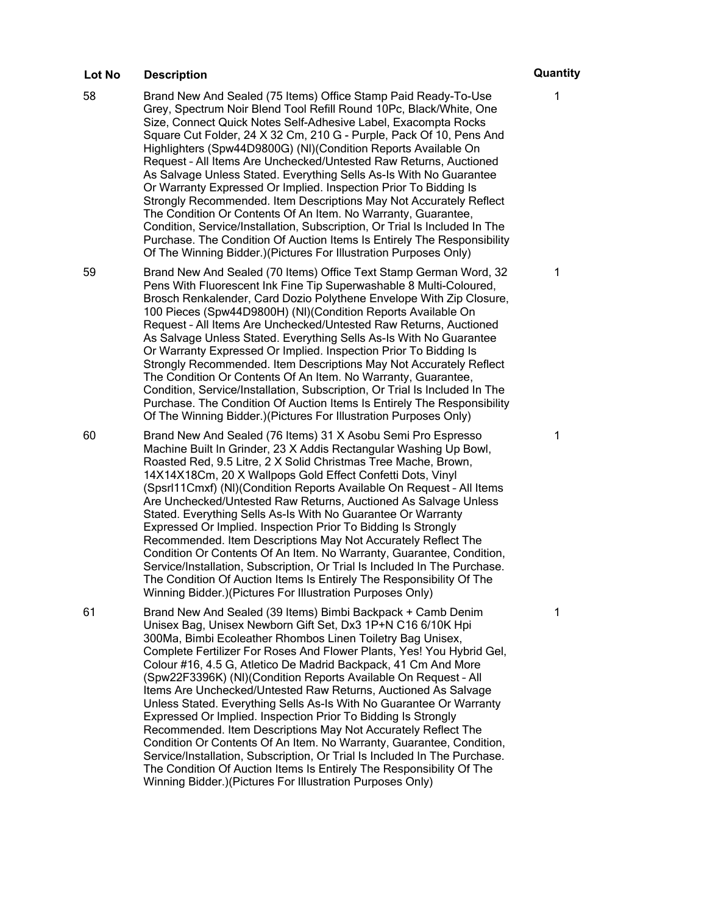| Lot No | Description | Quantity |
| --- | --- | --- |
| 58 | Brand New And Sealed (75 Items) Office Stamp Paid Ready-To-Use Grey, Spectrum Noir Blend Tool Refill Round 10Pc, Black/White, One Size, Connect Quick Notes Self-Adhesive Label, Exacompta Rocks Square Cut Folder, 24 X 32 Cm, 210 G - Purple, Pack Of 10, Pens And Highlighters (Spw44D9800G) (Nl)(Condition Reports Available On Request – All Items Are Unchecked/Untested Raw Returns, Auctioned As Salvage Unless Stated. Everything Sells As-Is With No Guarantee Or Warranty Expressed Or Implied. Inspection Prior To Bidding Is Strongly Recommended. Item Descriptions May Not Accurately Reflect The Condition Or Contents Of An Item. No Warranty, Guarantee, Condition, Service/Installation, Subscription, Or Trial Is Included In The Purchase. The Condition Of Auction Items Is Entirely The Responsibility Of The Winning Bidder.)(Pictures For Illustration Purposes Only) | 1 |
| 59 | Brand New And Sealed (70 Items) Office Text Stamp German Word, 32 Pens With Fluorescent Ink Fine Tip Superwashable 8 Multi-Coloured, Brosch Renkalender, Card Dozio Polythene Envelope With Zip Closure, 100 Pieces (Spw44D9800H) (Nl)(Condition Reports Available On Request – All Items Are Unchecked/Untested Raw Returns, Auctioned As Salvage Unless Stated. Everything Sells As-Is With No Guarantee Or Warranty Expressed Or Implied. Inspection Prior To Bidding Is Strongly Recommended. Item Descriptions May Not Accurately Reflect The Condition Or Contents Of An Item. No Warranty, Guarantee, Condition, Service/Installation, Subscription, Or Trial Is Included In The Purchase. The Condition Of Auction Items Is Entirely The Responsibility Of The Winning Bidder.)(Pictures For Illustration Purposes Only) | 1 |
| 60 | Brand New And Sealed (76 Items) 31 X Asobu Semi Pro Espresso Machine Built In Grinder, 23 X Addis Rectangular Washing Up Bowl, Roasted Red, 9.5 Litre, 2 X Solid Christmas Tree Mache, Brown, 14X14X18Cm, 20 X Wallpops Gold Effect Confetti Dots, Vinyl (Spsrl11Cmxf) (Nl)(Condition Reports Available On Request – All Items Are Unchecked/Untested Raw Returns, Auctioned As Salvage Unless Stated. Everything Sells As-Is With No Guarantee Or Warranty Expressed Or Implied. Inspection Prior To Bidding Is Strongly Recommended. Item Descriptions May Not Accurately Reflect The Condition Or Contents Of An Item. No Warranty, Guarantee, Condition, Service/Installation, Subscription, Or Trial Is Included In The Purchase. The Condition Of Auction Items Is Entirely The Responsibility Of The Winning Bidder.)(Pictures For Illustration Purposes Only) | 1 |
| 61 | Brand New And Sealed (39 Items) Bimbi Backpack + Camb Denim Unisex Bag, Unisex Newborn Gift Set, Dx3 1P+N C16 6/10K Hpi 300Ma, Bimbi Ecoleather Rhombos Linen Toiletry Bag Unisex, Complete Fertilizer For Roses And Flower Plants, Yes! You Hybrid Gel, Colour #16, 4.5 G, Atletico De Madrid Backpack, 41 Cm And More (Spw22F3396K) (Nl)(Condition Reports Available On Request – All Items Are Unchecked/Untested Raw Returns, Auctioned As Salvage Unless Stated. Everything Sells As-Is With No Guarantee Or Warranty Expressed Or Implied. Inspection Prior To Bidding Is Strongly Recommended. Item Descriptions May Not Accurately Reflect The Condition Or Contents Of An Item. No Warranty, Guarantee, Condition, Service/Installation, Subscription, Or Trial Is Included In The Purchase. The Condition Of Auction Items Is Entirely The Responsibility Of The Winning Bidder.)(Pictures For Illustration Purposes Only) | 1 |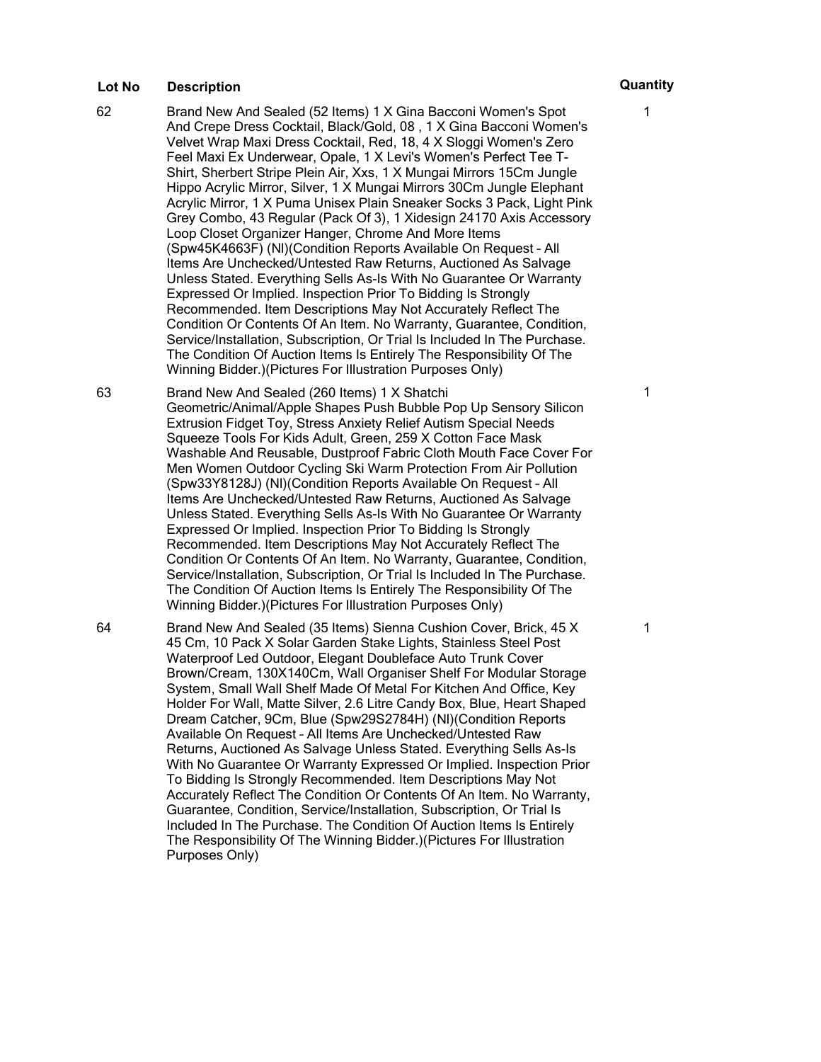| Lot No | Description | Quantity |
|---|---|---|
| 62 | Brand New And Sealed (52 Items) 1 X Gina Bacconi Women's Spot And Crepe Dress Cocktail, Black/Gold, 08 , 1 X Gina Bacconi Women's Velvet Wrap Maxi Dress Cocktail, Red, 18, 4 X Sloggi Women's Zero Feel Maxi Ex Underwear, Opale, 1 X Levi's Women's Perfect Tee T-Shirt, Sherbert Stripe Plein Air, Xxs, 1 X Mungai Mirrors 15Cm Jungle Hippo Acrylic Mirror, Silver, 1 X Mungai Mirrors 30Cm Jungle Elephant Acrylic Mirror, 1 X Puma Unisex Plain Sneaker Socks 3 Pack, Light Pink Grey Combo, 43 Regular (Pack Of 3), 1 Xidesign 24170 Axis Accessory Loop Closet Organizer Hanger, Chrome And More Items (Spw45K4663F) (Nl)(Condition Reports Available On Request – All Items Are Unchecked/Untested Raw Returns, Auctioned As Salvage Unless Stated. Everything Sells As-Is With No Guarantee Or Warranty Expressed Or Implied. Inspection Prior To Bidding Is Strongly Recommended. Item Descriptions May Not Accurately Reflect The Condition Or Contents Of An Item. No Warranty, Guarantee, Condition, Service/Installation, Subscription, Or Trial Is Included In The Purchase. The Condition Of Auction Items Is Entirely The Responsibility Of The Winning Bidder.)(Pictures For Illustration Purposes Only) | 1 |
| 63 | Brand New And Sealed (260 Items) 1 X Shatchi Geometric/Animal/Apple Shapes Push Bubble Pop Up Sensory Silicon Extrusion Fidget Toy, Stress Anxiety Relief Autism Special Needs Squeeze Tools For Kids Adult, Green, 259 X Cotton Face Mask Washable And Reusable, Dustproof Fabric Cloth Mouth Face Cover For Men Women Outdoor Cycling Ski Warm Protection From Air Pollution (Spw33Y8128J) (Nl)(Condition Reports Available On Request – All Items Are Unchecked/Untested Raw Returns, Auctioned As Salvage Unless Stated. Everything Sells As-Is With No Guarantee Or Warranty Expressed Or Implied. Inspection Prior To Bidding Is Strongly Recommended. Item Descriptions May Not Accurately Reflect The Condition Or Contents Of An Item. No Warranty, Guarantee, Condition, Service/Installation, Subscription, Or Trial Is Included In The Purchase. The Condition Of Auction Items Is Entirely The Responsibility Of The Winning Bidder.)(Pictures For Illustration Purposes Only) | 1 |
| 64 | Brand New And Sealed (35 Items) Sienna Cushion Cover, Brick, 45 X 45 Cm, 10 Pack X Solar Garden Stake Lights, Stainless Steel Post Waterproof Led Outdoor, Elegant Doubleface Auto Trunk Cover Brown/Cream, 130X140Cm, Wall Organiser Shelf For Modular Storage System, Small Wall Shelf Made Of Metal For Kitchen And Office, Key Holder For Wall, Matte Silver, 2.6 Litre Candy Box, Blue, Heart Shaped Dream Catcher, 9Cm, Blue (Spw29S2784H) (Nl)(Condition Reports Available On Request – All Items Are Unchecked/Untested Raw Returns, Auctioned As Salvage Unless Stated. Everything Sells As-Is With No Guarantee Or Warranty Expressed Or Implied. Inspection Prior To Bidding Is Strongly Recommended. Item Descriptions May Not Accurately Reflect The Condition Or Contents Of An Item. No Warranty, Guarantee, Condition, Service/Installation, Subscription, Or Trial Is Included In The Purchase. The Condition Of Auction Items Is Entirely The Responsibility Of The Winning Bidder.)(Pictures For Illustration Purposes Only) | 1 |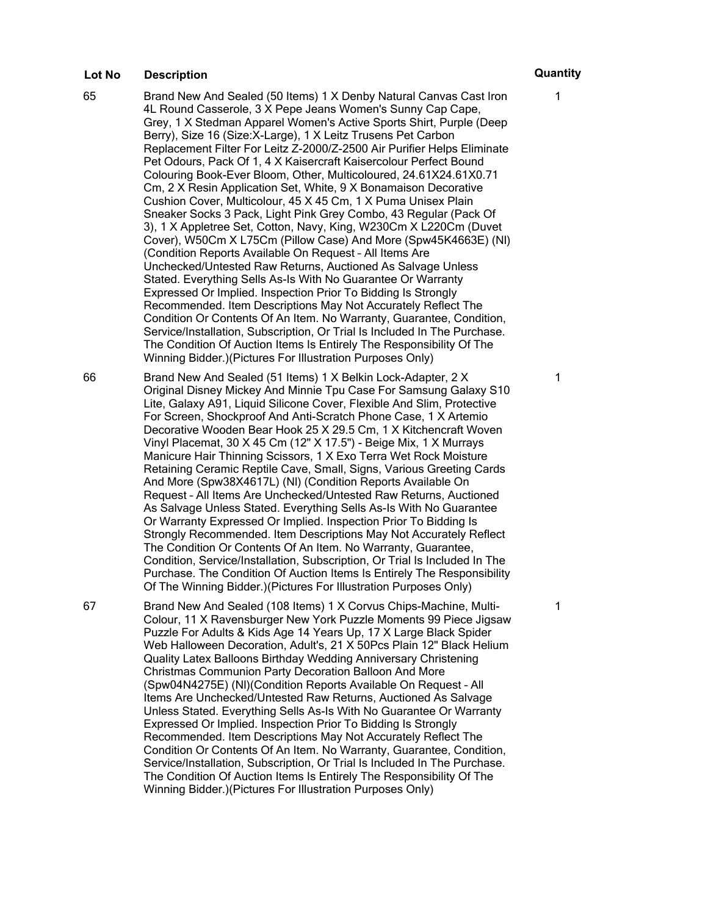| Lot No | Description | Quantity |
| --- | --- | --- |
| 65 | Brand New And Sealed (50 Items) 1 X Denby Natural Canvas Cast Iron 4L Round Casserole, 3 X Pepe Jeans Women's Sunny Cap Cape, Grey, 1 X Stedman Apparel Women's Active Sports Shirt, Purple (Deep Berry), Size 16 (Size:X-Large), 1 X Leitz Trusens Pet Carbon Replacement Filter For Leitz Z-2000/Z-2500 Air Purifier Helps Eliminate Pet Odours, Pack Of 1, 4 X Kaisercraft Kaisercolour Perfect Bound Colouring Book-Ever Bloom, Other, Multicoloured, 24.61X24.61X0.71 Cm, 2 X Resin Application Set, White, 9 X Bonamaison Decorative Cushion Cover, Multicolour, 45 X 45 Cm, 1 X Puma Unisex Plain Sneaker Socks 3 Pack, Light Pink Grey Combo, 43 Regular (Pack Of 3), 1 X Appletree Set, Cotton, Navy, King, W230Cm X L220Cm (Duvet Cover), W50Cm X L75Cm (Pillow Case) And More (Spw45K4663E) (Nl) (Condition Reports Available On Request – All Items Are Unchecked/Untested Raw Returns, Auctioned As Salvage Unless Stated. Everything Sells As-Is With No Guarantee Or Warranty Expressed Or Implied. Inspection Prior To Bidding Is Strongly Recommended. Item Descriptions May Not Accurately Reflect The Condition Or Contents Of An Item. No Warranty, Guarantee, Condition, Service/Installation, Subscription, Or Trial Is Included In The Purchase. The Condition Of Auction Items Is Entirely The Responsibility Of The Winning Bidder.)(Pictures For Illustration Purposes Only) | 1 |
| 66 | Brand New And Sealed (51 Items) 1 X Belkin Lock-Adapter, 2 X Original Disney Mickey And Minnie Tpu Case For Samsung Galaxy S10 Lite, Galaxy A91, Liquid Silicone Cover, Flexible And Slim, Protective For Screen, Shockproof And Anti-Scratch Phone Case, 1 X Artemio Decorative Wooden Bear Hook 25 X 29.5 Cm, 1 X Kitchencraft Woven Vinyl Placemat, 30 X 45 Cm (12" X 17.5") - Beige Mix, 1 X Murrays Manicure Hair Thinning Scissors, 1 X Exo Terra Wet Rock Moisture Retaining Ceramic Reptile Cave, Small, Signs, Various Greeting Cards And More (Spw38X4617L) (Nl) (Condition Reports Available On Request – All Items Are Unchecked/Untested Raw Returns, Auctioned As Salvage Unless Stated. Everything Sells As-Is With No Guarantee Or Warranty Expressed Or Implied. Inspection Prior To Bidding Is Strongly Recommended. Item Descriptions May Not Accurately Reflect The Condition Or Contents Of An Item. No Warranty, Guarantee, Condition, Service/Installation, Subscription, Or Trial Is Included In The Purchase. The Condition Of Auction Items Is Entirely The Responsibility Of The Winning Bidder.)(Pictures For Illustration Purposes Only) | 1 |
| 67 | Brand New And Sealed (108 Items) 1 X Corvus Chips-Machine, Multi-Colour, 11 X Ravensburger New York Puzzle Moments 99 Piece Jigsaw Puzzle For Adults & Kids Age 14 Years Up, 17 X Large Black Spider Web Halloween Decoration, Adult's, 21 X 50Pcs Plain 12" Black Helium Quality Latex Balloons Birthday Wedding Anniversary Christening Christmas Communion Party Decoration Balloon And More (Spw04N4275E) (Nl)(Condition Reports Available On Request – All Items Are Unchecked/Untested Raw Returns, Auctioned As Salvage Unless Stated. Everything Sells As-Is With No Guarantee Or Warranty Expressed Or Implied. Inspection Prior To Bidding Is Strongly Recommended. Item Descriptions May Not Accurately Reflect The Condition Or Contents Of An Item. No Warranty, Guarantee, Condition, Service/Installation, Subscription, Or Trial Is Included In The Purchase. The Condition Of Auction Items Is Entirely The Responsibility Of The Winning Bidder.)(Pictures For Illustration Purposes Only) | 1 |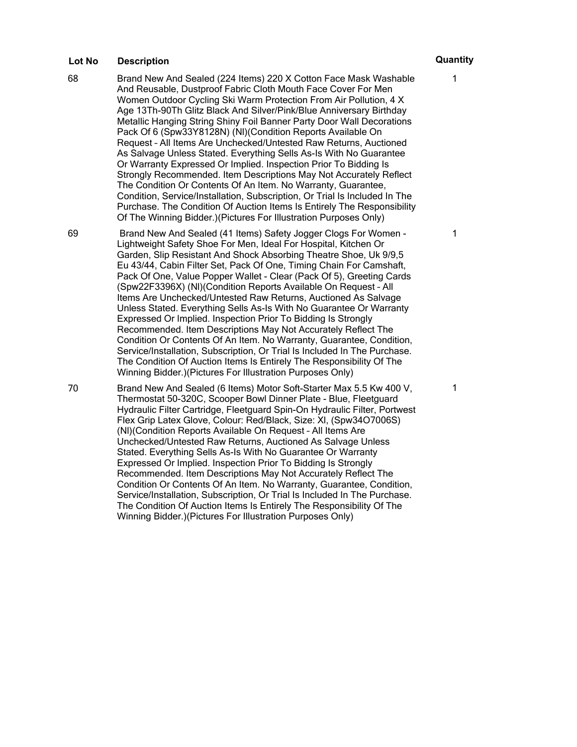| Lot No | Description | Quantity |
| --- | --- | --- |
| 68 | Brand New And Sealed (224 Items) 220 X Cotton Face Mask Washable And Reusable, Dustproof Fabric Cloth Mouth Face Cover For Men Women Outdoor Cycling Ski Warm Protection From Air Pollution, 4 X Age 13Th-90Th Glitz Black And Silver/Pink/Blue Anniversary Birthday Metallic Hanging String Shiny Foil Banner Party Door Wall Decorations Pack Of 6 (Spw33Y8128N) (Nl)(Condition Reports Available On Request – All Items Are Unchecked/Untested Raw Returns, Auctioned As Salvage Unless Stated. Everything Sells As-Is With No Guarantee Or Warranty Expressed Or Implied. Inspection Prior To Bidding Is Strongly Recommended. Item Descriptions May Not Accurately Reflect The Condition Or Contents Of An Item. No Warranty, Guarantee, Condition, Service/Installation, Subscription, Or Trial Is Included In The Purchase. The Condition Of Auction Items Is Entirely The Responsibility Of The Winning Bidder.)(Pictures For Illustration Purposes Only) | 1 |
| 69 | Brand New And Sealed (41 Items) Safety Jogger Clogs For Women - Lightweight Safety Shoe For Men, Ideal For Hospital, Kitchen Or Garden, Slip Resistant And Shock Absorbing Theatre Shoe, Uk 9/9,5 Eu 43/44, Cabin Filter Set, Pack Of One, Timing Chain For Camshaft, Pack Of One, Value Popper Wallet - Clear (Pack Of 5), Greeting Cards (Spw22F3396X) (Nl)(Condition Reports Available On Request – All Items Are Unchecked/Untested Raw Returns, Auctioned As Salvage Unless Stated. Everything Sells As-Is With No Guarantee Or Warranty Expressed Or Implied. Inspection Prior To Bidding Is Strongly Recommended. Item Descriptions May Not Accurately Reflect The Condition Or Contents Of An Item. No Warranty, Guarantee, Condition, Service/Installation, Subscription, Or Trial Is Included In The Purchase. The Condition Of Auction Items Is Entirely The Responsibility Of The Winning Bidder.)(Pictures For Illustration Purposes Only) | 1 |
| 70 | Brand New And Sealed (6 Items) Motor Soft-Starter Max 5.5 Kw 400 V, Thermostat 50-320C, Scooper Bowl Dinner Plate - Blue, Fleetguard Hydraulic Filter Cartridge, Fleetguard Spin-On Hydraulic Filter, Portwest Flex Grip Latex Glove, Colour: Red/Black, Size: Xl, (Spw34O7006S) (Nl)(Condition Reports Available On Request – All Items Are Unchecked/Untested Raw Returns, Auctioned As Salvage Unless Stated. Everything Sells As-Is With No Guarantee Or Warranty Expressed Or Implied. Inspection Prior To Bidding Is Strongly Recommended. Item Descriptions May Not Accurately Reflect The Condition Or Contents Of An Item. No Warranty, Guarantee, Condition, Service/Installation, Subscription, Or Trial Is Included In The Purchase. The Condition Of Auction Items Is Entirely The Responsibility Of The Winning Bidder.)(Pictures For Illustration Purposes Only) | 1 |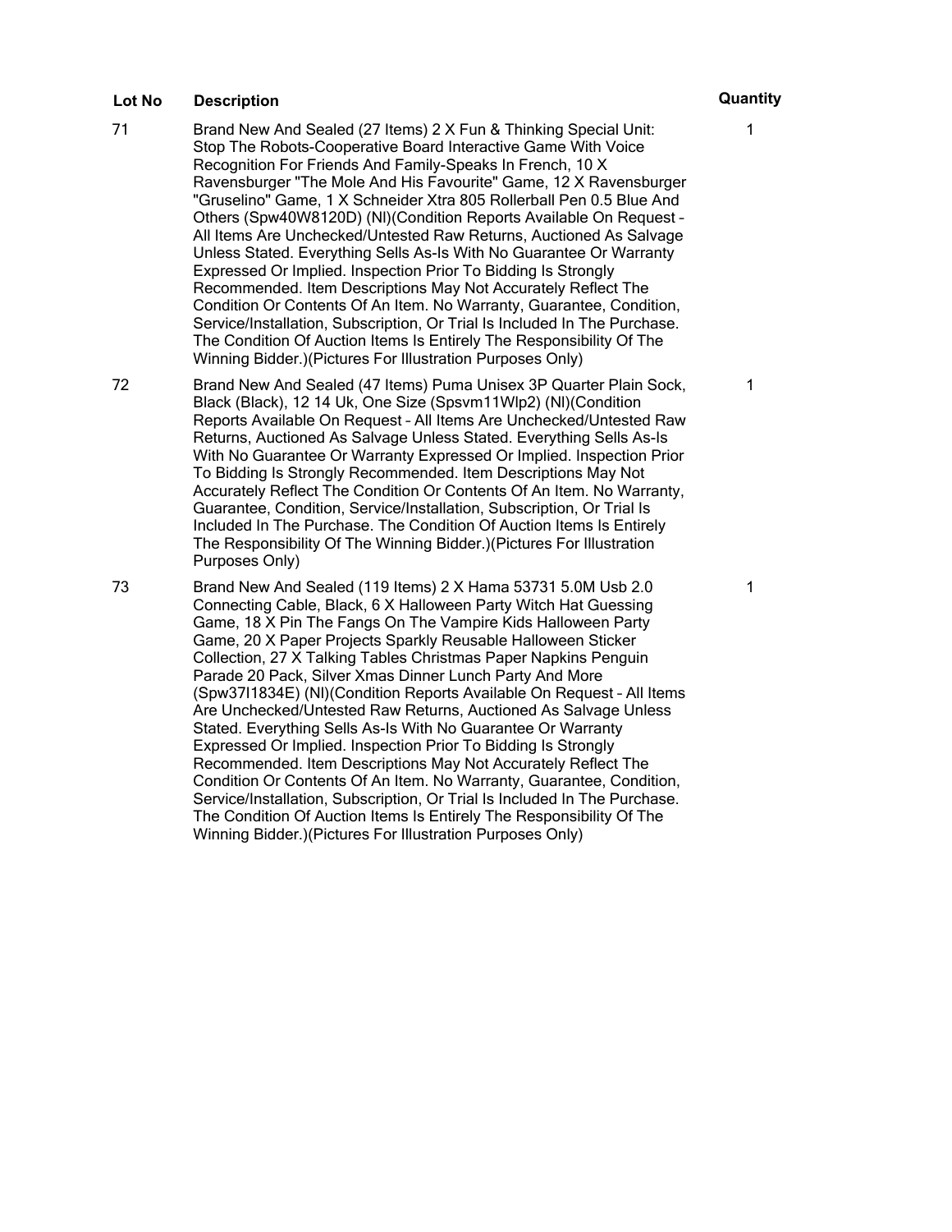| Lot No | Description | Quantity |
| --- | --- | --- |
| 71 | Brand New And Sealed (27 Items) 2 X Fun & Thinking Special Unit: Stop The Robots-Cooperative Board Interactive Game With Voice Recognition For Friends And Family-Speaks In French, 10 X Ravensburger "The Mole And His Favourite" Game, 12 X Ravensburger "Gruselino" Game, 1 X Schneider Xtra 805 Rollerball Pen 0.5 Blue And Others (Spw40W8120D) (Nl)(Condition Reports Available On Request – All Items Are Unchecked/Untested Raw Returns, Auctioned As Salvage Unless Stated. Everything Sells As-Is With No Guarantee Or Warranty Expressed Or Implied. Inspection Prior To Bidding Is Strongly Recommended. Item Descriptions May Not Accurately Reflect The Condition Or Contents Of An Item. No Warranty, Guarantee, Condition, Service/Installation, Subscription, Or Trial Is Included In The Purchase. The Condition Of Auction Items Is Entirely The Responsibility Of The Winning Bidder.)(Pictures For Illustration Purposes Only) | 1 |
| 72 | Brand New And Sealed (47 Items) Puma Unisex 3P Quarter Plain Sock, Black (Black), 12 14 Uk, One Size (Spsvm11Wlp2) (Nl)(Condition Reports Available On Request – All Items Are Unchecked/Untested Raw Returns, Auctioned As Salvage Unless Stated. Everything Sells As-Is With No Guarantee Or Warranty Expressed Or Implied. Inspection Prior To Bidding Is Strongly Recommended. Item Descriptions May Not Accurately Reflect The Condition Or Contents Of An Item. No Warranty, Guarantee, Condition, Service/Installation, Subscription, Or Trial Is Included In The Purchase. The Condition Of Auction Items Is Entirely The Responsibility Of The Winning Bidder.)(Pictures For Illustration Purposes Only) | 1 |
| 73 | Brand New And Sealed (119 Items) 2 X Hama 53731 5.0M Usb 2.0 Connecting Cable, Black, 6 X Halloween Party Witch Hat Guessing Game, 18 X Pin The Fangs On The Vampire Kids Halloween Party Game, 20 X Paper Projects Sparkly Reusable Halloween Sticker Collection, 27 X Talking Tables Christmas Paper Napkins Penguin Parade 20 Pack, Silver Xmas Dinner Lunch Party And More (Spw37I1834E) (Nl)(Condition Reports Available On Request – All Items Are Unchecked/Untested Raw Returns, Auctioned As Salvage Unless Stated. Everything Sells As-Is With No Guarantee Or Warranty Expressed Or Implied. Inspection Prior To Bidding Is Strongly Recommended. Item Descriptions May Not Accurately Reflect The Condition Or Contents Of An Item. No Warranty, Guarantee, Condition, Service/Installation, Subscription, Or Trial Is Included In The Purchase. The Condition Of Auction Items Is Entirely The Responsibility Of The Winning Bidder.)(Pictures For Illustration Purposes Only) | 1 |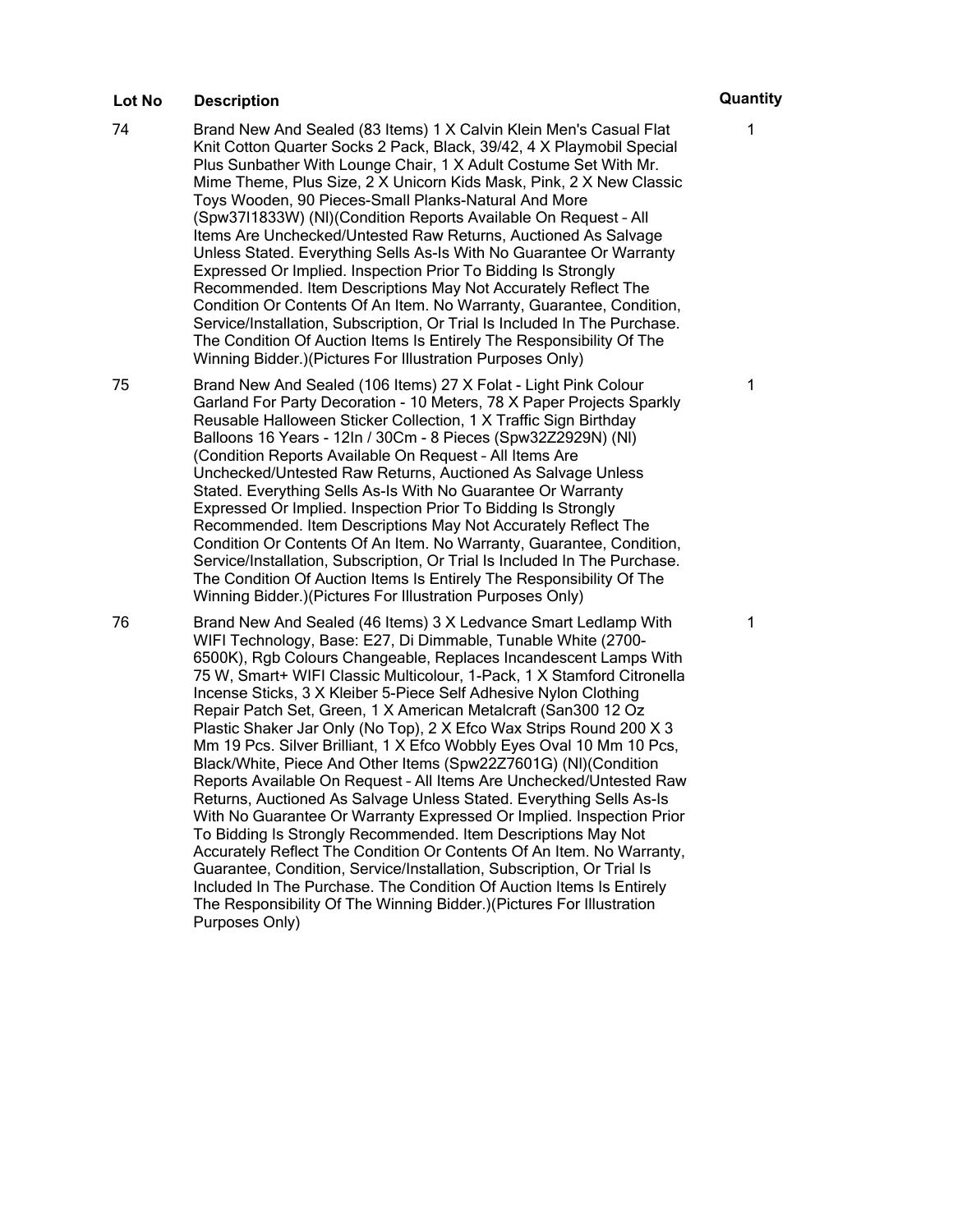| Lot No | Description | Quantity |
| --- | --- | --- |
| 74 | Brand New And Sealed (83 Items) 1 X Calvin Klein Men's Casual Flat Knit Cotton Quarter Socks 2 Pack, Black, 39/42, 4 X Playmobil Special Plus Sunbather With Lounge Chair, 1 X Adult Costume Set With Mr. Mime Theme, Plus Size, 2 X Unicorn Kids Mask, Pink, 2 X New Classic Toys Wooden, 90 Pieces-Small Planks-Natural And More (Spw37I1833W) (Nl)(Condition Reports Available On Request – All Items Are Unchecked/Untested Raw Returns, Auctioned As Salvage Unless Stated. Everything Sells As-Is With No Guarantee Or Warranty Expressed Or Implied. Inspection Prior To Bidding Is Strongly Recommended. Item Descriptions May Not Accurately Reflect The Condition Or Contents Of An Item. No Warranty, Guarantee, Condition, Service/Installation, Subscription, Or Trial Is Included In The Purchase. The Condition Of Auction Items Is Entirely The Responsibility Of The Winning Bidder.)(Pictures For Illustration Purposes Only) | 1 |
| 75 | Brand New And Sealed (106 Items) 27 X Folat - Light Pink Colour Garland For Party Decoration - 10 Meters, 78 X Paper Projects Sparkly Reusable Halloween Sticker Collection, 1 X Traffic Sign Birthday Balloons 16 Years - 12In / 30Cm - 8 Pieces (Spw32Z2929N) (Nl) (Condition Reports Available On Request – All Items Are Unchecked/Untested Raw Returns, Auctioned As Salvage Unless Stated. Everything Sells As-Is With No Guarantee Or Warranty Expressed Or Implied. Inspection Prior To Bidding Is Strongly Recommended. Item Descriptions May Not Accurately Reflect The Condition Or Contents Of An Item. No Warranty, Guarantee, Condition, Service/Installation, Subscription, Or Trial Is Included In The Purchase. The Condition Of Auction Items Is Entirely The Responsibility Of The Winning Bidder.)(Pictures For Illustration Purposes Only) | 1 |
| 76 | Brand New And Sealed (46 Items) 3 X Ledvance Smart Ledlamp With WIFI Technology, Base: E27, Di Dimmable, Tunable White (2700-6500K), Rgb Colours Changeable, Replaces Incandescent Lamps With 75 W, Smart+ WIFI Classic Multicolour, 1-Pack, 1 X Stamford Citronella Incense Sticks, 3 X Kleiber 5-Piece Self Adhesive Nylon Clothing Repair Patch Set, Green, 1 X American Metalcraft (San300 12 Oz Plastic Shaker Jar Only (No Top), 2 X Efco Wax Strips Round 200 X 3 Mm 19 Pcs. Silver Brilliant, 1 X Efco Wobbly Eyes Oval 10 Mm 10 Pcs, Black/White, Piece And Other Items (Spw22Z7601G) (Nl)(Condition Reports Available On Request – All Items Are Unchecked/Untested Raw Returns, Auctioned As Salvage Unless Stated. Everything Sells As-Is With No Guarantee Or Warranty Expressed Or Implied. Inspection Prior To Bidding Is Strongly Recommended. Item Descriptions May Not Accurately Reflect The Condition Or Contents Of An Item. No Warranty, Guarantee, Condition, Service/Installation, Subscription, Or Trial Is Included In The Purchase. The Condition Of Auction Items Is Entirely The Responsibility Of The Winning Bidder.)(Pictures For Illustration Purposes Only) | 1 |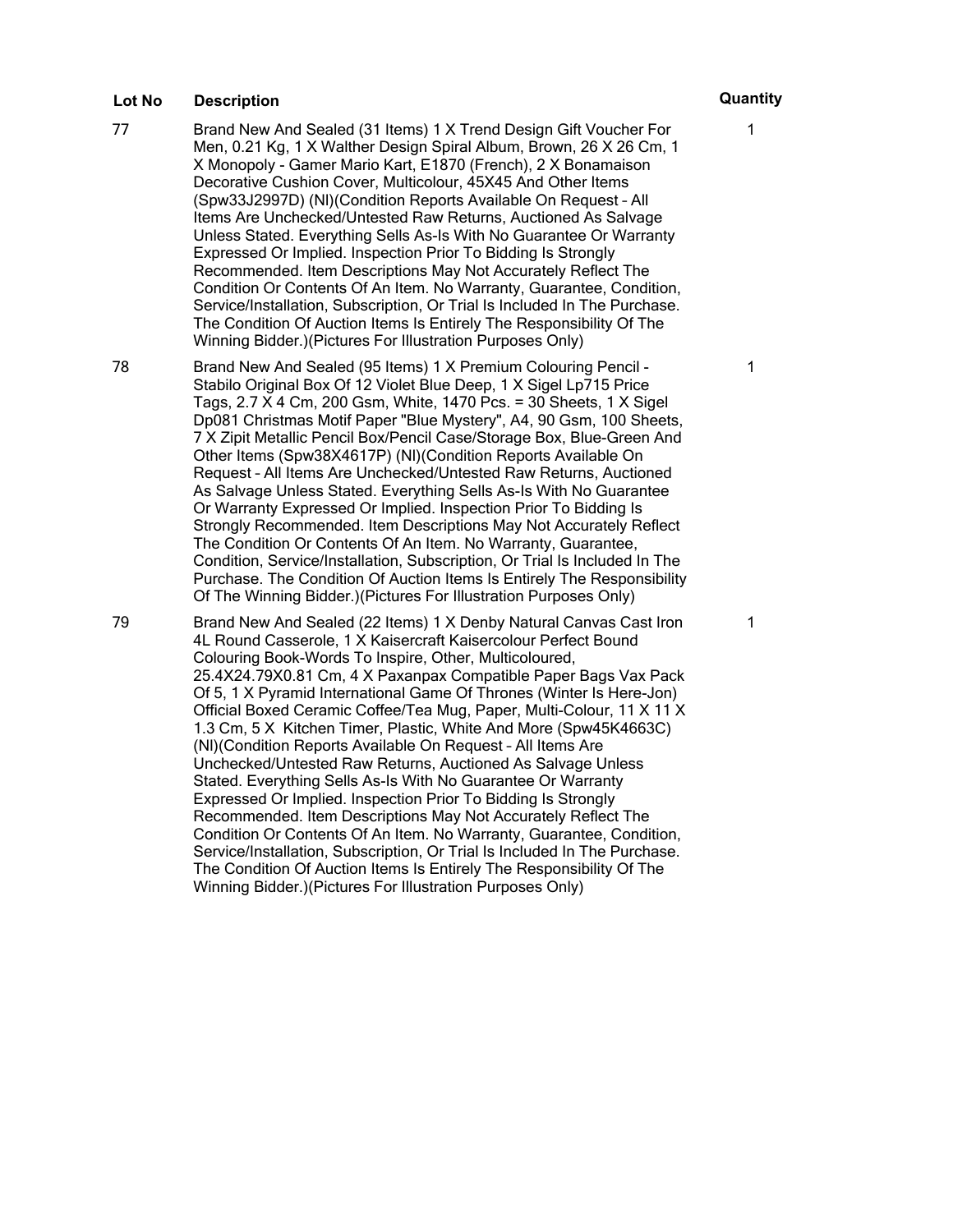| Lot No | Description | Quantity |
| --- | --- | --- |
| 77 | Brand New And Sealed (31 Items) 1 X Trend Design Gift Voucher For Men, 0.21 Kg, 1 X Walther Design Spiral Album, Brown, 26 X 26 Cm, 1 X Monopoly - Gamer Mario Kart, E1870 (French), 2 X Bonamaison Decorative Cushion Cover, Multicolour, 45X45 And Other Items (Spw33J2997D) (Nl)(Condition Reports Available On Request – All Items Are Unchecked/Untested Raw Returns, Auctioned As Salvage Unless Stated. Everything Sells As-Is With No Guarantee Or Warranty Expressed Or Implied. Inspection Prior To Bidding Is Strongly Recommended. Item Descriptions May Not Accurately Reflect The Condition Or Contents Of An Item. No Warranty, Guarantee, Condition, Service/Installation, Subscription, Or Trial Is Included In The Purchase. The Condition Of Auction Items Is Entirely The Responsibility Of The Winning Bidder.)(Pictures For Illustration Purposes Only) | 1 |
| 78 | Brand New And Sealed (95 Items) 1 X Premium Colouring Pencil - Stabilo Original Box Of 12 Violet Blue Deep, 1 X Sigel Lp715 Price Tags, 2.7 X 4 Cm, 200 Gsm, White, 1470 Pcs. = 30 Sheets, 1 X Sigel Dp081 Christmas Motif Paper "Blue Mystery", A4, 90 Gsm, 100 Sheets, 7 X Zipit Metallic Pencil Box/Pencil Case/Storage Box, Blue-Green And Other Items (Spw38X4617P) (Nl)(Condition Reports Available On Request – All Items Are Unchecked/Untested Raw Returns, Auctioned As Salvage Unless Stated. Everything Sells As-Is With No Guarantee Or Warranty Expressed Or Implied. Inspection Prior To Bidding Is Strongly Recommended. Item Descriptions May Not Accurately Reflect The Condition Or Contents Of An Item. No Warranty, Guarantee, Condition, Service/Installation, Subscription, Or Trial Is Included In The Purchase. The Condition Of Auction Items Is Entirely The Responsibility Of The Winning Bidder.)(Pictures For Illustration Purposes Only) | 1 |
| 79 | Brand New And Sealed (22 Items) 1 X Denby Natural Canvas Cast Iron 4L Round Casserole, 1 X Kaisercraft Kaisercolour Perfect Bound Colouring Book-Words To Inspire, Other, Multicoloured, 25.4X24.79X0.81 Cm, 4 X Paxanpax Compatible Paper Bags Vax Pack Of 5, 1 X Pyramid International Game Of Thrones (Winter Is Here-Jon) Official Boxed Ceramic Coffee/Tea Mug, Paper, Multi-Colour, 11 X 11 X 1.3 Cm, 5 X Kitchen Timer, Plastic, White And More (Spw45K4663C) (Nl)(Condition Reports Available On Request – All Items Are Unchecked/Untested Raw Returns, Auctioned As Salvage Unless Stated. Everything Sells As-Is With No Guarantee Or Warranty Expressed Or Implied. Inspection Prior To Bidding Is Strongly Recommended. Item Descriptions May Not Accurately Reflect The Condition Or Contents Of An Item. No Warranty, Guarantee, Condition, Service/Installation, Subscription, Or Trial Is Included In The Purchase. The Condition Of Auction Items Is Entirely The Responsibility Of The Winning Bidder.)(Pictures For Illustration Purposes Only) | 1 |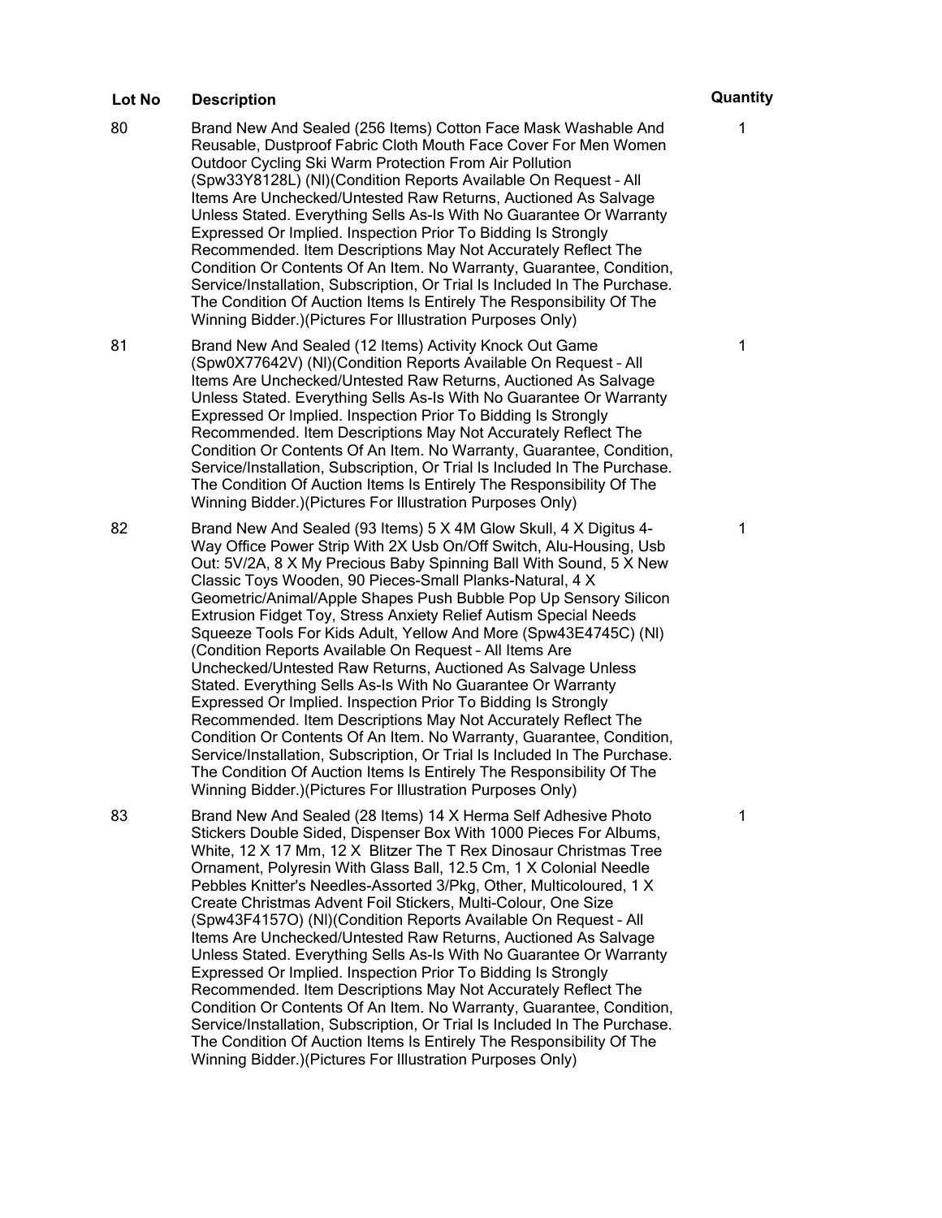| Lot No | Description | Quantity |
| --- | --- | --- |
| 80 | Brand New And Sealed (256 Items) Cotton Face Mask Washable And Reusable, Dustproof Fabric Cloth Mouth Face Cover For Men Women Outdoor Cycling Ski Warm Protection From Air Pollution (Spw33Y8128L) (Nl)(Condition Reports Available On Request – All Items Are Unchecked/Untested Raw Returns, Auctioned As Salvage Unless Stated. Everything Sells As-Is With No Guarantee Or Warranty Expressed Or Implied. Inspection Prior To Bidding Is Strongly Recommended. Item Descriptions May Not Accurately Reflect The Condition Or Contents Of An Item. No Warranty, Guarantee, Condition, Service/Installation, Subscription, Or Trial Is Included In The Purchase. The Condition Of Auction Items Is Entirely The Responsibility Of The Winning Bidder.)(Pictures For Illustration Purposes Only) | 1 |
| 81 | Brand New And Sealed (12 Items) Activity Knock Out Game (Spw0X77642V) (Nl)(Condition Reports Available On Request – All Items Are Unchecked/Untested Raw Returns, Auctioned As Salvage Unless Stated. Everything Sells As-Is With No Guarantee Or Warranty Expressed Or Implied. Inspection Prior To Bidding Is Strongly Recommended. Item Descriptions May Not Accurately Reflect The Condition Or Contents Of An Item. No Warranty, Guarantee, Condition, Service/Installation, Subscription, Or Trial Is Included In The Purchase. The Condition Of Auction Items Is Entirely The Responsibility Of The Winning Bidder.)(Pictures For Illustration Purposes Only) | 1 |
| 82 | Brand New And Sealed (93 Items) 5 X 4M Glow Skull, 4 X Digitus 4-Way Office Power Strip With 2X Usb On/Off Switch, Alu-Housing, Usb Out: 5V/2A, 8 X My Precious Baby Spinning Ball With Sound, 5 X New Classic Toys Wooden, 90 Pieces-Small Planks-Natural, 4 X Geometric/Animal/Apple Shapes Push Bubble Pop Up Sensory Silicon Extrusion Fidget Toy, Stress Anxiety Relief Autism Special Needs Squeeze Tools For Kids Adult, Yellow And More (Spw43E4745C) (Nl)(Condition Reports Available On Request – All Items Are Unchecked/Untested Raw Returns, Auctioned As Salvage Unless Stated. Everything Sells As-Is With No Guarantee Or Warranty Expressed Or Implied. Inspection Prior To Bidding Is Strongly Recommended. Item Descriptions May Not Accurately Reflect The Condition Or Contents Of An Item. No Warranty, Guarantee, Condition, Service/Installation, Subscription, Or Trial Is Included In The Purchase. The Condition Of Auction Items Is Entirely The Responsibility Of The Winning Bidder.)(Pictures For Illustration Purposes Only) | 1 |
| 83 | Brand New And Sealed (28 Items) 14 X Herma Self Adhesive Photo Stickers Double Sided, Dispenser Box With 1000 Pieces For Albums, White, 12 X 17 Mm, 12 X Blitzer The T Rex Dinosaur Christmas Tree Ornament, Polyresin With Glass Ball, 12.5 Cm, 1 X Colonial Needle Pebbles Knitter's Needles-Assorted 3/Pkg, Other, Multicoloured, 1 X Create Christmas Advent Foil Stickers, Multi-Colour, One Size (Spw43F4157O) (Nl)(Condition Reports Available On Request – All Items Are Unchecked/Untested Raw Returns, Auctioned As Salvage Unless Stated. Everything Sells As-Is With No Guarantee Or Warranty Expressed Or Implied. Inspection Prior To Bidding Is Strongly Recommended. Item Descriptions May Not Accurately Reflect The Condition Or Contents Of An Item. No Warranty, Guarantee, Condition, Service/Installation, Subscription, Or Trial Is Included In The Purchase. The Condition Of Auction Items Is Entirely The Responsibility Of The Winning Bidder.)(Pictures For Illustration Purposes Only) | 1 |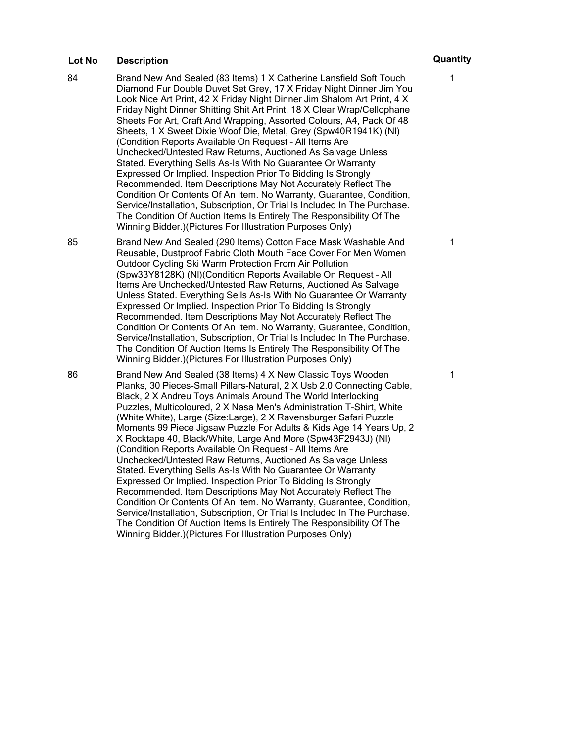| Lot No | Description | Quantity |
|---|---|---|
| 84 | Brand New And Sealed (83 Items) 1 X Catherine Lansfield Soft Touch Diamond Fur Double Duvet Set Grey, 17 X Friday Night Dinner Jim You Look Nice Art Print, 42 X Friday Night Dinner Jim Shalom Art Print, 4 X Friday Night Dinner Shitting Shit Art Print, 18 X Clear Wrap/Cellophane Sheets For Art, Craft And Wrapping, Assorted Colours, A4, Pack Of 48 Sheets, 1 X Sweet Dixie Woof Die, Metal, Grey (Spw40R1941K) (Nl) (Condition Reports Available On Request – All Items Are Unchecked/Untested Raw Returns, Auctioned As Salvage Unless Stated. Everything Sells As-Is With No Guarantee Or Warranty Expressed Or Implied. Inspection Prior To Bidding Is Strongly Recommended. Item Descriptions May Not Accurately Reflect The Condition Or Contents Of An Item. No Warranty, Guarantee, Condition, Service/Installation, Subscription, Or Trial Is Included In The Purchase. The Condition Of Auction Items Is Entirely The Responsibility Of The Winning Bidder.)(Pictures For Illustration Purposes Only) | 1 |
| 85 | Brand New And Sealed (290 Items) Cotton Face Mask Washable And Reusable, Dustproof Fabric Cloth Mouth Face Cover For Men Women Outdoor Cycling Ski Warm Protection From Air Pollution (Spw33Y8128K) (Nl)(Condition Reports Available On Request – All Items Are Unchecked/Untested Raw Returns, Auctioned As Salvage Unless Stated. Everything Sells As-Is With No Guarantee Or Warranty Expressed Or Implied. Inspection Prior To Bidding Is Strongly Recommended. Item Descriptions May Not Accurately Reflect The Condition Or Contents Of An Item. No Warranty, Guarantee, Condition, Service/Installation, Subscription, Or Trial Is Included In The Purchase. The Condition Of Auction Items Is Entirely The Responsibility Of The Winning Bidder.)(Pictures For Illustration Purposes Only) | 1 |
| 86 | Brand New And Sealed (38 Items) 4 X New Classic Toys Wooden Planks, 30 Pieces-Small Pillars-Natural, 2 X Usb 2.0 Connecting Cable, Black, 2 X Andreu Toys Animals Around The World Interlocking Puzzles, Multicoloured, 2 X Nasa Men's Administration T-Shirt, White (White White), Large (Size:Large), 2 X Ravensburger Safari Puzzle Moments 99 Piece Jigsaw Puzzle For Adults & Kids Age 14 Years Up, 2 X Rocktape 40, Black/White, Large And More (Spw43F2943J) (Nl) (Condition Reports Available On Request – All Items Are Unchecked/Untested Raw Returns, Auctioned As Salvage Unless Stated. Everything Sells As-Is With No Guarantee Or Warranty Expressed Or Implied. Inspection Prior To Bidding Is Strongly Recommended. Item Descriptions May Not Accurately Reflect The Condition Or Contents Of An Item. No Warranty, Guarantee, Condition, Service/Installation, Subscription, Or Trial Is Included In The Purchase. The Condition Of Auction Items Is Entirely The Responsibility Of The Winning Bidder.)(Pictures For Illustration Purposes Only) | 1 |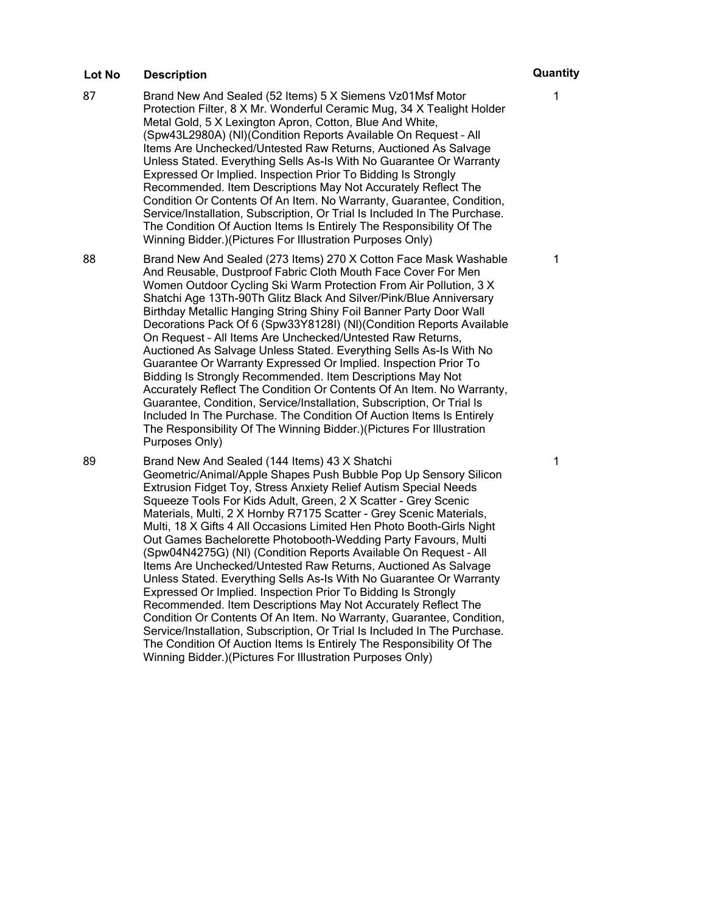| Lot No | Description | Quantity |
| --- | --- | --- |
| 87 | Brand New And Sealed (52 Items) 5 X Siemens Vz01Msf Motor Protection Filter, 8 X Mr. Wonderful Ceramic Mug, 34 X Tealight Holder Metal Gold, 5 X Lexington Apron, Cotton, Blue And White, (Spw43L2980A) (Nl)(Condition Reports Available On Request – All Items Are Unchecked/Untested Raw Returns, Auctioned As Salvage Unless Stated. Everything Sells As-Is With No Guarantee Or Warranty Expressed Or Implied. Inspection Prior To Bidding Is Strongly Recommended. Item Descriptions May Not Accurately Reflect The Condition Or Contents Of An Item. No Warranty, Guarantee, Condition, Service/Installation, Subscription, Or Trial Is Included In The Purchase. The Condition Of Auction Items Is Entirely The Responsibility Of The Winning Bidder.)(Pictures For Illustration Purposes Only) | 1 |
| 88 | Brand New And Sealed (273 Items) 270 X Cotton Face Mask Washable And Reusable, Dustproof Fabric Cloth Mouth Face Cover For Men Women Outdoor Cycling Ski Warm Protection From Air Pollution, 3 X Shatchi Age 13Th-90Th Glitz Black And Silver/Pink/Blue Anniversary Birthday Metallic Hanging String Shiny Foil Banner Party Door Wall Decorations Pack Of 6 (Spw33Y8128I) (Nl)(Condition Reports Available On Request – All Items Are Unchecked/Untested Raw Returns, Auctioned As Salvage Unless Stated. Everything Sells As-Is With No Guarantee Or Warranty Expressed Or Implied. Inspection Prior To Bidding Is Strongly Recommended. Item Descriptions May Not Accurately Reflect The Condition Or Contents Of An Item. No Warranty, Guarantee, Condition, Service/Installation, Subscription, Or Trial Is Included In The Purchase. The Condition Of Auction Items Is Entirely The Responsibility Of The Winning Bidder.)(Pictures For Illustration Purposes Only) | 1 |
| 89 | Brand New And Sealed (144 Items) 43 X Shatchi Geometric/Animal/Apple Shapes Push Bubble Pop Up Sensory Silicon Extrusion Fidget Toy, Stress Anxiety Relief Autism Special Needs Squeeze Tools For Kids Adult, Green, 2 X Scatter - Grey Scenic Materials, Multi, 2 X Hornby R7175 Scatter - Grey Scenic Materials, Multi, 18 X Gifts 4 All Occasions Limited Hen Photo Booth-Girls Night Out Games Bachelorette Photobooth-Wedding Party Favours, Multi (Spw04N4275G) (Nl) (Condition Reports Available On Request – All Items Are Unchecked/Untested Raw Returns, Auctioned As Salvage Unless Stated. Everything Sells As-Is With No Guarantee Or Warranty Expressed Or Implied. Inspection Prior To Bidding Is Strongly Recommended. Item Descriptions May Not Accurately Reflect The Condition Or Contents Of An Item. No Warranty, Guarantee, Condition, Service/Installation, Subscription, Or Trial Is Included In The Purchase. The Condition Of Auction Items Is Entirely The Responsibility Of The Winning Bidder.)(Pictures For Illustration Purposes Only) | 1 |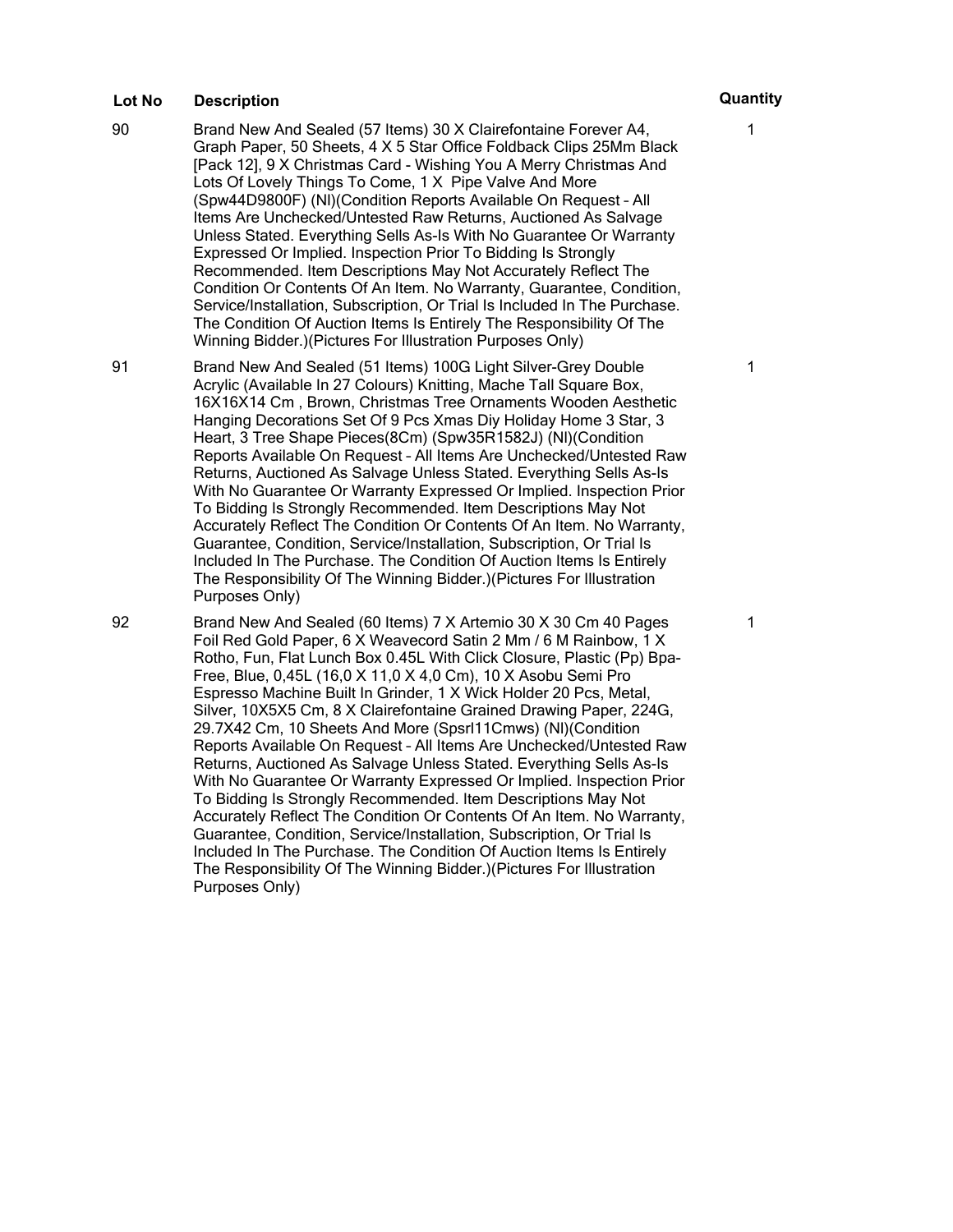| Lot No | Description | Quantity |
|---|---|---|
| 90 | Brand New And Sealed (57 Items) 30 X Clairefontaine Forever A4, Graph Paper, 50 Sheets, 4 X 5 Star Office Foldback Clips 25Mm Black [Pack 12], 9 X Christmas Card - Wishing You A Merry Christmas And Lots Of Lovely Things To Come, 1 X Pipe Valve And More (Spw44D9800F) (Nl)(Condition Reports Available On Request – All Items Are Unchecked/Untested Raw Returns, Auctioned As Salvage Unless Stated. Everything Sells As-Is With No Guarantee Or Warranty Expressed Or Implied. Inspection Prior To Bidding Is Strongly Recommended. Item Descriptions May Not Accurately Reflect The Condition Or Contents Of An Item. No Warranty, Guarantee, Condition, Service/Installation, Subscription, Or Trial Is Included In The Purchase. The Condition Of Auction Items Is Entirely The Responsibility Of The Winning Bidder.)(Pictures For Illustration Purposes Only) | 1 |
| 91 | Brand New And Sealed (51 Items) 100G Light Silver-Grey Double Acrylic (Available In 27 Colours) Knitting, Mache Tall Square Box, 16X16X14 Cm , Brown, Christmas Tree Ornaments Wooden Aesthetic Hanging Decorations Set Of 9 Pcs Xmas Diy Holiday Home 3 Star, 3 Heart, 3 Tree Shape Pieces(8Cm) (Spw35R1582J) (Nl)(Condition Reports Available On Request – All Items Are Unchecked/Untested Raw Returns, Auctioned As Salvage Unless Stated. Everything Sells As-Is With No Guarantee Or Warranty Expressed Or Implied. Inspection Prior To Bidding Is Strongly Recommended. Item Descriptions May Not Accurately Reflect The Condition Or Contents Of An Item. No Warranty, Guarantee, Condition, Service/Installation, Subscription, Or Trial Is Included In The Purchase. The Condition Of Auction Items Is Entirely The Responsibility Of The Winning Bidder.)(Pictures For Illustration Purposes Only) | 1 |
| 92 | Brand New And Sealed (60 Items) 7 X Artemio 30 X 30 Cm 40 Pages Foil Red Gold Paper, 6 X Weavecord Satin 2 Mm / 6 M Rainbow, 1 X Rotho, Fun, Flat Lunch Box 0.45L With Click Closure, Plastic (Pp) Bpa-Free, Blue, 0,45L (16,0 X 11,0 X 4,0 Cm), 10 X Asobu Semi Pro Espresso Machine Built In Grinder, 1 X Wick Holder 20 Pcs, Metal, Silver, 10X5X5 Cm, 8 X Clairefontaine Grained Drawing Paper, 224G, 29.7X42 Cm, 10 Sheets And More (Spsrl11Cmws) (Nl)(Condition Reports Available On Request – All Items Are Unchecked/Untested Raw Returns, Auctioned As Salvage Unless Stated. Everything Sells As-Is With No Guarantee Or Warranty Expressed Or Implied. Inspection Prior To Bidding Is Strongly Recommended. Item Descriptions May Not Accurately Reflect The Condition Or Contents Of An Item. No Warranty, Guarantee, Condition, Service/Installation, Subscription, Or Trial Is Included In The Purchase. The Condition Of Auction Items Is Entirely The Responsibility Of The Winning Bidder.)(Pictures For Illustration Purposes Only) | 1 |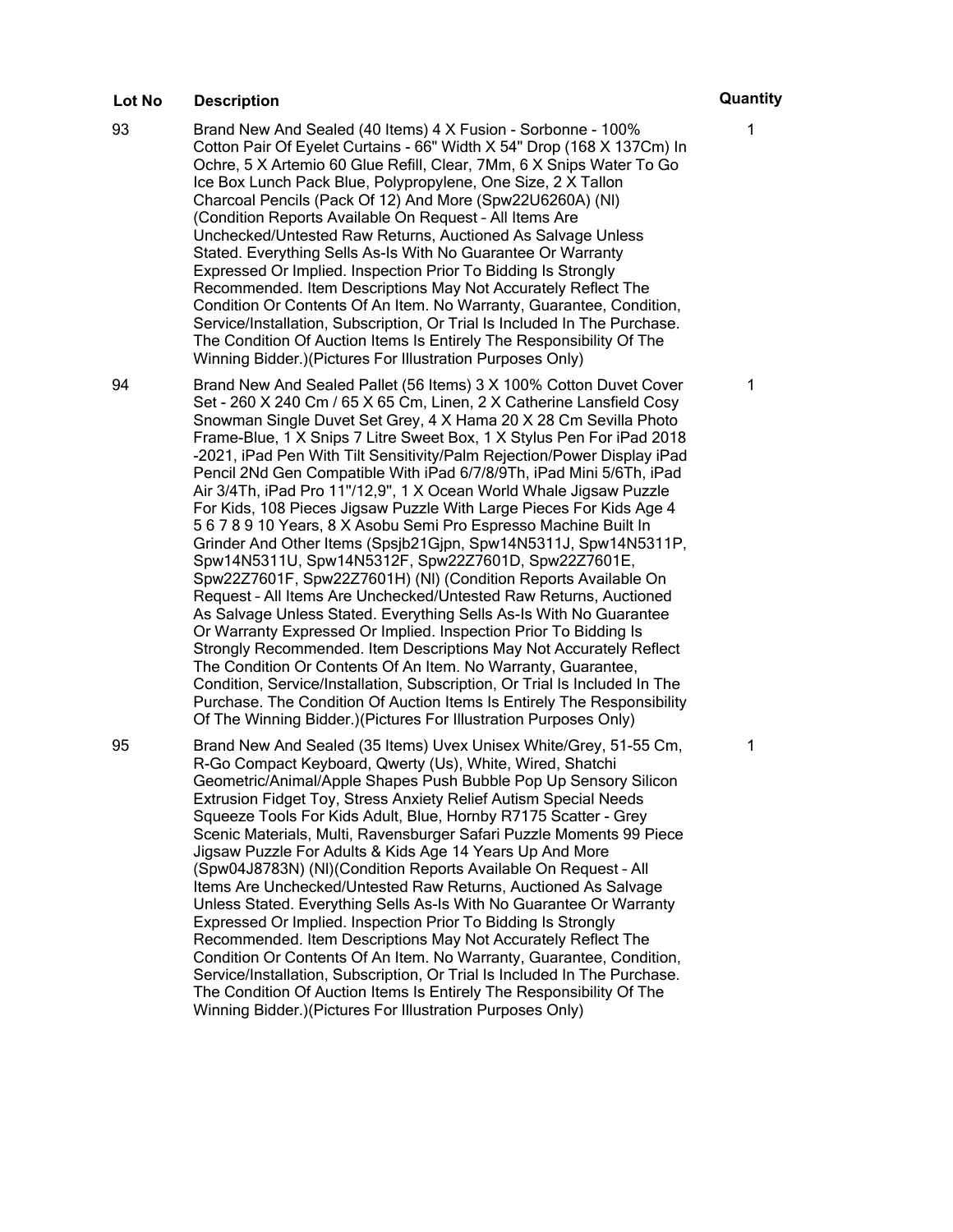| Lot No | Description | Quantity |
| --- | --- | --- |
| 93 | Brand New And Sealed (40 Items) 4 X Fusion - Sorbonne - 100% Cotton Pair Of Eyelet Curtains - 66" Width X 54" Drop (168 X 137Cm) In Ochre, 5 X Artemio 60 Glue Refill, Clear, 7Mm, 6 X Snips Water To Go Ice Box Lunch Pack Blue, Polypropylene, One Size, 2 X Tallon Charcoal Pencils (Pack Of 12) And More (Spw22U6260A) (Nl) (Condition Reports Available On Request – All Items Are Unchecked/Untested Raw Returns, Auctioned As Salvage Unless Stated. Everything Sells As-Is With No Guarantee Or Warranty Expressed Or Implied. Inspection Prior To Bidding Is Strongly Recommended. Item Descriptions May Not Accurately Reflect The Condition Or Contents Of An Item. No Warranty, Guarantee, Condition, Service/Installation, Subscription, Or Trial Is Included In The Purchase. The Condition Of Auction Items Is Entirely The Responsibility Of The Winning Bidder.)(Pictures For Illustration Purposes Only) | 1 |
| 94 | Brand New And Sealed Pallet (56 Items) 3 X 100% Cotton Duvet Cover Set - 260 X 240 Cm / 65 X 65 Cm, Linen, 2 X Catherine Lansfield Cosy Snowman Single Duvet Set Grey, 4 X Hama 20 X 28 Cm Sevilla Photo Frame-Blue, 1 X Snips 7 Litre Sweet Box, 1 X Stylus Pen For iPad 2018 -2021, iPad Pen With Tilt Sensitivity/Palm Rejection/Power Display iPad Pencil 2Nd Gen Compatible With iPad 6/7/8/9Th, iPad Mini 5/6Th, iPad Air 3/4Th, iPad Pro 11"/12,9", 1 X Ocean World Whale Jigsaw Puzzle For Kids, 108 Pieces Jigsaw Puzzle With Large Pieces For Kids Age 4 5 6 7 8 9 10 Years, 8 X Asobu Semi Pro Espresso Machine Built In Grinder And Other Items (Spsjb21Gjpn, Spw14N5311J, Spw14N5311P, Spw14N5311U, Spw14N5312F, Spw22Z7601D, Spw22Z7601E, Spw22Z7601F, Spw22Z7601H) (Nl) (Condition Reports Available On Request – All Items Are Unchecked/Untested Raw Returns, Auctioned As Salvage Unless Stated. Everything Sells As-Is With No Guarantee Or Warranty Expressed Or Implied. Inspection Prior To Bidding Is Strongly Recommended. Item Descriptions May Not Accurately Reflect The Condition Or Contents Of An Item. No Warranty, Guarantee, Condition, Service/Installation, Subscription, Or Trial Is Included In The Purchase. The Condition Of Auction Items Is Entirely The Responsibility Of The Winning Bidder.)(Pictures For Illustration Purposes Only) | 1 |
| 95 | Brand New And Sealed (35 Items) Uvex Unisex White/Grey, 51-55 Cm, R-Go Compact Keyboard, Qwerty (Us), White, Wired, Shatchi Geometric/Animal/Apple Shapes Push Bubble Pop Up Sensory Silicon Extrusion Fidget Toy, Stress Anxiety Relief Autism Special Needs Squeeze Tools For Kids Adult, Blue, Hornby R7175 Scatter - Grey Scenic Materials, Multi, Ravensburger Safari Puzzle Moments 99 Piece Jigsaw Puzzle For Adults & Kids Age 14 Years Up And More (Spw04J8783N) (Nl)(Condition Reports Available On Request – All Items Are Unchecked/Untested Raw Returns, Auctioned As Salvage Unless Stated. Everything Sells As-Is With No Guarantee Or Warranty Expressed Or Implied. Inspection Prior To Bidding Is Strongly Recommended. Item Descriptions May Not Accurately Reflect The Condition Or Contents Of An Item. No Warranty, Guarantee, Condition, Service/Installation, Subscription, Or Trial Is Included In The Purchase. The Condition Of Auction Items Is Entirely The Responsibility Of The Winning Bidder.)(Pictures For Illustration Purposes Only) | 1 |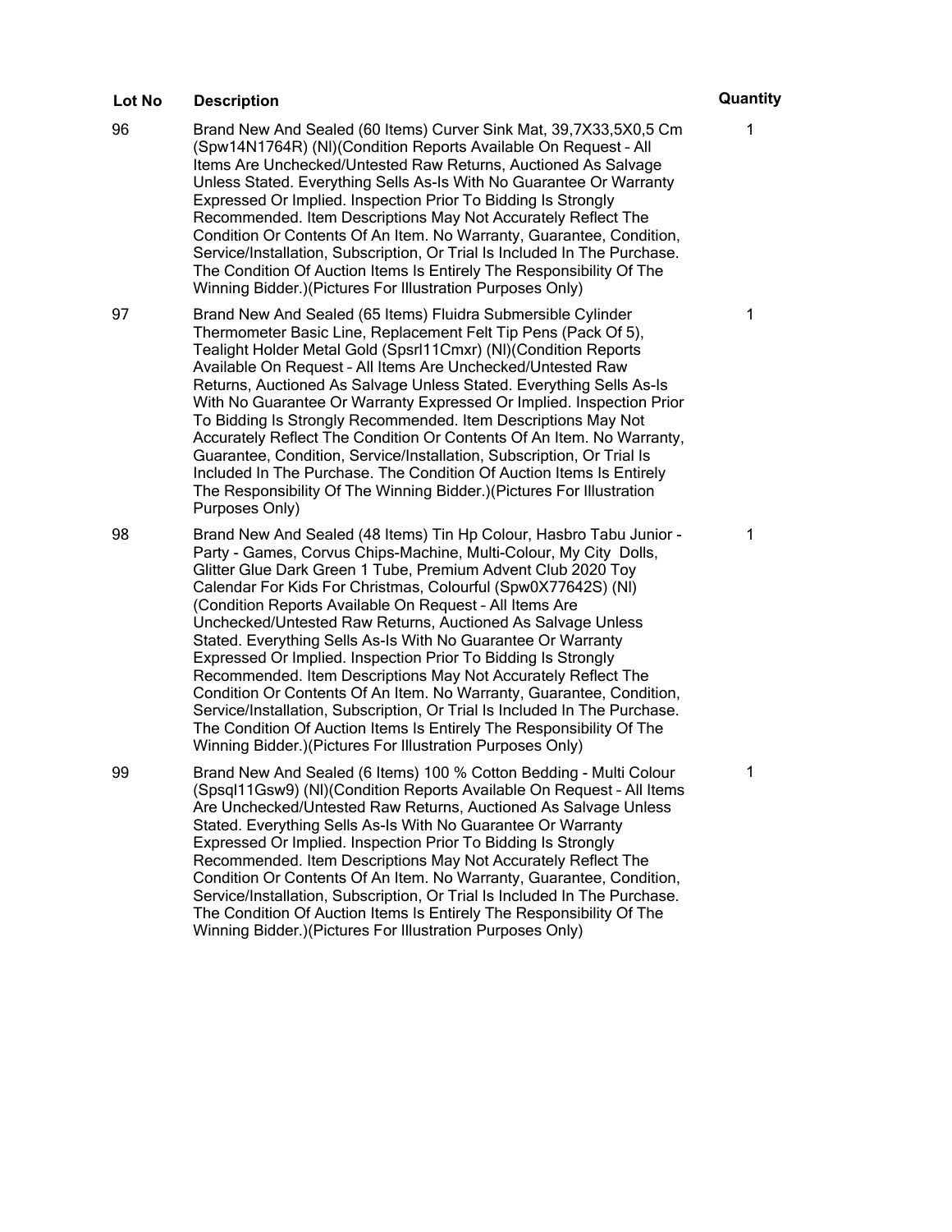| Lot No | Description | Quantity |
|---|---|---|
| 96 | Brand New And Sealed (60 Items) Curver Sink Mat, 39,7X33,5X0,5 Cm (Spw14N1764R) (Nl)(Condition Reports Available On Request – All Items Are Unchecked/Untested Raw Returns, Auctioned As Salvage Unless Stated. Everything Sells As-Is With No Guarantee Or Warranty Expressed Or Implied. Inspection Prior To Bidding Is Strongly Recommended. Item Descriptions May Not Accurately Reflect The Condition Or Contents Of An Item. No Warranty, Guarantee, Condition, Service/Installation, Subscription, Or Trial Is Included In The Purchase. The Condition Of Auction Items Is Entirely The Responsibility Of The Winning Bidder.)(Pictures For Illustration Purposes Only) | 1 |
| 97 | Brand New And Sealed (65 Items) Fluidra Submersible Cylinder Thermometer Basic Line, Replacement Felt Tip Pens (Pack Of 5), Tealight Holder Metal Gold (Spsrl11Cmxr) (Nl)(Condition Reports Available On Request – All Items Are Unchecked/Untested Raw Returns, Auctioned As Salvage Unless Stated. Everything Sells As-Is With No Guarantee Or Warranty Expressed Or Implied. Inspection Prior To Bidding Is Strongly Recommended. Item Descriptions May Not Accurately Reflect The Condition Or Contents Of An Item. No Warranty, Guarantee, Condition, Service/Installation, Subscription, Or Trial Is Included In The Purchase. The Condition Of Auction Items Is Entirely The Responsibility Of The Winning Bidder.)(Pictures For Illustration Purposes Only) | 1 |
| 98 | Brand New And Sealed (48 Items) Tin Hp Colour, Hasbro Tabu Junior - Party - Games, Corvus Chips-Machine, Multi-Colour, My City Dolls, Glitter Glue Dark Green 1 Tube, Premium Advent Club 2020 Toy Calendar For Kids For Christmas, Colourful (Spw0X77642S) (Nl) (Condition Reports Available On Request – All Items Are Unchecked/Untested Raw Returns, Auctioned As Salvage Unless Stated. Everything Sells As-Is With No Guarantee Or Warranty Expressed Or Implied. Inspection Prior To Bidding Is Strongly Recommended. Item Descriptions May Not Accurately Reflect The Condition Or Contents Of An Item. No Warranty, Guarantee, Condition, Service/Installation, Subscription, Or Trial Is Included In The Purchase. The Condition Of Auction Items Is Entirely The Responsibility Of The Winning Bidder.)(Pictures For Illustration Purposes Only) | 1 |
| 99 | Brand New And Sealed (6 Items) 100 % Cotton Bedding - Multi Colour (Spsql11Gsw9) (Nl)(Condition Reports Available On Request – All Items Are Unchecked/Untested Raw Returns, Auctioned As Salvage Unless Stated. Everything Sells As-Is With No Guarantee Or Warranty Expressed Or Implied. Inspection Prior To Bidding Is Strongly Recommended. Item Descriptions May Not Accurately Reflect The Condition Or Contents Of An Item. No Warranty, Guarantee, Condition, Service/Installation, Subscription, Or Trial Is Included In The Purchase. The Condition Of Auction Items Is Entirely The Responsibility Of The Winning Bidder.)(Pictures For Illustration Purposes Only) | 1 |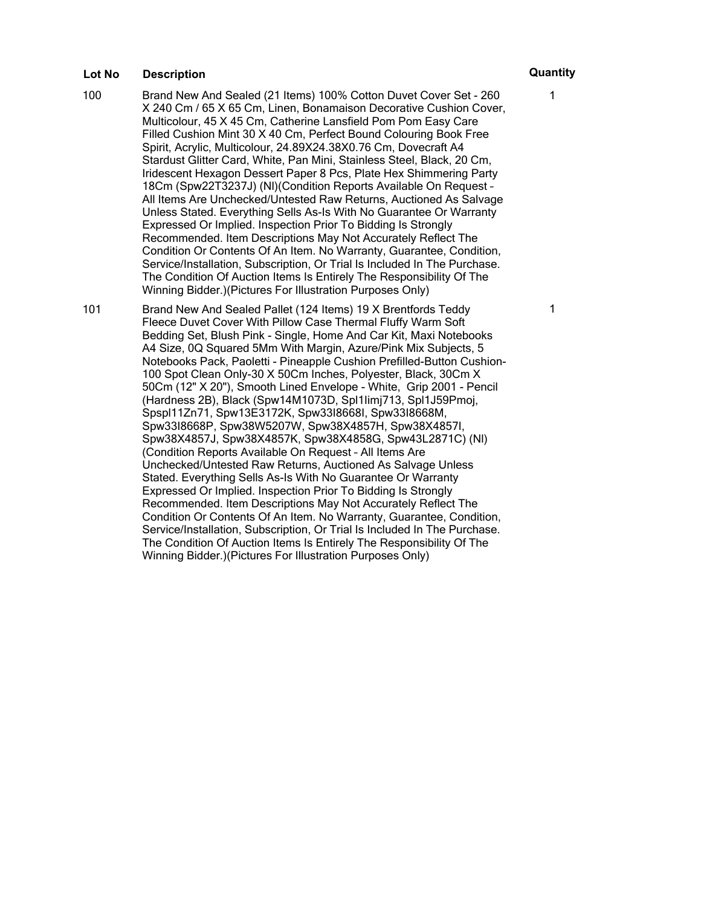| Lot No | Description | Quantity |
| --- | --- | --- |
| 100 | Brand New And Sealed (21 Items) 100% Cotton Duvet Cover Set - 260 X 240 Cm / 65 X 65 Cm, Linen, Bonamaison Decorative Cushion Cover, Multicolour, 45 X 45 Cm, Catherine Lansfield Pom Pom Easy Care Filled Cushion Mint 30 X 40 Cm, Perfect Bound Colouring Book Free Spirit, Acrylic, Multicolour, 24.89X24.38X0.76 Cm, Dovecraft A4 Stardust Glitter Card, White, Pan Mini, Stainless Steel, Black, 20 Cm, Iridescent Hexagon Dessert Paper 8 Pcs, Plate Hex Shimmering Party 18Cm (Spw22T3237J) (Nl)(Condition Reports Available On Request – All Items Are Unchecked/Untested Raw Returns, Auctioned As Salvage Unless Stated. Everything Sells As-Is With No Guarantee Or Warranty Expressed Or Implied. Inspection Prior To Bidding Is Strongly Recommended. Item Descriptions May Not Accurately Reflect The Condition Or Contents Of An Item. No Warranty, Guarantee, Condition, Service/Installation, Subscription, Or Trial Is Included In The Purchase. The Condition Of Auction Items Is Entirely The Responsibility Of The Winning Bidder.)(Pictures For Illustration Purposes Only) | 1 |
| 101 | Brand New And Sealed Pallet (124 Items) 19 X Brentfords Teddy Fleece Duvet Cover With Pillow Case Thermal Fluffy Warm Soft Bedding Set, Blush Pink - Single, Home And Car Kit, Maxi Notebooks A4 Size, 0Q Squared 5Mm With Margin, Azure/Pink Mix Subjects, 5 Notebooks Pack, Paoletti - Pineapple Cushion Prefilled-Button Cushion-100 Spot Clean Only-30 X 50Cm Inches, Polyester, Black, 30Cm X 50Cm (12" X 20"), Smooth Lined Envelope - White, Grip 2001 - Pencil (Hardness 2B), Black (Spw14M1073D, Spl1Iimj713, Spl1J59Pmoj, Spspl11Zn71, Spw13E3172K, Spw33I8668I, Spw33I8668M, Spw33I8668P, Spw38W5207W, Spw38X4857H, Spw38X4857I, Spw38X4857J, Spw38X4857K, Spw38X4858G, Spw43L2871C) (Nl) (Condition Reports Available On Request – All Items Are Unchecked/Untested Raw Returns, Auctioned As Salvage Unless Stated. Everything Sells As-Is With No Guarantee Or Warranty Expressed Or Implied. Inspection Prior To Bidding Is Strongly Recommended. Item Descriptions May Not Accurately Reflect The Condition Or Contents Of An Item. No Warranty, Guarantee, Condition, Service/Installation, Subscription, Or Trial Is Included In The Purchase. The Condition Of Auction Items Is Entirely The Responsibility Of The Winning Bidder.)(Pictures For Illustration Purposes Only) | 1 |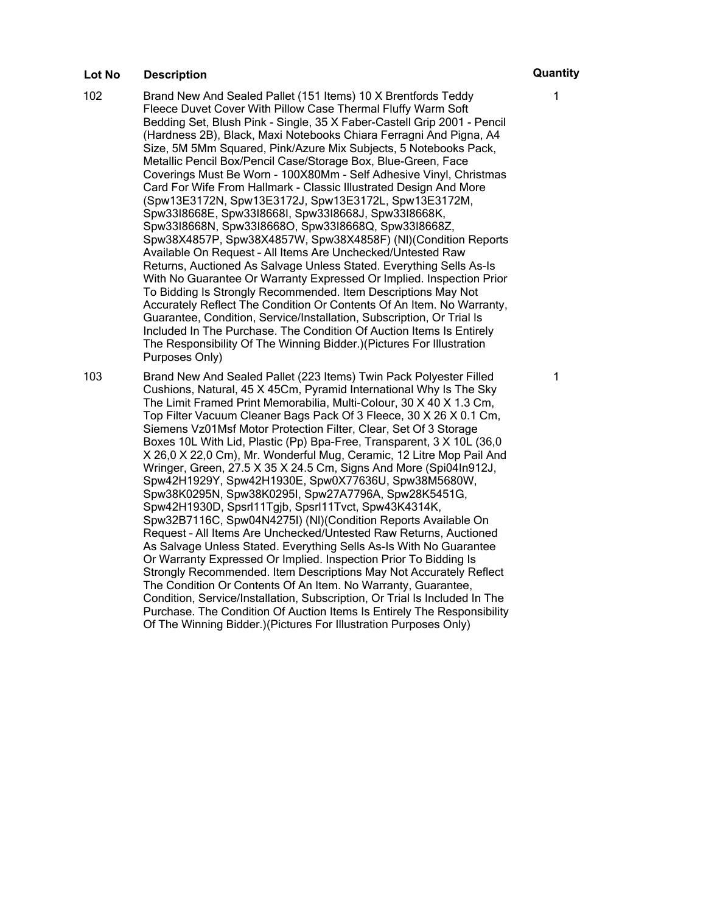| Lot No | Description | Quantity |
|---|---|---|
| 102 | Brand New And Sealed Pallet (151 Items) 10 X Brentfords Teddy Fleece Duvet Cover With Pillow Case Thermal Fluffy Warm Soft Bedding Set, Blush Pink - Single, 35 X Faber-Castell Grip 2001 - Pencil (Hardness 2B), Black, Maxi Notebooks Chiara Ferragni And Pigna, A4 Size, 5M 5Mm Squared, Pink/Azure Mix Subjects, 5 Notebooks Pack, Metallic Pencil Box/Pencil Case/Storage Box, Blue-Green, Face Coverings Must Be Worn - 100X80Mm - Self Adhesive Vinyl, Christmas Card For Wife From Hallmark - Classic Illustrated Design And More (Spw13E3172N, Spw13E3172J, Spw13E3172L, Spw13E3172M, Spw33I8668E, Spw33I8668I, Spw33I8668J, Spw33I8668K, Spw33I8668N, Spw33I8668O, Spw33I8668Q, Spw33I8668Z, Spw38X4857P, Spw38X4857W, Spw38X4858F) (Nl)(Condition Reports Available On Request – All Items Are Unchecked/Untested Raw Returns, Auctioned As Salvage Unless Stated. Everything Sells As-Is With No Guarantee Or Warranty Expressed Or Implied. Inspection Prior To Bidding Is Strongly Recommended. Item Descriptions May Not Accurately Reflect The Condition Or Contents Of An Item. No Warranty, Guarantee, Condition, Service/Installation, Subscription, Or Trial Is Included In The Purchase. The Condition Of Auction Items Is Entirely The Responsibility Of The Winning Bidder.)(Pictures For Illustration Purposes Only) | 1 |
| 103 | Brand New And Sealed Pallet (223 Items) Twin Pack Polyester Filled Cushions, Natural, 45 X 45Cm, Pyramid International Why Is The Sky The Limit Framed Print Memorabilia, Multi-Colour, 30 X 40 X 1.3 Cm, Top Filter Vacuum Cleaner Bags Pack Of 3 Fleece, 30 X 26 X 0.1 Cm, Siemens Vz01Msf Motor Protection Filter, Clear, Set Of 3 Storage Boxes 10L With Lid, Plastic (Pp) Bpa-Free, Transparent, 3 X 10L (36,0 X 26,0 X 22,0 Cm), Mr. Wonderful Mug, Ceramic, 12 Litre Mop Pail And Wringer, Green, 27.5 X 35 X 24.5 Cm, Signs And More (Spi04In912J, Spw42H1929Y, Spw42H1930E, Spw0X77636U, Spw38M5680W, Spw38K0295N, Spw38K0295I, Spw27A7796A, Spw28K5451G, Spw42H1930D, Spsrl11Tgjb, Spsrl11Tvct, Spw43K4314K, Spw32B7116C, Spw04N4275I) (Nl)(Condition Reports Available On Request – All Items Are Unchecked/Untested Raw Returns, Auctioned As Salvage Unless Stated. Everything Sells As-Is With No Guarantee Or Warranty Expressed Or Implied. Inspection Prior To Bidding Is Strongly Recommended. Item Descriptions May Not Accurately Reflect The Condition Or Contents Of An Item. No Warranty, Guarantee, Condition, Service/Installation, Subscription, Or Trial Is Included In The Purchase. The Condition Of Auction Items Is Entirely The Responsibility Of The Winning Bidder.)(Pictures For Illustration Purposes Only) | 1 |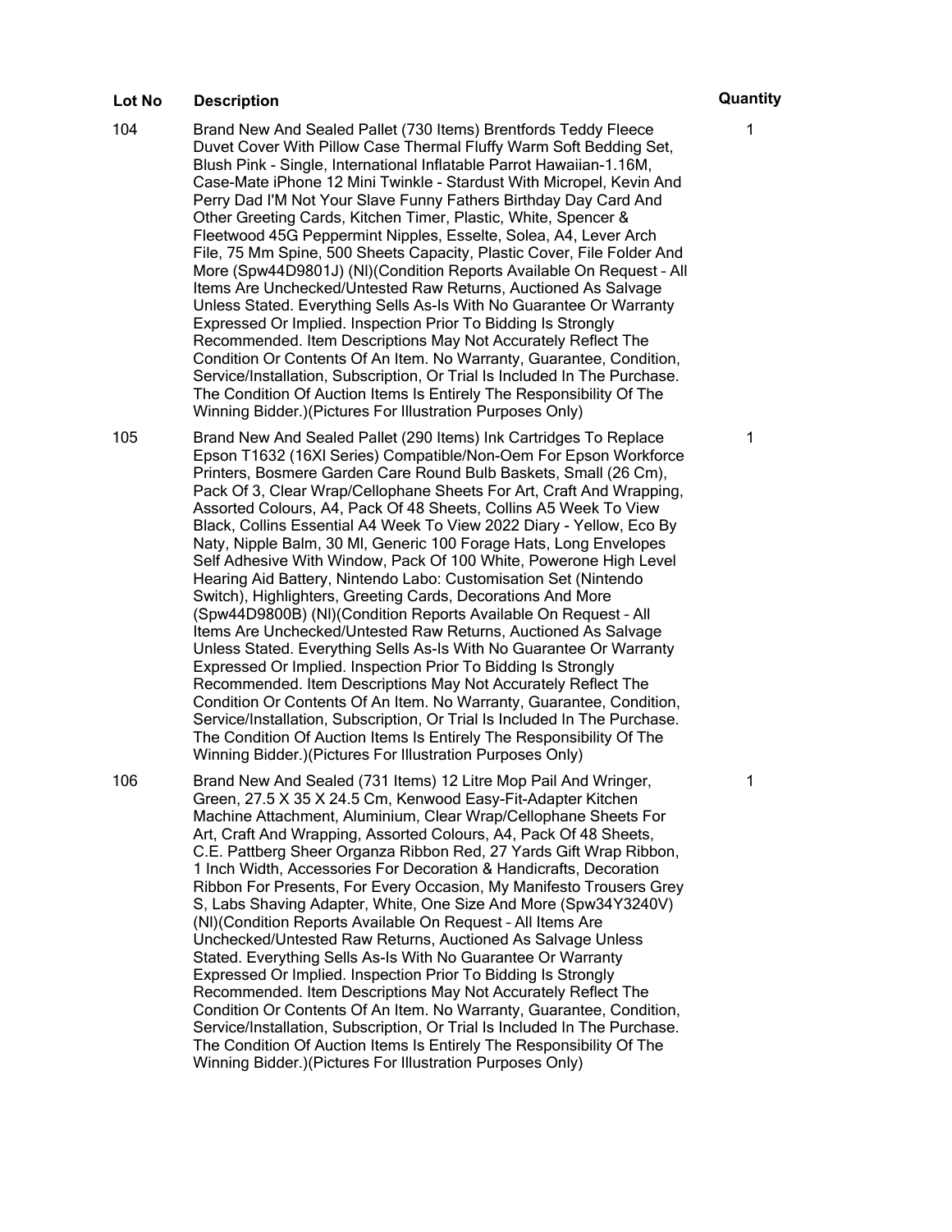| Lot No | Description | Quantity |
| --- | --- | --- |
| 104 | Brand New And Sealed Pallet (730 Items) Brentfords Teddy Fleece Duvet Cover With Pillow Case Thermal Fluffy Warm Soft Bedding Set, Blush Pink - Single, International Inflatable Parrot Hawaiian-1.16M, Case-Mate iPhone 12 Mini Twinkle - Stardust With Micropel, Kevin And Perry Dad I'M Not Your Slave Funny Fathers Birthday Day Card And Other Greeting Cards, Kitchen Timer, Plastic, White, Spencer & Fleetwood 45G Peppermint Nipples, Esselte, Solea, A4, Lever Arch File, 75 Mm Spine, 500 Sheets Capacity, Plastic Cover, File Folder And More (Spw44D9801J) (Nl)(Condition Reports Available On Request – All Items Are Unchecked/Untested Raw Returns, Auctioned As Salvage Unless Stated. Everything Sells As-Is With No Guarantee Or Warranty Expressed Or Implied. Inspection Prior To Bidding Is Strongly Recommended. Item Descriptions May Not Accurately Reflect The Condition Or Contents Of An Item. No Warranty, Guarantee, Condition, Service/Installation, Subscription, Or Trial Is Included In The Purchase. The Condition Of Auction Items Is Entirely The Responsibility Of The Winning Bidder.)(Pictures For Illustration Purposes Only) | 1 |
| 105 | Brand New And Sealed Pallet (290 Items) Ink Cartridges To Replace Epson T1632 (16Xl Series) Compatible/Non-Oem For Epson Workforce Printers, Bosmere Garden Care Round Bulb Baskets, Small (26 Cm), Pack Of 3, Clear Wrap/Cellophane Sheets For Art, Craft And Wrapping, Assorted Colours, A4, Pack Of 48 Sheets, Collins A5 Week To View Black, Collins Essential A4 Week To View 2022 Diary - Yellow, Eco By Naty, Nipple Balm, 30 Ml, Generic 100 Forage Hats, Long Envelopes Self Adhesive With Window, Pack Of 100 White, Powerone High Level Hearing Aid Battery, Nintendo Labo: Customisation Set (Nintendo Switch), Highlighters, Greeting Cards, Decorations And More (Spw44D9800B) (Nl)(Condition Reports Available On Request – All Items Are Unchecked/Untested Raw Returns, Auctioned As Salvage Unless Stated. Everything Sells As-Is With No Guarantee Or Warranty Expressed Or Implied. Inspection Prior To Bidding Is Strongly Recommended. Item Descriptions May Not Accurately Reflect The Condition Or Contents Of An Item. No Warranty, Guarantee, Condition, Service/Installation, Subscription, Or Trial Is Included In The Purchase. The Condition Of Auction Items Is Entirely The Responsibility Of The Winning Bidder.)(Pictures For Illustration Purposes Only) | 1 |
| 106 | Brand New And Sealed (731 Items) 12 Litre Mop Pail And Wringer, Green, 27.5 X 35 X 24.5 Cm, Kenwood Easy-Fit-Adapter Kitchen Machine Attachment, Aluminium, Clear Wrap/Cellophane Sheets For Art, Craft And Wrapping, Assorted Colours, A4, Pack Of 48 Sheets, C.E. Pattberg Sheer Organza Ribbon Red, 27 Yards Gift Wrap Ribbon, 1 Inch Width, Accessories For Decoration & Handicrafts, Decoration Ribbon For Presents, For Every Occasion, My Manifesto Trousers Grey S, Labs Shaving Adapter, White, One Size And More (Spw34Y3240V) (Nl)(Condition Reports Available On Request – All Items Are Unchecked/Untested Raw Returns, Auctioned As Salvage Unless Stated. Everything Sells As-Is With No Guarantee Or Warranty Expressed Or Implied. Inspection Prior To Bidding Is Strongly Recommended. Item Descriptions May Not Accurately Reflect The Condition Or Contents Of An Item. No Warranty, Guarantee, Condition, Service/Installation, Subscription, Or Trial Is Included In The Purchase. The Condition Of Auction Items Is Entirely The Responsibility Of The Winning Bidder.)(Pictures For Illustration Purposes Only) | 1 |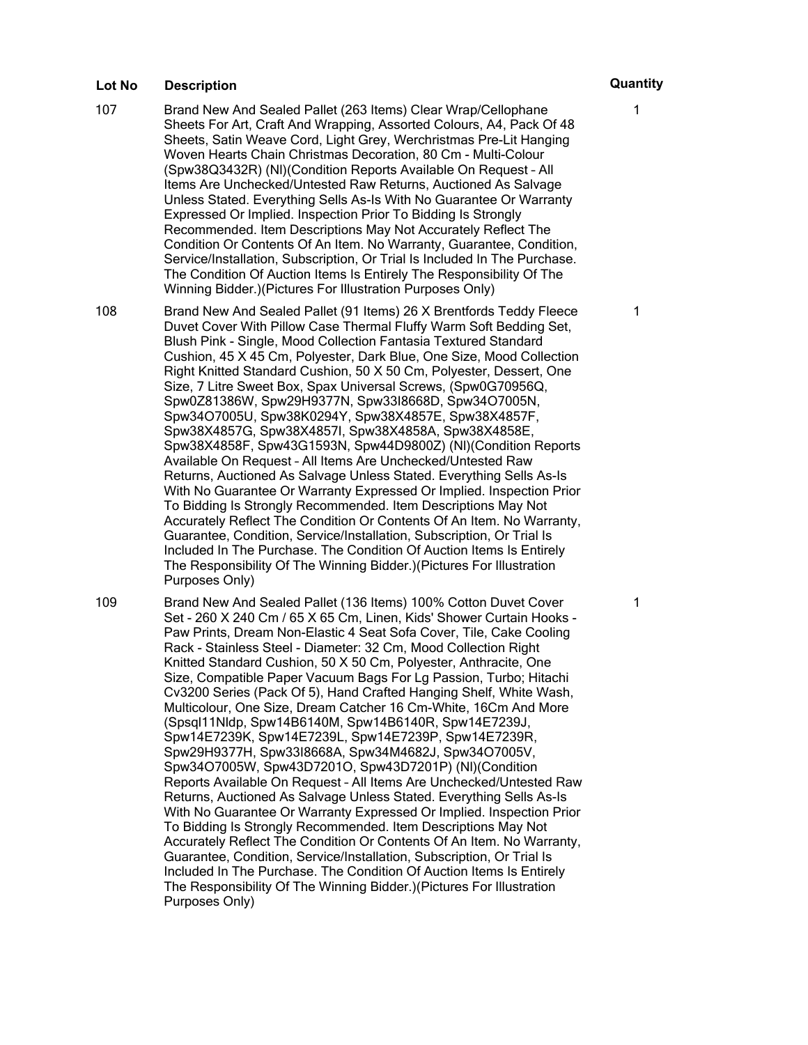| Lot No | Description | Quantity |
| --- | --- | --- |
| 107 | Brand New And Sealed Pallet (263 Items) Clear Wrap/Cellophane Sheets For Art, Craft And Wrapping, Assorted Colours, A4, Pack Of 48 Sheets, Satin Weave Cord, Light Grey, Werchristmas Pre-Lit Hanging Woven Hearts Chain Christmas Decoration, 80 Cm - Multi-Colour (Spw38Q3432R) (Nl)(Condition Reports Available On Request – All Items Are Unchecked/Untested Raw Returns, Auctioned As Salvage Unless Stated. Everything Sells As-Is With No Guarantee Or Warranty Expressed Or Implied. Inspection Prior To Bidding Is Strongly Recommended. Item Descriptions May Not Accurately Reflect The Condition Or Contents Of An Item. No Warranty, Guarantee, Condition, Service/Installation, Subscription, Or Trial Is Included In The Purchase. The Condition Of Auction Items Is Entirely The Responsibility Of The Winning Bidder.)(Pictures For Illustration Purposes Only) | 1 |
| 108 | Brand New And Sealed Pallet (91 Items) 26 X Brentfords Teddy Fleece Duvet Cover With Pillow Case Thermal Fluffy Warm Soft Bedding Set, Blush Pink - Single, Mood Collection Fantasia Textured Standard Cushion, 45 X 45 Cm, Polyester, Dark Blue, One Size, Mood Collection Right Knitted Standard Cushion, 50 X 50 Cm, Polyester, Dessert, One Size, 7 Litre Sweet Box, Spax Universal Screws, (Spw0G70956Q, Spw0Z81386W, Spw29H9377N, Spw33I8668D, Spw34O7005N, Spw34O7005U, Spw38K0294Y, Spw38X4857E, Spw38X4857F, Spw38X4857G, Spw38X4857I, Spw38X4858A, Spw38X4858E, Spw38X4858F, Spw43G1593N, Spw44D9800Z) (Nl)(Condition Reports Available On Request – All Items Are Unchecked/Untested Raw Returns, Auctioned As Salvage Unless Stated. Everything Sells As-Is With No Guarantee Or Warranty Expressed Or Implied. Inspection Prior To Bidding Is Strongly Recommended. Item Descriptions May Not Accurately Reflect The Condition Or Contents Of An Item. No Warranty, Guarantee, Condition, Service/Installation, Subscription, Or Trial Is Included In The Purchase. The Condition Of Auction Items Is Entirely The Responsibility Of The Winning Bidder.)(Pictures For Illustration Purposes Only) | 1 |
| 109 | Brand New And Sealed Pallet (136 Items) 100% Cotton Duvet Cover Set - 260 X 240 Cm / 65 X 65 Cm, Linen, Kids' Shower Curtain Hooks - Paw Prints, Dream Non-Elastic 4 Seat Sofa Cover, Tile, Cake Cooling Rack - Stainless Steel - Diameter: 32 Cm, Mood Collection Right Knitted Standard Cushion, 50 X 50 Cm, Polyester, Anthracite, One Size, Compatible Paper Vacuum Bags For Lg Passion, Turbo; Hitachi Cv3200 Series (Pack Of 5), Hand Crafted Hanging Shelf, White Wash, Multicolour, One Size, Dream Catcher 16 Cm-White, 16Cm And More (Spsql11Nldp, Spw14B6140M, Spw14B6140R, Spw14E7239J, Spw14E7239K, Spw14E7239L, Spw14E7239P, Spw14E7239R, Spw29H9377H, Spw33I8668A, Spw34M4682J, Spw34O7005V, Spw34O7005W, Spw43D7201O, Spw43D7201P) (Nl)(Condition Reports Available On Request – All Items Are Unchecked/Untested Raw Returns, Auctioned As Salvage Unless Stated. Everything Sells As-Is With No Guarantee Or Warranty Expressed Or Implied. Inspection Prior To Bidding Is Strongly Recommended. Item Descriptions May Not Accurately Reflect The Condition Or Contents Of An Item. No Warranty, Guarantee, Condition, Service/Installation, Subscription, Or Trial Is Included In The Purchase. The Condition Of Auction Items Is Entirely The Responsibility Of The Winning Bidder.)(Pictures For Illustration Purposes Only) | 1 |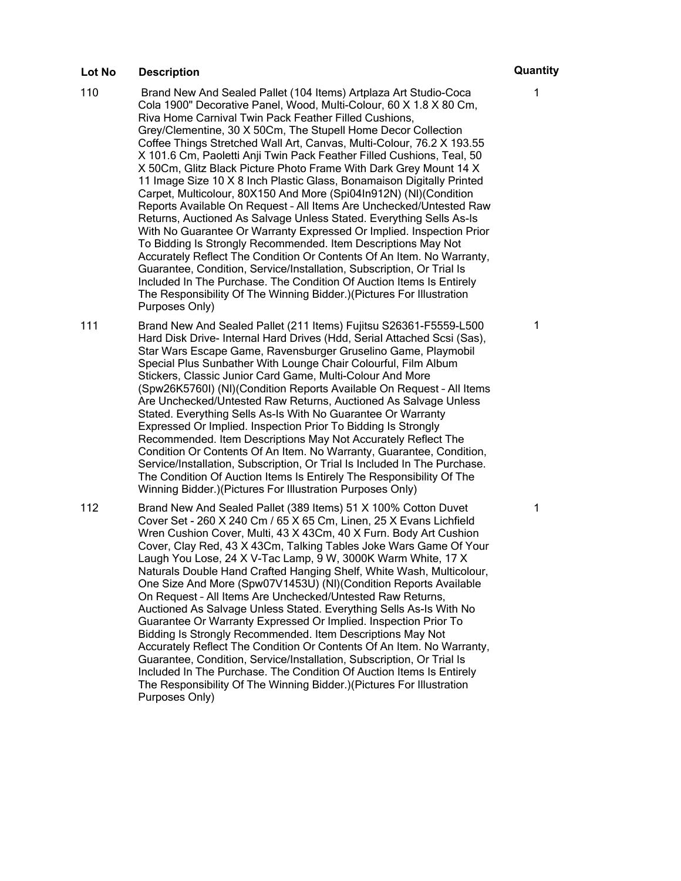| Lot No | Description | Quantity |
| --- | --- | --- |
| 110 | Brand New And Sealed Pallet (104 Items) Artplaza Art Studio-Coca Cola 1900" Decorative Panel, Wood, Multi-Colour, 60 X 1.8 X 80 Cm, Riva Home Carnival Twin Pack Feather Filled Cushions, Grey/Clementine, 30 X 50Cm, The Stupell Home Decor Collection Coffee Things Stretched Wall Art, Canvas, Multi-Colour, 76.2 X 193.55 X 101.6 Cm, Paoletti Anji Twin Pack Feather Filled Cushions, Teal, 50 X 50Cm, Glitz Black Picture Photo Frame With Dark Grey Mount 14 X 11 Image Size 10 X 8 Inch Plastic Glass, Bonamaison Digitally Printed Carpet, Multicolour, 80X150 And More (Spi04In912N) (Nl)(Condition Reports Available On Request – All Items Are Unchecked/Untested Raw Returns, Auctioned As Salvage Unless Stated. Everything Sells As-Is With No Guarantee Or Warranty Expressed Or Implied. Inspection Prior To Bidding Is Strongly Recommended. Item Descriptions May Not Accurately Reflect The Condition Or Contents Of An Item. No Warranty, Guarantee, Condition, Service/Installation, Subscription, Or Trial Is Included In The Purchase. The Condition Of Auction Items Is Entirely The Responsibility Of The Winning Bidder.)(Pictures For Illustration Purposes Only) | 1 |
| 111 | Brand New And Sealed Pallet (211 Items) Fujitsu S26361-F5559-L500 Hard Disk Drive- Internal Hard Drives (Hdd, Serial Attached Scsi (Sas), Star Wars Escape Game, Ravensburger Gruselino Game, Playmobil Special Plus Sunbather With Lounge Chair Colourful, Film Album Stickers, Classic Junior Card Game, Multi-Colour And More (Spw26K5760I) (Nl)(Condition Reports Available On Request – All Items Are Unchecked/Untested Raw Returns, Auctioned As Salvage Unless Stated. Everything Sells As-Is With No Guarantee Or Warranty Expressed Or Implied. Inspection Prior To Bidding Is Strongly Recommended. Item Descriptions May Not Accurately Reflect The Condition Or Contents Of An Item. No Warranty, Guarantee, Condition, Service/Installation, Subscription, Or Trial Is Included In The Purchase. The Condition Of Auction Items Is Entirely The Responsibility Of The Winning Bidder.)(Pictures For Illustration Purposes Only) | 1 |
| 112 | Brand New And Sealed Pallet (389 Items) 51 X 100% Cotton Duvet Cover Set - 260 X 240 Cm / 65 X 65 Cm, Linen, 25 X Evans Lichfield Wren Cushion Cover, Multi, 43 X 43Cm, 40 X Furn. Body Art Cushion Cover, Clay Red, 43 X 43Cm, Talking Tables Joke Wars Game Of Your Laugh You Lose, 24 X V-Tac Lamp, 9 W, 3000K Warm White, 17 X Naturals Double Hand Crafted Hanging Shelf, White Wash, Multicolour, One Size And More (Spw07V1453U) (Nl)(Condition Reports Available On Request – All Items Are Unchecked/Untested Raw Returns, Auctioned As Salvage Unless Stated. Everything Sells As-Is With No Guarantee Or Warranty Expressed Or Implied. Inspection Prior To Bidding Is Strongly Recommended. Item Descriptions May Not Accurately Reflect The Condition Or Contents Of An Item. No Warranty, Guarantee, Condition, Service/Installation, Subscription, Or Trial Is Included In The Purchase. The Condition Of Auction Items Is Entirely The Responsibility Of The Winning Bidder.)(Pictures For Illustration Purposes Only) | 1 |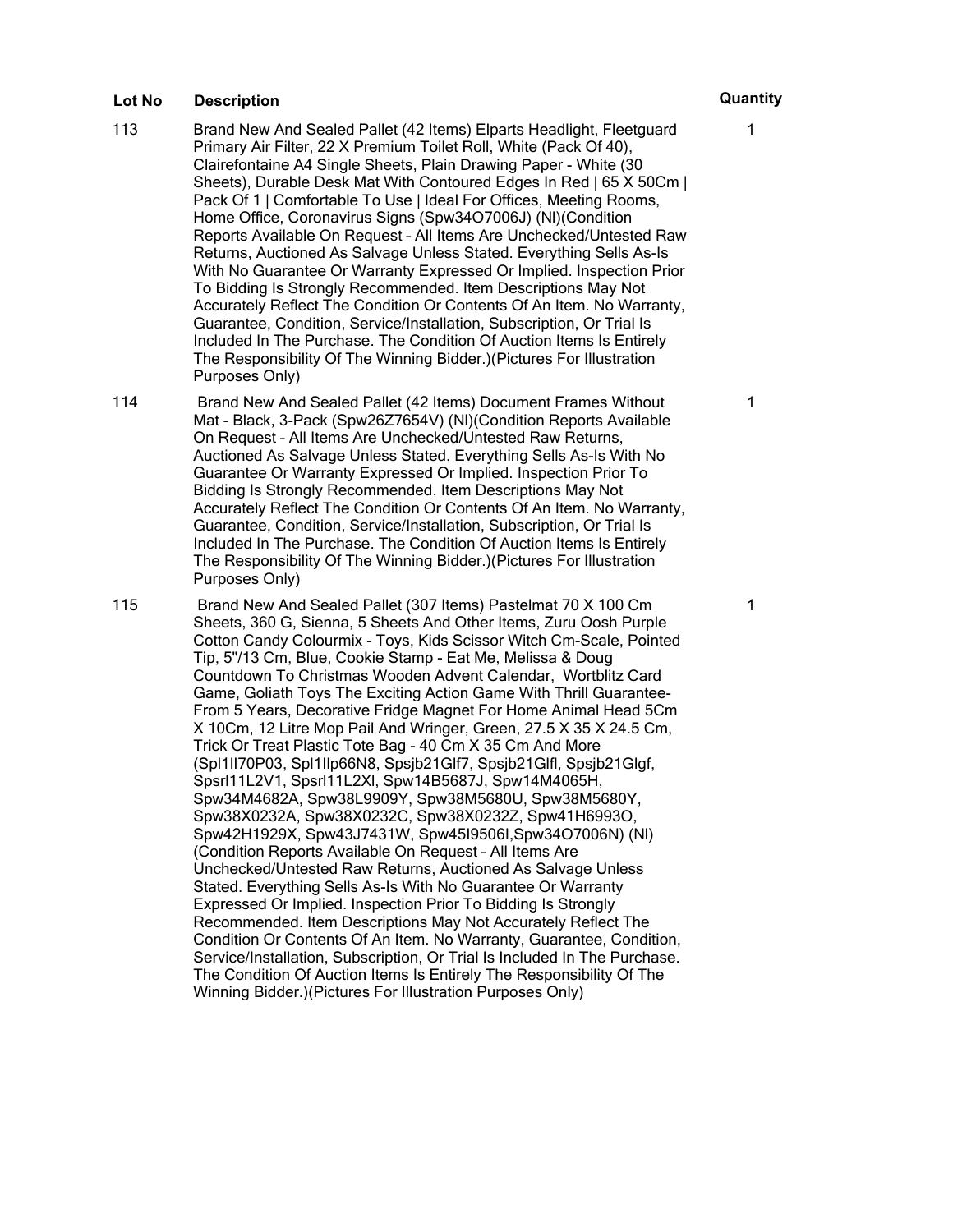| Lot No | Description | Quantity |
| --- | --- | --- |
| 113 | Brand New And Sealed Pallet (42 Items) Elparts Headlight, Fleetguard Primary Air Filter, 22 X Premium Toilet Roll, White (Pack Of 40), Clairefontaine A4 Single Sheets, Plain Drawing Paper - White (30 Sheets), Durable Desk Mat With Contoured Edges In Red \| 65 X 50Cm \| Pack Of 1 \| Comfortable To Use \| Ideal For Offices, Meeting Rooms, Home Office, Coronavirus Signs (Spw34O7006J) (Nl)(Condition Reports Available On Request – All Items Are Unchecked/Untested Raw Returns, Auctioned As Salvage Unless Stated. Everything Sells As-Is With No Guarantee Or Warranty Expressed Or Implied. Inspection Prior To Bidding Is Strongly Recommended. Item Descriptions May Not Accurately Reflect The Condition Or Contents Of An Item. No Warranty, Guarantee, Condition, Service/Installation, Subscription, Or Trial Is Included In The Purchase. The Condition Of Auction Items Is Entirely The Responsibility Of The Winning Bidder.)(Pictures For Illustration Purposes Only) | 1 |
| 114 | Brand New And Sealed Pallet (42 Items) Document Frames Without Mat - Black, 3-Pack (Spw26Z7654V) (Nl)(Condition Reports Available On Request – All Items Are Unchecked/Untested Raw Returns, Auctioned As Salvage Unless Stated. Everything Sells As-Is With No Guarantee Or Warranty Expressed Or Implied. Inspection Prior To Bidding Is Strongly Recommended. Item Descriptions May Not Accurately Reflect The Condition Or Contents Of An Item. No Warranty, Guarantee, Condition, Service/Installation, Subscription, Or Trial Is Included In The Purchase. The Condition Of Auction Items Is Entirely The Responsibility Of The Winning Bidder.)(Pictures For Illustration Purposes Only) | 1 |
| 115 | Brand New And Sealed Pallet (307 Items) Pastelmat 70 X 100 Cm Sheets, 360 G, Sienna, 5 Sheets And Other Items, Zuru Oosh Purple Cotton Candy Colourmix - Toys, Kids Scissor Witch Cm-Scale, Pointed Tip, 5"/13 Cm, Blue, Cookie Stamp - Eat Me, Melissa & Doug Countdown To Christmas Wooden Advent Calendar, Wortblitz Card Game, Goliath Toys The Exciting Action Game With Thrill Guarantee- From 5 Years, Decorative Fridge Magnet For Home Animal Head 5Cm X 10Cm, 12 Litre Mop Pail And Wringer, Green, 27.5 X 35 X 24.5 Cm, Trick Or Treat Plastic Tote Bag - 40 Cm X 35 Cm And More (Spl1Il70P03, Spl1Ilp66N8, Spsjb21Glf7, Spsjb21Glfl, Spsjb21Glgf, Spsrl11L2V1, Spsrl11L2Xl, Spw14B5687J, Spw14M4065H, Spw34M4682A, Spw38L9909Y, Spw38M5680U, Spw38M5680Y, Spw38X0232A, Spw38X0232C, Spw38X0232Z, Spw41H6993O, Spw42H1929X, Spw43J7431W, Spw45I9506l,Spw34O7006N) (Nl)(Condition Reports Available On Request – All Items Are Unchecked/Untested Raw Returns, Auctioned As Salvage Unless Stated. Everything Sells As-Is With No Guarantee Or Warranty Expressed Or Implied. Inspection Prior To Bidding Is Strongly Recommended. Item Descriptions May Not Accurately Reflect The Condition Or Contents Of An Item. No Warranty, Guarantee, Condition, Service/Installation, Subscription, Or Trial Is Included In The Purchase. The Condition Of Auction Items Is Entirely The Responsibility Of The Winning Bidder.)(Pictures For Illustration Purposes Only) | 1 |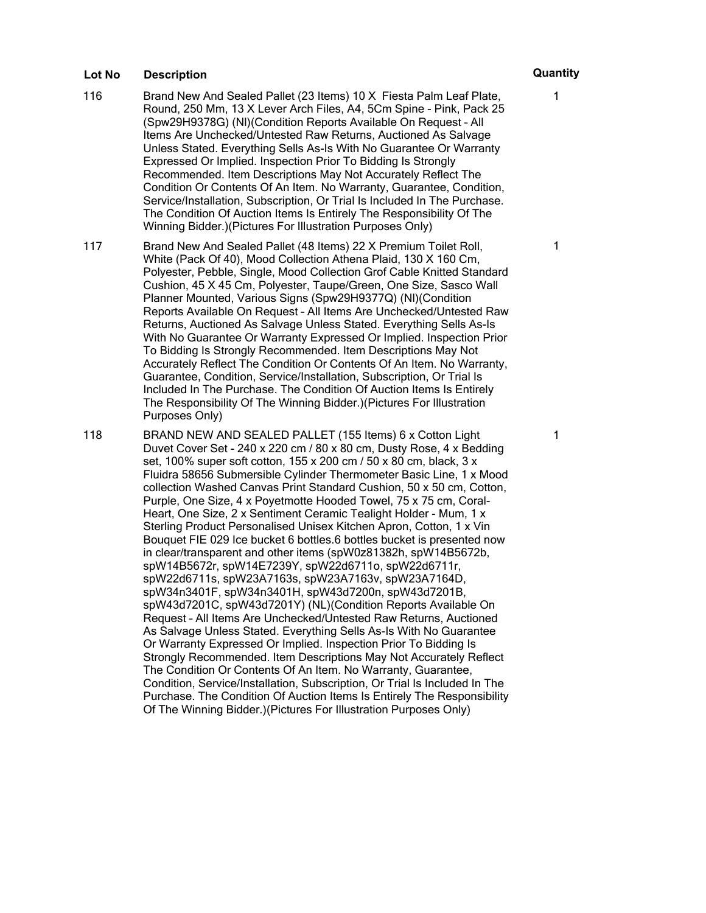| Lot No | Description | Quantity |
|---|---|---|
| 116 | Brand New And Sealed Pallet (23 Items) 10 X  Fiesta Palm Leaf Plate, Round, 250 Mm, 13 X Lever Arch Files, A4, 5Cm Spine - Pink, Pack 25 (Spw29H9378G) (Nl)(Condition Reports Available On Request – All Items Are Unchecked/Untested Raw Returns, Auctioned As Salvage Unless Stated. Everything Sells As-Is With No Guarantee Or Warranty Expressed Or Implied. Inspection Prior To Bidding Is Strongly Recommended. Item Descriptions May Not Accurately Reflect The Condition Or Contents Of An Item. No Warranty, Guarantee, Condition, Service/Installation, Subscription, Or Trial Is Included In The Purchase. The Condition Of Auction Items Is Entirely The Responsibility Of The Winning Bidder.)(Pictures For Illustration Purposes Only) | 1 |
| 117 | Brand New And Sealed Pallet (48 Items) 22 X Premium Toilet Roll, White (Pack Of 40), Mood Collection Athena Plaid, 130 X 160 Cm, Polyester, Pebble, Single, Mood Collection Grof Cable Knitted Standard Cushion, 45 X 45 Cm, Polyester, Taupe/Green, One Size, Sasco Wall Planner Mounted, Various Signs (Spw29H9377Q) (Nl)(Condition Reports Available On Request – All Items Are Unchecked/Untested Raw Returns, Auctioned As Salvage Unless Stated. Everything Sells As-Is With No Guarantee Or Warranty Expressed Or Implied. Inspection Prior To Bidding Is Strongly Recommended. Item Descriptions May Not Accurately Reflect The Condition Or Contents Of An Item. No Warranty, Guarantee, Condition, Service/Installation, Subscription, Or Trial Is Included In The Purchase. The Condition Of Auction Items Is Entirely The Responsibility Of The Winning Bidder.)(Pictures For Illustration Purposes Only) | 1 |
| 118 | BRAND NEW AND SEALED PALLET (155 Items) 6 x Cotton Light Duvet Cover Set - 240 x 220 cm / 80 x 80 cm, Dusty Rose, 4 x Bedding set, 100% super soft cotton, 155 x 200 cm / 50 x 80 cm, black, 3 x Fluidra 58656 Submersible Cylinder Thermometer Basic Line, 1 x Mood collection Washed Canvas Print Standard Cushion, 50 x 50 cm, Cotton, Purple, One Size, 4 x Poyetmotte Hooded Towel, 75 x 75 cm, Coral-Heart, One Size, 2 x Sentiment Ceramic Tealight Holder - Mum, 1 x Sterling Product Personalised Unisex Kitchen Apron, Cotton, 1 x Vin Bouquet FIE 029 Ice bucket 6 bottles.6 bottles bucket is presented now in clear/transparent and other items (spW0z81382h, spW14B5672b, spW14B5672r, spW14E7239Y, spW22d6711o, spW22d6711r, spW22d6711s, spW23A7163s, spW23A7163v, spW23A7164D, spW34n3401F, spW34n3401H, spW43d7200n, spW43d7201B, spW43d7201C, spW43d7201Y) (NL)(Condition Reports Available On Request – All Items Are Unchecked/Untested Raw Returns, Auctioned As Salvage Unless Stated. Everything Sells As-Is With No Guarantee Or Warranty Expressed Or Implied. Inspection Prior To Bidding Is Strongly Recommended. Item Descriptions May Not Accurately Reflect The Condition Or Contents Of An Item. No Warranty, Guarantee, Condition, Service/Installation, Subscription, Or Trial Is Included In The Purchase. The Condition Of Auction Items Is Entirely The Responsibility Of The Winning Bidder.)(Pictures For Illustration Purposes Only) | 1 |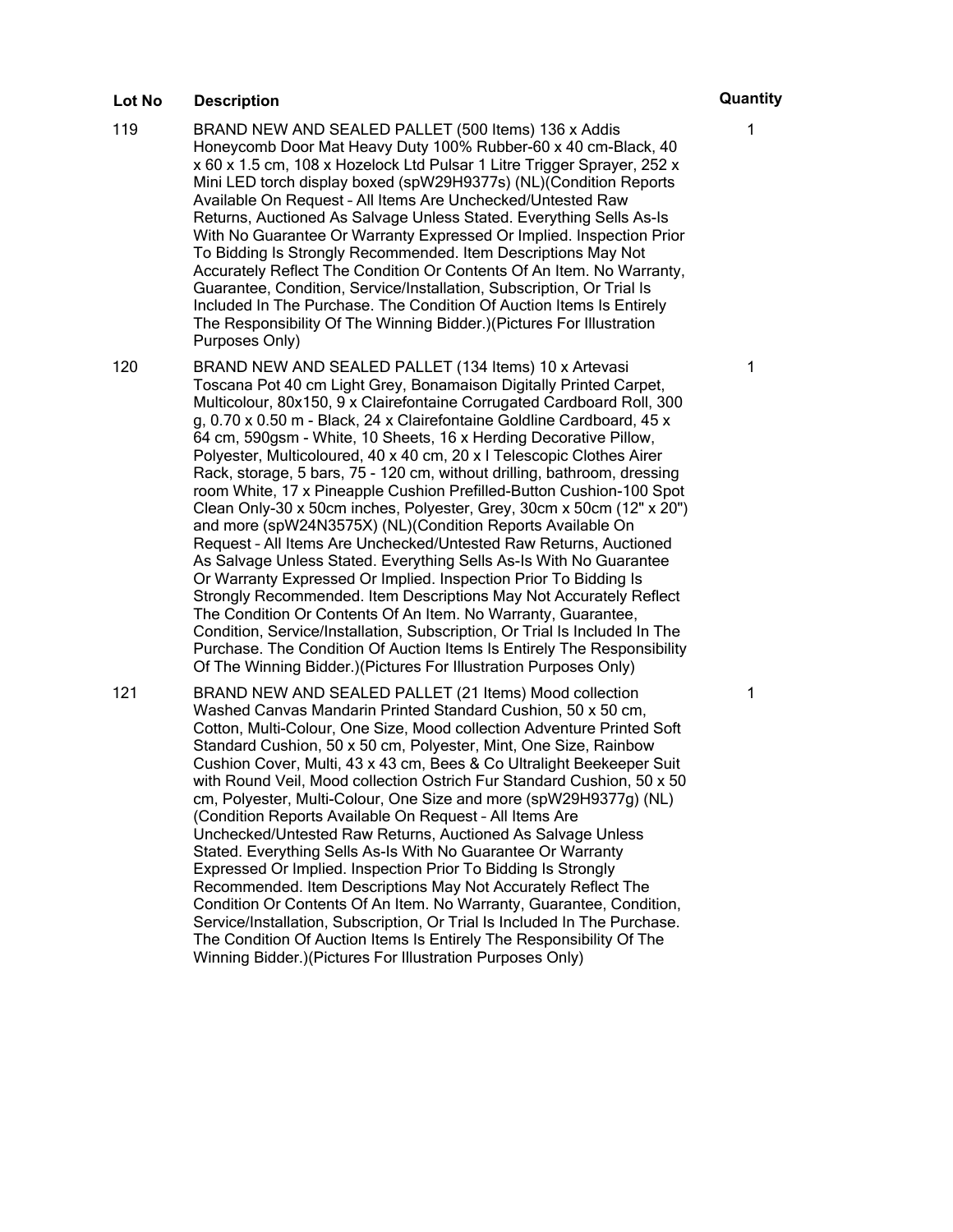| Lot No | Description | Quantity |
| --- | --- | --- |
| 119 | BRAND NEW AND SEALED PALLET (500 Items) 136 x Addis Honeycomb Door Mat Heavy Duty 100% Rubber-60 x 40 cm-Black, 40 x 60 x 1.5 cm, 108 x Hozelock Ltd Pulsar 1 Litre Trigger Sprayer, 252 x Mini LED torch display boxed (spW29H9377s) (NL)(Condition Reports Available On Request – All Items Are Unchecked/Untested Raw Returns, Auctioned As Salvage Unless Stated. Everything Sells As-Is With No Guarantee Or Warranty Expressed Or Implied. Inspection Prior To Bidding Is Strongly Recommended. Item Descriptions May Not Accurately Reflect The Condition Or Contents Of An Item. No Warranty, Guarantee, Condition, Service/Installation, Subscription, Or Trial Is Included In The Purchase. The Condition Of Auction Items Is Entirely The Responsibility Of The Winning Bidder.)(Pictures For Illustration Purposes Only) | 1 |
| 120 | BRAND NEW AND SEALED PALLET (134 Items) 10 x Artevasi Toscana Pot 40 cm Light Grey, Bonamaison Digitally Printed Carpet, Multicolour, 80x150, 9 x Clairefontaine Corrugated Cardboard Roll, 300 g, 0.70 x 0.50 m - Black, 24 x Clairefontaine Goldline Cardboard, 45 x 64 cm, 590gsm - White, 10 Sheets, 16 x Herding Decorative Pillow, Polyester, Multicoloured, 40 x 40 cm, 20 x I Telescopic Clothes Airer Rack, storage, 5 bars, 75 - 120 cm, without drilling, bathroom, dressing room White, 17 x Pineapple Cushion Prefilled-Button Cushion-100 Spot Clean Only-30 x 50cm inches, Polyester, Grey, 30cm x 50cm (12" x 20") and more (spW24N3575X) (NL)(Condition Reports Available On Request – All Items Are Unchecked/Untested Raw Returns, Auctioned As Salvage Unless Stated. Everything Sells As-Is With No Guarantee Or Warranty Expressed Or Implied. Inspection Prior To Bidding Is Strongly Recommended. Item Descriptions May Not Accurately Reflect The Condition Or Contents Of An Item. No Warranty, Guarantee, Condition, Service/Installation, Subscription, Or Trial Is Included In The Purchase. The Condition Of Auction Items Is Entirely The Responsibility Of The Winning Bidder.)(Pictures For Illustration Purposes Only) | 1 |
| 121 | BRAND NEW AND SEALED PALLET (21 Items) Mood collection Washed Canvas Mandarin Printed Standard Cushion, 50 x 50 cm, Cotton, Multi-Colour, One Size, Mood collection Adventure Printed Soft Standard Cushion, 50 x 50 cm, Polyester, Mint, One Size, Rainbow Cushion Cover, Multi, 43 x 43 cm, Bees & Co Ultralight Beekeeper Suit with Round Veil, Mood collection Ostrich Fur Standard Cushion, 50 x 50 cm, Polyester, Multi-Colour, One Size and more (spW29H9377g) (NL)(Condition Reports Available On Request – All Items Are Unchecked/Untested Raw Returns, Auctioned As Salvage Unless Stated. Everything Sells As-Is With No Guarantee Or Warranty Expressed Or Implied. Inspection Prior To Bidding Is Strongly Recommended. Item Descriptions May Not Accurately Reflect The Condition Or Contents Of An Item. No Warranty, Guarantee, Condition, Service/Installation, Subscription, Or Trial Is Included In The Purchase. The Condition Of Auction Items Is Entirely The Responsibility Of The Winning Bidder.)(Pictures For Illustration Purposes Only) | 1 |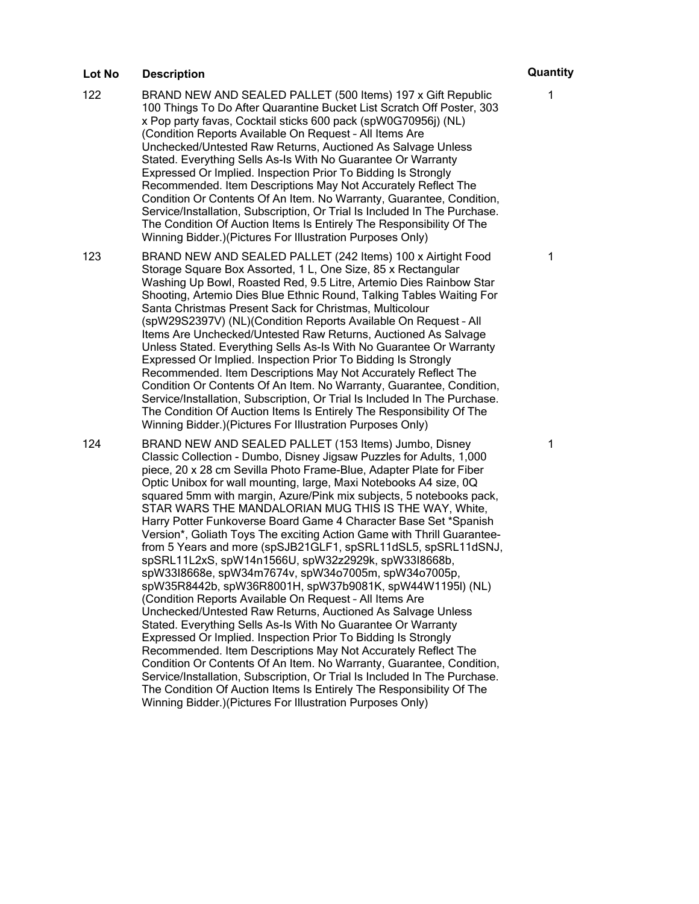| Lot No | Description | Quantity |
|---|---|---|
| 122 | BRAND NEW AND SEALED PALLET (500 Items) 197 x Gift Republic 100 Things To Do After Quarantine Bucket List Scratch Off Poster, 303 x Pop party favas, Cocktail sticks 600 pack (spW0G70956j) (NL) (Condition Reports Available On Request – All Items Are Unchecked/Untested Raw Returns, Auctioned As Salvage Unless Stated. Everything Sells As-Is With No Guarantee Or Warranty Expressed Or Implied. Inspection Prior To Bidding Is Strongly Recommended. Item Descriptions May Not Accurately Reflect The Condition Or Contents Of An Item. No Warranty, Guarantee, Condition, Service/Installation, Subscription, Or Trial Is Included In The Purchase. The Condition Of Auction Items Is Entirely The Responsibility Of The Winning Bidder.)(Pictures For Illustration Purposes Only) | 1 |
| 123 | BRAND NEW AND SEALED PALLET (242 Items) 100 x Airtight Food Storage Square Box Assorted, 1 L, One Size, 85 x Rectangular Washing Up Bowl, Roasted Red, 9.5 Litre, Artemio Dies Rainbow Star Shooting, Artemio Dies Blue Ethnic Round, Talking Tables Waiting For Santa Christmas Present Sack for Christmas, Multicolour (spW29S2397V) (NL)(Condition Reports Available On Request – All Items Are Unchecked/Untested Raw Returns, Auctioned As Salvage Unless Stated. Everything Sells As-Is With No Guarantee Or Warranty Expressed Or Implied. Inspection Prior To Bidding Is Strongly Recommended. Item Descriptions May Not Accurately Reflect The Condition Or Contents Of An Item. No Warranty, Guarantee, Condition, Service/Installation, Subscription, Or Trial Is Included In The Purchase. The Condition Of Auction Items Is Entirely The Responsibility Of The Winning Bidder.)(Pictures For Illustration Purposes Only) | 1 |
| 124 | BRAND NEW AND SEALED PALLET (153 Items) Jumbo, Disney Classic Collection - Dumbo, Disney Jigsaw Puzzles for Adults, 1,000 piece, 20 x 28 cm Sevilla Photo Frame-Blue, Adapter Plate for Fiber Optic Unibox for wall mounting, large, Maxi Notebooks A4 size, 0Q squared 5mm with margin, Azure/Pink mix subjects, 5 notebooks pack, STAR WARS THE MANDALORIAN MUG THIS IS THE WAY, White, Harry Potter Funkoverse Board Game 4 Character Base Set *Spanish Version*, Goliath Toys The exciting Action Game with Thrill Guarantee-from 5 Years and more (spSJB21GLF1, spSRL11dSL5, spSRL11dSNJ, spSRL11L2xS, spW14n1566U, spW32z2929k, spW33I8668b, spW33I8668e, spW34m7674v, spW34o7005m, spW34o7005p, spW35R8442b, spW36R8001H, spW37b9081K, spW44W1195l) (NL) (Condition Reports Available On Request – All Items Are Unchecked/Untested Raw Returns, Auctioned As Salvage Unless Stated. Everything Sells As-Is With No Guarantee Or Warranty Expressed Or Implied. Inspection Prior To Bidding Is Strongly Recommended. Item Descriptions May Not Accurately Reflect The Condition Or Contents Of An Item. No Warranty, Guarantee, Condition, Service/Installation, Subscription, Or Trial Is Included In The Purchase. The Condition Of Auction Items Is Entirely The Responsibility Of The Winning Bidder.)(Pictures For Illustration Purposes Only) | 1 |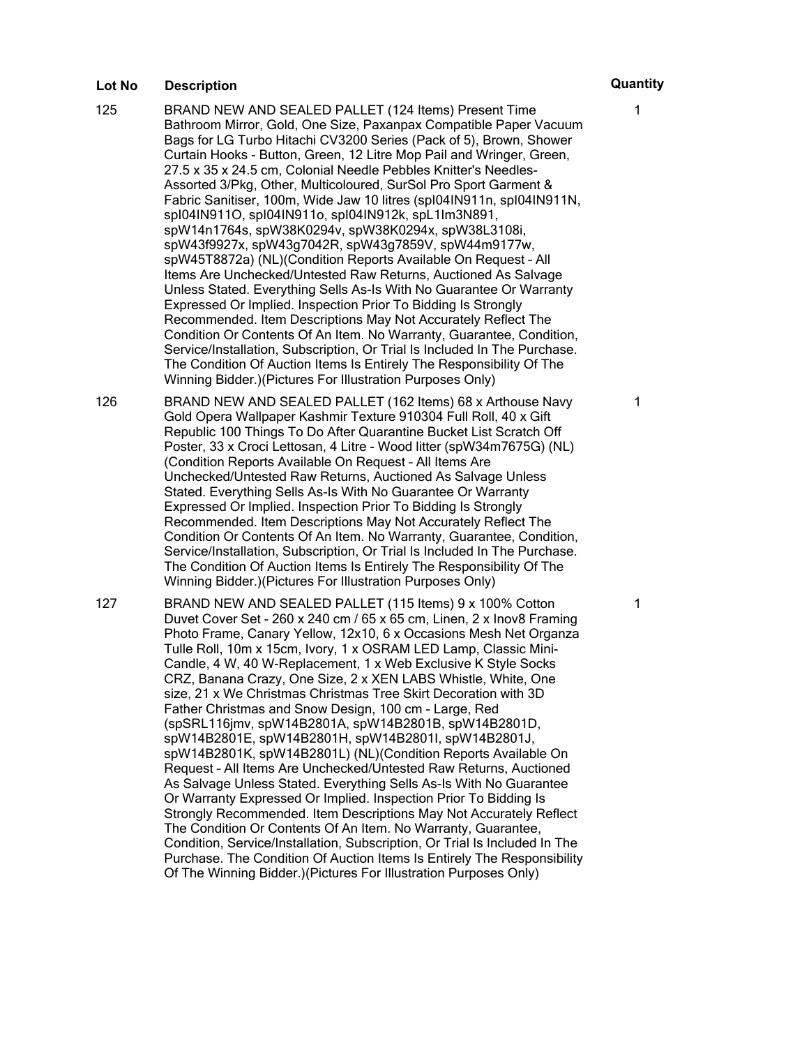| Lot No | Description | Quantity |
|---|---|---|
| 125 | BRAND NEW AND SEALED PALLET (124 Items) Present Time Bathroom Mirror, Gold, One Size, Paxanpax Compatible Paper Vacuum Bags for LG Turbo Hitachi CV3200 Series (Pack of 5), Brown, Shower Curtain Hooks - Button, Green, 12 Litre Mop Pail and Wringer, Green, 27.5 x 35 x 24.5 cm, Colonial Needle Pebbles Knitter's Needles-Assorted 3/Pkg, Other, Multicoloured, SurSol Pro Sport Garment & Fabric Sanitiser, 100m, Wide Jaw 10 litres (spI04IN911n, spI04IN911N, spI04IN911O, spI04IN911o, spI04IN912k, spL1Im3N891, spW14n1764s, spW38K0294v, spW38K0294x, spW38L3108i, spW43f9927x, spW43g7042R, spW43g7859V, spW44m9177w, spW45T8872a) (NL)(Condition Reports Available On Request – All Items Are Unchecked/Untested Raw Returns, Auctioned As Salvage Unless Stated. Everything Sells As-Is With No Guarantee Or Warranty Expressed Or Implied. Inspection Prior To Bidding Is Strongly Recommended. Item Descriptions May Not Accurately Reflect The Condition Or Contents Of An Item. No Warranty, Guarantee, Condition, Service/Installation, Subscription, Or Trial Is Included In The Purchase. The Condition Of Auction Items Is Entirely The Responsibility Of The Winning Bidder.)(Pictures For Illustration Purposes Only) | 1 |
| 126 | BRAND NEW AND SEALED PALLET (162 Items) 68 x Arthouse Navy Gold Opera Wallpaper Kashmir Texture 910304 Full Roll, 40 x Gift Republic 100 Things To Do After Quarantine Bucket List Scratch Off Poster, 33 x Croci Lettosan, 4 Litre - Wood litter (spW34m7675G) (NL)(Condition Reports Available On Request – All Items Are Unchecked/Untested Raw Returns, Auctioned As Salvage Unless Stated. Everything Sells As-Is With No Guarantee Or Warranty Expressed Or Implied. Inspection Prior To Bidding Is Strongly Recommended. Item Descriptions May Not Accurately Reflect The Condition Or Contents Of An Item. No Warranty, Guarantee, Condition, Service/Installation, Subscription, Or Trial Is Included In The Purchase. The Condition Of Auction Items Is Entirely The Responsibility Of The Winning Bidder.)(Pictures For Illustration Purposes Only) | 1 |
| 127 | BRAND NEW AND SEALED PALLET (115 Items) 9 x 100% Cotton Duvet Cover Set - 260 x 240 cm / 65 x 65 cm, Linen, 2 x Inov8 Framing Photo Frame, Canary Yellow, 12x10, 6 x Occasions Mesh Net Organza Tulle Roll, 10m x 15cm, Ivory, 1 x OSRAM LED Lamp, Classic Mini-Candle, 4 W, 40 W-Replacement, 1 x Web Exclusive K Style Socks CRZ, Banana Crazy, One Size, 2 x XEN LABS Whistle, White, One size, 21 x We Christmas Christmas Tree Skirt Decoration with 3D Father Christmas and Snow Design, 100 cm - Large, Red (spSRL116jmv, spW14B2801A, spW14B2801B, spW14B2801D, spW14B2801E, spW14B2801H, spW14B2801I, spW14B2801J, spW14B2801K, spW14B2801L) (NL)(Condition Reports Available On Request – All Items Are Unchecked/Untested Raw Returns, Auctioned As Salvage Unless Stated. Everything Sells As-Is With No Guarantee Or Warranty Expressed Or Implied. Inspection Prior To Bidding Is Strongly Recommended. Item Descriptions May Not Accurately Reflect The Condition Or Contents Of An Item. No Warranty, Guarantee, Condition, Service/Installation, Subscription, Or Trial Is Included In The Purchase. The Condition Of Auction Items Is Entirely The Responsibility Of The Winning Bidder.)(Pictures For Illustration Purposes Only) | 1 |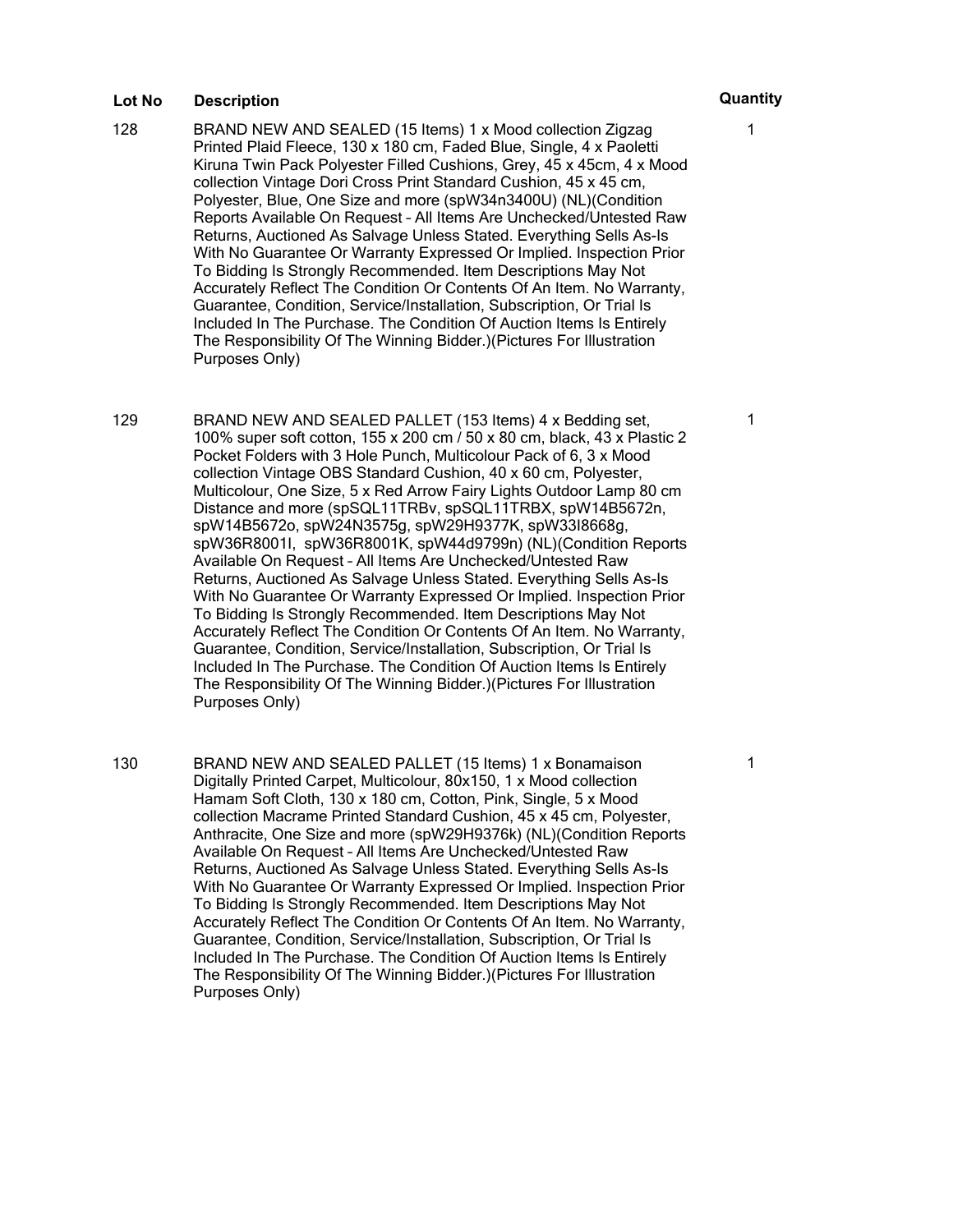| Lot No | Description | Quantity |
|---|---|---|
| 128 | BRAND NEW AND SEALED (15 Items) 1 x Mood collection Zigzag Printed Plaid Fleece, 130 x 180 cm, Faded Blue, Single, 4 x Paoletti Kiruna Twin Pack Polyester Filled Cushions, Grey, 45 x 45cm, 4 x Mood collection Vintage Dori Cross Print Standard Cushion, 45 x 45 cm, Polyester, Blue, One Size and more (spW34n3400U) (NL)(Condition Reports Available On Request – All Items Are Unchecked/Untested Raw Returns, Auctioned As Salvage Unless Stated. Everything Sells As-Is With No Guarantee Or Warranty Expressed Or Implied. Inspection Prior To Bidding Is Strongly Recommended. Item Descriptions May Not Accurately Reflect The Condition Or Contents Of An Item. No Warranty, Guarantee, Condition, Service/Installation, Subscription, Or Trial Is Included In The Purchase. The Condition Of Auction Items Is Entirely The Responsibility Of The Winning Bidder.)(Pictures For Illustration Purposes Only) | 1 |
| 129 | BRAND NEW AND SEALED PALLET (153 Items) 4 x Bedding set, 100% super soft cotton, 155 x 200 cm / 50 x 80 cm, black, 43 x Plastic 2 Pocket Folders with 3 Hole Punch, Multicolour Pack of 6, 3 x Mood collection Vintage OBS Standard Cushion, 40 x 60 cm, Polyester, Multicolour, One Size, 5 x Red Arrow Fairy Lights Outdoor Lamp 80 cm Distance and more (spSQL11TRBv, spSQL11TRBX, spW14B5672n, spW14B5672o, spW24N3575g, spW29H9377K, spW33I8668g, spW36R8001I, spW36R8001K, spW44d9799n) (NL)(Condition Reports Available On Request – All Items Are Unchecked/Untested Raw Returns, Auctioned As Salvage Unless Stated. Everything Sells As-Is With No Guarantee Or Warranty Expressed Or Implied. Inspection Prior To Bidding Is Strongly Recommended. Item Descriptions May Not Accurately Reflect The Condition Or Contents Of An Item. No Warranty, Guarantee, Condition, Service/Installation, Subscription, Or Trial Is Included In The Purchase. The Condition Of Auction Items Is Entirely The Responsibility Of The Winning Bidder.)(Pictures For Illustration Purposes Only) | 1 |
| 130 | BRAND NEW AND SEALED PALLET (15 Items) 1 x Bonamaison Digitally Printed Carpet, Multicolour, 80x150, 1 x Mood collection Hamam Soft Cloth, 130 x 180 cm, Cotton, Pink, Single, 5 x Mood collection Macrame Printed Standard Cushion, 45 x 45 cm, Polyester, Anthracite, One Size and more (spW29H9376k) (NL)(Condition Reports Available On Request – All Items Are Unchecked/Untested Raw Returns, Auctioned As Salvage Unless Stated. Everything Sells As-Is With No Guarantee Or Warranty Expressed Or Implied. Inspection Prior To Bidding Is Strongly Recommended. Item Descriptions May Not Accurately Reflect The Condition Or Contents Of An Item. No Warranty, Guarantee, Condition, Service/Installation, Subscription, Or Trial Is Included In The Purchase. The Condition Of Auction Items Is Entirely The Responsibility Of The Winning Bidder.)(Pictures For Illustration Purposes Only) | 1 |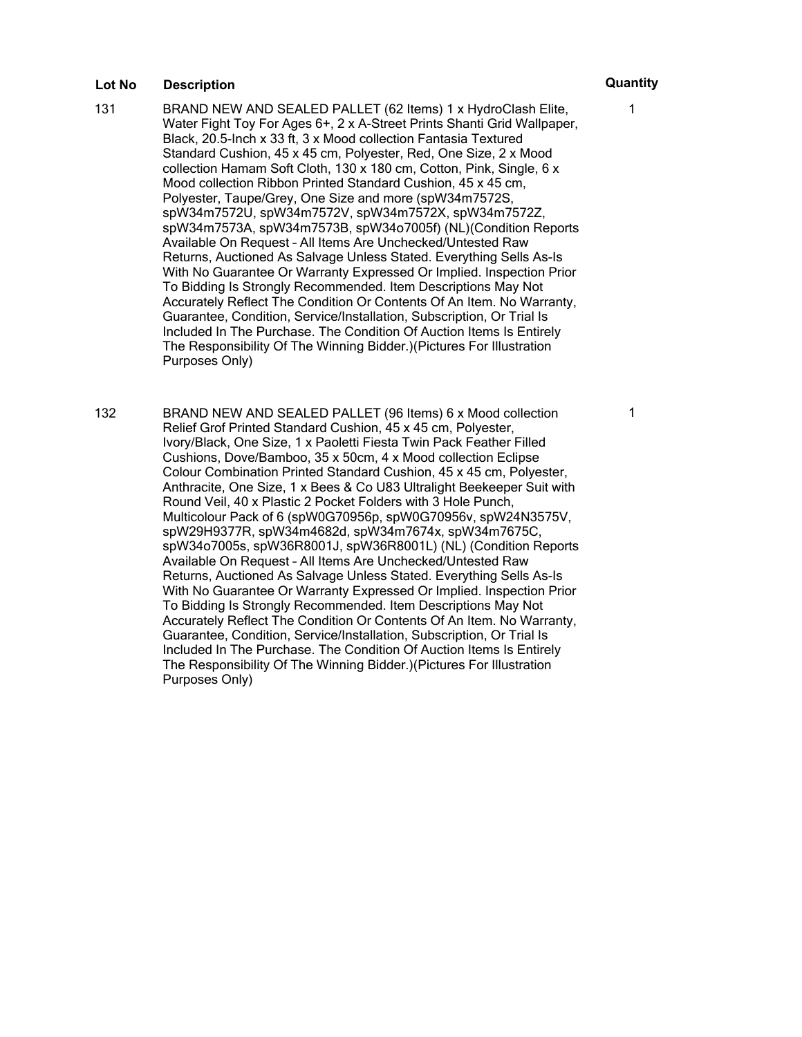| Lot No | Description | Quantity |
| --- | --- | --- |
| 131 | BRAND NEW AND SEALED PALLET (62 Items) 1 x HydroClash Elite, Water Fight Toy For Ages 6+, 2 x A-Street Prints Shanti Grid Wallpaper, Black, 20.5-Inch x 33 ft, 3 x Mood collection Fantasia Textured Standard Cushion, 45 x 45 cm, Polyester, Red, One Size, 2 x Mood collection Hamam Soft Cloth, 130 x 180 cm, Cotton, Pink, Single, 6 x Mood collection Ribbon Printed Standard Cushion, 45 x 45 cm, Polyester, Taupe/Grey, One Size and more (spW34m7572S, spW34m7572U, spW34m7572V, spW34m7572X, spW34m7572Z, spW34m7573A, spW34m7573B, spW34o7005f) (NL)(Condition Reports Available On Request – All Items Are Unchecked/Untested Raw Returns, Auctioned As Salvage Unless Stated. Everything Sells As-Is With No Guarantee Or Warranty Expressed Or Implied. Inspection Prior To Bidding Is Strongly Recommended. Item Descriptions May Not Accurately Reflect The Condition Or Contents Of An Item. No Warranty, Guarantee, Condition, Service/Installation, Subscription, Or Trial Is Included In The Purchase. The Condition Of Auction Items Is Entirely The Responsibility Of The Winning Bidder.)(Pictures For Illustration Purposes Only) | 1 |
| 132 | BRAND NEW AND SEALED PALLET (96 Items) 6 x Mood collection Relief Grof Printed Standard Cushion, 45 x 45 cm, Polyester, Ivory/Black, One Size, 1 x Paoletti Fiesta Twin Pack Feather Filled Cushions, Dove/Bamboo, 35 x 50cm, 4 x Mood collection Eclipse Colour Combination Printed Standard Cushion, 45 x 45 cm, Polyester, Anthracite, One Size, 1 x Bees & Co U83 Ultralight Beekeeper Suit with Round Veil, 40 x Plastic 2 Pocket Folders with 3 Hole Punch, Multicolour Pack of 6 (spW0G70956p, spW0G70956v, spW24N3575V, spW29H9377R, spW34m4682d, spW34m7674x, spW34m7675C, spW34o7005s, spW36R8001J, spW36R8001L) (NL) (Condition Reports Available On Request – All Items Are Unchecked/Untested Raw Returns, Auctioned As Salvage Unless Stated. Everything Sells As-Is With No Guarantee Or Warranty Expressed Or Implied. Inspection Prior To Bidding Is Strongly Recommended. Item Descriptions May Not Accurately Reflect The Condition Or Contents Of An Item. No Warranty, Guarantee, Condition, Service/Installation, Subscription, Or Trial Is Included In The Purchase. The Condition Of Auction Items Is Entirely The Responsibility Of The Winning Bidder.)(Pictures For Illustration Purposes Only) | 1 |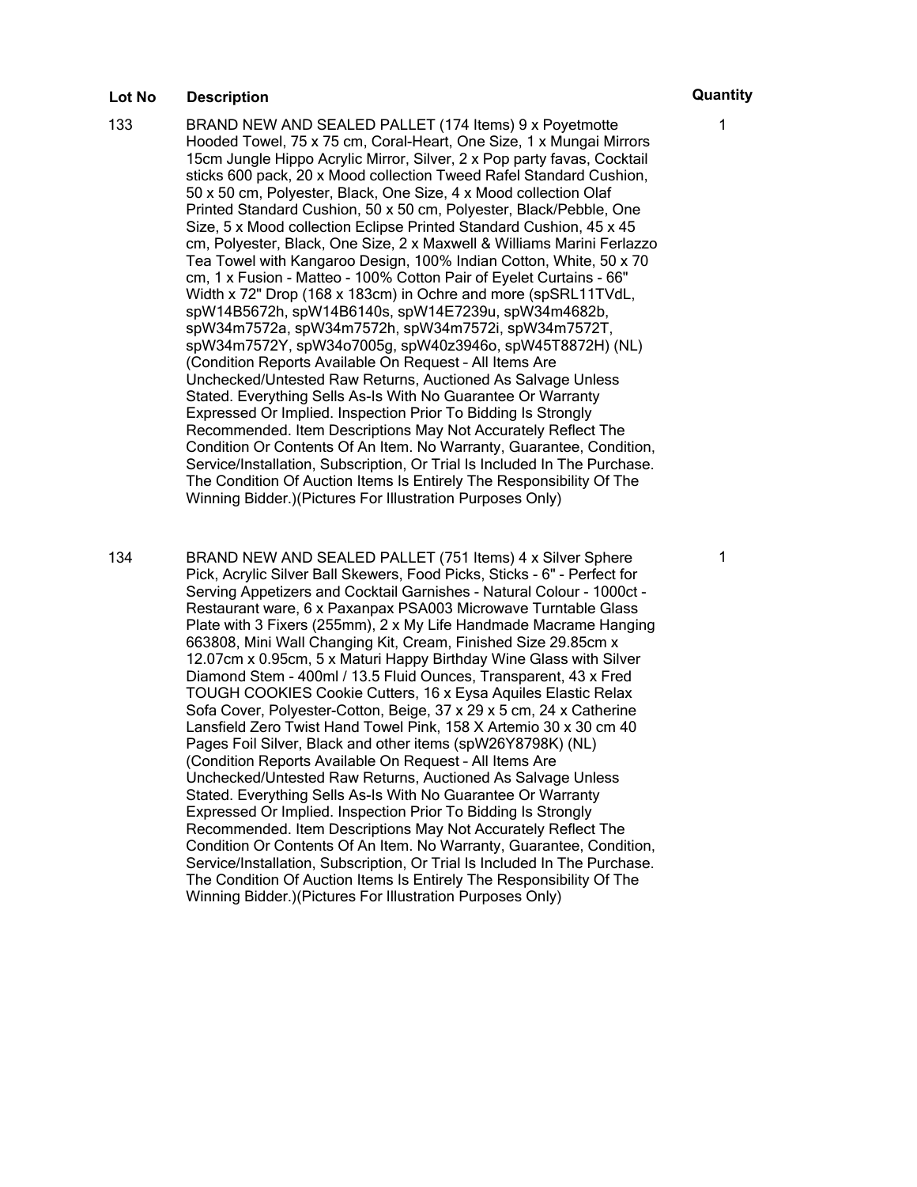| Lot No | Description | Quantity |
| --- | --- | --- |
| 133 | BRAND NEW AND SEALED PALLET (174 Items) 9 x Poyetmotte Hooded Towel, 75 x 75 cm, Coral-Heart, One Size, 1 x Mungai Mirrors 15cm Jungle Hippo Acrylic Mirror, Silver, 2 x Pop party favas, Cocktail sticks 600 pack, 20 x Mood collection Tweed Rafel Standard Cushion, 50 x 50 cm, Polyester, Black, One Size, 4 x Mood collection Olaf Printed Standard Cushion, 50 x 50 cm, Polyester, Black/Pebble, One Size, 5 x Mood collection Eclipse Printed Standard Cushion, 45 x 45 cm, Polyester, Black, One Size, 2 x Maxwell & Williams Marini Ferlazzo Tea Towel with Kangaroo Design, 100% Indian Cotton, White, 50 x 70 cm, 1 x Fusion - Matteo - 100% Cotton Pair of Eyelet Curtains - 66" Width x 72" Drop (168 x 183cm) in Ochre and more (spSRL11TVdL, spW14B5672h, spW14B6140s, spW14E7239u, spW34m4682b, spW34m7572a, spW34m7572h, spW34m7572i, spW34m7572T, spW34m7572Y, spW34o7005g, spW40z3946o, spW45T8872H) (NL) (Condition Reports Available On Request – All Items Are Unchecked/Untested Raw Returns, Auctioned As Salvage Unless Stated. Everything Sells As-Is With No Guarantee Or Warranty Expressed Or Implied. Inspection Prior To Bidding Is Strongly Recommended. Item Descriptions May Not Accurately Reflect The Condition Or Contents Of An Item. No Warranty, Guarantee, Condition, Service/Installation, Subscription, Or Trial Is Included In The Purchase. The Condition Of Auction Items Is Entirely The Responsibility Of The Winning Bidder.)(Pictures For Illustration Purposes Only) | 1 |
| 134 | BRAND NEW AND SEALED PALLET (751 Items) 4 x Silver Sphere Pick, Acrylic Silver Ball Skewers, Food Picks, Sticks - 6" - Perfect for Serving Appetizers and Cocktail Garnishes - Natural Colour - 1000ct - Restaurant ware, 6 x Paxanpax PSA003 Microwave Turntable Glass Plate with 3 Fixers (255mm), 2 x My Life Handmade Macrame Hanging 663808, Mini Wall Changing Kit, Cream, Finished Size 29.85cm x 12.07cm x 0.95cm, 5 x Maturi Happy Birthday Wine Glass with Silver Diamond Stem - 400ml / 13.5 Fluid Ounces, Transparent, 43 x Fred TOUGH COOKIES Cookie Cutters, 16 x Eysa Aquiles Elastic Relax Sofa Cover, Polyester-Cotton, Beige, 37 x 29 x 5 cm, 24 x Catherine Lansfield Zero Twist Hand Towel Pink, 158 X Artemio 30 x 30 cm 40 Pages Foil Silver, Black and other items (spW26Y8798K) (NL) (Condition Reports Available On Request – All Items Are Unchecked/Untested Raw Returns, Auctioned As Salvage Unless Stated. Everything Sells As-Is With No Guarantee Or Warranty Expressed Or Implied. Inspection Prior To Bidding Is Strongly Recommended. Item Descriptions May Not Accurately Reflect The Condition Or Contents Of An Item. No Warranty, Guarantee, Condition, Service/Installation, Subscription, Or Trial Is Included In The Purchase. The Condition Of Auction Items Is Entirely The Responsibility Of The Winning Bidder.)(Pictures For Illustration Purposes Only) | 1 |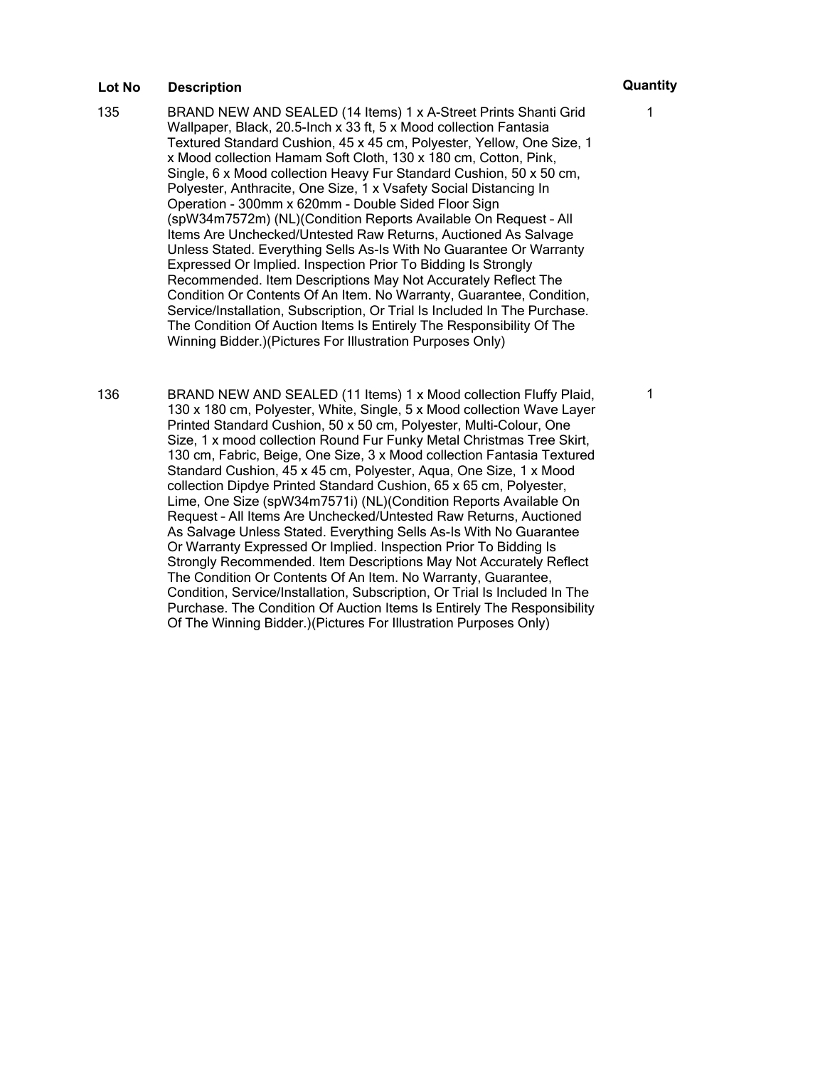| Lot No | Description | Quantity |
| --- | --- | --- |
| 135 | BRAND NEW AND SEALED (14 Items) 1 x A-Street Prints Shanti Grid Wallpaper, Black, 20.5-Inch x 33 ft, 5 x Mood collection Fantasia Textured Standard Cushion, 45 x 45 cm, Polyester, Yellow, One Size, 1 x Mood collection Hamam Soft Cloth, 130 x 180 cm, Cotton, Pink, Single, 6 x Mood collection Heavy Fur Standard Cushion, 50 x 50 cm, Polyester, Anthracite, One Size, 1 x Vsafety Social Distancing In Operation - 300mm x 620mm - Double Sided Floor Sign (spW34m7572m) (NL)(Condition Reports Available On Request – All Items Are Unchecked/Untested Raw Returns, Auctioned As Salvage Unless Stated. Everything Sells As-Is With No Guarantee Or Warranty Expressed Or Implied. Inspection Prior To Bidding Is Strongly Recommended. Item Descriptions May Not Accurately Reflect The Condition Or Contents Of An Item. No Warranty, Guarantee, Condition, Service/Installation, Subscription, Or Trial Is Included In The Purchase. The Condition Of Auction Items Is Entirely The Responsibility Of The Winning Bidder.)(Pictures For Illustration Purposes Only) | 1 |
| 136 | BRAND NEW AND SEALED (11 Items) 1 x Mood collection Fluffy Plaid, 130 x 180 cm, Polyester, White, Single, 5 x Mood collection Wave Layer Printed Standard Cushion, 50 x 50 cm, Polyester, Multi-Colour, One Size, 1 x mood collection Round Fur Funky Metal Christmas Tree Skirt, 130 cm, Fabric, Beige, One Size, 3 x Mood collection Fantasia Textured Standard Cushion, 45 x 45 cm, Polyester, Aqua, One Size, 1 x Mood collection Dipdye Printed Standard Cushion, 65 x 65 cm, Polyester, Lime, One Size (spW34m7571i) (NL)(Condition Reports Available On Request – All Items Are Unchecked/Untested Raw Returns, Auctioned As Salvage Unless Stated. Everything Sells As-Is With No Guarantee Or Warranty Expressed Or Implied. Inspection Prior To Bidding Is Strongly Recommended. Item Descriptions May Not Accurately Reflect The Condition Or Contents Of An Item. No Warranty, Guarantee, Condition, Service/Installation, Subscription, Or Trial Is Included In The Purchase. The Condition Of Auction Items Is Entirely The Responsibility Of The Winning Bidder.)(Pictures For Illustration Purposes Only) | 1 |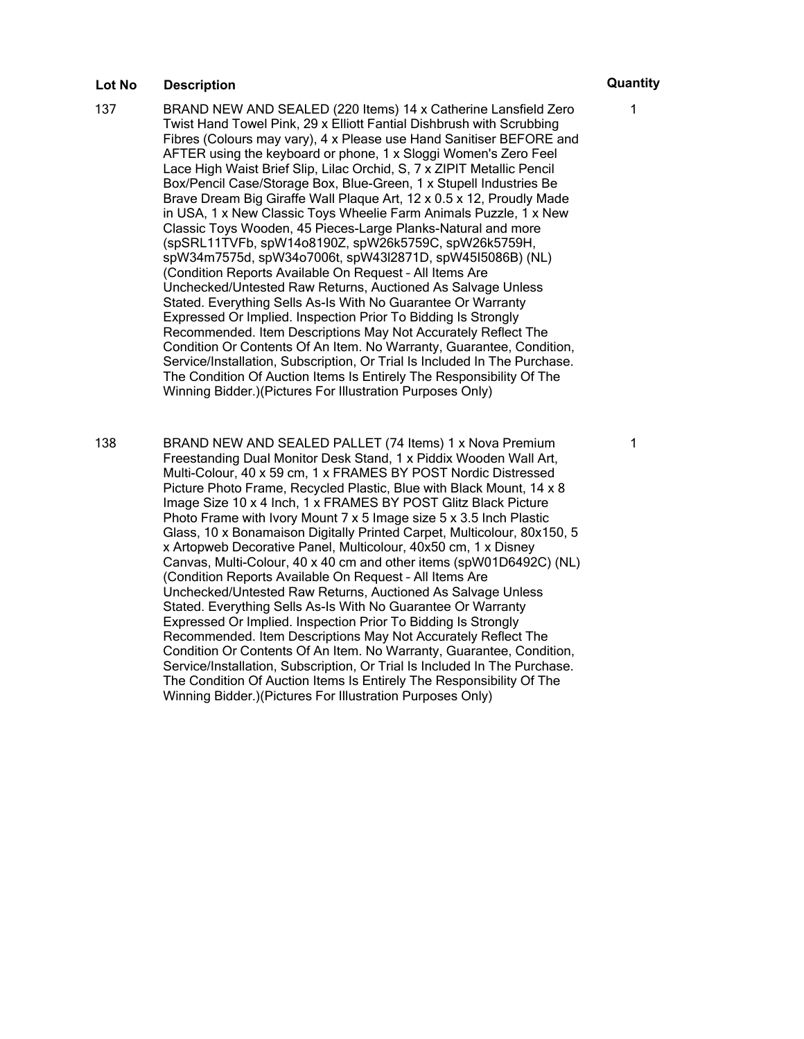| Lot No | Description | Quantity |
| --- | --- | --- |
| 137 | BRAND NEW AND SEALED (220 Items) 14 x Catherine Lansfield Zero Twist Hand Towel Pink, 29 x Elliott Fantial Dishbrush with Scrubbing Fibres (Colours may vary), 4 x Please use Hand Sanitiser BEFORE and AFTER using the keyboard or phone, 1 x Sloggi Women's Zero Feel Lace High Waist Brief Slip, Lilac Orchid, S, 7 x ZIPIT Metallic Pencil Box/Pencil Case/Storage Box, Blue-Green, 1 x Stupell Industries Be Brave Dream Big Giraffe Wall Plaque Art, 12 x 0.5 x 12, Proudly Made in USA, 1 x New Classic Toys Wheelie Farm Animals Puzzle, 1 x New Classic Toys Wooden, 45 Pieces-Large Planks-Natural and more (spSRL11TVFb, spW14o8190Z, spW26k5759C, spW26k5759H, spW34m7575d, spW34o7006t, spW43l2871D, spW45I5086B) (NL) (Condition Reports Available On Request – All Items Are Unchecked/Untested Raw Returns, Auctioned As Salvage Unless Stated. Everything Sells As-Is With No Guarantee Or Warranty Expressed Or Implied. Inspection Prior To Bidding Is Strongly Recommended. Item Descriptions May Not Accurately Reflect The Condition Or Contents Of An Item. No Warranty, Guarantee, Condition, Service/Installation, Subscription, Or Trial Is Included In The Purchase. The Condition Of Auction Items Is Entirely The Responsibility Of The Winning Bidder.)(Pictures For Illustration Purposes Only) | 1 |
| 138 | BRAND NEW AND SEALED PALLET (74 Items) 1 x Nova Premium Freestanding Dual Monitor Desk Stand, 1 x Piddix Wooden Wall Art, Multi-Colour, 40 x 59 cm, 1 x FRAMES BY POST Nordic Distressed Picture Photo Frame, Recycled Plastic, Blue with Black Mount, 14 x 8 Image Size 10 x 4 Inch, 1 x FRAMES BY POST Glitz Black Picture Photo Frame with Ivory Mount 7 x 5 Image size 5 x 3.5 Inch Plastic Glass, 10 x Bonamaison Digitally Printed Carpet, Multicolour, 80x150, 5 x Artopweb Decorative Panel, Multicolour, 40x50 cm, 1 x Disney Canvas, Multi-Colour, 40 x 40 cm and other items (spW01D6492C) (NL) (Condition Reports Available On Request – All Items Are Unchecked/Untested Raw Returns, Auctioned As Salvage Unless Stated. Everything Sells As-Is With No Guarantee Or Warranty Expressed Or Implied. Inspection Prior To Bidding Is Strongly Recommended. Item Descriptions May Not Accurately Reflect The Condition Or Contents Of An Item. No Warranty, Guarantee, Condition, Service/Installation, Subscription, Or Trial Is Included In The Purchase. The Condition Of Auction Items Is Entirely The Responsibility Of The Winning Bidder.)(Pictures For Illustration Purposes Only) | 1 |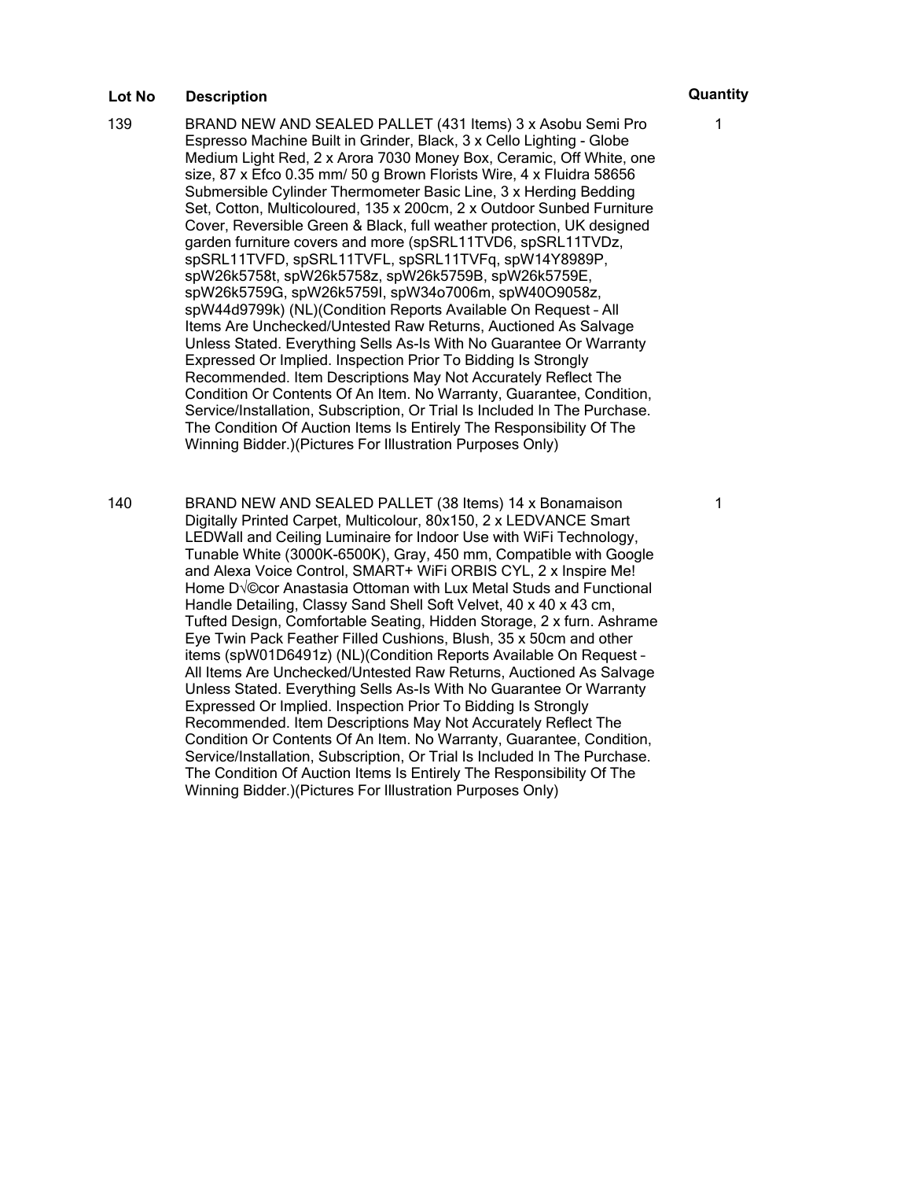| Lot No | Description | Quantity |
| --- | --- | --- |
| 139 | BRAND NEW AND SEALED PALLET (431 Items) 3 x Asobu Semi Pro Espresso Machine Built in Grinder, Black, 3 x Cello Lighting - Globe Medium Light Red, 2 x Arora 7030 Money Box, Ceramic, Off White, one size, 87 x Efco 0.35 mm/ 50 g Brown Florists Wire, 4 x Fluidra 58656 Submersible Cylinder Thermometer Basic Line, 3 x Herding Bedding Set, Cotton, Multicoloured, 135 x 200cm, 2 x Outdoor Sunbed Furniture Cover, Reversible Green & Black, full weather protection, UK designed garden furniture covers and more (spSRL11TVD6, spSRL11TVDz, spSRL11TVFD, spSRL11TVFL, spSRL11TVFq, spW14Y8989P, spW26k5758t, spW26k5758z, spW26k5759B, spW26k5759E, spW26k5759G, spW26k5759I, spW34o7006m, spW40O9058z, spW44d9799k) (NL)(Condition Reports Available On Request – All Items Are Unchecked/Untested Raw Returns, Auctioned As Salvage Unless Stated. Everything Sells As-Is With No Guarantee Or Warranty Expressed Or Implied. Inspection Prior To Bidding Is Strongly Recommended. Item Descriptions May Not Accurately Reflect The Condition Or Contents Of An Item. No Warranty, Guarantee, Condition, Service/Installation, Subscription, Or Trial Is Included In The Purchase. The Condition Of Auction Items Is Entirely The Responsibility Of The Winning Bidder.)(Pictures For Illustration Purposes Only) | 1 |
| 140 | BRAND NEW AND SEALED PALLET (38 Items) 14 x Bonamaison Digitally Printed Carpet, Multicolour, 80x150, 2 x LEDVANCE Smart LEDWall and Ceiling Luminaire for Indoor Use with WiFi Technology, Tunable White (3000K-6500K), Gray, 450 mm, Compatible with Google and Alexa Voice Control, SMART+ WiFi ORBIS CYL, 2 x Inspire Me! Home D√©cor Anastasia Ottoman with Lux Metal Studs and Functional Handle Detailing, Classy Sand Shell Soft Velvet, 40 x 40 x 43 cm, Tufted Design, Comfortable Seating, Hidden Storage, 2 x furn. Ashrame Eye Twin Pack Feather Filled Cushions, Blush, 35 x 50cm and other items (spW01D6491z) (NL)(Condition Reports Available On Request – All Items Are Unchecked/Untested Raw Returns, Auctioned As Salvage Unless Stated. Everything Sells As-Is With No Guarantee Or Warranty Expressed Or Implied. Inspection Prior To Bidding Is Strongly Recommended. Item Descriptions May Not Accurately Reflect The Condition Or Contents Of An Item. No Warranty, Guarantee, Condition, Service/Installation, Subscription, Or Trial Is Included In The Purchase. The Condition Of Auction Items Is Entirely The Responsibility Of The Winning Bidder.)(Pictures For Illustration Purposes Only) | 1 |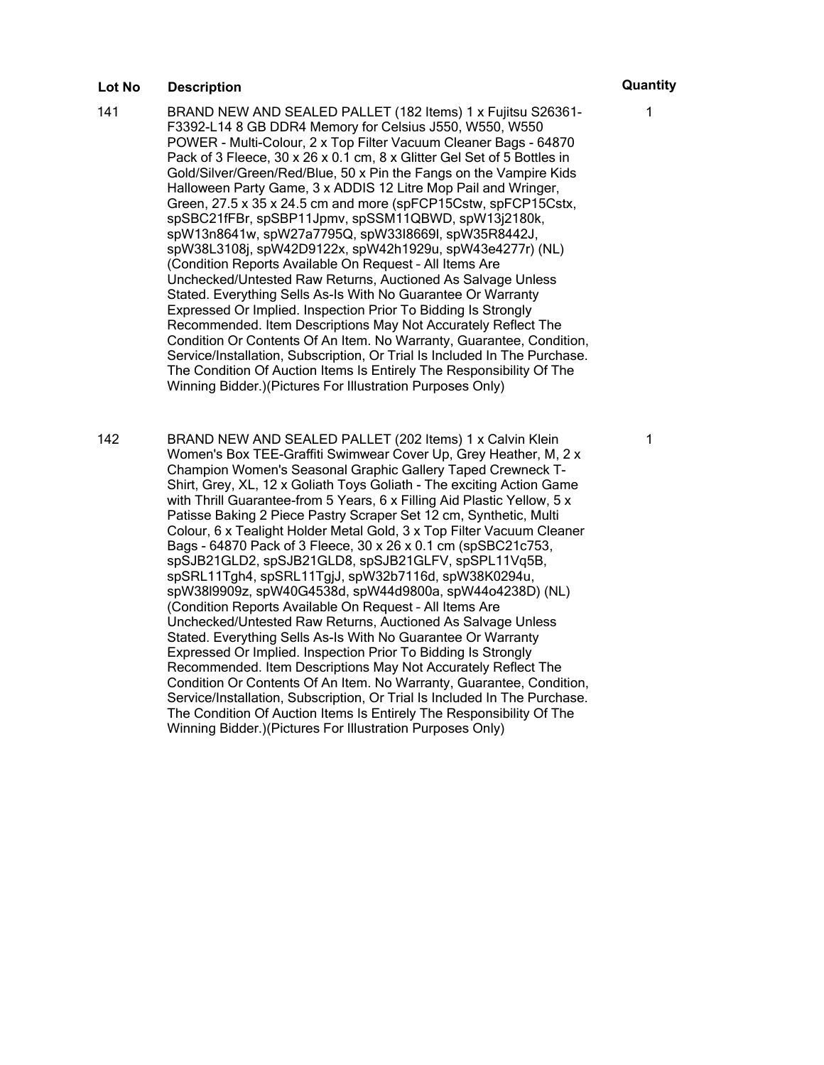| Lot No | Description | Quantity |
| --- | --- | --- |
| 141 | BRAND NEW AND SEALED PALLET (182 Items) 1 x Fujitsu S26361-F3392-L14 8 GB DDR4 Memory for Celsius J550, W550, W550 POWER - Multi-Colour, 2 x Top Filter Vacuum Cleaner Bags - 64870 Pack of 3 Fleece, 30 x 26 x 0.1 cm, 8 x Glitter Gel Set of 5 Bottles in Gold/Silver/Green/Red/Blue, 50 x Pin the Fangs on the Vampire Kids Halloween Party Game, 3 x ADDIS 12 Litre Mop Pail and Wringer, Green, 27.5 x 35 x 24.5 cm and more (spFCP15Cstw, spFCP15Cstx, spSBC21fFBr, spSBP11Jpmv, spSSM11QBWD, spW13j2180k, spW13n8641w, spW27a7795Q, spW33I8669l, spW35R8442J, spW38L3108j, spW42D9122x, spW42h1929u, spW43e4277r) (NL) (Condition Reports Available On Request – All Items Are Unchecked/Untested Raw Returns, Auctioned As Salvage Unless Stated. Everything Sells As-Is With No Guarantee Or Warranty Expressed Or Implied. Inspection Prior To Bidding Is Strongly Recommended. Item Descriptions May Not Accurately Reflect The Condition Or Contents Of An Item. No Warranty, Guarantee, Condition, Service/Installation, Subscription, Or Trial Is Included In The Purchase. The Condition Of Auction Items Is Entirely The Responsibility Of The Winning Bidder.)(Pictures For Illustration Purposes Only) | 1 |
| 142 | BRAND NEW AND SEALED PALLET (202 Items) 1 x Calvin Klein Women's Box TEE-Graffiti Swimwear Cover Up, Grey Heather, M, 2 x Champion Women's Seasonal Graphic Gallery Taped Crewneck T-Shirt, Grey, XL, 12 x Goliath Toys Goliath - The exciting Action Game with Thrill Guarantee-from 5 Years, 6 x Filling Aid Plastic Yellow, 5 x Patisse Baking 2 Piece Pastry Scraper Set 12 cm, Synthetic, Multi Colour, 6 x Tealight Holder Metal Gold, 3 x Top Filter Vacuum Cleaner Bags - 64870 Pack of 3 Fleece, 30 x 26 x 0.1 cm (spSBC21c753, spSJB21GLD2, spSJB21GLD8, spSJB21GLFV, spSPL11Vq5B, spSRL11Tgh4, spSRL11TgjJ, spW32b7116d, spW38K0294u, spW38l9909z, spW40G4538d, spW44d9800a, spW44o4238D) (NL) (Condition Reports Available On Request – All Items Are Unchecked/Untested Raw Returns, Auctioned As Salvage Unless Stated. Everything Sells As-Is With No Guarantee Or Warranty Expressed Or Implied. Inspection Prior To Bidding Is Strongly Recommended. Item Descriptions May Not Accurately Reflect The Condition Or Contents Of An Item. No Warranty, Guarantee, Condition, Service/Installation, Subscription, Or Trial Is Included In The Purchase. The Condition Of Auction Items Is Entirely The Responsibility Of The Winning Bidder.)(Pictures For Illustration Purposes Only) | 1 |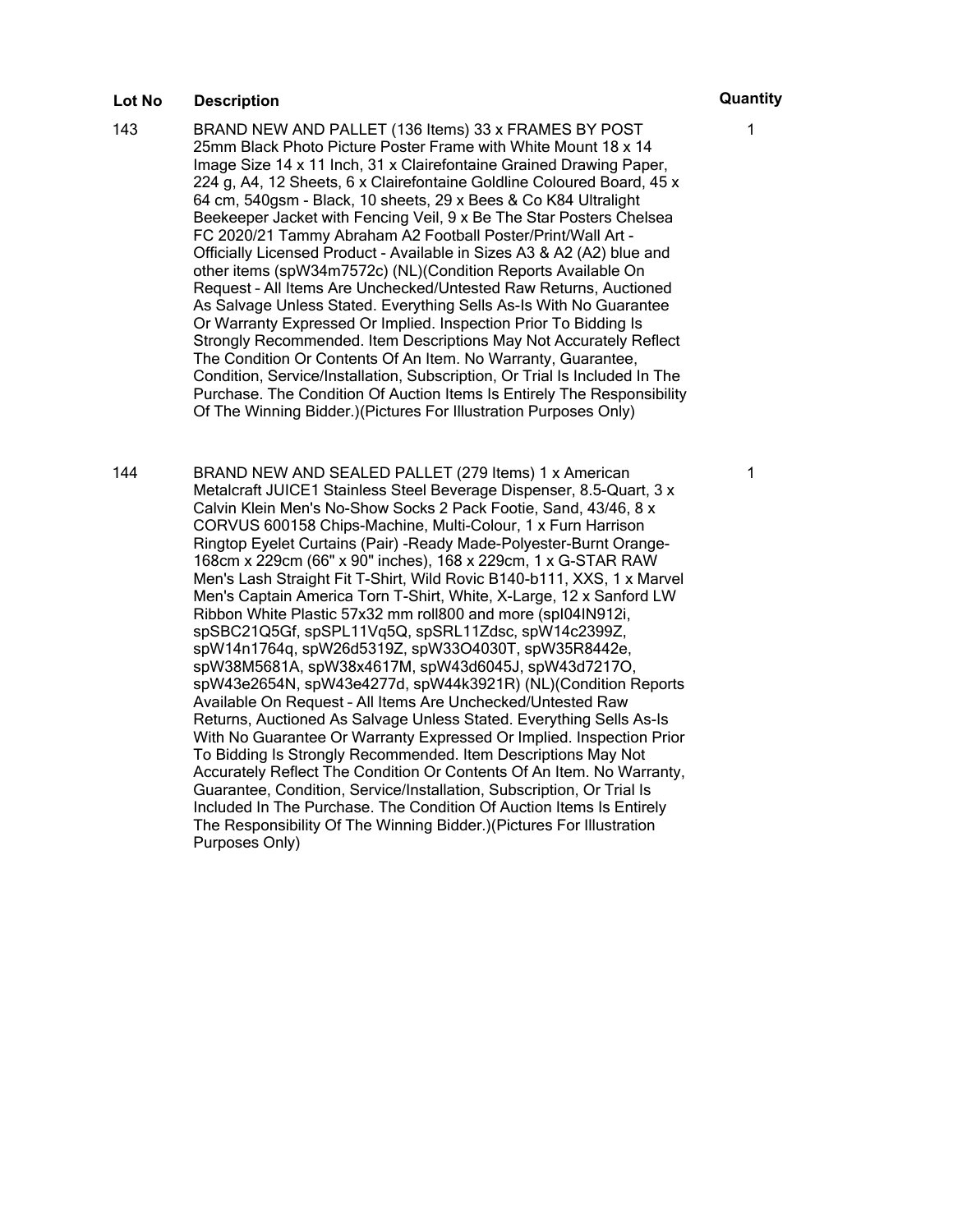| Lot No | Description | Quantity |
| --- | --- | --- |
| 143 | BRAND NEW AND PALLET (136 Items) 33 x FRAMES BY POST 25mm Black Photo Picture Poster Frame with White Mount 18 x 14 Image Size 14 x 11 Inch, 31 x Clairefontaine Grained Drawing Paper, 224 g, A4, 12 Sheets, 6 x Clairefontaine Goldline Coloured Board, 45 x 64 cm, 540gsm - Black, 10 sheets, 29 x Bees & Co K84 Ultralight Beekeeper Jacket with Fencing Veil, 9 x Be The Star Posters Chelsea FC 2020/21 Tammy Abraham A2 Football Poster/Print/Wall Art - Officially Licensed Product - Available in Sizes A3 & A2 (A2) blue and other items (spW34m7572c) (NL)(Condition Reports Available On Request – All Items Are Unchecked/Untested Raw Returns, Auctioned As Salvage Unless Stated. Everything Sells As-Is With No Guarantee Or Warranty Expressed Or Implied. Inspection Prior To Bidding Is Strongly Recommended. Item Descriptions May Not Accurately Reflect The Condition Or Contents Of An Item. No Warranty, Guarantee, Condition, Service/Installation, Subscription, Or Trial Is Included In The Purchase. The Condition Of Auction Items Is Entirely The Responsibility Of The Winning Bidder.)(Pictures For Illustration Purposes Only) | 1 |
| 144 | BRAND NEW AND SEALED PALLET (279 Items) 1 x American Metalcraft JUICE1 Stainless Steel Beverage Dispenser, 8.5-Quart, 3 x Calvin Klein Men's No-Show Socks 2 Pack Footie, Sand, 43/46, 8 x CORVUS 600158 Chips-Machine, Multi-Colour, 1 x Furn Harrison Ringtop Eyelet Curtains (Pair) -Ready Made-Polyester-Burnt Orange-168cm x 229cm (66" x 90" inches), 168 x 229cm, 1 x G-STAR RAW Men's Lash Straight Fit T-Shirt, Wild Rovic B140-b111, XXS, 1 x Marvel Men's Captain America Torn T-Shirt, White, X-Large, 12 x Sanford LW Ribbon White Plastic 57x32 mm roll800 and more (spI04IN912i, spSBC21Q5Gf, spSPL11Vq5Q, spSRL11Zdsc, spW14c2399Z, spW14n1764q, spW26d5319Z, spW33O4030T, spW35R8442e, spW38M5681A, spW38x4617M, spW43d6045J, spW43d7217O, spW43e2654N, spW43e4277d, spW44k3921R) (NL)(Condition Reports Available On Request – All Items Are Unchecked/Untested Raw Returns, Auctioned As Salvage Unless Stated. Everything Sells As-Is With No Guarantee Or Warranty Expressed Or Implied. Inspection Prior To Bidding Is Strongly Recommended. Item Descriptions May Not Accurately Reflect The Condition Or Contents Of An Item. No Warranty, Guarantee, Condition, Service/Installation, Subscription, Or Trial Is Included In The Purchase. The Condition Of Auction Items Is Entirely The Responsibility Of The Winning Bidder.)(Pictures For Illustration Purposes Only) | 1 |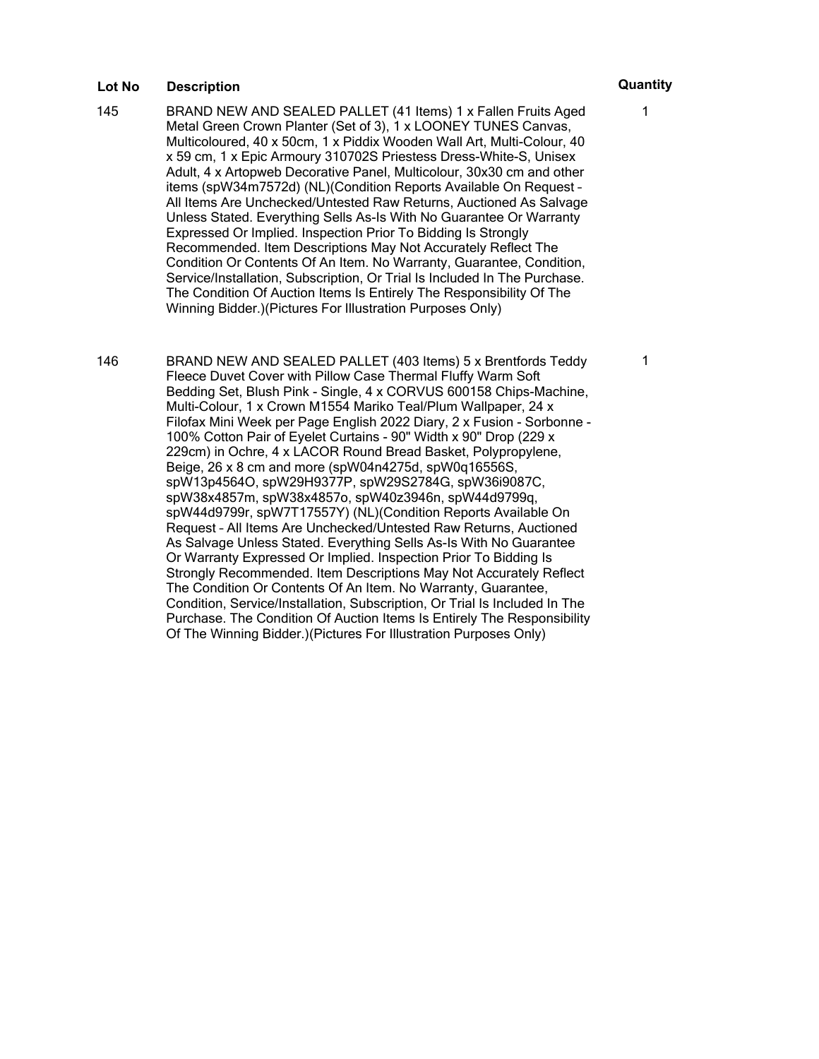| Lot No | Description | Quantity |
| --- | --- | --- |
| 145 | BRAND NEW AND SEALED PALLET (41 Items) 1 x Fallen Fruits Aged Metal Green Crown Planter (Set of 3), 1 x LOONEY TUNES Canvas, Multicoloured, 40 x 50cm, 1 x Piddix Wooden Wall Art, Multi-Colour, 40 x 59 cm, 1 x Epic Armoury 310702S Priestess Dress-White-S, Unisex Adult, 4 x Artopweb Decorative Panel, Multicolour, 30x30 cm and other items (spW34m7572d) (NL)(Condition Reports Available On Request – All Items Are Unchecked/Untested Raw Returns, Auctioned As Salvage Unless Stated. Everything Sells As-Is With No Guarantee Or Warranty Expressed Or Implied. Inspection Prior To Bidding Is Strongly Recommended. Item Descriptions May Not Accurately Reflect The Condition Or Contents Of An Item. No Warranty, Guarantee, Condition, Service/Installation, Subscription, Or Trial Is Included In The Purchase. The Condition Of Auction Items Is Entirely The Responsibility Of The Winning Bidder.)(Pictures For Illustration Purposes Only) | 1 |
| 146 | BRAND NEW AND SEALED PALLET (403 Items) 5 x Brentfords Teddy Fleece Duvet Cover with Pillow Case Thermal Fluffy Warm Soft Bedding Set, Blush Pink - Single, 4 x CORVUS 600158 Chips-Machine, Multi-Colour, 1 x Crown M1554 Mariko Teal/Plum Wallpaper, 24 x Filofax Mini Week per Page English 2022 Diary, 2 x Fusion - Sorbonne - 100% Cotton Pair of Eyelet Curtains - 90" Width x 90" Drop (229 x 229cm) in Ochre, 4 x LACOR Round Bread Basket, Polypropylene, Beige, 26 x 8 cm and more (spW04n4275d, spW0q16556S, spW13p4564O, spW29H9377P, spW29S2784G, spW36i9087C, spW38x4857m, spW38x4857o, spW40z3946n, spW44d9799q, spW44d9799r, spW7T17557Y) (NL)(Condition Reports Available On Request – All Items Are Unchecked/Untested Raw Returns, Auctioned As Salvage Unless Stated. Everything Sells As-Is With No Guarantee Or Warranty Expressed Or Implied. Inspection Prior To Bidding Is Strongly Recommended. Item Descriptions May Not Accurately Reflect The Condition Or Contents Of An Item. No Warranty, Guarantee, Condition, Service/Installation, Subscription, Or Trial Is Included In The Purchase. The Condition Of Auction Items Is Entirely The Responsibility Of The Winning Bidder.)(Pictures For Illustration Purposes Only) | 1 |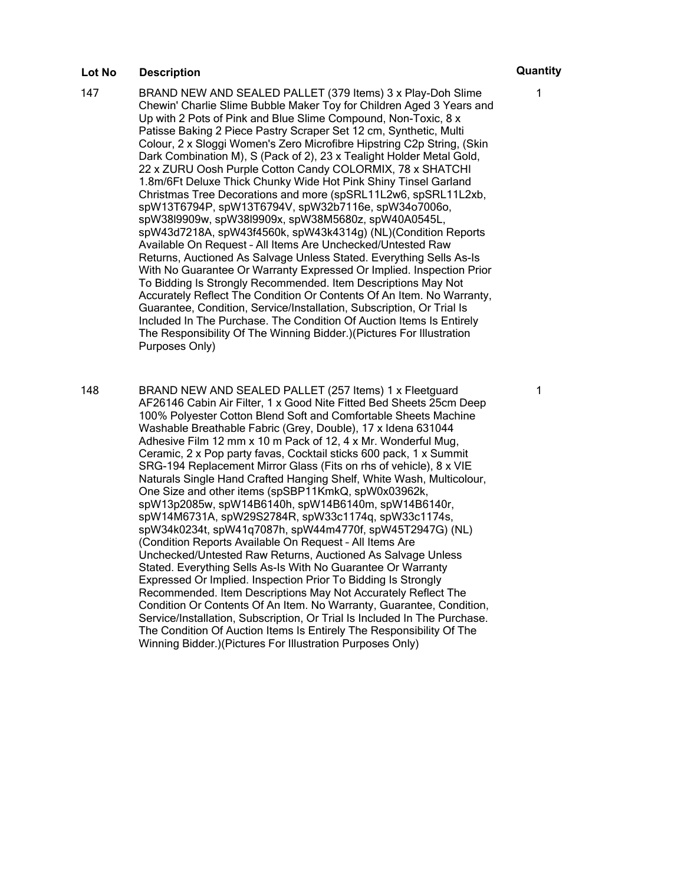| Lot No | Description | Quantity |
| --- | --- | --- |
| 147 | BRAND NEW AND SEALED PALLET (379 Items) 3 x Play-Doh Slime Chewin' Charlie Slime Bubble Maker Toy for Children Aged 3 Years and Up with 2 Pots of Pink and Blue Slime Compound, Non-Toxic, 8 x Patisse Baking 2 Piece Pastry Scraper Set 12 cm, Synthetic, Multi Colour, 2 x Sloggi Women's Zero Microfibre Hipstring C2p String, (Skin Dark Combination M), S (Pack of 2), 23 x Tealight Holder Metal Gold, 22 x ZURU Oosh Purple Cotton Candy COLORMIX, 78 x SHATCHI 1.8m/6Ft Deluxe Thick Chunky Wide Hot Pink Shiny Tinsel Garland Christmas Tree Decorations and more (spSRL11L2w6, spSRL11L2xb, spW13T6794P, spW13T6794V, spW32b7116e, spW34o7006o, spW38l9909w, spW38l9909x, spW38M5680z, spW40A0545L, spW43d7218A, spW43f4560k, spW43k4314g) (NL)(Condition Reports Available On Request – All Items Are Unchecked/Untested Raw Returns, Auctioned As Salvage Unless Stated. Everything Sells As-Is With No Guarantee Or Warranty Expressed Or Implied. Inspection Prior To Bidding Is Strongly Recommended. Item Descriptions May Not Accurately Reflect The Condition Or Contents Of An Item. No Warranty, Guarantee, Condition, Service/Installation, Subscription, Or Trial Is Included In The Purchase. The Condition Of Auction Items Is Entirely The Responsibility Of The Winning Bidder.)(Pictures For Illustration Purposes Only) | 1 |
| 148 | BRAND NEW AND SEALED PALLET (257 Items) 1 x Fleetguard AF26146 Cabin Air Filter, 1 x Good Nite Fitted Bed Sheets 25cm Deep 100% Polyester Cotton Blend Soft and Comfortable Sheets Machine Washable Breathable Fabric (Grey, Double), 17 x Idena 631044 Adhesive Film 12 mm x 10 m Pack of 12, 4 x Mr. Wonderful Mug, Ceramic, 2 x Pop party favas, Cocktail sticks 600 pack, 1 x Summit SRG-194 Replacement Mirror Glass (Fits on rhs of vehicle), 8 x VIE Naturals Single Hand Crafted Hanging Shelf, White Wash, Multicolour, One Size and other items (spSBP11KmkQ, spW0x03962k, spW13p2085w, spW14B6140h, spW14B6140m, spW14B6140r, spW14M6731A, spW29S2784R, spW33c1174q, spW33c1174s, spW34k0234t, spW41q7087h, spW44m4770f, spW45T2947G) (NL) (Condition Reports Available On Request – All Items Are Unchecked/Untested Raw Returns, Auctioned As Salvage Unless Stated. Everything Sells As-Is With No Guarantee Or Warranty Expressed Or Implied. Inspection Prior To Bidding Is Strongly Recommended. Item Descriptions May Not Accurately Reflect The Condition Or Contents Of An Item. No Warranty, Guarantee, Condition, Service/Installation, Subscription, Or Trial Is Included In The Purchase. The Condition Of Auction Items Is Entirely The Responsibility Of The Winning Bidder.)(Pictures For Illustration Purposes Only) | 1 |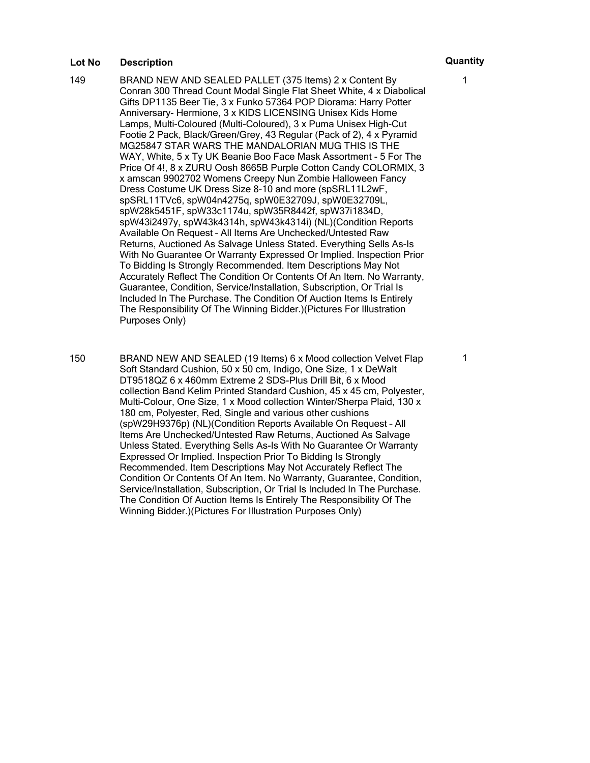| Lot No | Description | Quantity |
| --- | --- | --- |
| 149 | BRAND NEW AND SEALED PALLET (375 Items) 2 x Content By Conran 300 Thread Count Modal Single Flat Sheet White, 4 x Diabolical Gifts DP1135 Beer Tie, 3 x Funko 57364 POP Diorama: Harry Potter Anniversary- Hermione, 3 x KIDS LICENSING Unisex Kids Home Lamps, Multi-Coloured (Multi-Coloured), 3 x Puma Unisex High-Cut Footie 2 Pack, Black/Green/Grey, 43 Regular (Pack of 2), 4 x Pyramid MG25847 STAR WARS THE MANDALORIAN MUG THIS IS THE WAY, White, 5 x Ty UK Beanie Boo Face Mask Assortment - 5 For The Price Of 4!, 8 x ZURU Oosh 8665B Purple Cotton Candy COLORMIX, 3 x amscan 9902702 Womens Creepy Nun Zombie Halloween Fancy Dress Costume UK Dress Size 8-10 and more (spSRL11L2wF, spSRL11TVc6, spW04n4275q, spW0E32709J, spW0E32709L, spW28k5451F, spW33c1174u, spW35R8442f, spW37i1834D, spW43i2497y, spW43k4314h, spW43k4314i) (NL)(Condition Reports Available On Request – All Items Are Unchecked/Untested Raw Returns, Auctioned As Salvage Unless Stated. Everything Sells As-Is With No Guarantee Or Warranty Expressed Or Implied. Inspection Prior To Bidding Is Strongly Recommended. Item Descriptions May Not Accurately Reflect The Condition Or Contents Of An Item. No Warranty, Guarantee, Condition, Service/Installation, Subscription, Or Trial Is Included In The Purchase. The Condition Of Auction Items Is Entirely The Responsibility Of The Winning Bidder.)(Pictures For Illustration Purposes Only) | 1 |
| 150 | BRAND NEW AND SEALED (19 Items) 6 x Mood collection Velvet Flap Soft Standard Cushion, 50 x 50 cm, Indigo, One Size, 1 x DeWalt DT9518QZ 6 x 460mm Extreme 2 SDS-Plus Drill Bit, 6 x Mood collection Band Kelim Printed Standard Cushion, 45 x 45 cm, Polyester, Multi-Colour, One Size, 1 x Mood collection Winter/Sherpa Plaid, 130 x 180 cm, Polyester, Red, Single and various other cushions (spW29H9376p) (NL)(Condition Reports Available On Request – All Items Are Unchecked/Untested Raw Returns, Auctioned As Salvage Unless Stated. Everything Sells As-Is With No Guarantee Or Warranty Expressed Or Implied. Inspection Prior To Bidding Is Strongly Recommended. Item Descriptions May Not Accurately Reflect The Condition Or Contents Of An Item. No Warranty, Guarantee, Condition, Service/Installation, Subscription, Or Trial Is Included In The Purchase. The Condition Of Auction Items Is Entirely The Responsibility Of The Winning Bidder.)(Pictures For Illustration Purposes Only) | 1 |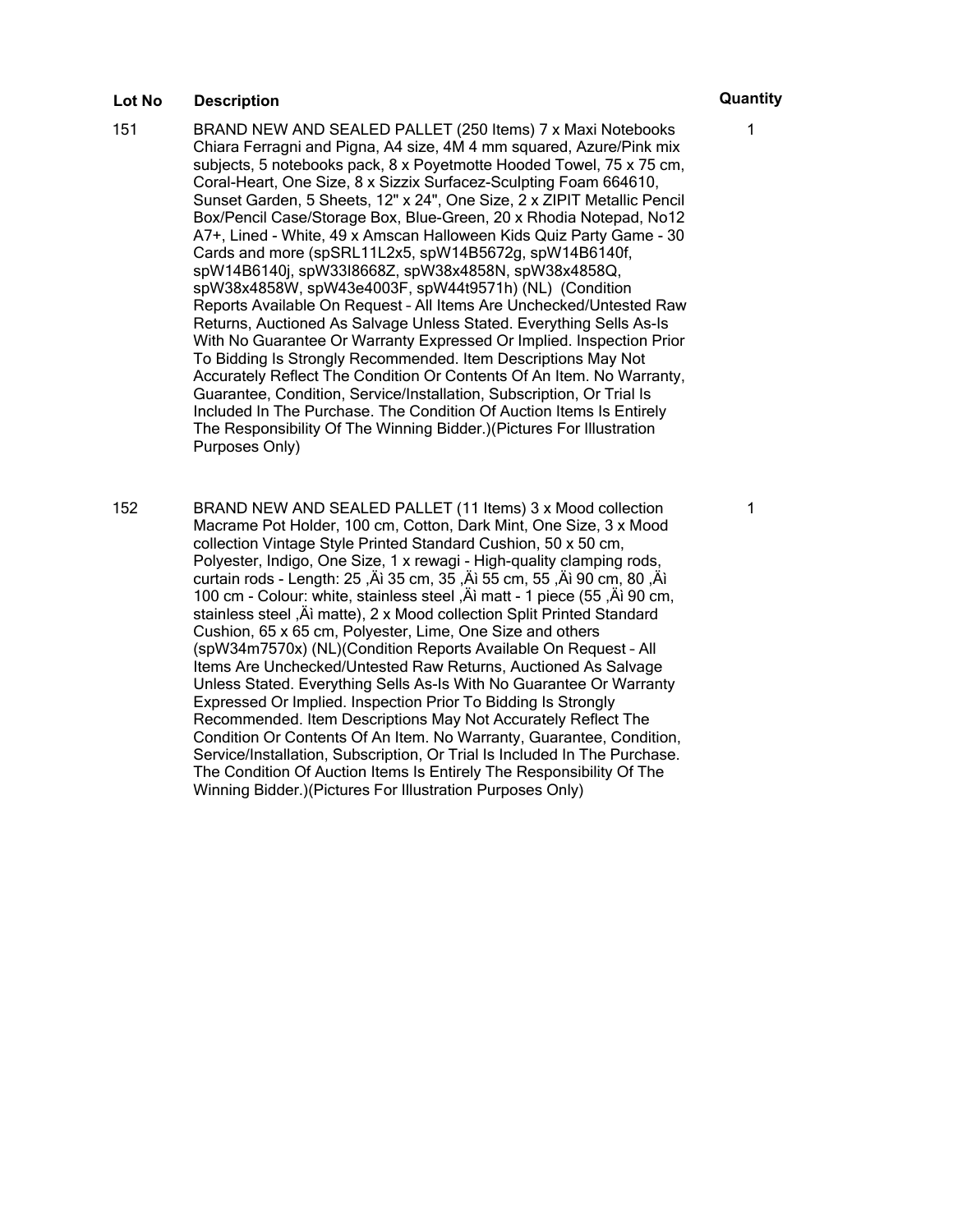| Lot No | Description | Quantity |
| --- | --- | --- |
| 151 | BRAND NEW AND SEALED PALLET (250 Items) 7 x Maxi Notebooks Chiara Ferragni and Pigna, A4 size, 4M 4 mm squared, Azure/Pink mix subjects, 5 notebooks pack, 8 x Poyetmotte Hooded Towel, 75 x 75 cm, Coral-Heart, One Size, 8 x Sizzix Surfacez-Sculpting Foam 664610, Sunset Garden, 5 Sheets, 12" x 24", One Size, 2 x ZIPIT Metallic Pencil Box/Pencil Case/Storage Box, Blue-Green, 20 x Rhodia Notepad, No12 A7+, Lined - White, 49 x Amscan Halloween Kids Quiz Party Game - 30 Cards and more (spSRL11L2x5, spW14B5672g, spW14B6140f, spW14B6140j, spW33I8668Z, spW38x4858N, spW38x4858Q, spW38x4858W, spW43e4003F, spW44t9571h) (NL) (Condition Reports Available On Request – All Items Are Unchecked/Untested Raw Returns, Auctioned As Salvage Unless Stated. Everything Sells As-Is With No Guarantee Or Warranty Expressed Or Implied. Inspection Prior To Bidding Is Strongly Recommended. Item Descriptions May Not Accurately Reflect The Condition Or Contents Of An Item. No Warranty, Guarantee, Condition, Service/Installation, Subscription, Or Trial Is Included In The Purchase. The Condition Of Auction Items Is Entirely The Responsibility Of The Winning Bidder.)(Pictures For Illustration Purposes Only) | 1 |
| 152 | BRAND NEW AND SEALED PALLET (11 Items) 3 x Mood collection Macrame Pot Holder, 100 cm, Cotton, Dark Mint, One Size, 3 x Mood collection Vintage Style Printed Standard Cushion, 50 x 50 cm, Polyester, Indigo, One Size, 1 x rewagi - High-quality clamping rods, curtain rods - Length: 25 ,Äì 35 cm, 35 ,Äì 55 cm, 55 ,Äì 90 cm, 80 ,Äì 100 cm - Colour: white, stainless steel ,Äì matt - 1 piece (55 ,Äì 90 cm, stainless steel ,Äì matte), 2 x Mood collection Split Printed Standard Cushion, 65 x 65 cm, Polyester, Lime, One Size and others (spW34m7570x) (NL)(Condition Reports Available On Request – All Items Are Unchecked/Untested Raw Returns, Auctioned As Salvage Unless Stated. Everything Sells As-Is With No Guarantee Or Warranty Expressed Or Implied. Inspection Prior To Bidding Is Strongly Recommended. Item Descriptions May Not Accurately Reflect The Condition Or Contents Of An Item. No Warranty, Guarantee, Condition, Service/Installation, Subscription, Or Trial Is Included In The Purchase. The Condition Of Auction Items Is Entirely The Responsibility Of The Winning Bidder.)(Pictures For Illustration Purposes Only) | 1 |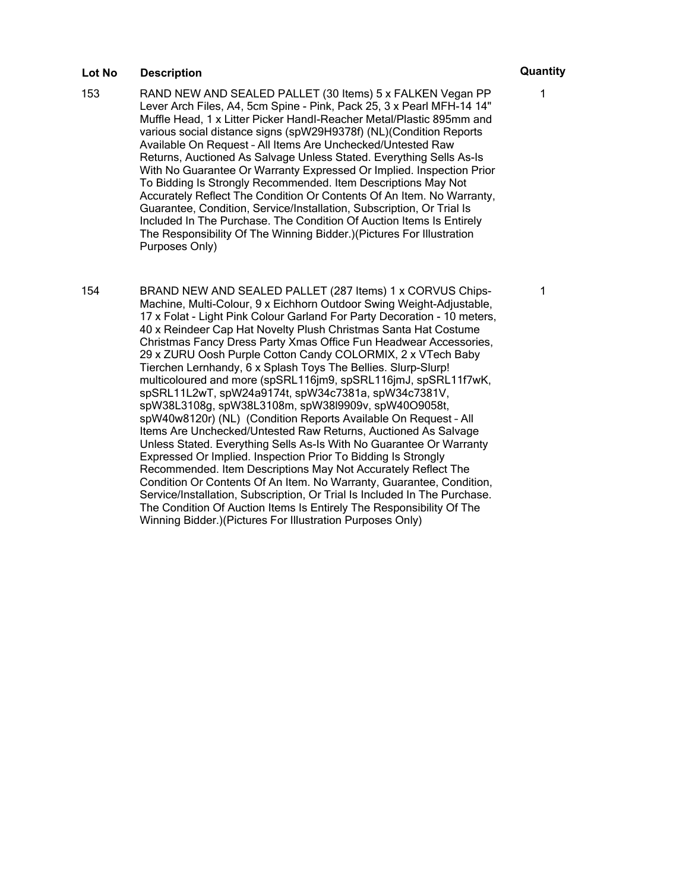| Lot No | Description | Quantity |
|---|---|---|
| 153 | RAND NEW AND SEALED PALLET (30 Items) 5 x FALKEN Vegan PP Lever Arch Files, A4, 5cm Spine - Pink, Pack 25, 3 x Pearl MFH-14 14" Muffle Head, 1 x Litter Picker Handl-Reacher Metal/Plastic 895mm and various social distance signs (spW29H9378f) (NL)(Condition Reports Available On Request – All Items Are Unchecked/Untested Raw Returns, Auctioned As Salvage Unless Stated. Everything Sells As-Is With No Guarantee Or Warranty Expressed Or Implied. Inspection Prior To Bidding Is Strongly Recommended. Item Descriptions May Not Accurately Reflect The Condition Or Contents Of An Item. No Warranty, Guarantee, Condition, Service/Installation, Subscription, Or Trial Is Included In The Purchase. The Condition Of Auction Items Is Entirely The Responsibility Of The Winning Bidder.)(Pictures For Illustration Purposes Only) | 1 |
| 154 | BRAND NEW AND SEALED PALLET (287 Items) 1 x CORVUS Chips-Machine, Multi-Colour, 9 x Eichhorn Outdoor Swing Weight-Adjustable, 17 x Folat - Light Pink Colour Garland For Party Decoration - 10 meters, 40 x Reindeer Cap Hat Novelty Plush Christmas Santa Hat Costume Christmas Fancy Dress Party Xmas Office Fun Headwear Accessories, 29 x ZURU Oosh Purple Cotton Candy COLORMIX, 2 x VTech Baby Tierchen Lernhandy, 6 x Splash Toys The Bellies. Slurp-Slurp! multicoloured and more (spSRL116jm9, spSRL116jmJ, spSRL11f7wK, spSRL11L2wT, spW24a9174t, spW34c7381a, spW34c7381V, spW38L3108g, spW38L3108m, spW38l9909v, spW40O9058t, spW40w8120r) (NL) (Condition Reports Available On Request – All Items Are Unchecked/Untested Raw Returns, Auctioned As Salvage Unless Stated. Everything Sells As-Is With No Guarantee Or Warranty Expressed Or Implied. Inspection Prior To Bidding Is Strongly Recommended. Item Descriptions May Not Accurately Reflect The Condition Or Contents Of An Item. No Warranty, Guarantee, Condition, Service/Installation, Subscription, Or Trial Is Included In The Purchase. The Condition Of Auction Items Is Entirely The Responsibility Of The Winning Bidder.)(Pictures For Illustration Purposes Only) | 1 |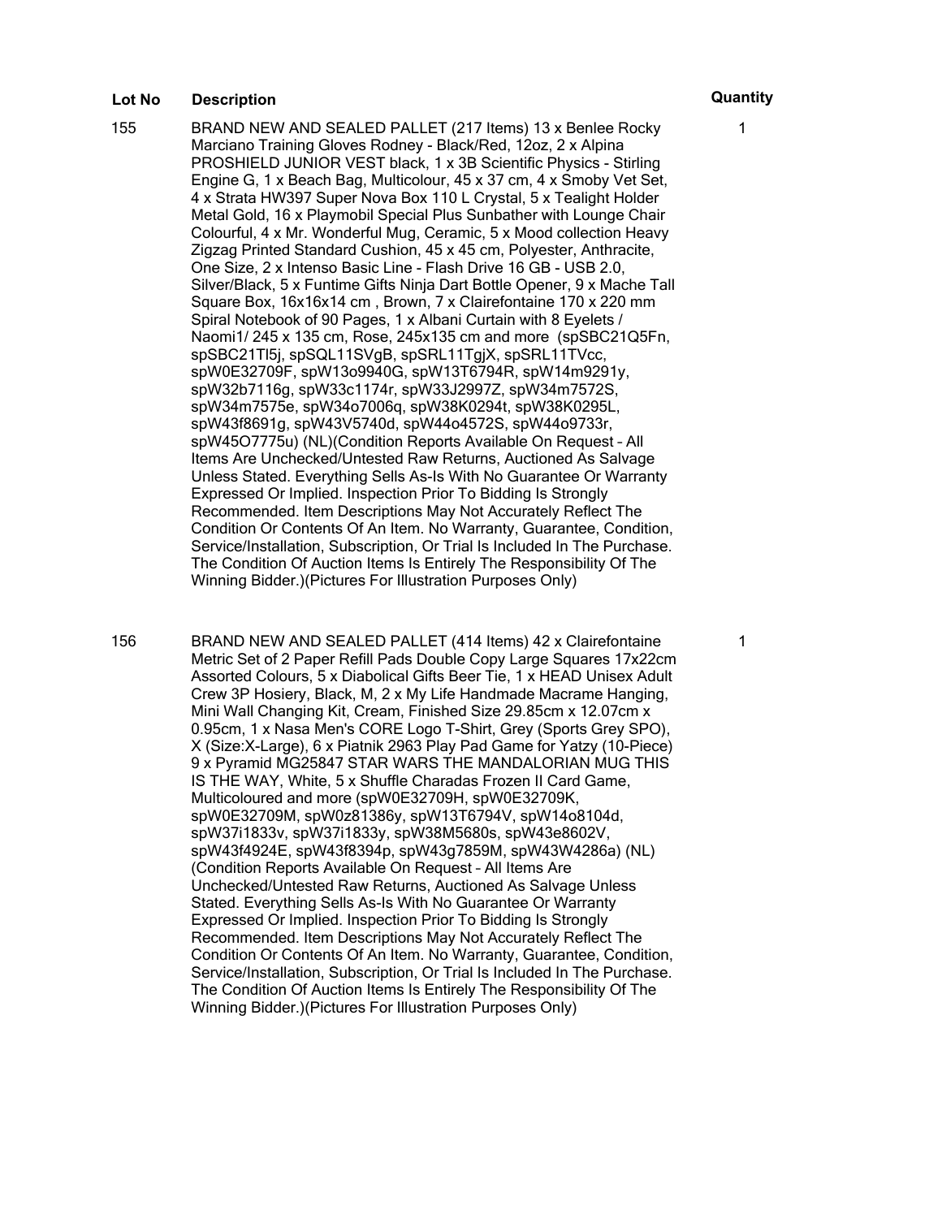| Lot No | Description | Quantity |
|---|---|---|
| 155 | BRAND NEW AND SEALED PALLET (217 Items) 13 x Benlee Rocky Marciano Training Gloves Rodney - Black/Red, 12oz, 2 x Alpina PROSHIELD JUNIOR VEST black, 1 x 3B Scientific Physics - Stirling Engine G, 1 x Beach Bag, Multicolour, 45 x 37 cm, 4 x Smoby Vet Set, 4 x Strata HW397 Super Nova Box 110 L Crystal, 5 x Tealight Holder Metal Gold, 16 x Playmobil Special Plus Sunbather with Lounge Chair Colourful, 4 x Mr. Wonderful Mug, Ceramic, 5 x Mood collection Heavy Zigzag Printed Standard Cushion, 45 x 45 cm, Polyester, Anthracite, One Size, 2 x Intenso Basic Line - Flash Drive 16 GB - USB 2.0, Silver/Black, 5 x Funtime Gifts Ninja Dart Bottle Opener, 9 x Mache Tall Square Box, 16x16x14 cm , Brown, 7 x Clairefontaine 170 x 220 mm Spiral Notebook of 90 Pages, 1 x Albani Curtain with 8 Eyelets / Naomi1/ 245 x 135 cm, Rose, 245x135 cm and more (spSBC21Q5Fn, spSBC21Tl5j, spSQL11SVgB, spSRL11TgjX, spSRL11TVcc, spW0E32709F, spW13o9940G, spW13T6794R, spW14m9291y, spW32b7116g, spW33c1174r, spW33J2997Z, spW34m7572S, spW34m7575e, spW34o7006q, spW38K0294t, spW38K0295L, spW43f8691g, spW43V5740d, spW44o4572S, spW44o9733r, spW45O7775u) (NL)(Condition Reports Available On Request – All Items Are Unchecked/Untested Raw Returns, Auctioned As Salvage Unless Stated. Everything Sells As-Is With No Guarantee Or Warranty Expressed Or Implied. Inspection Prior To Bidding Is Strongly Recommended. Item Descriptions May Not Accurately Reflect The Condition Or Contents Of An Item. No Warranty, Guarantee, Condition, Service/Installation, Subscription, Or Trial Is Included In The Purchase. The Condition Of Auction Items Is Entirely The Responsibility Of The Winning Bidder.)(Pictures For Illustration Purposes Only) | 1 |
| 156 | BRAND NEW AND SEALED PALLET (414 Items) 42 x Clairefontaine Metric Set of 2 Paper Refill Pads Double Copy Large Squares 17x22cm Assorted Colours, 5 x Diabolical Gifts Beer Tie, 1 x HEAD Unisex Adult Crew 3P Hosiery, Black, M, 2 x My Life Handmade Macrame Hanging, Mini Wall Changing Kit, Cream, Finished Size 29.85cm x 12.07cm x 0.95cm, 1 x Nasa Men's CORE Logo T-Shirt, Grey (Sports Grey SPO), X (Size:X-Large), 6 x Piatnik 2963 Play Pad Game for Yatzy (10-Piece) 9 x Pyramid MG25847 STAR WARS THE MANDALORIAN MUG THIS IS THE WAY, White, 5 x Shuffle Charadas Frozen II Card Game, Multicoloured and more (spW0E32709H, spW0E32709K, spW0E32709M, spW0z81386y, spW13T6794V, spW14o8104d, spW37i1833v, spW37i1833y, spW38M5680s, spW43e8602V, spW43f4924E, spW43f8394p, spW43g7859M, spW43W4286a) (NL)(Condition Reports Available On Request – All Items Are Unchecked/Untested Raw Returns, Auctioned As Salvage Unless Stated. Everything Sells As-Is With No Guarantee Or Warranty Expressed Or Implied. Inspection Prior To Bidding Is Strongly Recommended. Item Descriptions May Not Accurately Reflect The Condition Or Contents Of An Item. No Warranty, Guarantee, Condition, Service/Installation, Subscription, Or Trial Is Included In The Purchase. The Condition Of Auction Items Is Entirely The Responsibility Of The Winning Bidder.)(Pictures For Illustration Purposes Only) | 1 |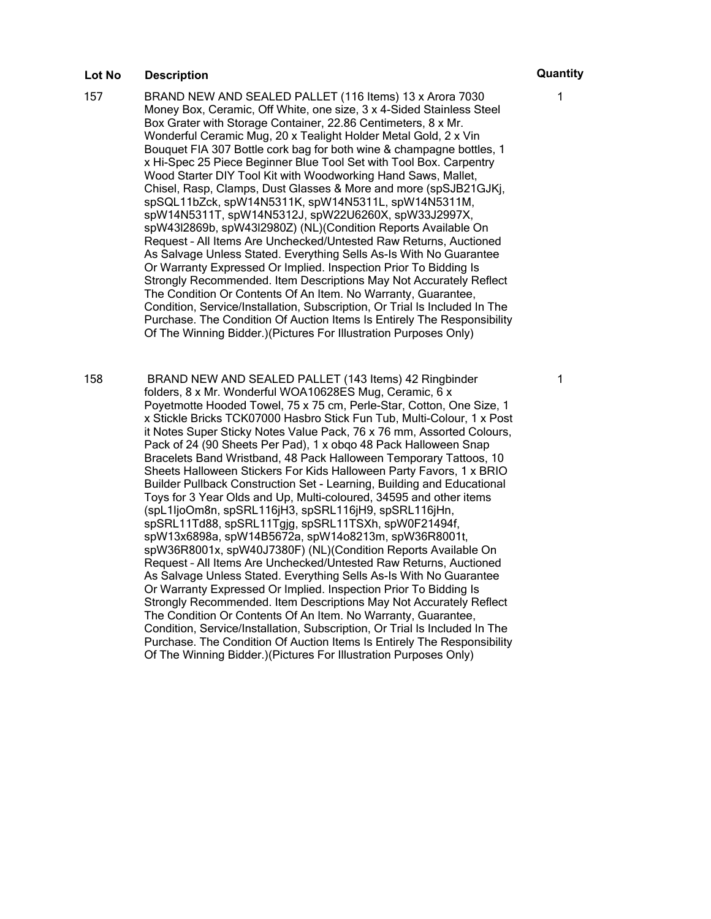| Lot No | Description | Quantity |
|---|---|---|
| 157 | BRAND NEW AND SEALED PALLET (116 Items) 13 x Arora 7030 Money Box, Ceramic, Off White, one size, 3 x 4-Sided Stainless Steel Box Grater with Storage Container, 22.86 Centimeters, 8 x Mr. Wonderful Ceramic Mug, 20 x Tealight Holder Metal Gold, 2 x Vin Bouquet FIA 307 Bottle cork bag for both wine & champagne bottles, 1 x Hi-Spec 25 Piece Beginner Blue Tool Set with Tool Box. Carpentry Wood Starter DIY Tool Kit with Woodworking Hand Saws, Mallet, Chisel, Rasp, Clamps, Dust Glasses & More and more (spSJB21GJKj, spSQL11bZck, spW14N5311K, spW14N5311L, spW14N5311M, spW14N5311T, spW14N5312J, spW22U6260X, spW33J2997X, spW43l2869b, spW43l2980Z) (NL)(Condition Reports Available On Request – All Items Are Unchecked/Untested Raw Returns, Auctioned As Salvage Unless Stated. Everything Sells As-Is With No Guarantee Or Warranty Expressed Or Implied. Inspection Prior To Bidding Is Strongly Recommended. Item Descriptions May Not Accurately Reflect The Condition Or Contents Of An Item. No Warranty, Guarantee, Condition, Service/Installation, Subscription, Or Trial Is Included In The Purchase. The Condition Of Auction Items Is Entirely The Responsibility Of The Winning Bidder.)(Pictures For Illustration Purposes Only) | 1 |
| 158 | BRAND NEW AND SEALED PALLET (143 Items) 42 Ringbinder folders, 8 x Mr. Wonderful WOA10628ES Mug, Ceramic, 6 x Poyetmotte Hooded Towel, 75 x 75 cm, Perle-Star, Cotton, One Size, 1 x Stickle Bricks TCK07000 Hasbro Stick Fun Tub, Multi-Colour, 1 x Post it Notes Super Sticky Notes Value Pack, 76 x 76 mm, Assorted Colours, Pack of 24 (90 Sheets Per Pad), 1 x obqo 48 Pack Halloween Snap Bracelets Band Wristband, 48 Pack Halloween Temporary Tattoos, 10 Sheets Halloween Stickers For Kids Halloween Party Favors, 1 x BRIO Builder Pullback Construction Set - Learning, Building and Educational Toys for 3 Year Olds and Up, Multi-coloured, 34595 and other items (spL1IjoOm8n, spSRL116jH3, spSRL116jH9, spSRL116jHn, spSRL11Td88, spSRL11Tgjg, spSRL11TSXh, spW0F21494f, spW13x6898a, spW14B5672a, spW14o8213m, spW36R8001t, spW36R8001x, spW40J7380F) (NL)(Condition Reports Available On Request – All Items Are Unchecked/Untested Raw Returns, Auctioned As Salvage Unless Stated. Everything Sells As-Is With No Guarantee Or Warranty Expressed Or Implied. Inspection Prior To Bidding Is Strongly Recommended. Item Descriptions May Not Accurately Reflect The Condition Or Contents Of An Item. No Warranty, Guarantee, Condition, Service/Installation, Subscription, Or Trial Is Included In The Purchase. The Condition Of Auction Items Is Entirely The Responsibility Of The Winning Bidder.)(Pictures For Illustration Purposes Only) | 1 |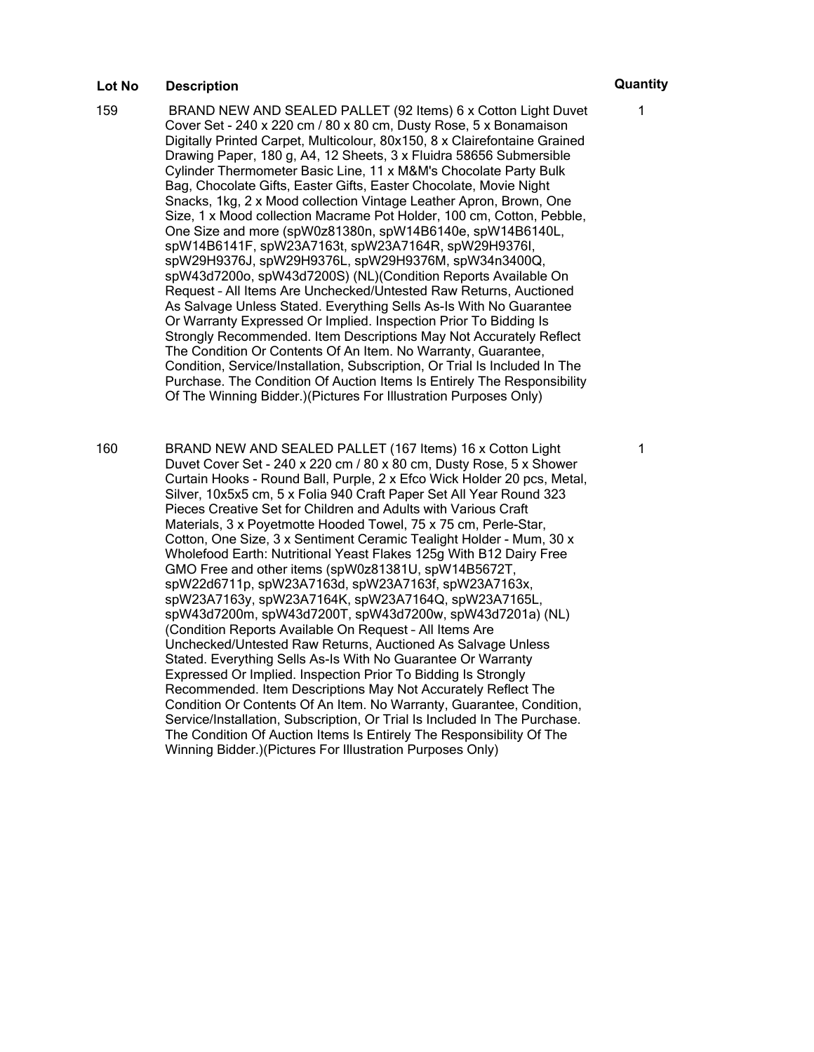| Lot No | Description | Quantity |
| --- | --- | --- |
| 159 | BRAND NEW AND SEALED PALLET (92 Items) 6 x Cotton Light Duvet Cover Set - 240 x 220 cm / 80 x 80 cm, Dusty Rose, 5 x Bonamaison Digitally Printed Carpet, Multicolour, 80x150, 8 x Clairefontaine Grained Drawing Paper, 180 g, A4, 12 Sheets, 3 x Fluidra 58656 Submersible Cylinder Thermometer Basic Line, 11 x M&M's Chocolate Party Bulk Bag, Chocolate Gifts, Easter Gifts, Easter Chocolate, Movie Night Snacks, 1kg, 2 x Mood collection Vintage Leather Apron, Brown, One Size, 1 x Mood collection Macrame Pot Holder, 100 cm, Cotton, Pebble, One Size and more (spW0z81380n, spW14B6140e, spW14B6140L, spW14B6141F, spW23A7163t, spW23A7164R, spW29H9376I, spW29H9376J, spW29H9376L, spW29H9376M, spW34n3400Q, spW43d7200o, spW43d7200S) (NL)(Condition Reports Available On Request – All Items Are Unchecked/Untested Raw Returns, Auctioned As Salvage Unless Stated. Everything Sells As-Is With No Guarantee Or Warranty Expressed Or Implied. Inspection Prior To Bidding Is Strongly Recommended. Item Descriptions May Not Accurately Reflect The Condition Or Contents Of An Item. No Warranty, Guarantee, Condition, Service/Installation, Subscription, Or Trial Is Included In The Purchase. The Condition Of Auction Items Is Entirely The Responsibility Of The Winning Bidder.)(Pictures For Illustration Purposes Only) | 1 |
| 160 | BRAND NEW AND SEALED PALLET (167 Items) 16 x Cotton Light Duvet Cover Set - 240 x 220 cm / 80 x 80 cm, Dusty Rose, 5 x Shower Curtain Hooks - Round Ball, Purple, 2 x Efco Wick Holder 20 pcs, Metal, Silver, 10x5x5 cm, 5 x Folia 940 Craft Paper Set All Year Round 323 Pieces Creative Set for Children and Adults with Various Craft Materials, 3 x Poyetmotte Hooded Towel, 75 x 75 cm, Perle-Star, Cotton, One Size, 3 x Sentiment Ceramic Tealight Holder - Mum, 30 x Wholefood Earth: Nutritional Yeast Flakes 125g With B12 Dairy Free GMO Free and other items (spW0z81381U, spW14B5672T, spW22d6711p, spW23A7163d, spW23A7163f, spW23A7163x, spW23A7163y, spW23A7164K, spW23A7164Q, spW23A7165L, spW43d7200m, spW43d7200T, spW43d7200w, spW43d7201a) (NL) (Condition Reports Available On Request – All Items Are Unchecked/Untested Raw Returns, Auctioned As Salvage Unless Stated. Everything Sells As-Is With No Guarantee Or Warranty Expressed Or Implied. Inspection Prior To Bidding Is Strongly Recommended. Item Descriptions May Not Accurately Reflect The Condition Or Contents Of An Item. No Warranty, Guarantee, Condition, Service/Installation, Subscription, Or Trial Is Included In The Purchase. The Condition Of Auction Items Is Entirely The Responsibility Of The Winning Bidder.)(Pictures For Illustration Purposes Only) | 1 |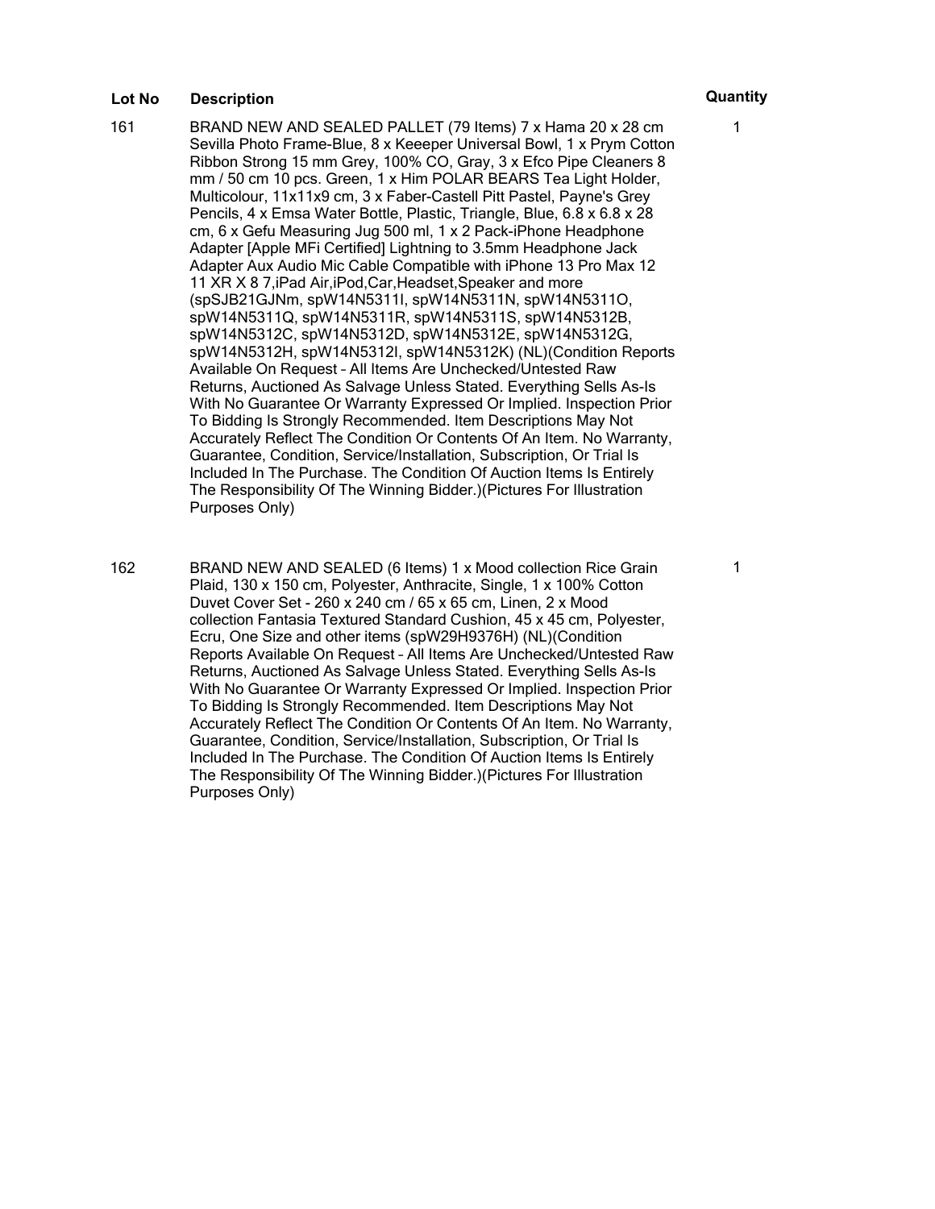| Lot No | Description | Quantity |
|---|---|---|
| 161 | BRAND NEW AND SEALED PALLET (79 Items) 7 x Hama 20 x 28 cm Sevilla Photo Frame-Blue, 8 x Keeeper Universal Bowl, 1 x Prym Cotton Ribbon Strong 15 mm Grey, 100% CO, Gray, 3 x Efco Pipe Cleaners 8 mm / 50 cm 10 pcs. Green, 1 x Him POLAR BEARS Tea Light Holder, Multicolour, 11x11x9 cm, 3 x Faber-Castell Pitt Pastel, Payne's Grey Pencils, 4 x Emsa Water Bottle, Plastic, Triangle, Blue, 6.8 x 6.8 x 28 cm, 6 x Gefu Measuring Jug 500 ml, 1 x 2 Pack-iPhone Headphone Adapter [Apple MFi Certified] Lightning to 3.5mm Headphone Jack Adapter Aux Audio Mic Cable Compatible with iPhone 13 Pro Max 12 11 XR X 8 7,iPad Air,iPod,Car,Headset,Speaker and more (spSJB21GJNm, spW14N5311I, spW14N5311N, spW14N5311O, spW14N5311Q, spW14N5311R, spW14N5311S, spW14N5312B, spW14N5312C, spW14N5312D, spW14N5312E, spW14N5312G, spW14N5312H, spW14N5312I, spW14N5312K) (NL)(Condition Reports Available On Request – All Items Are Unchecked/Untested Raw Returns, Auctioned As Salvage Unless Stated. Everything Sells As-Is With No Guarantee Or Warranty Expressed Or Implied. Inspection Prior To Bidding Is Strongly Recommended. Item Descriptions May Not Accurately Reflect The Condition Or Contents Of An Item. No Warranty, Guarantee, Condition, Service/Installation, Subscription, Or Trial Is Included In The Purchase. The Condition Of Auction Items Is Entirely The Responsibility Of The Winning Bidder.)(Pictures For Illustration Purposes Only) | 1 |
| 162 | BRAND NEW AND SEALED (6 Items) 1 x Mood collection Rice Grain Plaid, 130 x 150 cm, Polyester, Anthracite, Single, 1 x 100% Cotton Duvet Cover Set - 260 x 240 cm / 65 x 65 cm, Linen, 2 x Mood collection Fantasia Textured Standard Cushion, 45 x 45 cm, Polyester, Ecru, One Size and other items (spW29H9376H) (NL)(Condition Reports Available On Request – All Items Are Unchecked/Untested Raw Returns, Auctioned As Salvage Unless Stated. Everything Sells As-Is With No Guarantee Or Warranty Expressed Or Implied. Inspection Prior To Bidding Is Strongly Recommended. Item Descriptions May Not Accurately Reflect The Condition Or Contents Of An Item. No Warranty, Guarantee, Condition, Service/Installation, Subscription, Or Trial Is Included In The Purchase. The Condition Of Auction Items Is Entirely The Responsibility Of The Winning Bidder.)(Pictures For Illustration Purposes Only) | 1 |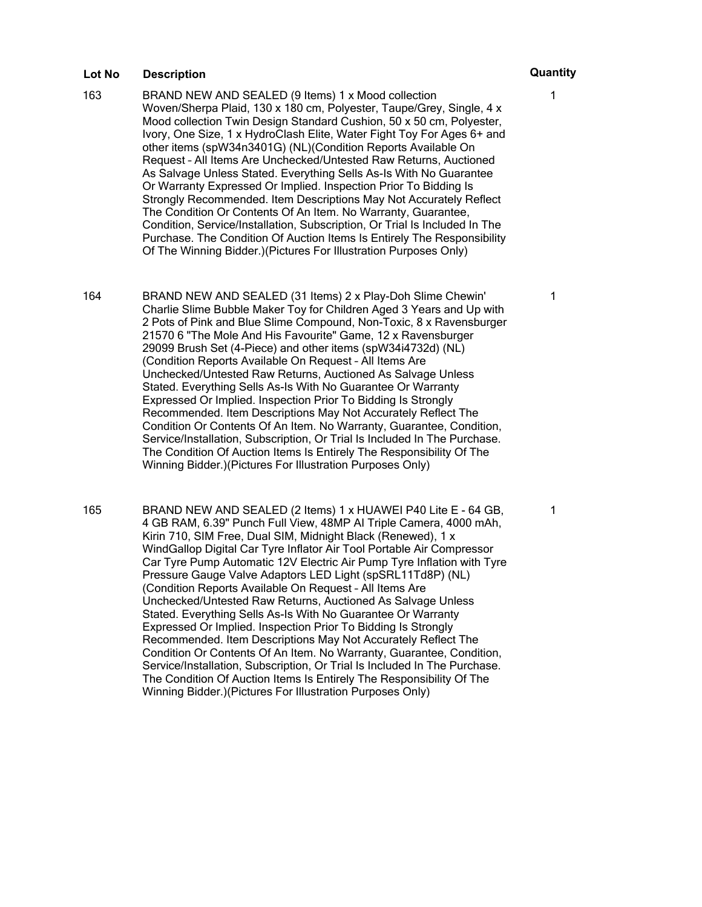| Lot No | Description | Quantity |
|---|---|---|
| 163 | BRAND NEW AND SEALED (9 Items) 1 x Mood collection Woven/Sherpa Plaid, 130 x 180 cm, Polyester, Taupe/Grey, Single, 4 x Mood collection Twin Design Standard Cushion, 50 x 50 cm, Polyester, Ivory, One Size, 1 x HydroClash Elite, Water Fight Toy For Ages 6+ and other items (spW34n3401G) (NL)(Condition Reports Available On Request – All Items Are Unchecked/Untested Raw Returns, Auctioned As Salvage Unless Stated. Everything Sells As-Is With No Guarantee Or Warranty Expressed Or Implied. Inspection Prior To Bidding Is Strongly Recommended. Item Descriptions May Not Accurately Reflect The Condition Or Contents Of An Item. No Warranty, Guarantee, Condition, Service/Installation, Subscription, Or Trial Is Included In The Purchase. The Condition Of Auction Items Is Entirely The Responsibility Of The Winning Bidder.)(Pictures For Illustration Purposes Only) | 1 |
| 164 | BRAND NEW AND SEALED (31 Items) 2 x Play-Doh Slime Chewin' Charlie Slime Bubble Maker Toy for Children Aged 3 Years and Up with 2 Pots of Pink and Blue Slime Compound, Non-Toxic, 8 x Ravensburger 21570 6 "The Mole And His Favourite" Game, 12 x Ravensburger 29099 Brush Set (4-Piece) and other items (spW34i4732d) (NL) (Condition Reports Available On Request – All Items Are Unchecked/Untested Raw Returns, Auctioned As Salvage Unless Stated. Everything Sells As-Is With No Guarantee Or Warranty Expressed Or Implied. Inspection Prior To Bidding Is Strongly Recommended. Item Descriptions May Not Accurately Reflect The Condition Or Contents Of An Item. No Warranty, Guarantee, Condition, Service/Installation, Subscription, Or Trial Is Included In The Purchase. The Condition Of Auction Items Is Entirely The Responsibility Of The Winning Bidder.)(Pictures For Illustration Purposes Only) | 1 |
| 165 | BRAND NEW AND SEALED (2 Items) 1 x HUAWEI P40 Lite E - 64 GB, 4 GB RAM, 6.39" Punch Full View, 48MP AI Triple Camera, 4000 mAh, Kirin 710, SIM Free, Dual SIM, Midnight Black (Renewed), 1 x WindGallop Digital Car Tyre Inflator Air Tool Portable Air Compressor Car Tyre Pump Automatic 12V Electric Air Pump Tyre Inflation with Tyre Pressure Gauge Valve Adaptors LED Light (spSRL11Td8P) (NL) (Condition Reports Available On Request – All Items Are Unchecked/Untested Raw Returns, Auctioned As Salvage Unless Stated. Everything Sells As-Is With No Guarantee Or Warranty Expressed Or Implied. Inspection Prior To Bidding Is Strongly Recommended. Item Descriptions May Not Accurately Reflect The Condition Or Contents Of An Item. No Warranty, Guarantee, Condition, Service/Installation, Subscription, Or Trial Is Included In The Purchase. The Condition Of Auction Items Is Entirely The Responsibility Of The Winning Bidder.)(Pictures For Illustration Purposes Only) | 1 |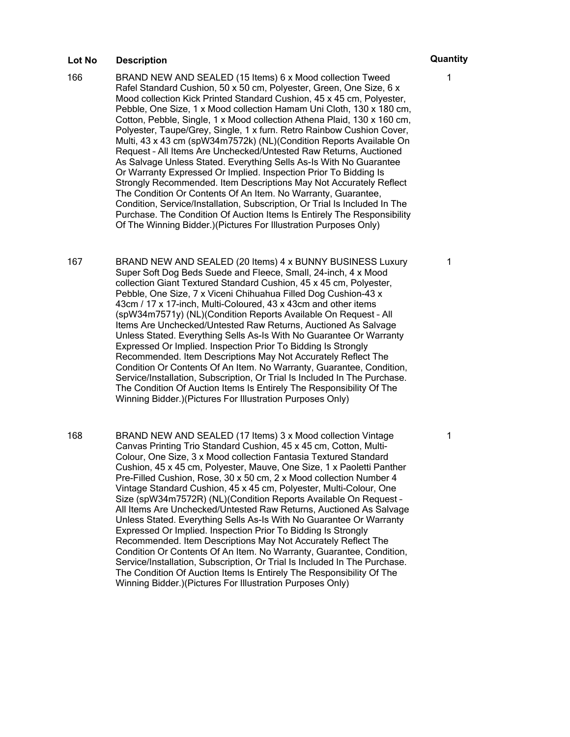| Lot No | Description | Quantity |
| --- | --- | --- |
| 166 | BRAND NEW AND SEALED (15 Items) 6 x Mood collection Tweed Rafel Standard Cushion, 50 x 50 cm, Polyester, Green, One Size, 6 x Mood collection Kick Printed Standard Cushion, 45 x 45 cm, Polyester, Pebble, One Size, 1 x Mood collection Hamam Uni Cloth, 130 x 180 cm, Cotton, Pebble, Single, 1 x Mood collection Athena Plaid, 130 x 160 cm, Polyester, Taupe/Grey, Single, 1 x furn. Retro Rainbow Cushion Cover, Multi, 43 x 43 cm (spW34m7572k) (NL)(Condition Reports Available On Request – All Items Are Unchecked/Untested Raw Returns, Auctioned As Salvage Unless Stated. Everything Sells As-Is With No Guarantee Or Warranty Expressed Or Implied. Inspection Prior To Bidding Is Strongly Recommended. Item Descriptions May Not Accurately Reflect The Condition Or Contents Of An Item. No Warranty, Guarantee, Condition, Service/Installation, Subscription, Or Trial Is Included In The Purchase. The Condition Of Auction Items Is Entirely The Responsibility Of The Winning Bidder.)(Pictures For Illustration Purposes Only) | 1 |
| 167 | BRAND NEW AND SEALED (20 Items) 4 x BUNNY BUSINESS Luxury Super Soft Dog Beds Suede and Fleece, Small, 24-inch, 4 x Mood collection Giant Textured Standard Cushion, 45 x 45 cm, Polyester, Pebble, One Size, 7 x Viceni Chihuahua Filled Dog Cushion-43 x 43cm / 17 x 17-inch, Multi-Coloured, 43 x 43cm and other items (spW34m7571y) (NL)(Condition Reports Available On Request – All Items Are Unchecked/Untested Raw Returns, Auctioned As Salvage Unless Stated. Everything Sells As-Is With No Guarantee Or Warranty Expressed Or Implied. Inspection Prior To Bidding Is Strongly Recommended. Item Descriptions May Not Accurately Reflect The Condition Or Contents Of An Item. No Warranty, Guarantee, Condition, Service/Installation, Subscription, Or Trial Is Included In The Purchase. The Condition Of Auction Items Is Entirely The Responsibility Of The Winning Bidder.)(Pictures For Illustration Purposes Only) | 1 |
| 168 | BRAND NEW AND SEALED (17 Items) 3 x Mood collection Vintage Canvas Printing Trio Standard Cushion, 45 x 45 cm, Cotton, Multi-Colour, One Size, 3 x Mood collection Fantasia Textured Standard Cushion, 45 x 45 cm, Polyester, Mauve, One Size, 1 x Paoletti Panther Pre-Filled Cushion, Rose, 30 x 50 cm, 2 x Mood collection Number 4 Vintage Standard Cushion, 45 x 45 cm, Polyester, Multi-Colour, One Size (spW34m7572R) (NL)(Condition Reports Available On Request – All Items Are Unchecked/Untested Raw Returns, Auctioned As Salvage Unless Stated. Everything Sells As-Is With No Guarantee Or Warranty Expressed Or Implied. Inspection Prior To Bidding Is Strongly Recommended. Item Descriptions May Not Accurately Reflect The Condition Or Contents Of An Item. No Warranty, Guarantee, Condition, Service/Installation, Subscription, Or Trial Is Included In The Purchase. The Condition Of Auction Items Is Entirely The Responsibility Of The Winning Bidder.)(Pictures For Illustration Purposes Only) | 1 |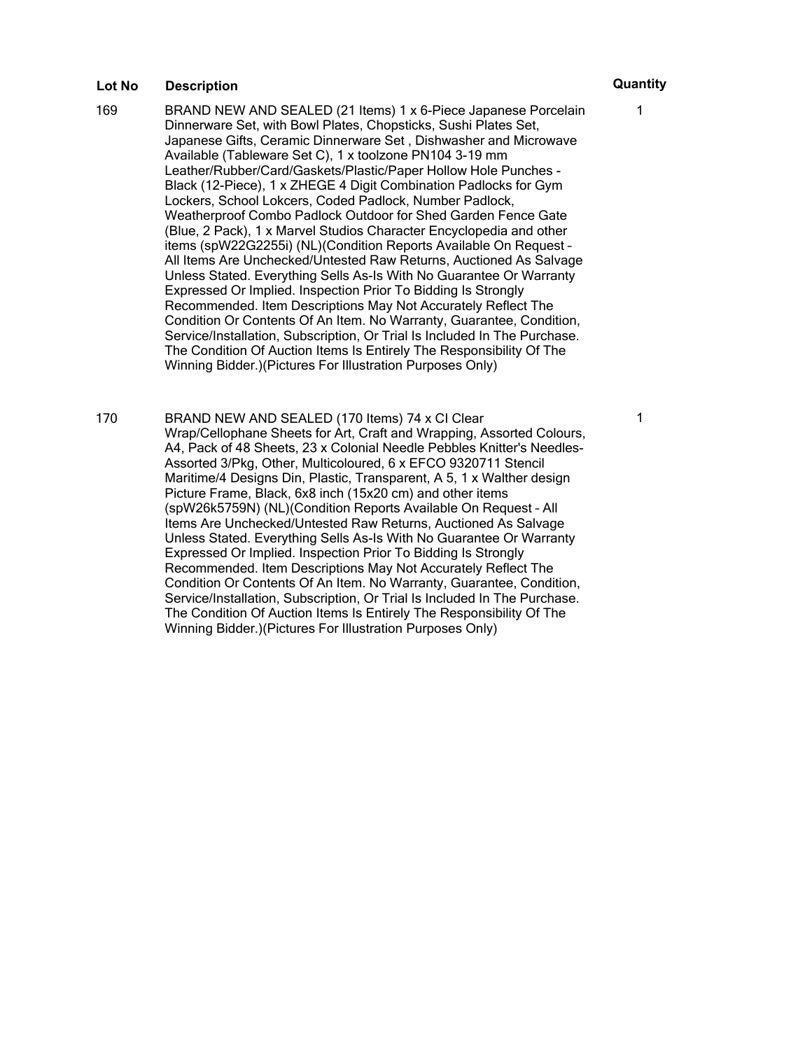| Lot No | Description | Quantity |
| --- | --- | --- |
| 169 | BRAND NEW AND SEALED (21 Items) 1 x 6-Piece Japanese Porcelain Dinnerware Set, with Bowl Plates, Chopsticks, Sushi Plates Set, Japanese Gifts, Ceramic Dinnerware Set , Dishwasher and Microwave Available (Tableware Set C), 1 x toolzone PN104 3-19 mm Leather/Rubber/Card/Gaskets/Plastic/Paper Hollow Hole Punches - Black (12-Piece), 1 x ZHEGE 4 Digit Combination Padlocks for Gym Lockers, School Lokcers, Coded Padlock, Number Padlock, Weatherproof Combo Padlock Outdoor for Shed Garden Fence Gate (Blue, 2 Pack), 1 x Marvel Studios Character Encyclopedia and other items (spW22G2255i) (NL)(Condition Reports Available On Request – All Items Are Unchecked/Untested Raw Returns, Auctioned As Salvage Unless Stated. Everything Sells As-Is With No Guarantee Or Warranty Expressed Or Implied. Inspection Prior To Bidding Is Strongly Recommended. Item Descriptions May Not Accurately Reflect The Condition Or Contents Of An Item. No Warranty, Guarantee, Condition, Service/Installation, Subscription, Or Trial Is Included In The Purchase. The Condition Of Auction Items Is Entirely The Responsibility Of The Winning Bidder.)(Pictures For Illustration Purposes Only) | 1 |
| 170 | BRAND NEW AND SEALED (170 Items) 74 x CI Clear Wrap/Cellophane Sheets for Art, Craft and Wrapping, Assorted Colours, A4, Pack of 48 Sheets, 23 x Colonial Needle Pebbles Knitter's Needles-Assorted 3/Pkg, Other, Multicoloured, 6 x EFCO 9320711 Stencil Maritime/4 Designs Din, Plastic, Transparent, A 5, 1 x Walther design Picture Frame, Black, 6x8 inch (15x20 cm) and other items (spW26k5759N) (NL)(Condition Reports Available On Request – All Items Are Unchecked/Untested Raw Returns, Auctioned As Salvage Unless Stated. Everything Sells As-Is With No Guarantee Or Warranty Expressed Or Implied. Inspection Prior To Bidding Is Strongly Recommended. Item Descriptions May Not Accurately Reflect The Condition Or Contents Of An Item. No Warranty, Guarantee, Condition, Service/Installation, Subscription, Or Trial Is Included In The Purchase. The Condition Of Auction Items Is Entirely The Responsibility Of The Winning Bidder.)(Pictures For Illustration Purposes Only) | 1 |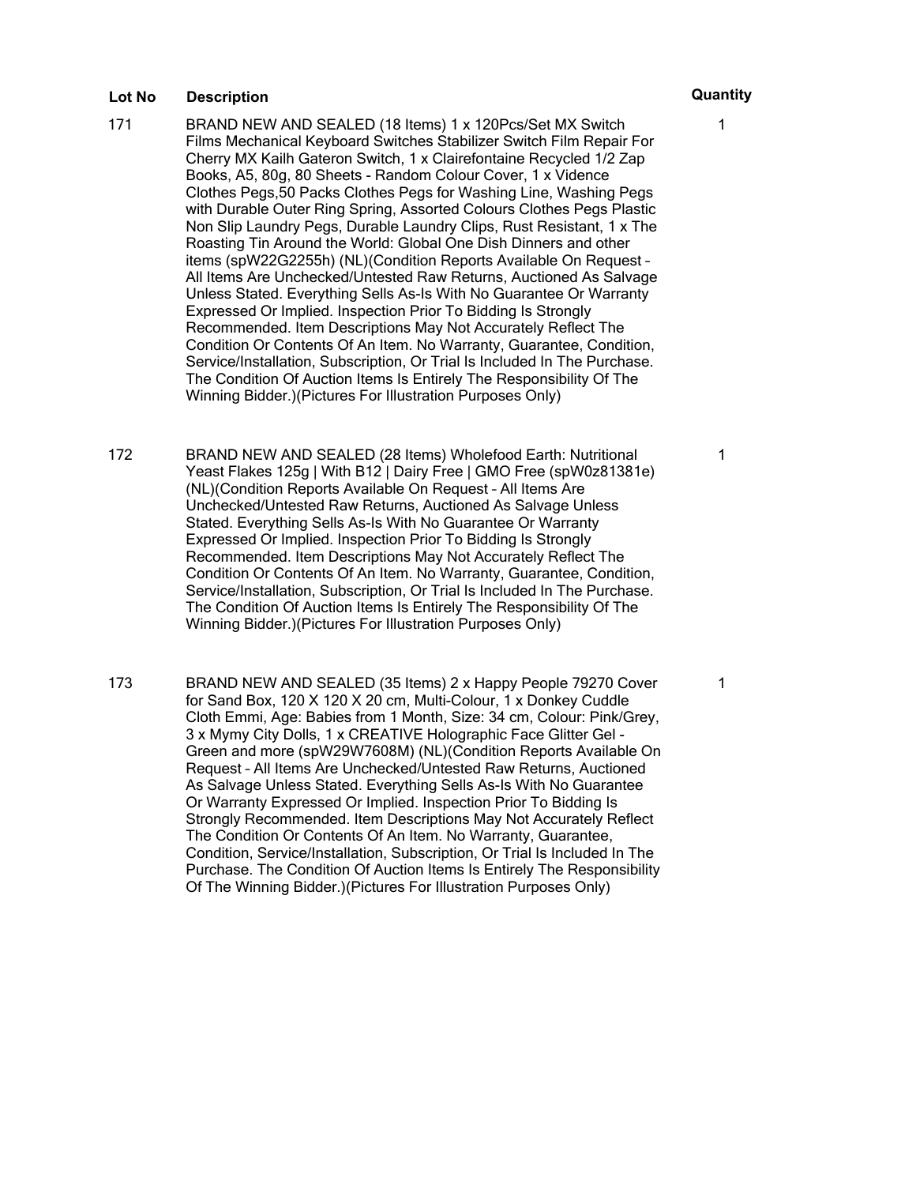| Lot No | Description | Quantity |
| --- | --- | --- |
| 171 | BRAND NEW AND SEALED (18 Items) 1 x 120Pcs/Set MX Switch Films Mechanical Keyboard Switches Stabilizer Switch Film Repair For Cherry MX Kailh Gateron Switch, 1 x Clairefontaine Recycled 1/2 Zap Books, A5, 80g, 80 Sheets - Random Colour Cover, 1 x Vidence Clothes Pegs,50 Packs Clothes Pegs for Washing Line, Washing Pegs with Durable Outer Ring Spring, Assorted Colours Clothes Pegs Plastic Non Slip Laundry Pegs, Durable Laundry Clips, Rust Resistant, 1 x The Roasting Tin Around the World: Global One Dish Dinners and other items (spW22G2255h) (NL)(Condition Reports Available On Request – All Items Are Unchecked/Untested Raw Returns, Auctioned As Salvage Unless Stated. Everything Sells As-Is With No Guarantee Or Warranty Expressed Or Implied. Inspection Prior To Bidding Is Strongly Recommended. Item Descriptions May Not Accurately Reflect The Condition Or Contents Of An Item. No Warranty, Guarantee, Condition, Service/Installation, Subscription, Or Trial Is Included In The Purchase. The Condition Of Auction Items Is Entirely The Responsibility Of The Winning Bidder.)(Pictures For Illustration Purposes Only) | 1 |
| 172 | BRAND NEW AND SEALED (28 Items) Wholefood Earth: Nutritional Yeast Flakes 125g \| With B12 \| Dairy Free \| GMO Free (spW0z81381e) (NL)(Condition Reports Available On Request – All Items Are Unchecked/Untested Raw Returns, Auctioned As Salvage Unless Stated. Everything Sells As-Is With No Guarantee Or Warranty Expressed Or Implied. Inspection Prior To Bidding Is Strongly Recommended. Item Descriptions May Not Accurately Reflect The Condition Or Contents Of An Item. No Warranty, Guarantee, Condition, Service/Installation, Subscription, Or Trial Is Included In The Purchase. The Condition Of Auction Items Is Entirely The Responsibility Of The Winning Bidder.)(Pictures For Illustration Purposes Only) | 1 |
| 173 | BRAND NEW AND SEALED (35 Items) 2 x Happy People 79270 Cover for Sand Box, 120 X 120 X 20 cm, Multi-Colour, 1 x Donkey Cuddle Cloth Emmi, Age: Babies from 1 Month, Size: 34 cm, Colour: Pink/Grey, 3 x Mymy City Dolls, 1 x CREATIVE Holographic Face Glitter Gel - Green and more (spW29W7608M) (NL)(Condition Reports Available On Request – All Items Are Unchecked/Untested Raw Returns, Auctioned As Salvage Unless Stated. Everything Sells As-Is With No Guarantee Or Warranty Expressed Or Implied. Inspection Prior To Bidding Is Strongly Recommended. Item Descriptions May Not Accurately Reflect The Condition Or Contents Of An Item. No Warranty, Guarantee, Condition, Service/Installation, Subscription, Or Trial Is Included In The Purchase. The Condition Of Auction Items Is Entirely The Responsibility Of The Winning Bidder.)(Pictures For Illustration Purposes Only) | 1 |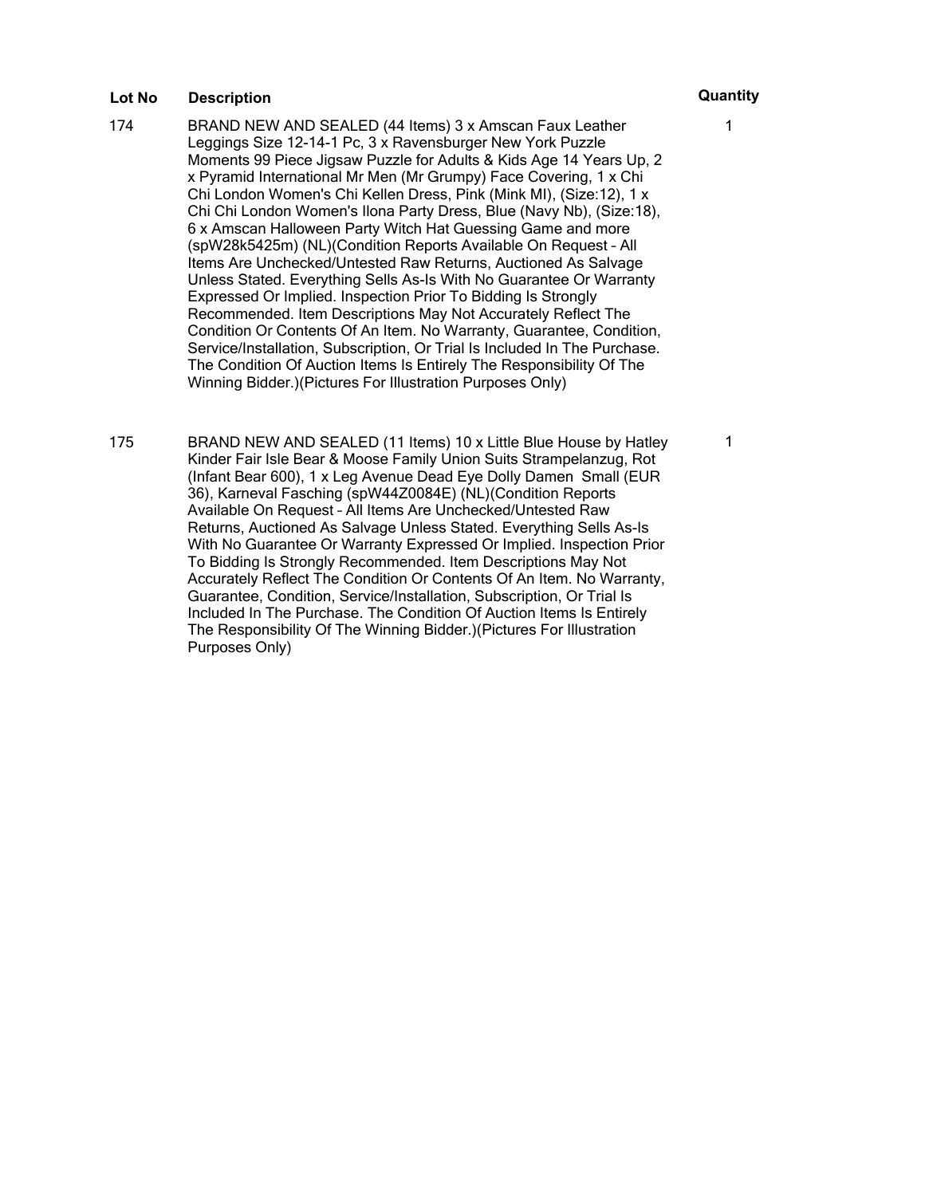| Lot No | Description | Quantity |
| --- | --- | --- |
| 174 | BRAND NEW AND SEALED (44 Items) 3 x Amscan Faux Leather Leggings Size 12-14-1 Pc, 3 x Ravensburger New York Puzzle Moments 99 Piece Jigsaw Puzzle for Adults & Kids Age 14 Years Up, 2 x Pyramid International Mr Men (Mr Grumpy) Face Covering, 1 x Chi Chi London Women's Chi Kellen Dress, Pink (Mink Ml), (Size:12), 1 x Chi Chi London Women's Ilona Party Dress, Blue (Navy Nb), (Size:18), 6 x Amscan Halloween Party Witch Hat Guessing Game and more (spW28k5425m) (NL)(Condition Reports Available On Request – All Items Are Unchecked/Untested Raw Returns, Auctioned As Salvage Unless Stated. Everything Sells As-Is With No Guarantee Or Warranty Expressed Or Implied. Inspection Prior To Bidding Is Strongly Recommended. Item Descriptions May Not Accurately Reflect The Condition Or Contents Of An Item. No Warranty, Guarantee, Condition, Service/Installation, Subscription, Or Trial Is Included In The Purchase. The Condition Of Auction Items Is Entirely The Responsibility Of The Winning Bidder.)(Pictures For Illustration Purposes Only) | 1 |
| 175 | BRAND NEW AND SEALED (11 Items) 10 x Little Blue House by Hatley Kinder Fair Isle Bear & Moose Family Union Suits Strampelanzug, Rot (Infant Bear 600), 1 x Leg Avenue Dead Eye Dolly Damen Small (EUR 36), Karneval Fasching (spW44Z0084E) (NL)(Condition Reports Available On Request – All Items Are Unchecked/Untested Raw Returns, Auctioned As Salvage Unless Stated. Everything Sells As-Is With No Guarantee Or Warranty Expressed Or Implied. Inspection Prior To Bidding Is Strongly Recommended. Item Descriptions May Not Accurately Reflect The Condition Or Contents Of An Item. No Warranty, Guarantee, Condition, Service/Installation, Subscription, Or Trial Is Included In The Purchase. The Condition Of Auction Items Is Entirely The Responsibility Of The Winning Bidder.)(Pictures For Illustration Purposes Only) | 1 |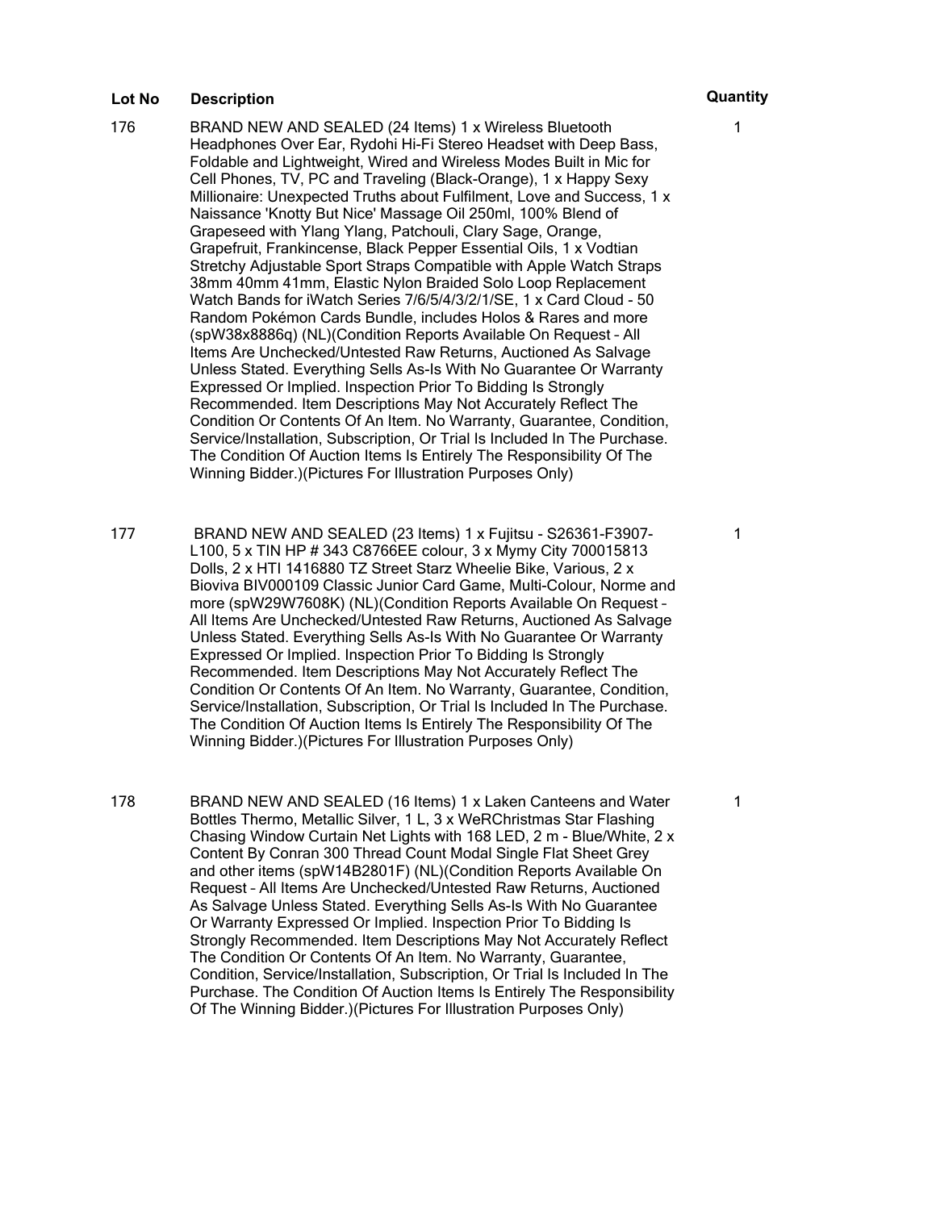| Lot No | Description | Quantity |
| --- | --- | --- |
| 176 | BRAND NEW AND SEALED (24 Items) 1 x Wireless Bluetooth Headphones Over Ear, Rydohi Hi-Fi Stereo Headset with Deep Bass, Foldable and Lightweight, Wired and Wireless Modes Built in Mic for Cell Phones, TV, PC and Traveling (Black-Orange), 1 x Happy Sexy Millionaire: Unexpected Truths about Fulfilment, Love and Success, 1 x Naissance 'Knotty But Nice' Massage Oil 250ml, 100% Blend of Grapeseed with Ylang Ylang, Patchouli, Clary Sage, Orange, Grapefruit, Frankincense, Black Pepper Essential Oils, 1 x Vodtian Stretchy Adjustable Sport Straps Compatible with Apple Watch Straps 38mm 40mm 41mm, Elastic Nylon Braided Solo Loop Replacement Watch Bands for iWatch Series 7/6/5/4/3/2/1/SE, 1 x Card Cloud - 50 Random Pokémon Cards Bundle, includes Holos & Rares and more (spW38x8886q) (NL)(Condition Reports Available On Request – All Items Are Unchecked/Untested Raw Returns, Auctioned As Salvage Unless Stated. Everything Sells As-Is With No Guarantee Or Warranty Expressed Or Implied. Inspection Prior To Bidding Is Strongly Recommended. Item Descriptions May Not Accurately Reflect The Condition Or Contents Of An Item. No Warranty, Guarantee, Condition, Service/Installation, Subscription, Or Trial Is Included In The Purchase. The Condition Of Auction Items Is Entirely The Responsibility Of The Winning Bidder.)(Pictures For Illustration Purposes Only) | 1 |
| 177 | BRAND NEW AND SEALED (23 Items) 1 x Fujitsu - S26361-F3907-L100, 5 x TIN HP # 343 C8766EE colour, 3 x Mymy City 700015813 Dolls, 2 x HTI 1416880 TZ Street Starz Wheelie Bike, Various, 2 x Bioviva BIV000109 Classic Junior Card Game, Multi-Colour, Norme and more (spW29W7608K) (NL)(Condition Reports Available On Request – All Items Are Unchecked/Untested Raw Returns, Auctioned As Salvage Unless Stated. Everything Sells As-Is With No Guarantee Or Warranty Expressed Or Implied. Inspection Prior To Bidding Is Strongly Recommended. Item Descriptions May Not Accurately Reflect The Condition Or Contents Of An Item. No Warranty, Guarantee, Condition, Service/Installation, Subscription, Or Trial Is Included In The Purchase. The Condition Of Auction Items Is Entirely The Responsibility Of The Winning Bidder.)(Pictures For Illustration Purposes Only) | 1 |
| 178 | BRAND NEW AND SEALED (16 Items) 1 x Laken Canteens and Water Bottles Thermo, Metallic Silver, 1 L, 3 x WeRChristmas Star Flashing Chasing Window Curtain Net Lights with 168 LED, 2 m - Blue/White, 2 x Content By Conran 300 Thread Count Modal Single Flat Sheet Grey and other items (spW14B2801F) (NL)(Condition Reports Available On Request – All Items Are Unchecked/Untested Raw Returns, Auctioned As Salvage Unless Stated. Everything Sells As-Is With No Guarantee Or Warranty Expressed Or Implied. Inspection Prior To Bidding Is Strongly Recommended. Item Descriptions May Not Accurately Reflect The Condition Or Contents Of An Item. No Warranty, Guarantee, Condition, Service/Installation, Subscription, Or Trial Is Included In The Purchase. The Condition Of Auction Items Is Entirely The Responsibility Of The Winning Bidder.)(Pictures For Illustration Purposes Only) | 1 |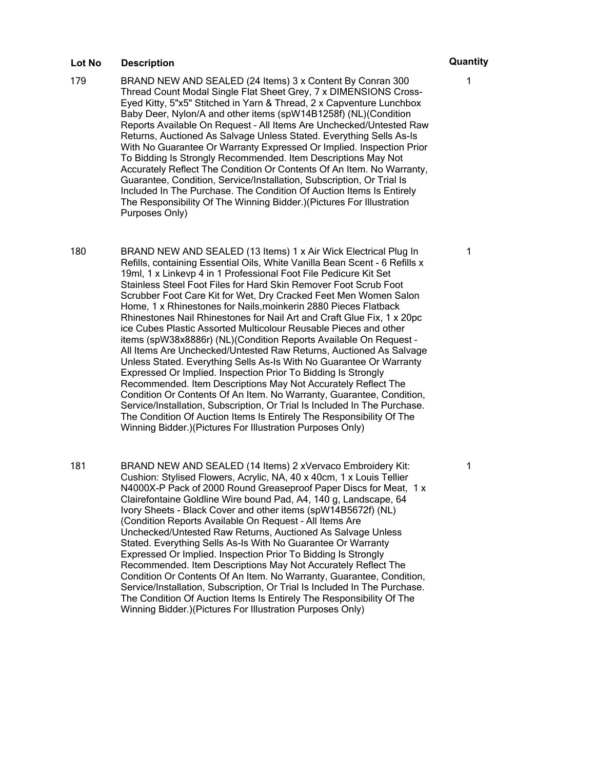| Lot No | Description | Quantity |
| --- | --- | --- |
| 179 | BRAND NEW AND SEALED (24 Items) 3 x Content By Conran 300 Thread Count Modal Single Flat Sheet Grey, 7 x DIMENSIONS Cross-Eyed Kitty, 5"x5" Stitched in Yarn & Thread, 2 x Capventure Lunchbox Baby Deer, Nylon/A and other items (spW14B1258f) (NL)(Condition Reports Available On Request – All Items Are Unchecked/Untested Raw Returns, Auctioned As Salvage Unless Stated. Everything Sells As-Is With No Guarantee Or Warranty Expressed Or Implied. Inspection Prior To Bidding Is Strongly Recommended. Item Descriptions May Not Accurately Reflect The Condition Or Contents Of An Item. No Warranty, Guarantee, Condition, Service/Installation, Subscription, Or Trial Is Included In The Purchase. The Condition Of Auction Items Is Entirely The Responsibility Of The Winning Bidder.)(Pictures For Illustration Purposes Only) | 1 |
| 180 | BRAND NEW AND SEALED (13 Items) 1 x Air Wick Electrical Plug In Refills, containing Essential Oils, White Vanilla Bean Scent - 6 Refills x 19ml, 1 x Linkevp 4 in 1 Professional Foot File Pedicure Kit Set Stainless Steel Foot Files for Hard Skin Remover Foot Scrub Foot Scrubber Foot Care Kit for Wet, Dry Cracked Feet Men Women Salon Home, 1 x Rhinestones for Nails,moinkerin 2880 Pieces Flatback Rhinestones Nail Rhinestones for Nail Art and Craft Glue Fix, 1 x 20pc ice Cubes Plastic Assorted Multicolour Reusable Pieces and other items (spW38x8886r) (NL)(Condition Reports Available On Request – All Items Are Unchecked/Untested Raw Returns, Auctioned As Salvage Unless Stated. Everything Sells As-Is With No Guarantee Or Warranty Expressed Or Implied. Inspection Prior To Bidding Is Strongly Recommended. Item Descriptions May Not Accurately Reflect The Condition Or Contents Of An Item. No Warranty, Guarantee, Condition, Service/Installation, Subscription, Or Trial Is Included In The Purchase. The Condition Of Auction Items Is Entirely The Responsibility Of The Winning Bidder.)(Pictures For Illustration Purposes Only) | 1 |
| 181 | BRAND NEW AND SEALED (14 Items) 2 xVervaco Embroidery Kit: Cushion: Stylised Flowers, Acrylic, NA, 40 x 40cm, 1 x Louis Tellier N4000X-P Pack of 2000 Round Greaseproof Paper Discs for Meat, 1 x Clairefontaine Goldline Wire bound Pad, A4, 140 g, Landscape, 64 Ivory Sheets - Black Cover and other items (spW14B5672f) (NL)(Condition Reports Available On Request – All Items Are Unchecked/Untested Raw Returns, Auctioned As Salvage Unless Stated. Everything Sells As-Is With No Guarantee Or Warranty Expressed Or Implied. Inspection Prior To Bidding Is Strongly Recommended. Item Descriptions May Not Accurately Reflect The Condition Or Contents Of An Item. No Warranty, Guarantee, Condition, Service/Installation, Subscription, Or Trial Is Included In The Purchase. The Condition Of Auction Items Is Entirely The Responsibility Of The Winning Bidder.)(Pictures For Illustration Purposes Only) | 1 |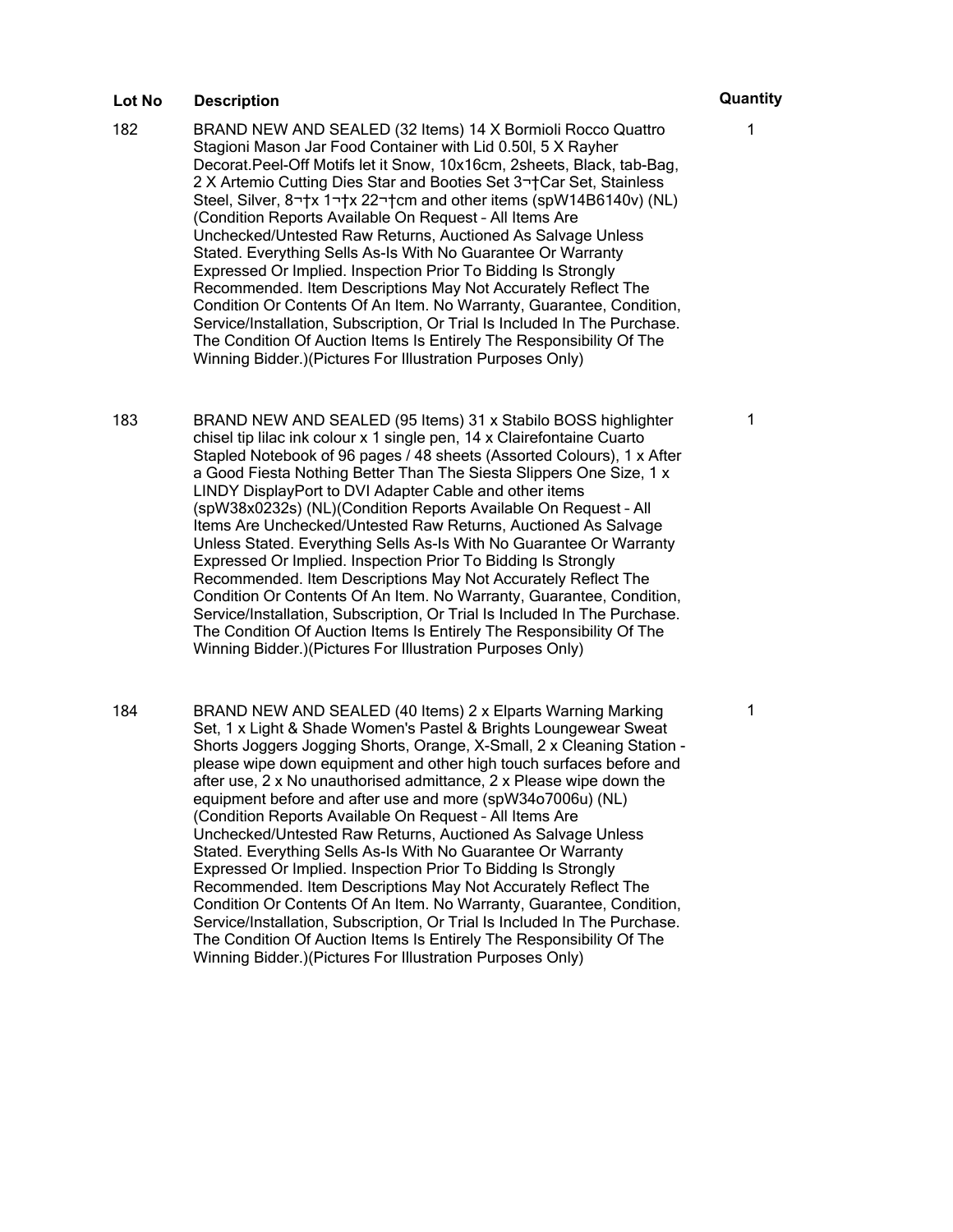| Lot No | Description | Quantity |
|---|---|---|
| 182 | BRAND NEW AND SEALED (32 Items) 14 X Bormioli Rocco Quattro Stagioni Mason Jar Food Container with Lid 0.50l, 5 X Rayher Decorat.Peel-Off Motifs let it Snow, 10x16cm, 2sheets, Black, tab-Bag, 2 X Artemio Cutting Dies Star and Booties Set 3¬†Car Set, Stainless Steel, Silver, 8¬†x 1¬†x 22¬†cm and other items (spW14B6140v) (NL) (Condition Reports Available On Request – All Items Are Unchecked/Untested Raw Returns, Auctioned As Salvage Unless Stated. Everything Sells As-Is With No Guarantee Or Warranty Expressed Or Implied. Inspection Prior To Bidding Is Strongly Recommended. Item Descriptions May Not Accurately Reflect The Condition Or Contents Of An Item. No Warranty, Guarantee, Condition, Service/Installation, Subscription, Or Trial Is Included In The Purchase. The Condition Of Auction Items Is Entirely The Responsibility Of The Winning Bidder.)(Pictures For Illustration Purposes Only) | 1 |
| 183 | BRAND NEW AND SEALED (95 Items) 31 x Stabilo BOSS highlighter chisel tip lilac ink colour x 1 single pen, 14 x Clairefontaine Cuarto Stapled Notebook of 96 pages / 48 sheets (Assorted Colours), 1 x After a Good Fiesta Nothing Better Than The Siesta Slippers One Size, 1 x LINDY DisplayPort to DVI Adapter Cable and other items (spW38x0232s) (NL)(Condition Reports Available On Request – All Items Are Unchecked/Untested Raw Returns, Auctioned As Salvage Unless Stated. Everything Sells As-Is With No Guarantee Or Warranty Expressed Or Implied. Inspection Prior To Bidding Is Strongly Recommended. Item Descriptions May Not Accurately Reflect The Condition Or Contents Of An Item. No Warranty, Guarantee, Condition, Service/Installation, Subscription, Or Trial Is Included In The Purchase. The Condition Of Auction Items Is Entirely The Responsibility Of The Winning Bidder.)(Pictures For Illustration Purposes Only) | 1 |
| 184 | BRAND NEW AND SEALED (40 Items) 2 x Elparts Warning Marking Set, 1 x Light & Shade Women's Pastel & Brights Loungewear Sweat Shorts Joggers Jogging Shorts, Orange, X-Small, 2 x Cleaning Station - please wipe down equipment and other high touch surfaces before and after use, 2 x No unauthorised admittance, 2 x Please wipe down the equipment before and after use and more (spW34o7006u) (NL) (Condition Reports Available On Request – All Items Are Unchecked/Untested Raw Returns, Auctioned As Salvage Unless Stated. Everything Sells As-Is With No Guarantee Or Warranty Expressed Or Implied. Inspection Prior To Bidding Is Strongly Recommended. Item Descriptions May Not Accurately Reflect The Condition Or Contents Of An Item. No Warranty, Guarantee, Condition, Service/Installation, Subscription, Or Trial Is Included In The Purchase. The Condition Of Auction Items Is Entirely The Responsibility Of The Winning Bidder.)(Pictures For Illustration Purposes Only) | 1 |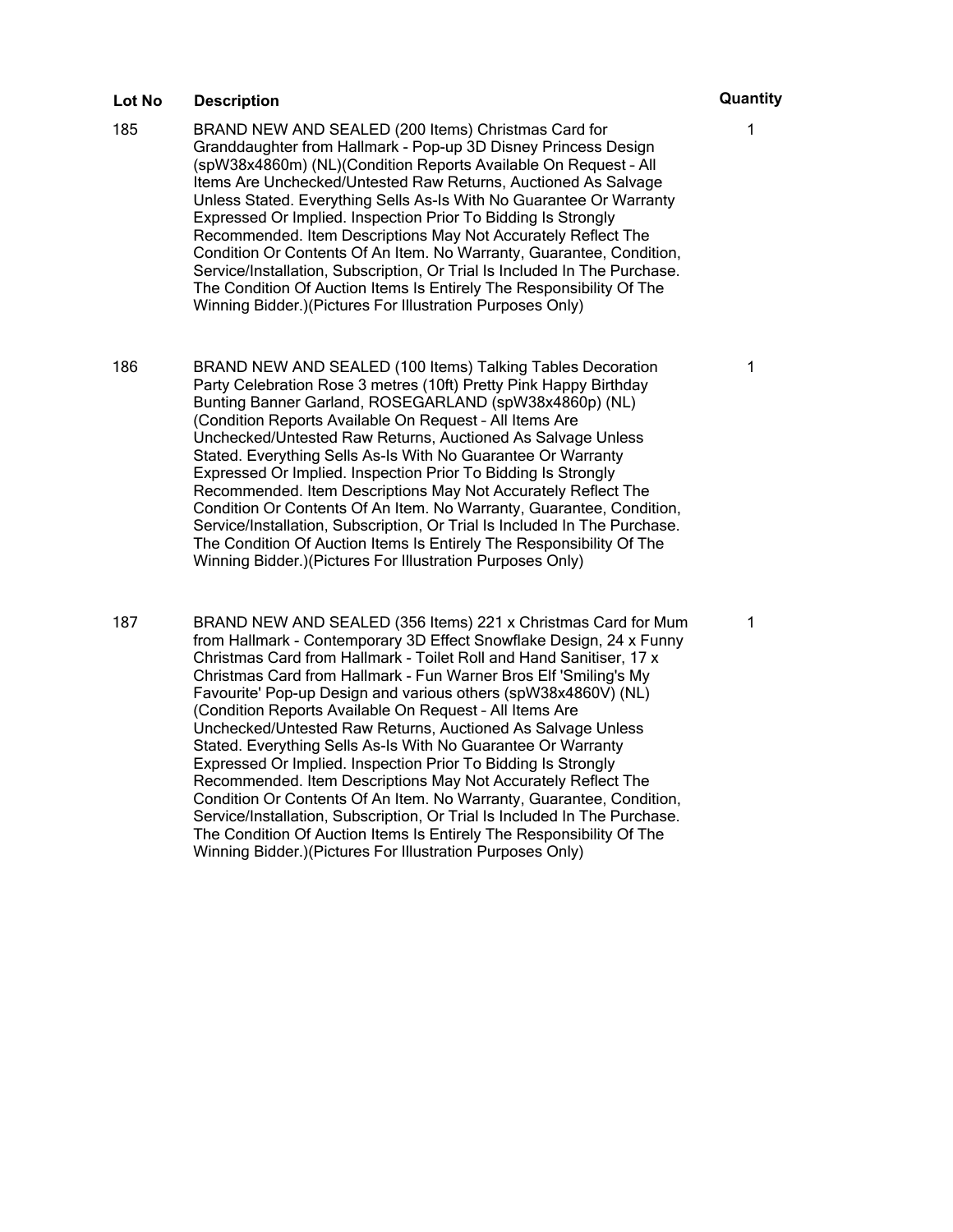| Lot No | Description | Quantity |
|---|---|---|
| 185 | BRAND NEW AND SEALED (200 Items) Christmas Card for Granddaughter from Hallmark - Pop-up 3D Disney Princess Design (spW38x4860m) (NL)(Condition Reports Available On Request – All Items Are Unchecked/Untested Raw Returns, Auctioned As Salvage Unless Stated. Everything Sells As-Is With No Guarantee Or Warranty Expressed Or Implied. Inspection Prior To Bidding Is Strongly Recommended. Item Descriptions May Not Accurately Reflect The Condition Or Contents Of An Item. No Warranty, Guarantee, Condition, Service/Installation, Subscription, Or Trial Is Included In The Purchase. The Condition Of Auction Items Is Entirely The Responsibility Of The Winning Bidder.)(Pictures For Illustration Purposes Only) | 1 |
| 186 | BRAND NEW AND SEALED (100 Items) Talking Tables Decoration Party Celebration Rose 3 metres (10ft) Pretty Pink Happy Birthday Bunting Banner Garland, ROSEGARLAND (spW38x4860p) (NL) (Condition Reports Available On Request – All Items Are Unchecked/Untested Raw Returns, Auctioned As Salvage Unless Stated. Everything Sells As-Is With No Guarantee Or Warranty Expressed Or Implied. Inspection Prior To Bidding Is Strongly Recommended. Item Descriptions May Not Accurately Reflect The Condition Or Contents Of An Item. No Warranty, Guarantee, Condition, Service/Installation, Subscription, Or Trial Is Included In The Purchase. The Condition Of Auction Items Is Entirely The Responsibility Of The Winning Bidder.)(Pictures For Illustration Purposes Only) | 1 |
| 187 | BRAND NEW AND SEALED (356 Items) 221 x Christmas Card for Mum from Hallmark - Contemporary 3D Effect Snowflake Design, 24 x Funny Christmas Card from Hallmark - Toilet Roll and Hand Sanitiser, 17 x Christmas Card from Hallmark - Fun Warner Bros Elf 'Smiling's My Favourite' Pop-up Design and various others (spW38x4860V) (NL) (Condition Reports Available On Request – All Items Are Unchecked/Untested Raw Returns, Auctioned As Salvage Unless Stated. Everything Sells As-Is With No Guarantee Or Warranty Expressed Or Implied. Inspection Prior To Bidding Is Strongly Recommended. Item Descriptions May Not Accurately Reflect The Condition Or Contents Of An Item. No Warranty, Guarantee, Condition, Service/Installation, Subscription, Or Trial Is Included In The Purchase. The Condition Of Auction Items Is Entirely The Responsibility Of The Winning Bidder.)(Pictures For Illustration Purposes Only) | 1 |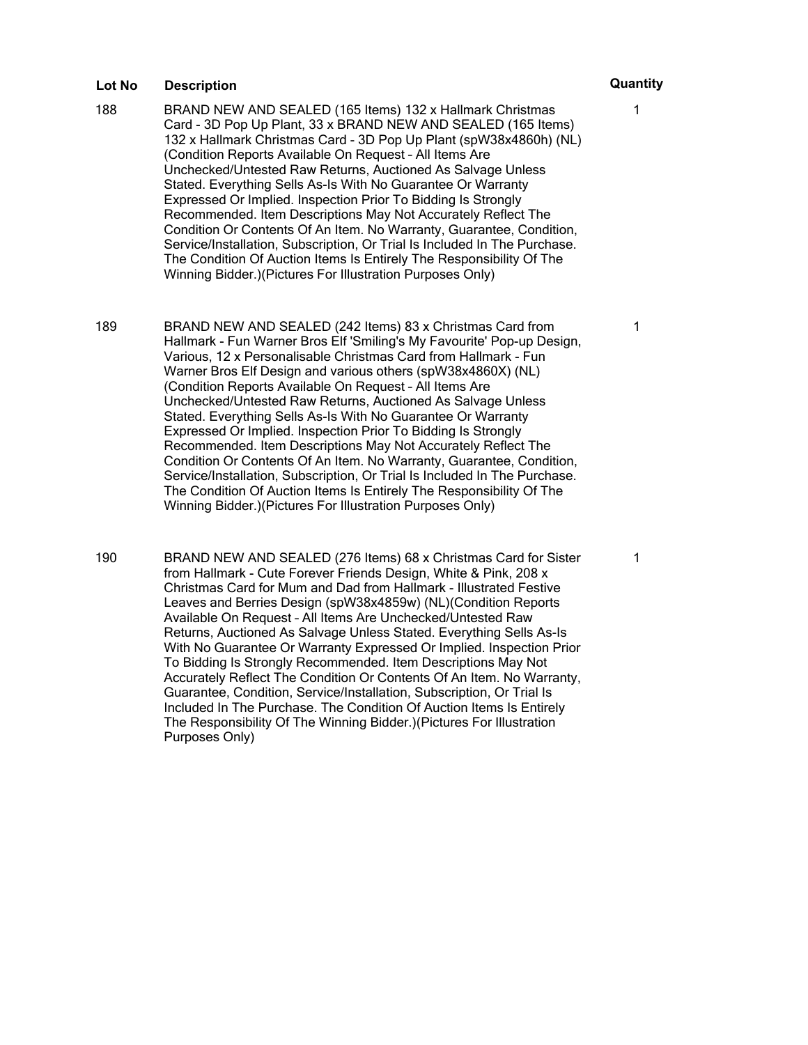| Lot No | Description | Quantity |
| --- | --- | --- |
| 188 | BRAND NEW AND SEALED (165 Items) 132 x Hallmark Christmas Card - 3D Pop Up Plant, 33 x BRAND NEW AND SEALED (165 Items) 132 x Hallmark Christmas Card - 3D Pop Up Plant (spW38x4860h) (NL) (Condition Reports Available On Request – All Items Are Unchecked/Untested Raw Returns, Auctioned As Salvage Unless Stated. Everything Sells As-Is With No Guarantee Or Warranty Expressed Or Implied. Inspection Prior To Bidding Is Strongly Recommended. Item Descriptions May Not Accurately Reflect The Condition Or Contents Of An Item. No Warranty, Guarantee, Condition, Service/Installation, Subscription, Or Trial Is Included In The Purchase. The Condition Of Auction Items Is Entirely The Responsibility Of The Winning Bidder.)(Pictures For Illustration Purposes Only) | 1 |
| 189 | BRAND NEW AND SEALED (242 Items) 83 x Christmas Card from Hallmark - Fun Warner Bros Elf 'Smiling's My Favourite' Pop-up Design, Various, 12 x Personalisable Christmas Card from Hallmark - Fun Warner Bros Elf Design and various others (spW38x4860X) (NL) (Condition Reports Available On Request – All Items Are Unchecked/Untested Raw Returns, Auctioned As Salvage Unless Stated. Everything Sells As-Is With No Guarantee Or Warranty Expressed Or Implied. Inspection Prior To Bidding Is Strongly Recommended. Item Descriptions May Not Accurately Reflect The Condition Or Contents Of An Item. No Warranty, Guarantee, Condition, Service/Installation, Subscription, Or Trial Is Included In The Purchase. The Condition Of Auction Items Is Entirely The Responsibility Of The Winning Bidder.)(Pictures For Illustration Purposes Only) | 1 |
| 190 | BRAND NEW AND SEALED (276 Items) 68 x Christmas Card for Sister from Hallmark - Cute Forever Friends Design, White & Pink, 208 x Christmas Card for Mum and Dad from Hallmark - Illustrated Festive Leaves and Berries Design (spW38x4859w) (NL)(Condition Reports Available On Request – All Items Are Unchecked/Untested Raw Returns, Auctioned As Salvage Unless Stated. Everything Sells As-Is With No Guarantee Or Warranty Expressed Or Implied. Inspection Prior To Bidding Is Strongly Recommended. Item Descriptions May Not Accurately Reflect The Condition Or Contents Of An Item. No Warranty, Guarantee, Condition, Service/Installation, Subscription, Or Trial Is Included In The Purchase. The Condition Of Auction Items Is Entirely The Responsibility Of The Winning Bidder.)(Pictures For Illustration Purposes Only) | 1 |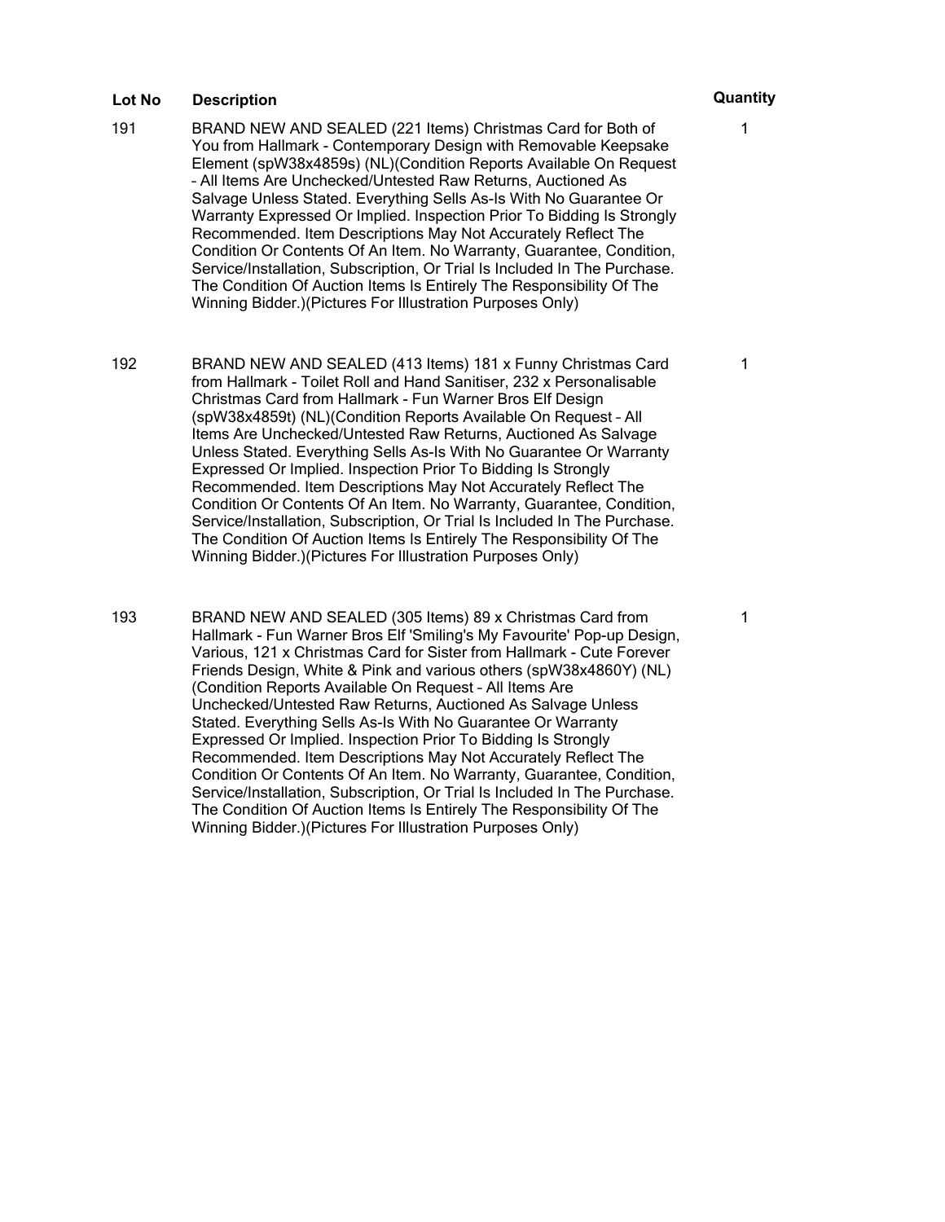| Lot No | Description | Quantity |
|---|---|---|
| 191 | BRAND NEW AND SEALED (221 Items) Christmas Card for Both of You from Hallmark - Contemporary Design with Removable Keepsake Element (spW38x4859s) (NL)(Condition Reports Available On Request – All Items Are Unchecked/Untested Raw Returns, Auctioned As Salvage Unless Stated. Everything Sells As-Is With No Guarantee Or Warranty Expressed Or Implied. Inspection Prior To Bidding Is Strongly Recommended. Item Descriptions May Not Accurately Reflect The Condition Or Contents Of An Item. No Warranty, Guarantee, Condition, Service/Installation, Subscription, Or Trial Is Included In The Purchase. The Condition Of Auction Items Is Entirely The Responsibility Of The Winning Bidder.)(Pictures For Illustration Purposes Only) | 1 |
| 192 | BRAND NEW AND SEALED (413 Items) 181 x Funny Christmas Card from Hallmark - Toilet Roll and Hand Sanitiser, 232 x Personalisable Christmas Card from Hallmark - Fun Warner Bros Elf Design (spW38x4859t) (NL)(Condition Reports Available On Request – All Items Are Unchecked/Untested Raw Returns, Auctioned As Salvage Unless Stated. Everything Sells As-Is With No Guarantee Or Warranty Expressed Or Implied. Inspection Prior To Bidding Is Strongly Recommended. Item Descriptions May Not Accurately Reflect The Condition Or Contents Of An Item. No Warranty, Guarantee, Condition, Service/Installation, Subscription, Or Trial Is Included In The Purchase. The Condition Of Auction Items Is Entirely The Responsibility Of The Winning Bidder.)(Pictures For Illustration Purposes Only) | 1 |
| 193 | BRAND NEW AND SEALED (305 Items) 89 x Christmas Card from Hallmark - Fun Warner Bros Elf 'Smiling's My Favourite' Pop-up Design, Various, 121 x Christmas Card for Sister from Hallmark - Cute Forever Friends Design, White & Pink and various others (spW38x4860Y) (NL) (Condition Reports Available On Request – All Items Are Unchecked/Untested Raw Returns, Auctioned As Salvage Unless Stated. Everything Sells As-Is With No Guarantee Or Warranty Expressed Or Implied. Inspection Prior To Bidding Is Strongly Recommended. Item Descriptions May Not Accurately Reflect The Condition Or Contents Of An Item. No Warranty, Guarantee, Condition, Service/Installation, Subscription, Or Trial Is Included In The Purchase. The Condition Of Auction Items Is Entirely The Responsibility Of The Winning Bidder.)(Pictures For Illustration Purposes Only) | 1 |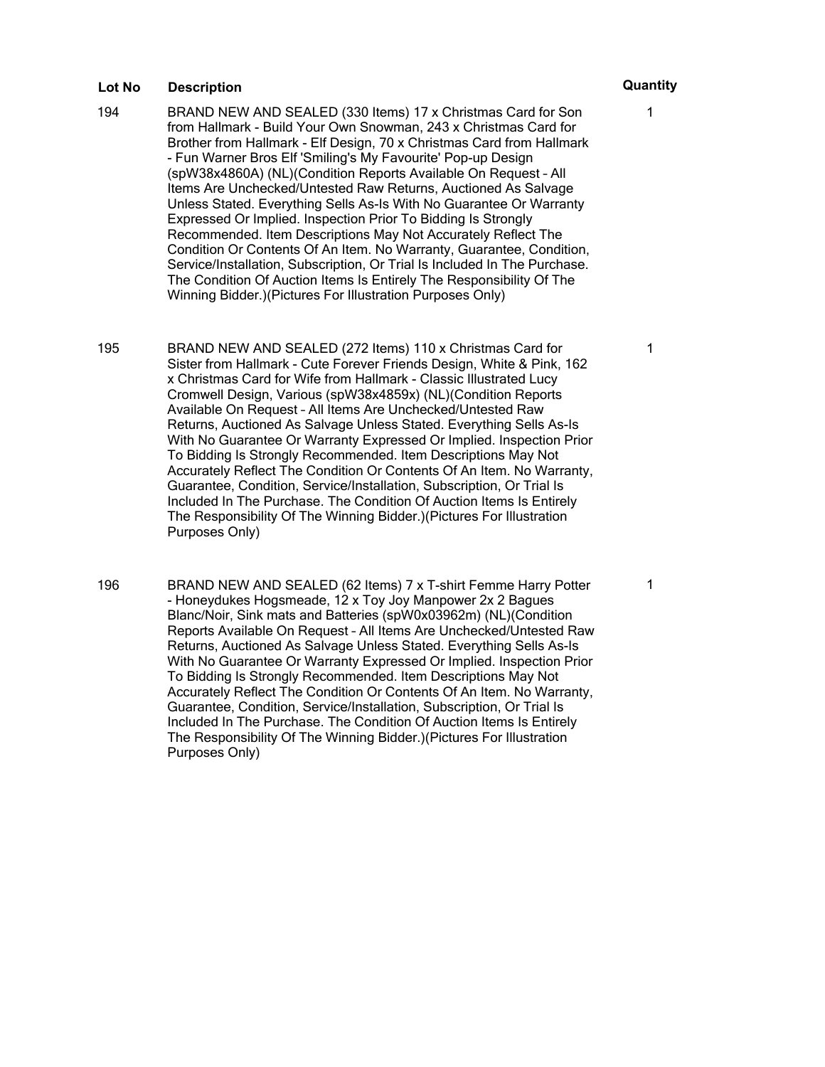| Lot No | Description | Quantity |
| --- | --- | --- |
| 194 | BRAND NEW AND SEALED (330 Items) 17 x Christmas Card for Son from Hallmark - Build Your Own Snowman, 243 x Christmas Card for Brother from Hallmark - Elf Design, 70 x Christmas Card from Hallmark - Fun Warner Bros Elf 'Smiling's My Favourite' Pop-up Design (spW38x4860A) (NL)(Condition Reports Available On Request – All Items Are Unchecked/Untested Raw Returns, Auctioned As Salvage Unless Stated. Everything Sells As-Is With No Guarantee Or Warranty Expressed Or Implied. Inspection Prior To Bidding Is Strongly Recommended. Item Descriptions May Not Accurately Reflect The Condition Or Contents Of An Item. No Warranty, Guarantee, Condition, Service/Installation, Subscription, Or Trial Is Included In The Purchase. The Condition Of Auction Items Is Entirely The Responsibility Of The Winning Bidder.)(Pictures For Illustration Purposes Only) | 1 |
| 195 | BRAND NEW AND SEALED (272 Items) 110 x Christmas Card for Sister from Hallmark - Cute Forever Friends Design, White & Pink, 162 x Christmas Card for Wife from Hallmark - Classic Illustrated Lucy Cromwell Design, Various (spW38x4859x) (NL)(Condition Reports Available On Request – All Items Are Unchecked/Untested Raw Returns, Auctioned As Salvage Unless Stated. Everything Sells As-Is With No Guarantee Or Warranty Expressed Or Implied. Inspection Prior To Bidding Is Strongly Recommended. Item Descriptions May Not Accurately Reflect The Condition Or Contents Of An Item. No Warranty, Guarantee, Condition, Service/Installation, Subscription, Or Trial Is Included In The Purchase. The Condition Of Auction Items Is Entirely The Responsibility Of The Winning Bidder.)(Pictures For Illustration Purposes Only) | 1 |
| 196 | BRAND NEW AND SEALED (62 Items) 7 x T-shirt Femme Harry Potter - Honeydukes Hogsmeade, 12 x Toy Joy Manpower 2x 2 Bagues Blanc/Noir, Sink mats and Batteries (spW0x03962m) (NL)(Condition Reports Available On Request – All Items Are Unchecked/Untested Raw Returns, Auctioned As Salvage Unless Stated. Everything Sells As-Is With No Guarantee Or Warranty Expressed Or Implied. Inspection Prior To Bidding Is Strongly Recommended. Item Descriptions May Not Accurately Reflect The Condition Or Contents Of An Item. No Warranty, Guarantee, Condition, Service/Installation, Subscription, Or Trial Is Included In The Purchase. The Condition Of Auction Items Is Entirely The Responsibility Of The Winning Bidder.)(Pictures For Illustration Purposes Only) | 1 |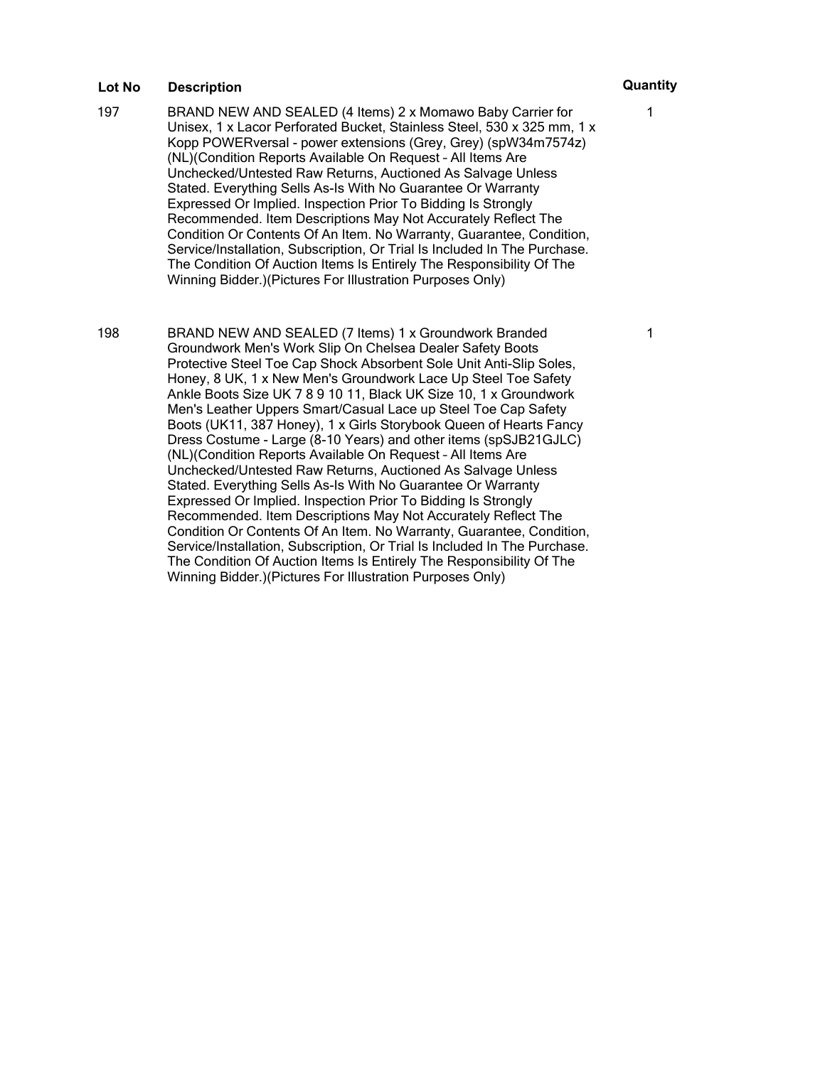| Lot No | Description | Quantity |
| --- | --- | --- |
| 197 | BRAND NEW AND SEALED (4 Items) 2 x Momawo Baby Carrier for Unisex, 1 x Lacor Perforated Bucket, Stainless Steel, 530 x 325 mm, 1 x Kopp POWERversal - power extensions (Grey, Grey) (spW34m7574z) (NL)(Condition Reports Available On Request – All Items Are Unchecked/Untested Raw Returns, Auctioned As Salvage Unless Stated. Everything Sells As-Is With No Guarantee Or Warranty Expressed Or Implied. Inspection Prior To Bidding Is Strongly Recommended. Item Descriptions May Not Accurately Reflect The Condition Or Contents Of An Item. No Warranty, Guarantee, Condition, Service/Installation, Subscription, Or Trial Is Included In The Purchase. The Condition Of Auction Items Is Entirely The Responsibility Of The Winning Bidder.)(Pictures For Illustration Purposes Only) | 1 |
| 198 | BRAND NEW AND SEALED (7 Items) 1 x Groundwork Branded Groundwork Men's Work Slip On Chelsea Dealer Safety Boots Protective Steel Toe Cap Shock Absorbent Sole Unit Anti-Slip Soles, Honey, 8 UK, 1 x New Men's Groundwork Lace Up Steel Toe Safety Ankle Boots Size UK 7 8 9 10 11, Black UK Size 10, 1 x Groundwork Men's Leather Uppers Smart/Casual Lace up Steel Toe Cap Safety Boots (UK11, 387 Honey), 1 x Girls Storybook Queen of Hearts Fancy Dress Costume - Large (8-10 Years) and other items (spSJB21GJLC) (NL)(Condition Reports Available On Request – All Items Are Unchecked/Untested Raw Returns, Auctioned As Salvage Unless Stated. Everything Sells As-Is With No Guarantee Or Warranty Expressed Or Implied. Inspection Prior To Bidding Is Strongly Recommended. Item Descriptions May Not Accurately Reflect The Condition Or Contents Of An Item. No Warranty, Guarantee, Condition, Service/Installation, Subscription, Or Trial Is Included In The Purchase. The Condition Of Auction Items Is Entirely The Responsibility Of The Winning Bidder.)(Pictures For Illustration Purposes Only) | 1 |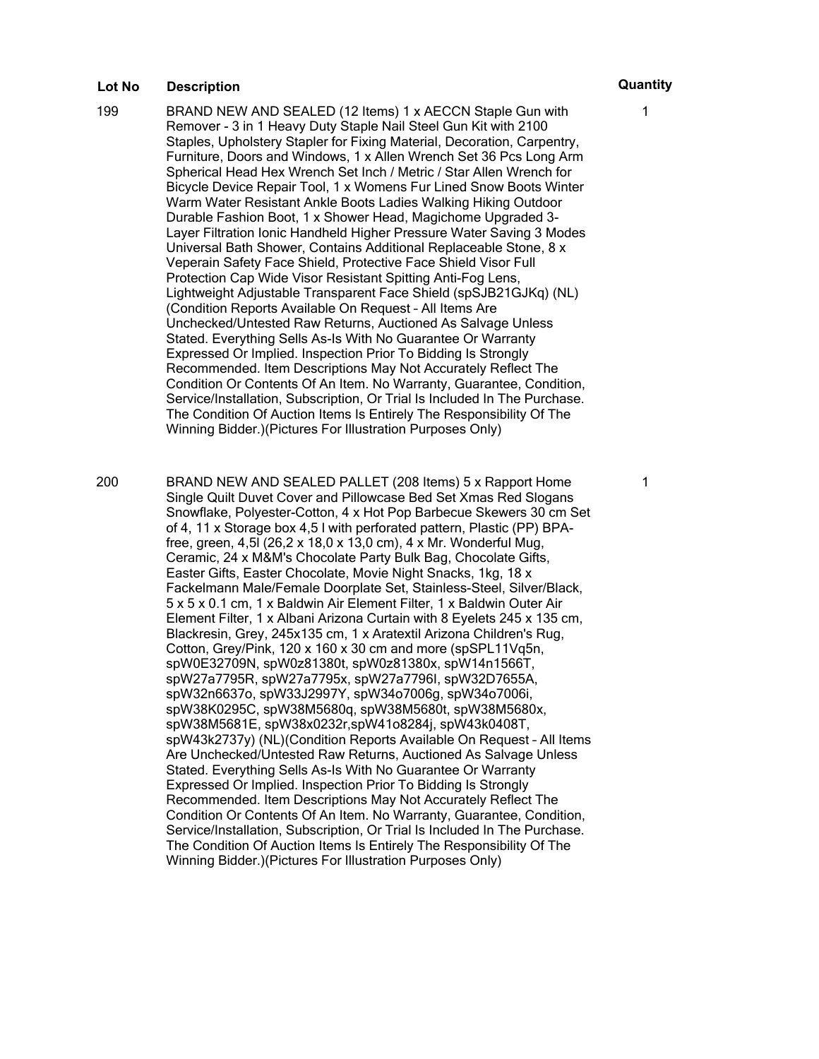| Lot No | Description | Quantity |
| --- | --- | --- |
| 199 | BRAND NEW AND SEALED (12 Items) 1 x AECCN Staple Gun with Remover - 3 in 1 Heavy Duty Staple Nail Steel Gun Kit with 2100 Staples, Upholstery Stapler for Fixing Material, Decoration, Carpentry, Furniture, Doors and Windows, 1 x Allen Wrench Set 36 Pcs Long Arm Spherical Head Hex Wrench Set Inch / Metric / Star Allen Wrench for Bicycle Device Repair Tool, 1 x Womens Fur Lined Snow Boots Winter Warm Water Resistant Ankle Boots Ladies Walking Hiking Outdoor Durable Fashion Boot, 1 x Shower Head, Magichome Upgraded 3-Layer Filtration Ionic Handheld Higher Pressure Water Saving 3 Modes Universal Bath Shower, Contains Additional Replaceable Stone, 8 x Veperain Safety Face Shield, Protective Face Shield Visor Full Protection Cap Wide Visor Resistant Spitting Anti-Fog Lens, Lightweight Adjustable Transparent Face Shield (spSJB21GJKq) (NL) (Condition Reports Available On Request – All Items Are Unchecked/Untested Raw Returns, Auctioned As Salvage Unless Stated. Everything Sells As-Is With No Guarantee Or Warranty Expressed Or Implied. Inspection Prior To Bidding Is Strongly Recommended. Item Descriptions May Not Accurately Reflect The Condition Or Contents Of An Item. No Warranty, Guarantee, Condition, Service/Installation, Subscription, Or Trial Is Included In The Purchase. The Condition Of Auction Items Is Entirely The Responsibility Of The Winning Bidder.)(Pictures For Illustration Purposes Only) | 1 |
| 200 | BRAND NEW AND SEALED PALLET (208 Items) 5 x Rapport Home Single Quilt Duvet Cover and Pillowcase Bed Set Xmas Red Slogans Snowflake, Polyester-Cotton, 4 x Hot Pop Barbecue Skewers 30 cm Set of 4, 11 x Storage box 4,5 l with perforated pattern, Plastic (PP) BPA-free, green, 4,5l (26,2 x 18,0 x 13,0 cm), 4 x Mr. Wonderful Mug, Ceramic, 24 x M&M's Chocolate Party Bulk Bag, Chocolate Gifts, Easter Gifts, Easter Chocolate, Movie Night Snacks, 1kg, 18 x Fackelmann Male/Female Doorplate Set, Stainless-Steel, Silver/Black, 5 x 5 x 0.1 cm, 1 x Baldwin Air Element Filter, 1 x Baldwin Outer Air Element Filter, 1 x Albani Arizona Curtain with 8 Eyelets 245 x 135 cm, Blackresin, Grey, 245x135 cm, 1 x Aratextil Arizona Children's Rug, Cotton, Grey/Pink, 120 x 160 x 30 cm and more (spSPL11Vq5n, spW0E32709N, spW0z81380t, spW0z81380x, spW14n1566T, spW27a7795R, spW27a7795x, spW27a7796I, spW32D7655A, spW32n6637o, spW33J2997Y, spW34o7006g, spW34o7006i, spW38K0295C, spW38M5680q, spW38M5680t, spW38M5680x, spW38M5681E, spW38x0232r,spW41o8284j, spW43k0408T, spW43k2737y) (NL)(Condition Reports Available On Request – All Items Are Unchecked/Untested Raw Returns, Auctioned As Salvage Unless Stated. Everything Sells As-Is With No Guarantee Or Warranty Expressed Or Implied. Inspection Prior To Bidding Is Strongly Recommended. Item Descriptions May Not Accurately Reflect The Condition Or Contents Of An Item. No Warranty, Guarantee, Condition, Service/Installation, Subscription, Or Trial Is Included In The Purchase. The Condition Of Auction Items Is Entirely The Responsibility Of The Winning Bidder.)(Pictures For Illustration Purposes Only) | 1 |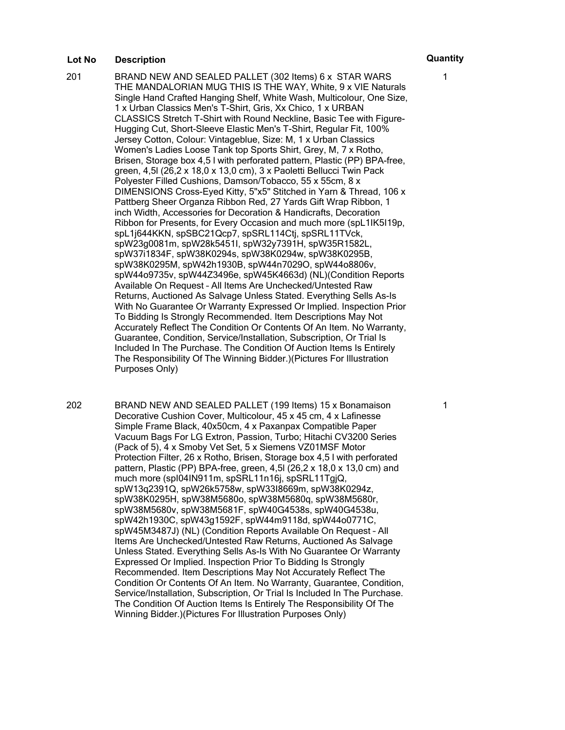| Lot No | Description | Quantity |
|---|---|---|
| 201 | BRAND NEW AND SEALED PALLET (302 Items) 6 x  STAR WARS THE MANDALORIAN MUG THIS IS THE WAY, White, 9 x VIE Naturals Single Hand Crafted Hanging Shelf, White Wash, Multicolour, One Size, 1 x Urban Classics Men's T-Shirt, Gris, Xx Chico, 1 x URBAN CLASSICS Stretch T-Shirt with Round Neckline, Basic Tee with Figure-Hugging Cut, Short-Sleeve Elastic Men's T-Shirt, Regular Fit, 100% Jersey Cotton, Colour: Vintageblue, Size: M, 1 x Urban Classics Women's Ladies Loose Tank top Sports Shirt, Grey, M, 7 x Rotho, Brisen, Storage box 4,5 l with perforated pattern, Plastic (PP) BPA-free, green, 4,5l (26,2 x 18,0 x 13,0 cm), 3 x Paoletti Bellucci Twin Pack Polyester Filled Cushions, Damson/Tobacco, 55 x 55cm, 8 x DIMENSIONS Cross-Eyed Kitty, 5"x5" Stitched in Yarn & Thread, 106 x Pattberg Sheer Organza Ribbon Red, 27 Yards Gift Wrap Ribbon, 1 inch Width, Accessories for Decoration & Handicrafts, Decoration Ribbon for Presents, for Every Occasion and much more (spL1lK5l19p, spL1j644KKN, spSBC21Qcp7, spSRL114Ctj, spSRL11TVck, spW23g0081m, spW28k5451l, spW32y7391H, spW35R1582L, spW37i1834F, spW38K0294s, spW38K0294w, spW38K0295B, spW38K0295M, spW42h1930B, spW44n7029O, spW44o8806v, spW44o9735v, spW44Z3496e, spW45K4663d) (NL)(Condition Reports Available On Request – All Items Are Unchecked/Untested Raw Returns, Auctioned As Salvage Unless Stated. Everything Sells As-Is With No Guarantee Or Warranty Expressed Or Implied. Inspection Prior To Bidding Is Strongly Recommended. Item Descriptions May Not Accurately Reflect The Condition Or Contents Of An Item. No Warranty, Guarantee, Condition, Service/Installation, Subscription, Or Trial Is Included In The Purchase. The Condition Of Auction Items Is Entirely The Responsibility Of The Winning Bidder.)(Pictures For Illustration Purposes Only) | 1 |
| 202 | BRAND NEW AND SEALED PALLET (199 Items) 15 x Bonamaison Decorative Cushion Cover, Multicolour, 45 x 45 cm, 4 x Lafinesse Simple Frame Black, 40x50cm, 4 x Paxanpax Compatible Paper Vacuum Bags For LG Extron, Passion, Turbo; Hitachi CV3200 Series (Pack of 5), 4 x Smoby Vet Set, 5 x Siemens VZ01MSF Motor Protection Filter, 26 x Rotho, Brisen, Storage box 4,5 l with perforated pattern, Plastic (PP) BPA-free, green, 4,5l (26,2 x 18,0 x 13,0 cm) and much more (spI04IN911m, spSRL11n16j, spSRL11TgjQ, spW13q2391Q, spW26k5758w, spW33I8669m, spW38K0294z, spW38K0295H, spW38M5680o, spW38M5680q, spW38M5680r, spW38M5680v, spW38M5681F, spW40G4538s, spW40G4538u, spW42h1930C, spW43g1592F, spW44m9118d, spW44o0771C, spW45M3487J) (NL) (Condition Reports Available On Request – All Items Are Unchecked/Untested Raw Returns, Auctioned As Salvage Unless Stated. Everything Sells As-Is With No Guarantee Or Warranty Expressed Or Implied. Inspection Prior To Bidding Is Strongly Recommended. Item Descriptions May Not Accurately Reflect The Condition Or Contents Of An Item. No Warranty, Guarantee, Condition, Service/Installation, Subscription, Or Trial Is Included In The Purchase. The Condition Of Auction Items Is Entirely The Responsibility Of The Winning Bidder.)(Pictures For Illustration Purposes Only) | 1 |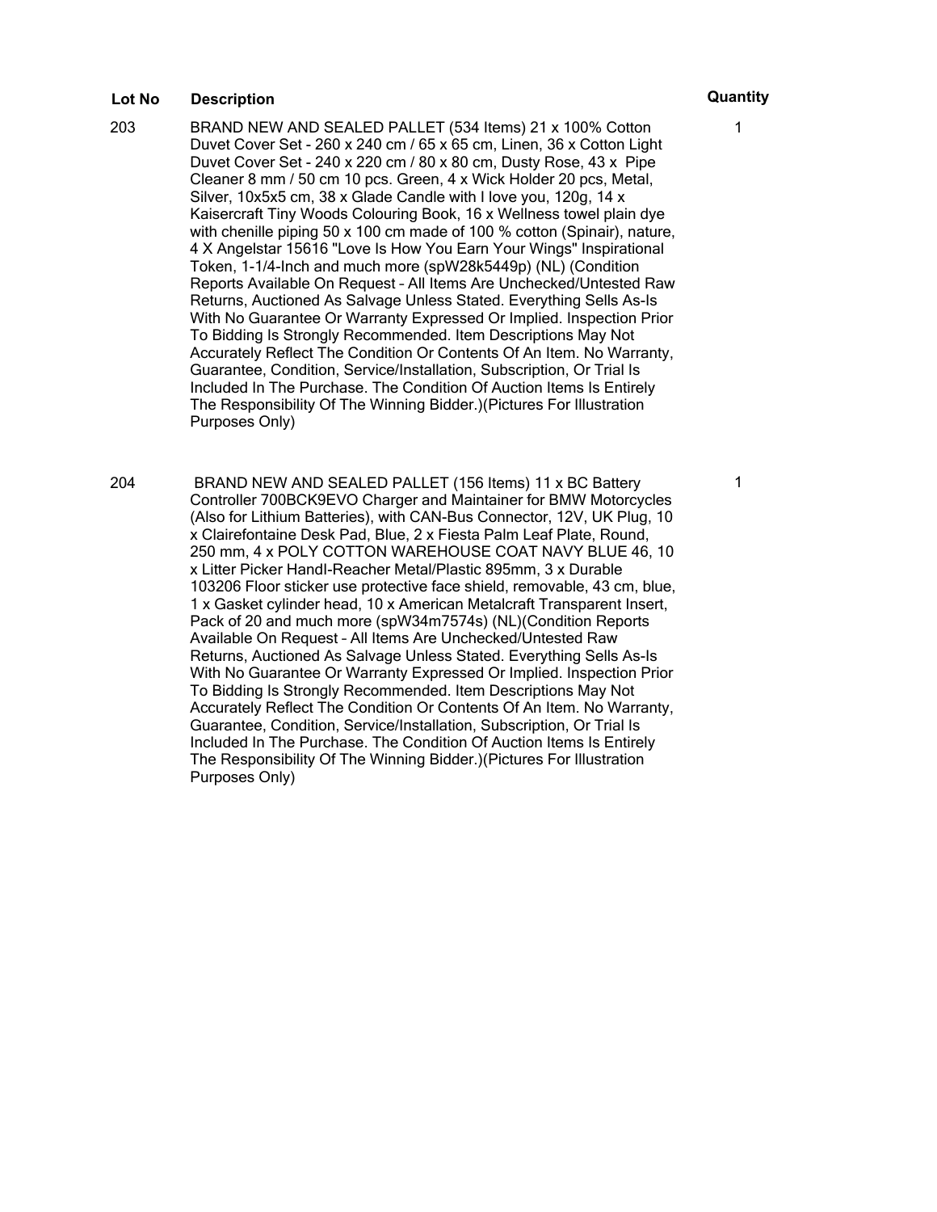| Lot No | Description | Quantity |
| --- | --- | --- |
| 203 | BRAND NEW AND SEALED PALLET (534 Items) 21 x 100% Cotton Duvet Cover Set - 260 x 240 cm / 65 x 65 cm, Linen, 36 x Cotton Light Duvet Cover Set - 240 x 220 cm / 80 x 80 cm, Dusty Rose, 43 x Pipe Cleaner 8 mm / 50 cm 10 pcs. Green, 4 x Wick Holder 20 pcs, Metal, Silver, 10x5x5 cm, 38 x Glade Candle with I love you, 120g, 14 x Kaisercraft Tiny Woods Colouring Book, 16 x Wellness towel plain dye with chenille piping 50 x 100 cm made of 100 % cotton (Spinair), nature, 4 X Angelstar 15616 "Love Is How You Earn Your Wings" Inspirational Token, 1-1/4-Inch and much more (spW28k5449p) (NL) (Condition Reports Available On Request – All Items Are Unchecked/Untested Raw Returns, Auctioned As Salvage Unless Stated. Everything Sells As-Is With No Guarantee Or Warranty Expressed Or Implied. Inspection Prior To Bidding Is Strongly Recommended. Item Descriptions May Not Accurately Reflect The Condition Or Contents Of An Item. No Warranty, Guarantee, Condition, Service/Installation, Subscription, Or Trial Is Included In The Purchase. The Condition Of Auction Items Is Entirely The Responsibility Of The Winning Bidder.)(Pictures For Illustration Purposes Only) | 1 |
| 204 | BRAND NEW AND SEALED PALLET (156 Items) 11 x BC Battery Controller 700BCK9EVO Charger and Maintainer for BMW Motorcycles (Also for Lithium Batteries), with CAN-Bus Connector, 12V, UK Plug, 10 x Clairefontaine Desk Pad, Blue, 2 x Fiesta Palm Leaf Plate, Round, 250 mm, 4 x POLY COTTON WAREHOUSE COAT NAVY BLUE 46, 10 x Litter Picker Handl-Reacher Metal/Plastic 895mm, 3 x Durable 103206 Floor sticker use protective face shield, removable, 43 cm, blue, 1 x Gasket cylinder head, 10 x American Metalcraft Transparent Insert, Pack of 20 and much more (spW34m7574s) (NL)(Condition Reports Available On Request – All Items Are Unchecked/Untested Raw Returns, Auctioned As Salvage Unless Stated. Everything Sells As-Is With No Guarantee Or Warranty Expressed Or Implied. Inspection Prior To Bidding Is Strongly Recommended. Item Descriptions May Not Accurately Reflect The Condition Or Contents Of An Item. No Warranty, Guarantee, Condition, Service/Installation, Subscription, Or Trial Is Included In The Purchase. The Condition Of Auction Items Is Entirely The Responsibility Of The Winning Bidder.)(Pictures For Illustration Purposes Only) | 1 |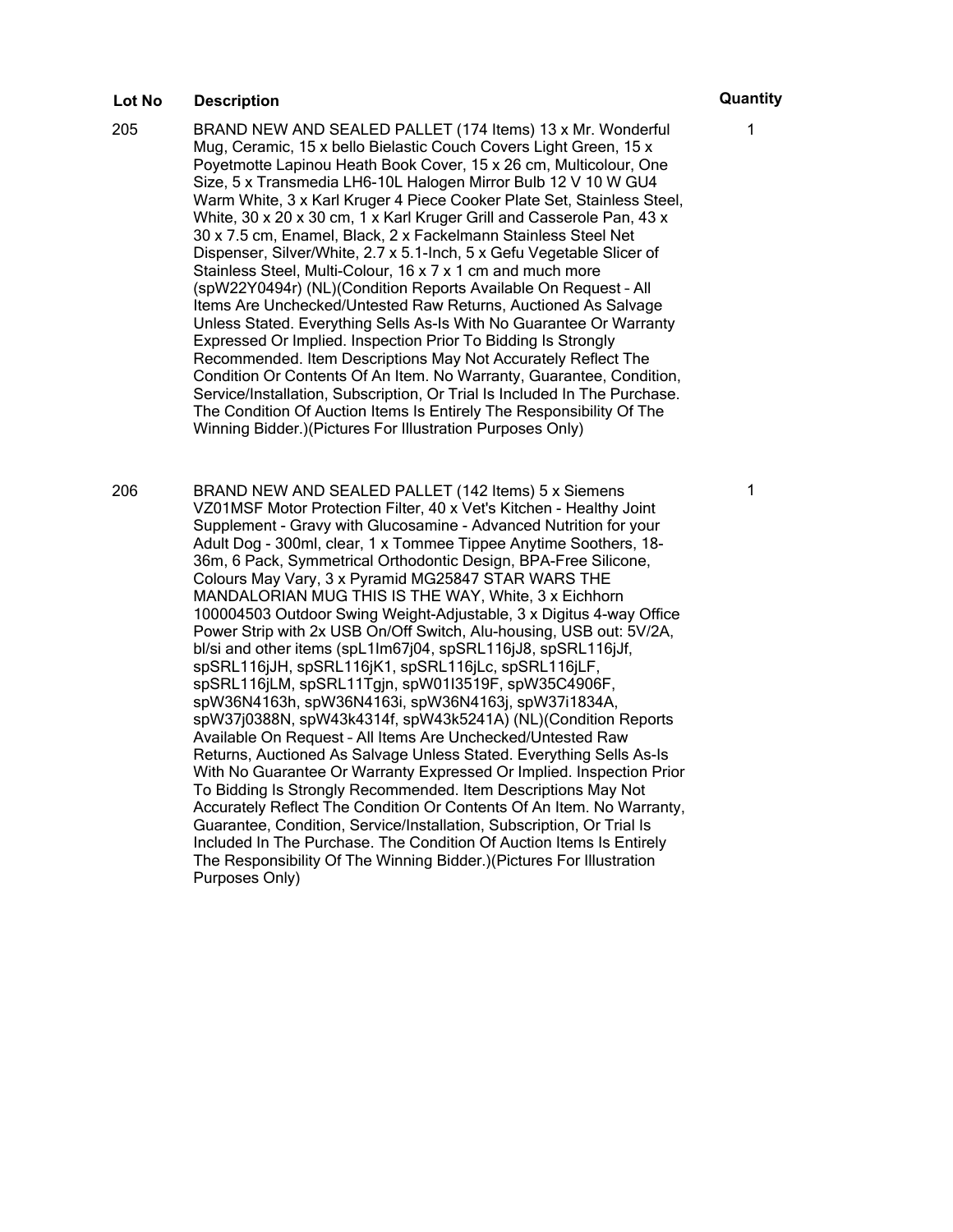| Lot No | Description | Quantity |
| --- | --- | --- |
| 205 | BRAND NEW AND SEALED PALLET (174 Items) 13 x Mr. Wonderful Mug, Ceramic, 15 x bello Bielastic Couch Covers Light Green, 15 x Poyetmotte Lapinou Heath Book Cover, 15 x 26 cm, Multicolour, One Size, 5 x Transmedia LH6-10L Halogen Mirror Bulb 12 V 10 W GU4 Warm White, 3 x Karl Kruger 4 Piece Cooker Plate Set, Stainless Steel, White, 30 x 20 x 30 cm, 1 x Karl Kruger Grill and Casserole Pan, 43 x 30 x 7.5 cm, Enamel, Black, 2 x Fackelmann Stainless Steel Net Dispenser, Silver/White, 2.7 x 5.1-Inch, 5 x Gefu Vegetable Slicer of Stainless Steel, Multi-Colour, 16 x 7 x 1 cm and much more (spW22Y0494r) (NL)(Condition Reports Available On Request – All Items Are Unchecked/Untested Raw Returns, Auctioned As Salvage Unless Stated. Everything Sells As-Is With No Guarantee Or Warranty Expressed Or Implied. Inspection Prior To Bidding Is Strongly Recommended. Item Descriptions May Not Accurately Reflect The Condition Or Contents Of An Item. No Warranty, Guarantee, Condition, Service/Installation, Subscription, Or Trial Is Included In The Purchase. The Condition Of Auction Items Is Entirely The Responsibility Of The Winning Bidder.)(Pictures For Illustration Purposes Only) | 1 |
| 206 | BRAND NEW AND SEALED PALLET (142 Items) 5 x Siemens VZ01MSF Motor Protection Filter, 40 x Vet's Kitchen - Healthy Joint Supplement - Gravy with Glucosamine - Advanced Nutrition for your Adult Dog - 300ml, clear, 1 x Tommee Tippee Anytime Soothers, 18-36m, 6 Pack, Symmetrical Orthodontic Design, BPA-Free Silicone, Colours May Vary, 3 x Pyramid MG25847 STAR WARS THE MANDALORIAN MUG THIS IS THE WAY, White, 3 x Eichhorn 100004503 Outdoor Swing Weight-Adjustable, 3 x Digitus 4-way Office Power Strip with 2x USB On/Off Switch, Alu-housing, USB out: 5V/2A, bl/si and other items (spL1lm67j04, spSRL116jJ8, spSRL116jJf, spSRL116jJH, spSRL116jK1, spSRL116jLc, spSRL116jLF, spSRL116jLM, spSRL11Tgjn, spW01I3519F, spW35C4906F, spW36N4163h, spW36N4163i, spW36N4163j, spW37i1834A, spW37j0388N, spW43k4314f, spW43k5241A) (NL)(Condition Reports Available On Request – All Items Are Unchecked/Untested Raw Returns, Auctioned As Salvage Unless Stated. Everything Sells As-Is With No Guarantee Or Warranty Expressed Or Implied. Inspection Prior To Bidding Is Strongly Recommended. Item Descriptions May Not Accurately Reflect The Condition Or Contents Of An Item. No Warranty, Guarantee, Condition, Service/Installation, Subscription, Or Trial Is Included In The Purchase. The Condition Of Auction Items Is Entirely The Responsibility Of The Winning Bidder.)(Pictures For Illustration Purposes Only) | 1 |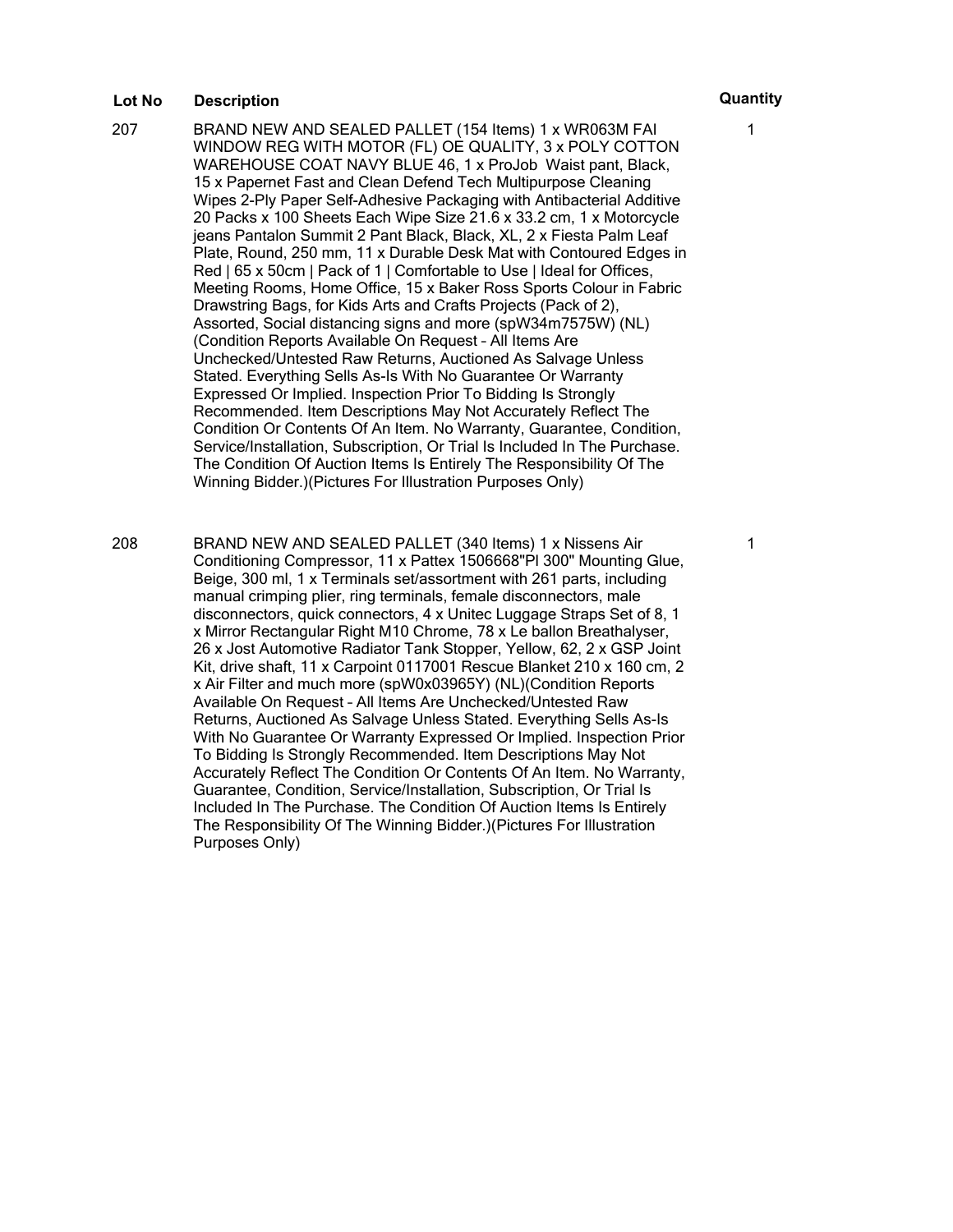| Lot No | Description | Quantity |
| --- | --- | --- |
| 207 | BRAND NEW AND SEALED PALLET (154 Items) 1 x WR063M FAI WINDOW REG WITH MOTOR (FL) OE QUALITY, 3 x POLY COTTON WAREHOUSE COAT NAVY BLUE 46, 1 x ProJob  Waist pant, Black, 15 x Papernet Fast and Clean Defend Tech Multipurpose Cleaning Wipes 2-Ply Paper Self-Adhesive Packaging with Antibacterial Additive 20 Packs x 100 Sheets Each Wipe Size 21.6 x 33.2 cm, 1 x Motorcycle jeans Pantalon Summit 2 Pant Black, Black, XL, 2 x Fiesta Palm Leaf Plate, Round, 250 mm, 11 x Durable Desk Mat with Contoured Edges in Red \| 65 x 50cm \| Pack of 1 \| Comfortable to Use \| Ideal for Offices, Meeting Rooms, Home Office, 15 x Baker Ross Sports Colour in Fabric Drawstring Bags, for Kids Arts and Crafts Projects (Pack of 2), Assorted, Social distancing signs and more (spW34m7575W) (NL) (Condition Reports Available On Request – All Items Are Unchecked/Untested Raw Returns, Auctioned As Salvage Unless Stated. Everything Sells As-Is With No Guarantee Or Warranty Expressed Or Implied. Inspection Prior To Bidding Is Strongly Recommended. Item Descriptions May Not Accurately Reflect The Condition Or Contents Of An Item. No Warranty, Guarantee, Condition, Service/Installation, Subscription, Or Trial Is Included In The Purchase. The Condition Of Auction Items Is Entirely The Responsibility Of The Winning Bidder.)(Pictures For Illustration Purposes Only) | 1 |
| 208 | BRAND NEW AND SEALED PALLET (340 Items) 1 x Nissens Air Conditioning Compressor, 11 x Pattex 1506668"Pl 300" Mounting Glue, Beige, 300 ml, 1 x Terminals set/assortment with 261 parts, including manual crimping plier, ring terminals, female disconnectors, male disconnectors, quick connectors, 4 x Unitec Luggage Straps Set of 8, 1 x Mirror Rectangular Right M10 Chrome, 78 x Le ballon Breathalyser, 26 x Jost Automotive Radiator Tank Stopper, Yellow, 62, 2 x GSP Joint Kit, drive shaft, 11 x Carpoint 0117001 Rescue Blanket 210 x 160 cm, 2 x Air Filter and much more (spW0x03965Y) (NL)(Condition Reports Available On Request – All Items Are Unchecked/Untested Raw Returns, Auctioned As Salvage Unless Stated. Everything Sells As-Is With No Guarantee Or Warranty Expressed Or Implied. Inspection Prior To Bidding Is Strongly Recommended. Item Descriptions May Not Accurately Reflect The Condition Or Contents Of An Item. No Warranty, Guarantee, Condition, Service/Installation, Subscription, Or Trial Is Included In The Purchase. The Condition Of Auction Items Is Entirely The Responsibility Of The Winning Bidder.)(Pictures For Illustration Purposes Only) | 1 |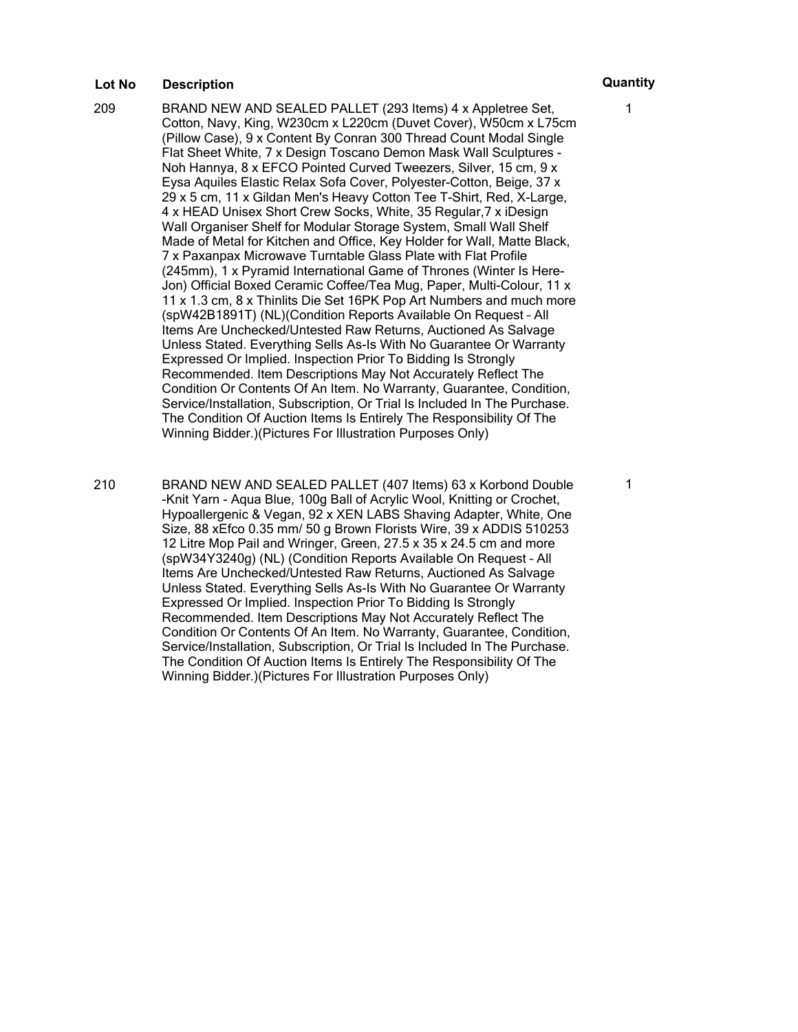| Lot No | Description | Quantity |
| --- | --- | --- |
| 209 | BRAND NEW AND SEALED PALLET (293 Items) 4 x Appletree Set, Cotton, Navy, King, W230cm x L220cm (Duvet Cover), W50cm x L75cm (Pillow Case), 9 x Content By Conran 300 Thread Count Modal Single Flat Sheet White, 7 x Design Toscano Demon Mask Wall Sculptures - Noh Hannya, 8 x EFCO Pointed Curved Tweezers, Silver, 15 cm, 9 x Eysa Aquiles Elastic Relax Sofa Cover, Polyester-Cotton, Beige, 37 x 29 x 5 cm, 11 x Gildan Men's Heavy Cotton Tee T-Shirt, Red, X-Large, 4 x HEAD Unisex Short Crew Socks, White, 35 Regular,7 x iDesign Wall Organiser Shelf for Modular Storage System, Small Wall Shelf Made of Metal for Kitchen and Office, Key Holder for Wall, Matte Black, 7 x Paxanpax Microwave Turntable Glass Plate with Flat Profile (245mm), 1 x Pyramid International Game of Thrones (Winter Is Here-Jon) Official Boxed Ceramic Coffee/Tea Mug, Paper, Multi-Colour, 11 x 11 x 1.3 cm, 8 x Thinlits Die Set 16PK Pop Art Numbers and much more (spW42B1891T) (NL)(Condition Reports Available On Request – All Items Are Unchecked/Untested Raw Returns, Auctioned As Salvage Unless Stated. Everything Sells As-Is With No Guarantee Or Warranty Expressed Or Implied. Inspection Prior To Bidding Is Strongly Recommended. Item Descriptions May Not Accurately Reflect The Condition Or Contents Of An Item. No Warranty, Guarantee, Condition, Service/Installation, Subscription, Or Trial Is Included In The Purchase. The Condition Of Auction Items Is Entirely The Responsibility Of The Winning Bidder.)(Pictures For Illustration Purposes Only) | 1 |
| 210 | BRAND NEW AND SEALED PALLET (407 Items) 63 x Korbond Double -Knit Yarn - Aqua Blue, 100g Ball of Acrylic Wool, Knitting or Crochet, Hypoallergenic & Vegan, 92 x XEN LABS Shaving Adapter, White, One Size, 88 xEfco 0.35 mm/ 50 g Brown Florists Wire, 39 x ADDIS 510253 12 Litre Mop Pail and Wringer, Green, 27.5 x 35 x 24.5 cm and more (spW34Y3240g) (NL) (Condition Reports Available On Request – All Items Are Unchecked/Untested Raw Returns, Auctioned As Salvage Unless Stated. Everything Sells As-Is With No Guarantee Or Warranty Expressed Or Implied. Inspection Prior To Bidding Is Strongly Recommended. Item Descriptions May Not Accurately Reflect The Condition Or Contents Of An Item. No Warranty, Guarantee, Condition, Service/Installation, Subscription, Or Trial Is Included In The Purchase. The Condition Of Auction Items Is Entirely The Responsibility Of The Winning Bidder.)(Pictures For Illustration Purposes Only) | 1 |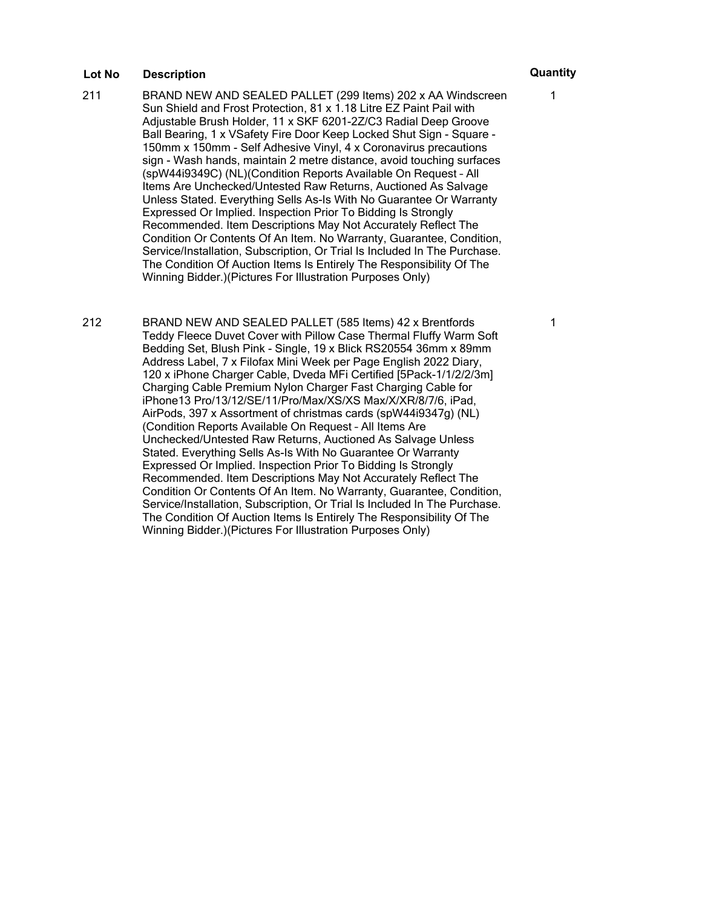| Lot No | Description | Quantity |
| --- | --- | --- |
| 211 | BRAND NEW AND SEALED PALLET (299 Items) 202 x AA Windscreen Sun Shield and Frost Protection, 81 x 1.18 Litre EZ Paint Pail with Adjustable Brush Holder, 11 x SKF 6201-2Z/C3 Radial Deep Groove Ball Bearing, 1 x VSafety Fire Door Keep Locked Shut Sign - Square - 150mm x 150mm - Self Adhesive Vinyl, 4 x Coronavirus precautions sign - Wash hands, maintain 2 metre distance, avoid touching surfaces (spW44i9349C) (NL)(Condition Reports Available On Request – All Items Are Unchecked/Untested Raw Returns, Auctioned As Salvage Unless Stated. Everything Sells As-Is With No Guarantee Or Warranty Expressed Or Implied. Inspection Prior To Bidding Is Strongly Recommended. Item Descriptions May Not Accurately Reflect The Condition Or Contents Of An Item. No Warranty, Guarantee, Condition, Service/Installation, Subscription, Or Trial Is Included In The Purchase. The Condition Of Auction Items Is Entirely The Responsibility Of The Winning Bidder.)(Pictures For Illustration Purposes Only) | 1 |
| 212 | BRAND NEW AND SEALED PALLET (585 Items) 42 x Brentfords Teddy Fleece Duvet Cover with Pillow Case Thermal Fluffy Warm Soft Bedding Set, Blush Pink - Single, 19 x Blick RS20554 36mm x 89mm Address Label, 7 x Filofax Mini Week per Page English 2022 Diary, 120 x iPhone Charger Cable, Dveda MFi Certified [5Pack-1/1/2/2/3m] Charging Cable Premium Nylon Charger Fast Charging Cable for iPhone13 Pro/13/12/SE/11/Pro/Max/XS/XS Max/X/XR/8/7/6, iPad, AirPods, 397 x Assortment of christmas cards (spW44i9347g) (NL) (Condition Reports Available On Request – All Items Are Unchecked/Untested Raw Returns, Auctioned As Salvage Unless Stated. Everything Sells As-Is With No Guarantee Or Warranty Expressed Or Implied. Inspection Prior To Bidding Is Strongly Recommended. Item Descriptions May Not Accurately Reflect The Condition Or Contents Of An Item. No Warranty, Guarantee, Condition, Service/Installation, Subscription, Or Trial Is Included In The Purchase. The Condition Of Auction Items Is Entirely The Responsibility Of The Winning Bidder.)(Pictures For Illustration Purposes Only) | 1 |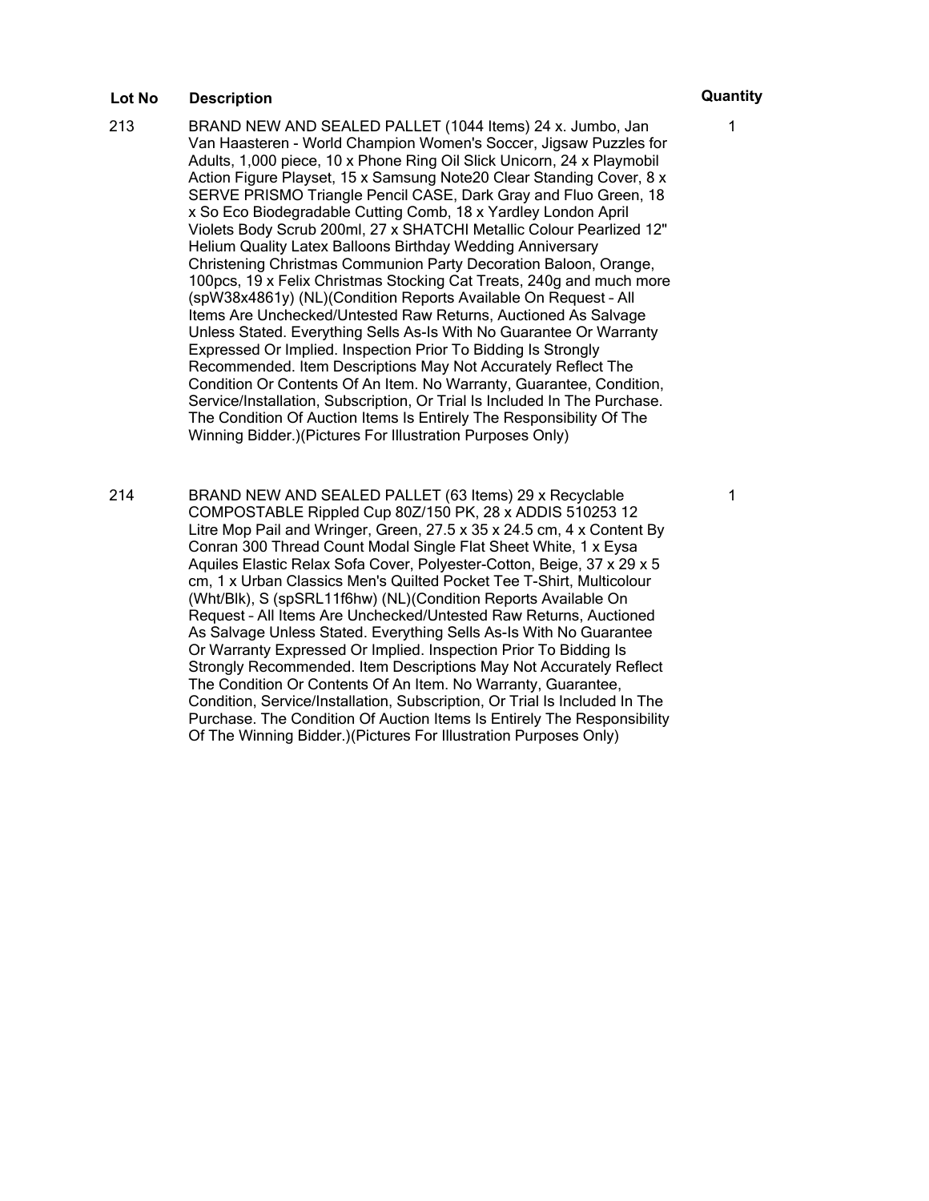| Lot No | Description | Quantity |
|---|---|---|
| 213 | BRAND NEW AND SEALED PALLET (1044 Items) 24 x. Jumbo, Jan Van Haasteren - World Champion Women's Soccer, Jigsaw Puzzles for Adults, 1,000 piece, 10 x Phone Ring Oil Slick Unicorn, 24 x Playmobil Action Figure Playset, 15 x Samsung Note20 Clear Standing Cover, 8 x SERVE PRISMO Triangle Pencil CASE, Dark Gray and Fluo Green, 18 x So Eco Biodegradable Cutting Comb, 18 x Yardley London April Violets Body Scrub 200ml, 27 x SHATCHI Metallic Colour Pearlized 12" Helium Quality Latex Balloons Birthday Wedding Anniversary Christening Christmas Communion Party Decoration Baloon, Orange, 100pcs, 19 x Felix Christmas Stocking Cat Treats, 240g and much more (spW38x4861y) (NL)(Condition Reports Available On Request – All Items Are Unchecked/Untested Raw Returns, Auctioned As Salvage Unless Stated. Everything Sells As-Is With No Guarantee Or Warranty Expressed Or Implied. Inspection Prior To Bidding Is Strongly Recommended. Item Descriptions May Not Accurately Reflect The Condition Or Contents Of An Item. No Warranty, Guarantee, Condition, Service/Installation, Subscription, Or Trial Is Included In The Purchase. The Condition Of Auction Items Is Entirely The Responsibility Of The Winning Bidder.)(Pictures For Illustration Purposes Only) | 1 |
| 214 | BRAND NEW AND SEALED PALLET (63 Items) 29 x Recyclable COMPOSTABLE Rippled Cup 80Z/150 PK, 28 x ADDIS 510253 12 Litre Mop Pail and Wringer, Green, 27.5 x 35 x 24.5 cm, 4 x Content By Conran 300 Thread Count Modal Single Flat Sheet White, 1 x Eysa Aquiles Elastic Relax Sofa Cover, Polyester-Cotton, Beige, 37 x 29 x 5 cm, 1 x Urban Classics Men's Quilted Pocket Tee T-Shirt, Multicolour (Wht/Blk), S (spSRL11f6hw) (NL)(Condition Reports Available On Request – All Items Are Unchecked/Untested Raw Returns, Auctioned As Salvage Unless Stated. Everything Sells As-Is With No Guarantee Or Warranty Expressed Or Implied. Inspection Prior To Bidding Is Strongly Recommended. Item Descriptions May Not Accurately Reflect The Condition Or Contents Of An Item. No Warranty, Guarantee, Condition, Service/Installation, Subscription, Or Trial Is Included In The Purchase. The Condition Of Auction Items Is Entirely The Responsibility Of The Winning Bidder.)(Pictures For Illustration Purposes Only) | 1 |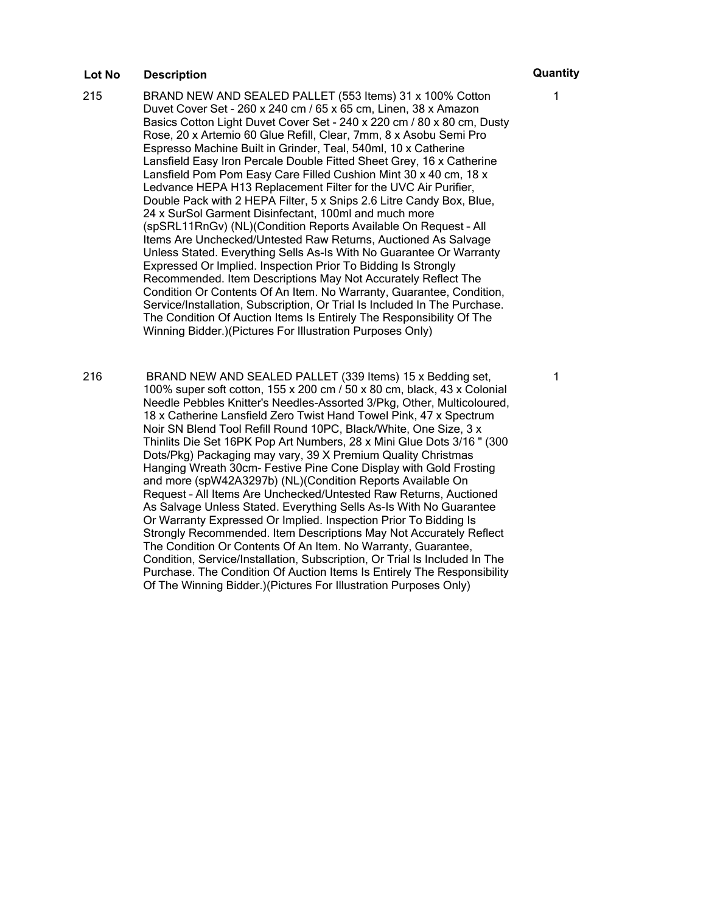| Lot No | Description | Quantity |
|---|---|---|
| 215 | BRAND NEW AND SEALED PALLET (553 Items) 31 x 100% Cotton Duvet Cover Set - 260 x 240 cm / 65 x 65 cm, Linen, 38 x Amazon Basics Cotton Light Duvet Cover Set - 240 x 220 cm / 80 x 80 cm, Dusty Rose, 20 x Artemio 60 Glue Refill, Clear, 7mm, 8 x Asobu Semi Pro Espresso Machine Built in Grinder, Teal, 540ml, 10 x Catherine Lansfield Easy Iron Percale Double Fitted Sheet Grey, 16 x Catherine Lansfield Pom Pom Easy Care Filled Cushion Mint 30 x 40 cm, 18 x Ledvance HEPA H13 Replacement Filter for the UVC Air Purifier, Double Pack with 2 HEPA Filter, 5 x Snips 2.6 Litre Candy Box, Blue, 24 x SurSol Garment Disinfectant, 100ml and much more (spSRL11RnGv) (NL)(Condition Reports Available On Request – All Items Are Unchecked/Untested Raw Returns, Auctioned As Salvage Unless Stated. Everything Sells As-Is With No Guarantee Or Warranty Expressed Or Implied. Inspection Prior To Bidding Is Strongly Recommended. Item Descriptions May Not Accurately Reflect The Condition Or Contents Of An Item. No Warranty, Guarantee, Condition, Service/Installation, Subscription, Or Trial Is Included In The Purchase. The Condition Of Auction Items Is Entirely The Responsibility Of The Winning Bidder.)(Pictures For Illustration Purposes Only) | 1 |
| 216 | BRAND NEW AND SEALED PALLET (339 Items) 15 x Bedding set, 100% super soft cotton, 155 x 200 cm / 50 x 80 cm, black, 43 x Colonial Needle Pebbles Knitter's Needles-Assorted 3/Pkg, Other, Multicoloured, 18 x Catherine Lansfield Zero Twist Hand Towel Pink, 47 x Spectrum Noir SN Blend Tool Refill Round 10PC, Black/White, One Size, 3 x Thinlits Die Set 16PK Pop Art Numbers, 28 x Mini Glue Dots 3/16 " (300 Dots/Pkg) Packaging may vary, 39 X Premium Quality Christmas Hanging Wreath 30cm- Festive Pine Cone Display with Gold Frosting and more (spW42A3297b) (NL)(Condition Reports Available On Request – All Items Are Unchecked/Untested Raw Returns, Auctioned As Salvage Unless Stated. Everything Sells As-Is With No Guarantee Or Warranty Expressed Or Implied. Inspection Prior To Bidding Is Strongly Recommended. Item Descriptions May Not Accurately Reflect The Condition Or Contents Of An Item. No Warranty, Guarantee, Condition, Service/Installation, Subscription, Or Trial Is Included In The Purchase. The Condition Of Auction Items Is Entirely The Responsibility Of The Winning Bidder.)(Pictures For Illustration Purposes Only) | 1 |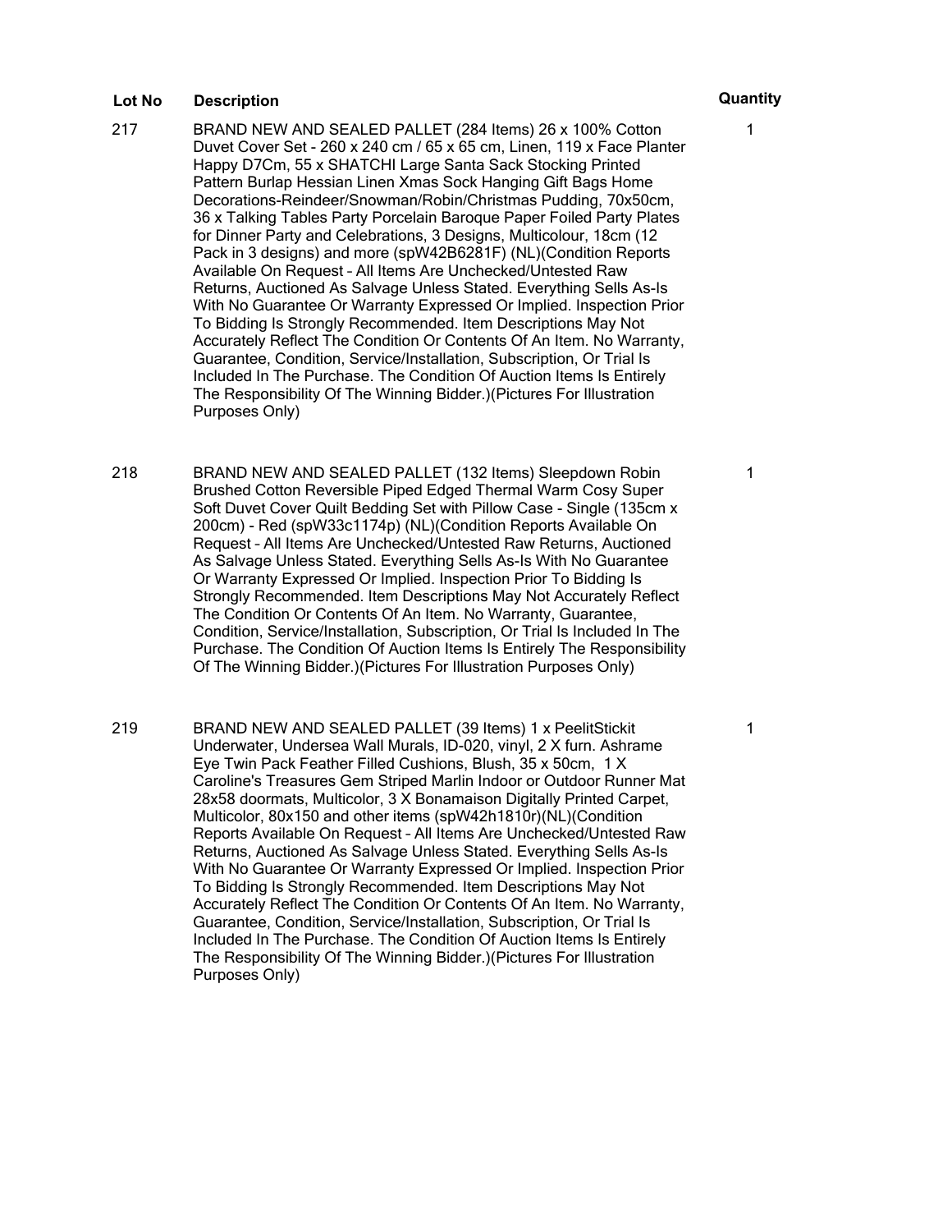| Lot No | Description | Quantity |
|---|---|---|
| 217 | BRAND NEW AND SEALED PALLET (284 Items) 26 x 100% Cotton Duvet Cover Set - 260 x 240 cm / 65 x 65 cm, Linen, 119 x Face Planter Happy D7Cm, 55 x SHATCHI Large Santa Sack Stocking Printed Pattern Burlap Hessian Linen Xmas Sock Hanging Gift Bags Home Decorations-Reindeer/Snowman/Robin/Christmas Pudding, 70x50cm, 36 x Talking Tables Party Porcelain Baroque Paper Foiled Party Plates for Dinner Party and Celebrations, 3 Designs, Multicolour, 18cm (12 Pack in 3 designs) and more (spW42B6281F) (NL)(Condition Reports Available On Request – All Items Are Unchecked/Untested Raw Returns, Auctioned As Salvage Unless Stated. Everything Sells As-Is With No Guarantee Or Warranty Expressed Or Implied. Inspection Prior To Bidding Is Strongly Recommended. Item Descriptions May Not Accurately Reflect The Condition Or Contents Of An Item. No Warranty, Guarantee, Condition, Service/Installation, Subscription, Or Trial Is Included In The Purchase. The Condition Of Auction Items Is Entirely The Responsibility Of The Winning Bidder.)(Pictures For Illustration Purposes Only) | 1 |
| 218 | BRAND NEW AND SEALED PALLET (132 Items) Sleepdown Robin Brushed Cotton Reversible Piped Edged Thermal Warm Cosy Super Soft Duvet Cover Quilt Bedding Set with Pillow Case - Single (135cm x 200cm) - Red (spW33c1174p) (NL)(Condition Reports Available On Request – All Items Are Unchecked/Untested Raw Returns, Auctioned As Salvage Unless Stated. Everything Sells As-Is With No Guarantee Or Warranty Expressed Or Implied. Inspection Prior To Bidding Is Strongly Recommended. Item Descriptions May Not Accurately Reflect The Condition Or Contents Of An Item. No Warranty, Guarantee, Condition, Service/Installation, Subscription, Or Trial Is Included In The Purchase. The Condition Of Auction Items Is Entirely The Responsibility Of The Winning Bidder.)(Pictures For Illustration Purposes Only) | 1 |
| 219 | BRAND NEW AND SEALED PALLET (39 Items) 1 x PeelitStickit Underwater, Undersea Wall Murals, ID-020, vinyl, 2 X furn. Ashrame Eye Twin Pack Feather Filled Cushions, Blush, 35 x 50cm, 1 X Caroline's Treasures Gem Striped Marlin Indoor or Outdoor Runner Mat 28x58 doormats, Multicolor, 3 X Bonamaison Digitally Printed Carpet, Multicolor, 80x150 and other items (spW42h1810r)(NL)(Condition Reports Available On Request – All Items Are Unchecked/Untested Raw Returns, Auctioned As Salvage Unless Stated. Everything Sells As-Is With No Guarantee Or Warranty Expressed Or Implied. Inspection Prior To Bidding Is Strongly Recommended. Item Descriptions May Not Accurately Reflect The Condition Or Contents Of An Item. No Warranty, Guarantee, Condition, Service/Installation, Subscription, Or Trial Is Included In The Purchase. The Condition Of Auction Items Is Entirely The Responsibility Of The Winning Bidder.)(Pictures For Illustration Purposes Only) | 1 |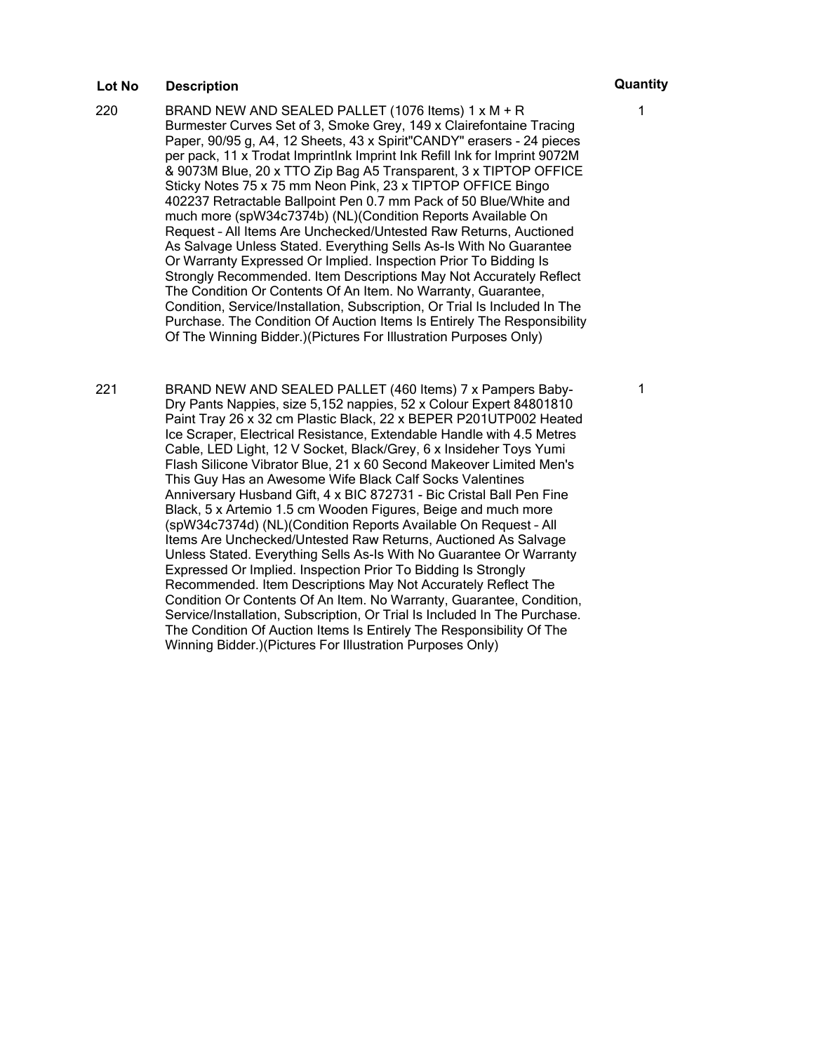| Lot No | Description | Quantity |
| --- | --- | --- |
| 220 | BRAND NEW AND SEALED PALLET (1076 Items) 1 x M + R Burmester Curves Set of 3, Smoke Grey, 149 x Clairefontaine Tracing Paper, 90/95 g, A4, 12 Sheets, 43 x Spirit"CANDY" erasers - 24 pieces per pack, 11 x Trodat ImprintInk Imprint Ink Refill Ink for Imprint 9072M & 9073M Blue, 20 x TTO Zip Bag A5 Transparent, 3 x TIPTOP OFFICE Sticky Notes 75 x 75 mm Neon Pink, 23 x TIPTOP OFFICE Bingo 402237 Retractable Ballpoint Pen 0.7 mm Pack of 50 Blue/White and much more (spW34c7374b) (NL)(Condition Reports Available On Request – All Items Are Unchecked/Untested Raw Returns, Auctioned As Salvage Unless Stated. Everything Sells As-Is With No Guarantee Or Warranty Expressed Or Implied. Inspection Prior To Bidding Is Strongly Recommended. Item Descriptions May Not Accurately Reflect The Condition Or Contents Of An Item. No Warranty, Guarantee, Condition, Service/Installation, Subscription, Or Trial Is Included In The Purchase. The Condition Of Auction Items Is Entirely The Responsibility Of The Winning Bidder.)(Pictures For Illustration Purposes Only) | 1 |
| 221 | BRAND NEW AND SEALED PALLET (460 Items) 7 x Pampers Baby-Dry Pants Nappies, size 5,152 nappies, 52 x Colour Expert 84801810 Paint Tray 26 x 32 cm Plastic Black, 22 x BEPER P201UTP002 Heated Ice Scraper, Electrical Resistance, Extendable Handle with 4.5 Metres Cable, LED Light, 12 V Socket, Black/Grey, 6 x Insideher Toys Yumi Flash Silicone Vibrator Blue, 21 x 60 Second Makeover Limited Men's This Guy Has an Awesome Wife Black Calf Socks Valentines Anniversary Husband Gift, 4 x BIC 872731 - Bic Cristal Ball Pen Fine Black, 5 x Artemio 1.5 cm Wooden Figures, Beige and much more (spW34c7374d) (NL)(Condition Reports Available On Request – All Items Are Unchecked/Untested Raw Returns, Auctioned As Salvage Unless Stated. Everything Sells As-Is With No Guarantee Or Warranty Expressed Or Implied. Inspection Prior To Bidding Is Strongly Recommended. Item Descriptions May Not Accurately Reflect The Condition Or Contents Of An Item. No Warranty, Guarantee, Condition, Service/Installation, Subscription, Or Trial Is Included In The Purchase. The Condition Of Auction Items Is Entirely The Responsibility Of The Winning Bidder.)(Pictures For Illustration Purposes Only) | 1 |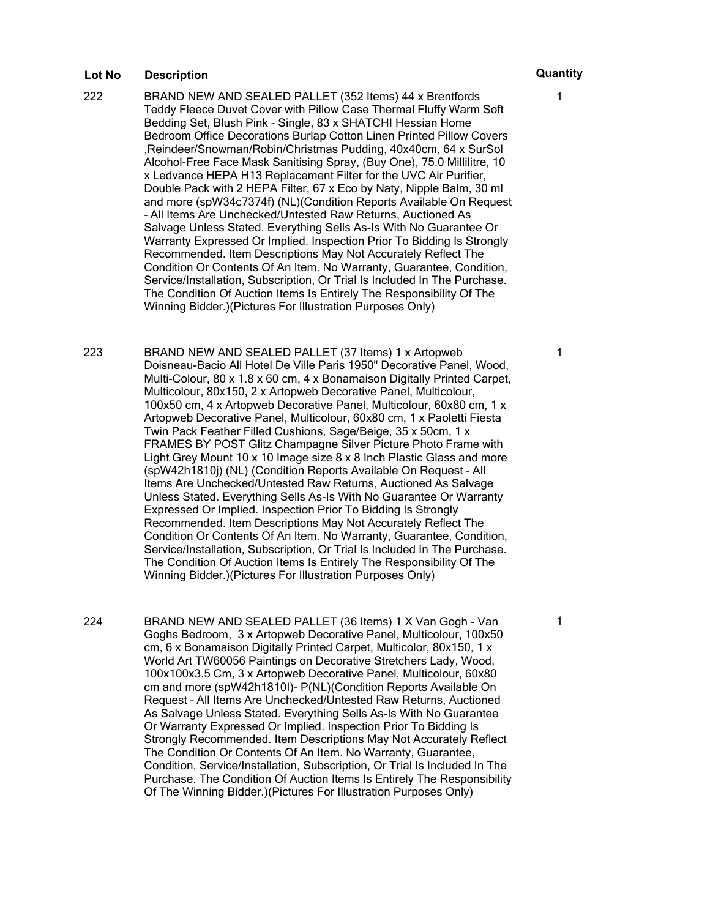| Lot No | Description | Quantity |
| --- | --- | --- |
| 222 | BRAND NEW AND SEALED PALLET (352 Items) 44 x Brentfords Teddy Fleece Duvet Cover with Pillow Case Thermal Fluffy Warm Soft Bedding Set, Blush Pink - Single, 83 x SHATCHI Hessian Home Bedroom Office Decorations Burlap Cotton Linen Printed Pillow Covers ,Reindeer/Snowman/Robin/Christmas Pudding, 40x40cm, 64 x SurSol Alcohol-Free Face Mask Sanitising Spray, (Buy One), 75.0 Millilitre, 10 x Ledvance HEPA H13 Replacement Filter for the UVC Air Purifier, Double Pack with 2 HEPA Filter, 67 x Eco by Naty, Nipple Balm, 30 ml and more (spW34c7374f) (NL)(Condition Reports Available On Request – All Items Are Unchecked/Untested Raw Returns, Auctioned As Salvage Unless Stated. Everything Sells As-Is With No Guarantee Or Warranty Expressed Or Implied. Inspection Prior To Bidding Is Strongly Recommended. Item Descriptions May Not Accurately Reflect The Condition Or Contents Of An Item. No Warranty, Guarantee, Condition, Service/Installation, Subscription, Or Trial Is Included In The Purchase. The Condition Of Auction Items Is Entirely The Responsibility Of The Winning Bidder.)(Pictures For Illustration Purposes Only) | 1 |
| 223 | BRAND NEW AND SEALED PALLET (37 Items) 1 x Artopweb Doisneau-Bacio All Hotel De Ville Paris 1950" Decorative Panel, Wood, Multi-Colour, 80 x 1.8 x 60 cm, 4 x Bonamaison Digitally Printed Carpet, Multicolour, 80x150, 2 x Artopweb Decorative Panel, Multicolour, 100x50 cm, 4 x Artopweb Decorative Panel, Multicolour, 60x80 cm, 1 x Artopweb Decorative Panel, Multicolour, 60x80 cm, 1 x Paoletti Fiesta Twin Pack Feather Filled Cushions, Sage/Beige, 35 x 50cm, 1 x FRAMES BY POST Glitz Champagne Silver Picture Photo Frame with Light Grey Mount 10 x 10 Image size 8 x 8 Inch Plastic Glass and more (spW42h1810j) (NL) (Condition Reports Available On Request – All Items Are Unchecked/Untested Raw Returns, Auctioned As Salvage Unless Stated. Everything Sells As-Is With No Guarantee Or Warranty Expressed Or Implied. Inspection Prior To Bidding Is Strongly Recommended. Item Descriptions May Not Accurately Reflect The Condition Or Contents Of An Item. No Warranty, Guarantee, Condition, Service/Installation, Subscription, Or Trial Is Included In The Purchase. The Condition Of Auction Items Is Entirely The Responsibility Of The Winning Bidder.)(Pictures For Illustration Purposes Only) | 1 |
| 224 | BRAND NEW AND SEALED PALLET (36 Items) 1 X Van Gogh - Van Goghs Bedroom, 3 x Artopweb Decorative Panel, Multicolour, 100x50 cm, 6 x Bonamaison Digitally Printed Carpet, Multicolor, 80x150, 1 x World Art TW60056 Paintings on Decorative Stretchers Lady, Wood, 100x100x3.5 Cm, 3 x Artopweb Decorative Panel, Multicolour, 60x80 cm and more (spW42h1810l)- P(NL)(Condition Reports Available On Request – All Items Are Unchecked/Untested Raw Returns, Auctioned As Salvage Unless Stated. Everything Sells As-Is With No Guarantee Or Warranty Expressed Or Implied. Inspection Prior To Bidding Is Strongly Recommended. Item Descriptions May Not Accurately Reflect The Condition Or Contents Of An Item. No Warranty, Guarantee, Condition, Service/Installation, Subscription, Or Trial Is Included In The Purchase. The Condition Of Auction Items Is Entirely The Responsibility Of The Winning Bidder.)(Pictures For Illustration Purposes Only) | 1 |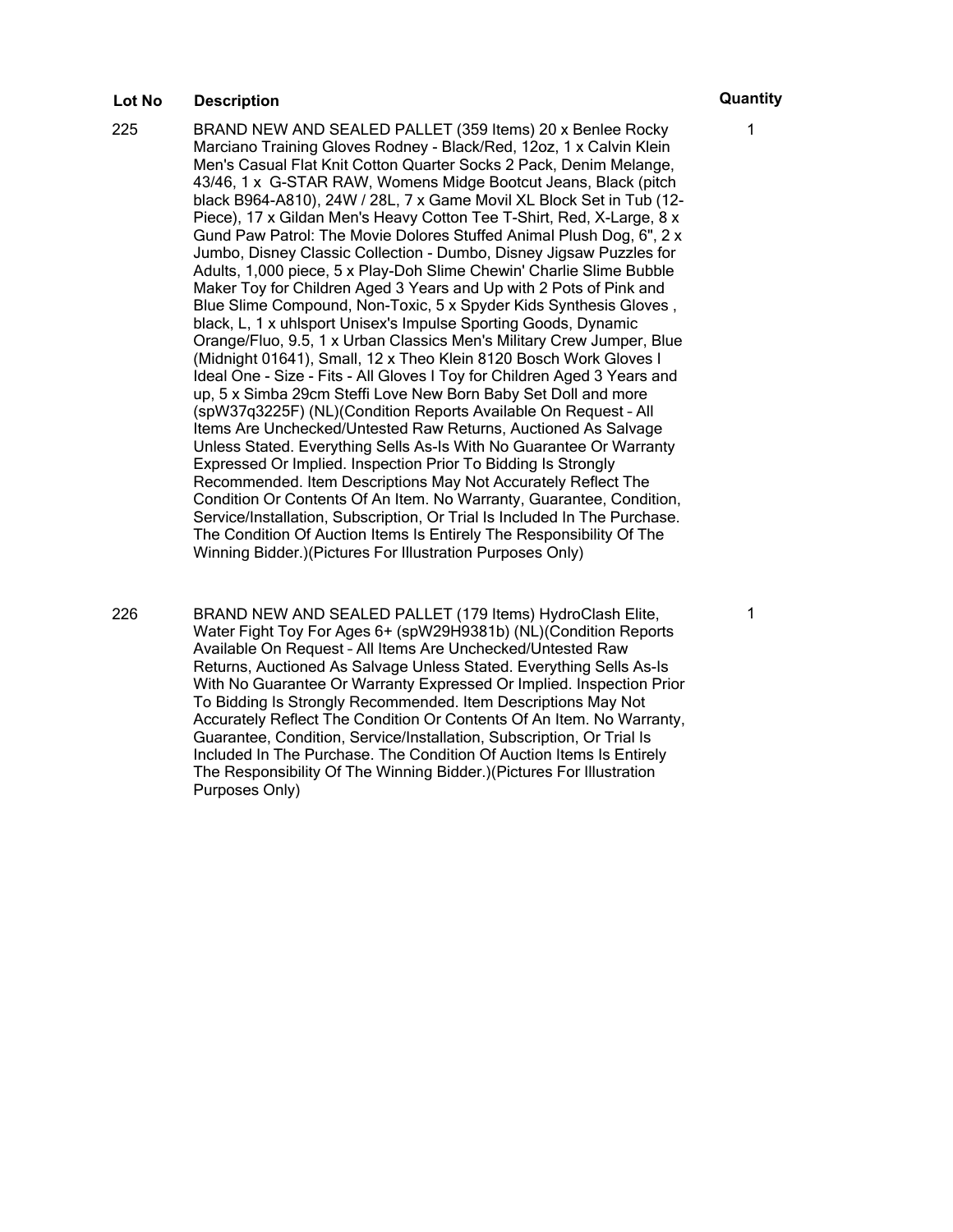| Lot No | Description | Quantity |
|---|---|---|
| 225 | BRAND NEW AND SEALED PALLET (359 Items) 20 x Benlee Rocky Marciano Training Gloves Rodney - Black/Red, 12oz, 1 x Calvin Klein Men's Casual Flat Knit Cotton Quarter Socks 2 Pack, Denim Melange, 43/46, 1 x G-STAR RAW, Womens Midge Bootcut Jeans, Black (pitch black B964-A810), 24W / 28L, 7 x Game Movil XL Block Set in Tub (12-Piece), 17 x Gildan Men's Heavy Cotton Tee T-Shirt, Red, X-Large, 8 x Gund Paw Patrol: The Movie Dolores Stuffed Animal Plush Dog, 6", 2 x Jumbo, Disney Classic Collection - Dumbo, Disney Jigsaw Puzzles for Adults, 1,000 piece, 5 x Play-Doh Slime Chewin' Charlie Slime Bubble Maker Toy for Children Aged 3 Years and Up with 2 Pots of Pink and Blue Slime Compound, Non-Toxic, 5 x Spyder Kids Synthesis Gloves , black, L, 1 x uhlsport Unisex's Impulse Sporting Goods, Dynamic Orange/Fluo, 9.5, 1 x Urban Classics Men's Military Crew Jumper, Blue (Midnight 01641), Small, 12 x Theo Klein 8120 Bosch Work Gloves I Ideal One - Size - Fits - All Gloves I Toy for Children Aged 3 Years and up, 5 x Simba 29cm Steffi Love New Born Baby Set Doll and more (spW37q3225F) (NL)(Condition Reports Available On Request – All Items Are Unchecked/Untested Raw Returns, Auctioned As Salvage Unless Stated. Everything Sells As-Is With No Guarantee Or Warranty Expressed Or Implied. Inspection Prior To Bidding Is Strongly Recommended. Item Descriptions May Not Accurately Reflect The Condition Or Contents Of An Item. No Warranty, Guarantee, Condition, Service/Installation, Subscription, Or Trial Is Included In The Purchase. The Condition Of Auction Items Is Entirely The Responsibility Of The Winning Bidder.)(Pictures For Illustration Purposes Only) | 1 |
| 226 | BRAND NEW AND SEALED PALLET (179 Items) HydroClash Elite, Water Fight Toy For Ages 6+ (spW29H9381b) (NL)(Condition Reports Available On Request – All Items Are Unchecked/Untested Raw Returns, Auctioned As Salvage Unless Stated. Everything Sells As-Is With No Guarantee Or Warranty Expressed Or Implied. Inspection Prior To Bidding Is Strongly Recommended. Item Descriptions May Not Accurately Reflect The Condition Or Contents Of An Item. No Warranty, Guarantee, Condition, Service/Installation, Subscription, Or Trial Is Included In The Purchase. The Condition Of Auction Items Is Entirely The Responsibility Of The Winning Bidder.)(Pictures For Illustration Purposes Only) | 1 |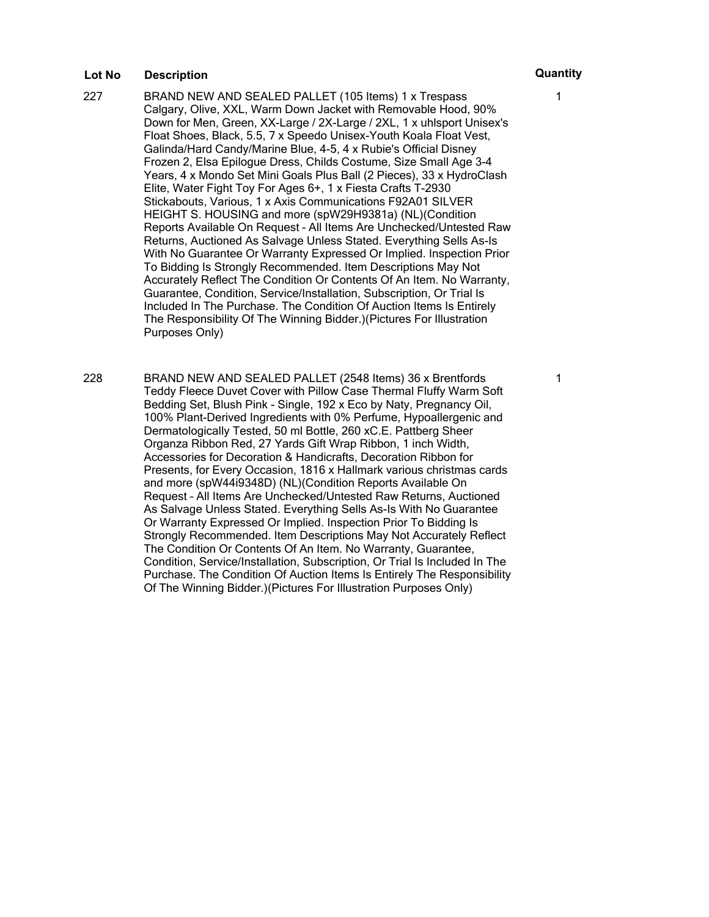| Lot No | Description | Quantity |
| --- | --- | --- |
| 227 | BRAND NEW AND SEALED PALLET (105 Items) 1 x Trespass Calgary, Olive, XXL, Warm Down Jacket with Removable Hood, 90% Down for Men, Green, XX-Large / 2X-Large / 2XL, 1 x uhlsport Unisex's Float Shoes, Black, 5.5, 7 x Speedo Unisex-Youth Koala Float Vest, Galinda/Hard Candy/Marine Blue, 4-5, 4 x Rubie's Official Disney Frozen 2, Elsa Epilogue Dress, Childs Costume, Size Small Age 3-4 Years, 4 x Mondo Set Mini Goals Plus Ball (2 Pieces), 33 x HydroClash Elite, Water Fight Toy For Ages 6+, 1 x Fiesta Crafts T-2930 Stickabouts, Various, 1 x Axis Communications F92A01 SILVER HEIGHT S. HOUSING and more (spW29H9381a) (NL)(Condition Reports Available On Request – All Items Are Unchecked/Untested Raw Returns, Auctioned As Salvage Unless Stated. Everything Sells As-Is With No Guarantee Or Warranty Expressed Or Implied. Inspection Prior To Bidding Is Strongly Recommended. Item Descriptions May Not Accurately Reflect The Condition Or Contents Of An Item. No Warranty, Guarantee, Condition, Service/Installation, Subscription, Or Trial Is Included In The Purchase. The Condition Of Auction Items Is Entirely The Responsibility Of The Winning Bidder.)(Pictures For Illustration Purposes Only) | 1 |
| 228 | BRAND NEW AND SEALED PALLET (2548 Items) 36 x Brentfords Teddy Fleece Duvet Cover with Pillow Case Thermal Fluffy Warm Soft Bedding Set, Blush Pink - Single, 192 x Eco by Naty, Pregnancy Oil, 100% Plant-Derived Ingredients with 0% Perfume, Hypoallergenic and Dermatologically Tested, 50 ml Bottle, 260 xC.E. Pattberg Sheer Organza Ribbon Red, 27 Yards Gift Wrap Ribbon, 1 inch Width, Accessories for Decoration & Handicrafts, Decoration Ribbon for Presents, for Every Occasion, 1816 x Hallmark various christmas cards and more (spW44i9348D) (NL)(Condition Reports Available On Request – All Items Are Unchecked/Untested Raw Returns, Auctioned As Salvage Unless Stated. Everything Sells As-Is With No Guarantee Or Warranty Expressed Or Implied. Inspection Prior To Bidding Is Strongly Recommended. Item Descriptions May Not Accurately Reflect The Condition Or Contents Of An Item. No Warranty, Guarantee, Condition, Service/Installation, Subscription, Or Trial Is Included In The Purchase. The Condition Of Auction Items Is Entirely The Responsibility Of The Winning Bidder.)(Pictures For Illustration Purposes Only) | 1 |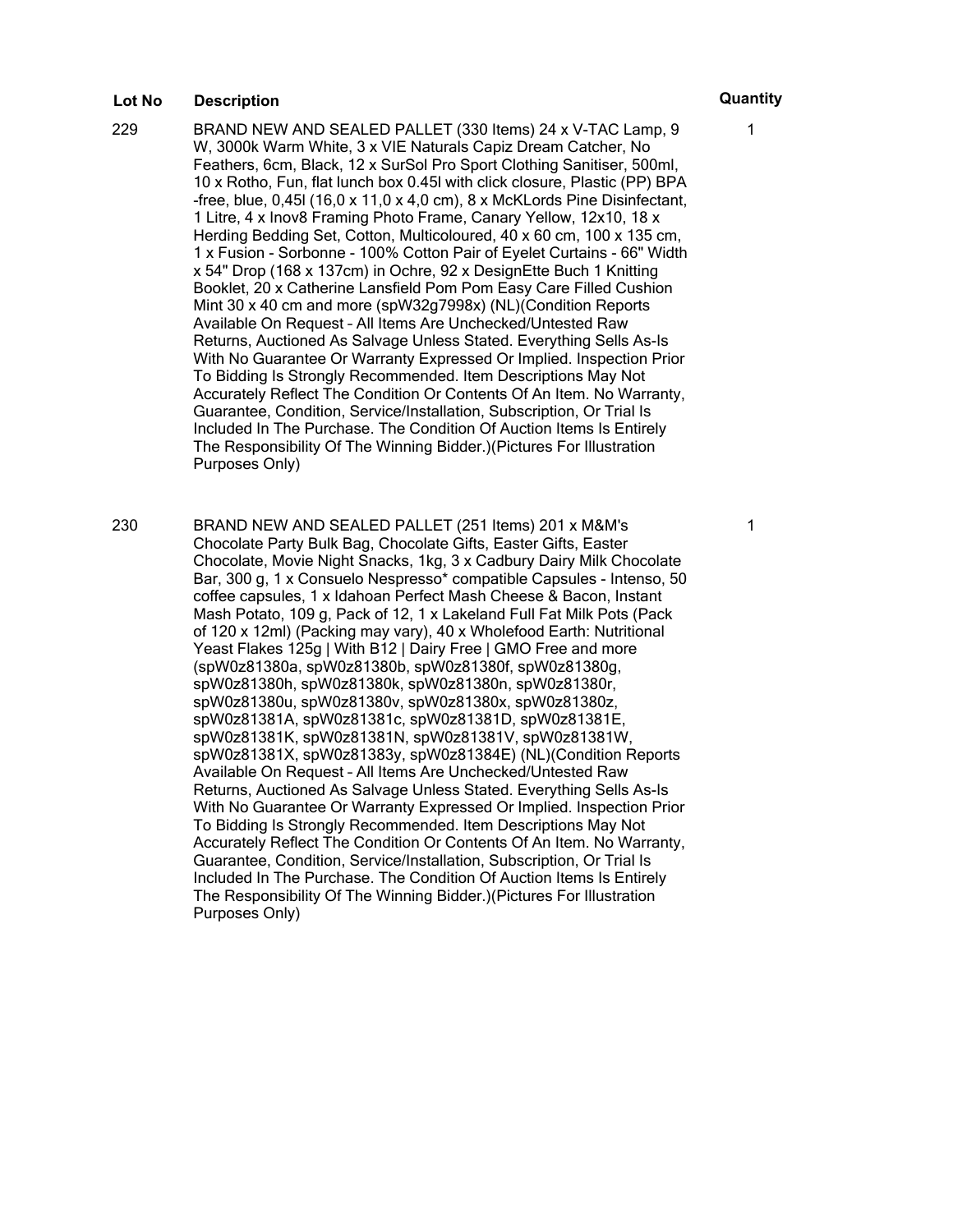| Lot No | Description | Quantity |
| --- | --- | --- |
| 229 | BRAND NEW AND SEALED PALLET (330 Items) 24 x V-TAC Lamp, 9 W, 3000k Warm White, 3 x VIE Naturals Capiz Dream Catcher, No Feathers, 6cm, Black, 12 x SurSol Pro Sport Clothing Sanitiser, 500ml, 10 x Rotho, Fun, flat lunch box 0.45l with click closure, Plastic (PP) BPA -free, blue, 0,45l (16,0 x 11,0 x 4,0 cm), 8 x McKLords Pine Disinfectant, 1 Litre, 4 x Inov8 Framing Photo Frame, Canary Yellow, 12x10, 18 x Herding Bedding Set, Cotton, Multicoloured, 40 x 60 cm, 100 x 135 cm, 1 x Fusion - Sorbonne - 100% Cotton Pair of Eyelet Curtains - 66" Width x 54" Drop (168 x 137cm) in Ochre, 92 x DesignEtte Buch 1 Knitting Booklet, 20 x Catherine Lansfield Pom Pom Easy Care Filled Cushion Mint 30 x 40 cm and more (spW32g7998x) (NL)(Condition Reports Available On Request – All Items Are Unchecked/Untested Raw Returns, Auctioned As Salvage Unless Stated. Everything Sells As-Is With No Guarantee Or Warranty Expressed Or Implied. Inspection Prior To Bidding Is Strongly Recommended. Item Descriptions May Not Accurately Reflect The Condition Or Contents Of An Item. No Warranty, Guarantee, Condition, Service/Installation, Subscription, Or Trial Is Included In The Purchase. The Condition Of Auction Items Is Entirely The Responsibility Of The Winning Bidder.)(Pictures For Illustration Purposes Only) | 1 |
| 230 | BRAND NEW AND SEALED PALLET (251 Items) 201 x M&M's Chocolate Party Bulk Bag, Chocolate Gifts, Easter Gifts, Easter Chocolate, Movie Night Snacks, 1kg, 3 x Cadbury Dairy Milk Chocolate Bar, 300 g, 1 x Consuelo Nespresso* compatible Capsules - Intenso, 50 coffee capsules, 1 x Idahoan Perfect Mash Cheese & Bacon, Instant Mash Potato, 109 g, Pack of 12, 1 x Lakeland Full Fat Milk Pots (Pack of 120 x 12ml) (Packing may vary), 40 x Wholefood Earth: Nutritional Yeast Flakes 125g \| With B12 \| Dairy Free \| GMO Free and more (spW0z81380a, spW0z81380b, spW0z81380f, spW0z81380g, spW0z81380h, spW0z81380k, spW0z81380n, spW0z81380r, spW0z81380u, spW0z81380v, spW0z81380x, spW0z81380z, spW0z81381A, spW0z81381c, spW0z81381D, spW0z81381E, spW0z81381K, spW0z81381N, spW0z81381V, spW0z81381W, spW0z81381X, spW0z81383y, spW0z81384E) (NL)(Condition Reports Available On Request – All Items Are Unchecked/Untested Raw Returns, Auctioned As Salvage Unless Stated. Everything Sells As-Is With No Guarantee Or Warranty Expressed Or Implied. Inspection Prior To Bidding Is Strongly Recommended. Item Descriptions May Not Accurately Reflect The Condition Or Contents Of An Item. No Warranty, Guarantee, Condition, Service/Installation, Subscription, Or Trial Is Included In The Purchase. The Condition Of Auction Items Is Entirely The Responsibility Of The Winning Bidder.)(Pictures For Illustration Purposes Only) | 1 |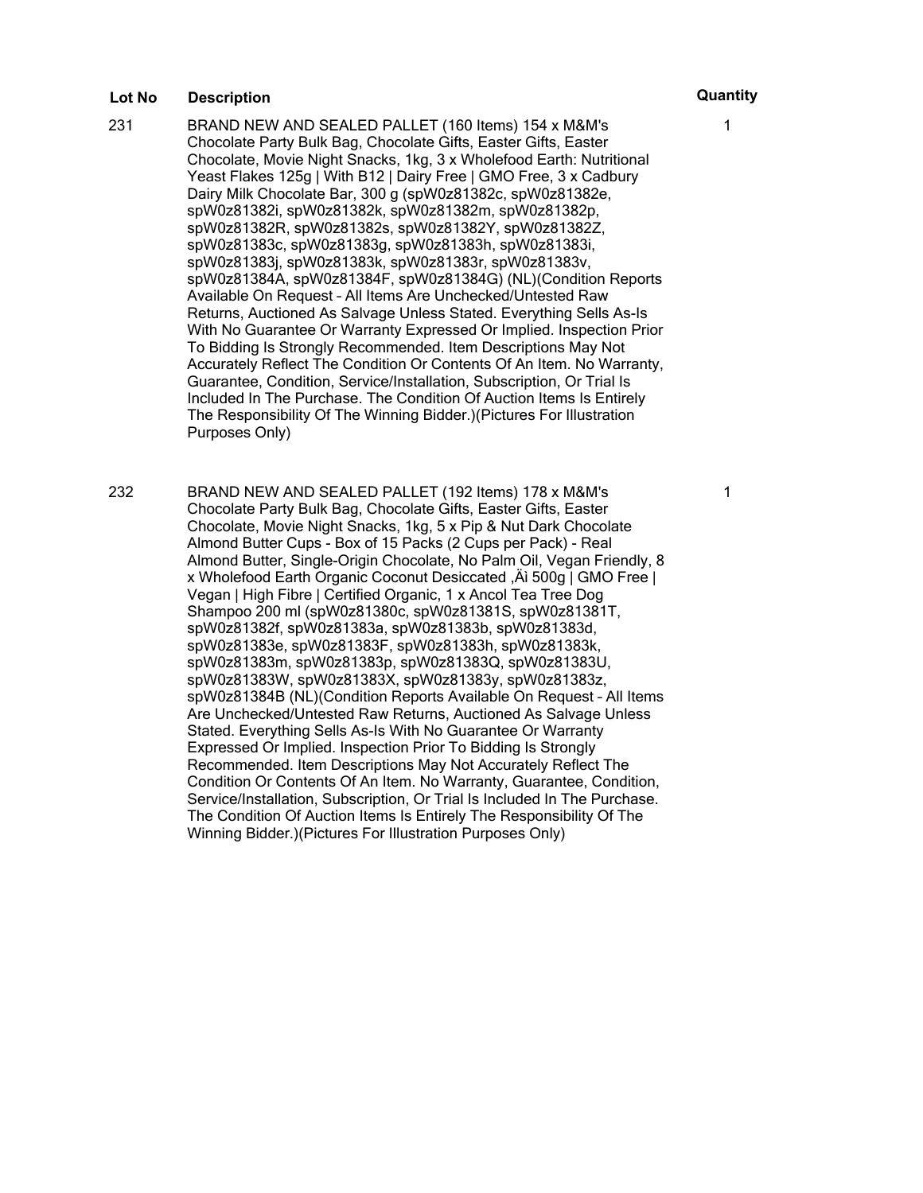| Lot No | Description | Quantity |
|---|---|---|
| 231 | BRAND NEW AND SEALED PALLET (160 Items) 154 x M&M's Chocolate Party Bulk Bag, Chocolate Gifts, Easter Gifts, Easter Chocolate, Movie Night Snacks, 1kg, 3 x Wholefood Earth: Nutritional Yeast Flakes 125g \| With B12 \| Dairy Free \| GMO Free, 3 x Cadbury Dairy Milk Chocolate Bar, 300 g (spW0z81382c, spW0z81382e, spW0z81382i, spW0z81382k, spW0z81382m, spW0z81382p, spW0z81382R, spW0z81382s, spW0z81382Y, spW0z81382Z, spW0z81383c, spW0z81383g, spW0z81383h, spW0z81383i, spW0z81383j, spW0z81383k, spW0z81383r, spW0z81383v, spW0z81384A, spW0z81384F, spW0z81384G) (NL)(Condition Reports Available On Request – All Items Are Unchecked/Untested Raw Returns, Auctioned As Salvage Unless Stated. Everything Sells As-Is With No Guarantee Or Warranty Expressed Or Implied. Inspection Prior To Bidding Is Strongly Recommended. Item Descriptions May Not Accurately Reflect The Condition Or Contents Of An Item. No Warranty, Guarantee, Condition, Service/Installation, Subscription, Or Trial Is Included In The Purchase. The Condition Of Auction Items Is Entirely The Responsibility Of The Winning Bidder.)(Pictures For Illustration Purposes Only) | 1 |
| 232 | BRAND NEW AND SEALED PALLET (192 Items) 178 x M&M's Chocolate Party Bulk Bag, Chocolate Gifts, Easter Gifts, Easter Chocolate, Movie Night Snacks, 1kg, 5 x Pip & Nut Dark Chocolate Almond Butter Cups - Box of 15 Packs (2 Cups per Pack) - Real Almond Butter, Single-Origin Chocolate, No Palm Oil, Vegan Friendly, 8 x Wholefood Earth Organic Coconut Desiccated ‚Äì 500g \| GMO Free \| Vegan \| High Fibre \| Certified Organic, 1 x Ancol Tea Tree Dog Shampoo 200 ml (spW0z81380c, spW0z81381S, spW0z81381T, spW0z81382f, spW0z81383a, spW0z81383b, spW0z81383d, spW0z81383e, spW0z81383F, spW0z81383h, spW0z81383k, spW0z81383m, spW0z81383p, spW0z81383Q, spW0z81383U, spW0z81383W, spW0z81383X, spW0z81383y, spW0z81383z, spW0z81384B (NL)(Condition Reports Available On Request – All Items Are Unchecked/Untested Raw Returns, Auctioned As Salvage Unless Stated. Everything Sells As-Is With No Guarantee Or Warranty Expressed Or Implied. Inspection Prior To Bidding Is Strongly Recommended. Item Descriptions May Not Accurately Reflect The Condition Or Contents Of An Item. No Warranty, Guarantee, Condition, Service/Installation, Subscription, Or Trial Is Included In The Purchase. The Condition Of Auction Items Is Entirely The Responsibility Of The Winning Bidder.)(Pictures For Illustration Purposes Only) | 1 |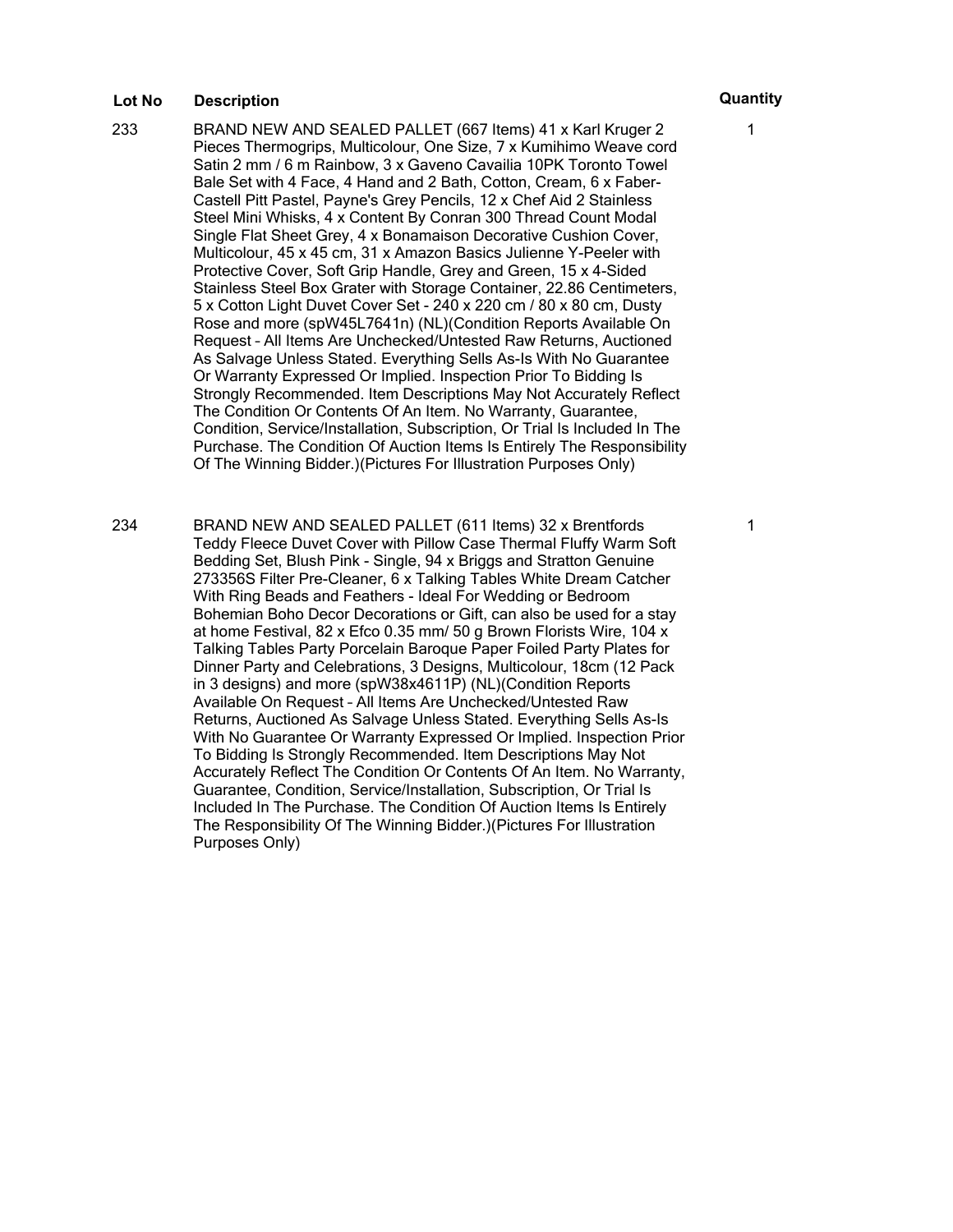| Lot No | Description | Quantity |
| --- | --- | --- |
| 233 | BRAND NEW AND SEALED PALLET (667 Items) 41 x Karl Kruger 2 Pieces Thermogrips, Multicolour, One Size, 7 x Kumihimo Weave cord Satin 2 mm / 6 m Rainbow, 3 x Gaveno Cavailia 10PK Toronto Towel Bale Set with 4 Face, 4 Hand and 2 Bath, Cotton, Cream, 6 x Faber-Castell Pitt Pastel, Payne's Grey Pencils, 12 x Chef Aid 2 Stainless Steel Mini Whisks, 4 x Content By Conran 300 Thread Count Modal Single Flat Sheet Grey, 4 x Bonamaison Decorative Cushion Cover, Multicolour, 45 x 45 cm, 31 x Amazon Basics Julienne Y-Peeler with Protective Cover, Soft Grip Handle, Grey and Green, 15 x 4-Sided Stainless Steel Box Grater with Storage Container, 22.86 Centimeters, 5 x Cotton Light Duvet Cover Set - 240 x 220 cm / 80 x 80 cm, Dusty Rose and more (spW45L7641n) (NL)(Condition Reports Available On Request – All Items Are Unchecked/Untested Raw Returns, Auctioned As Salvage Unless Stated. Everything Sells As-Is With No Guarantee Or Warranty Expressed Or Implied. Inspection Prior To Bidding Is Strongly Recommended. Item Descriptions May Not Accurately Reflect The Condition Or Contents Of An Item. No Warranty, Guarantee, Condition, Service/Installation, Subscription, Or Trial Is Included In The Purchase. The Condition Of Auction Items Is Entirely The Responsibility Of The Winning Bidder.)(Pictures For Illustration Purposes Only) | 1 |
| 234 | BRAND NEW AND SEALED PALLET (611 Items) 32 x Brentfords Teddy Fleece Duvet Cover with Pillow Case Thermal Fluffy Warm Soft Bedding Set, Blush Pink - Single, 94 x Briggs and Stratton Genuine 273356S Filter Pre-Cleaner, 6 x Talking Tables White Dream Catcher With Ring Beads and Feathers - Ideal For Wedding or Bedroom Bohemian Boho Decor Decorations or Gift, can also be used for a stay at home Festival, 82 x Efco 0.35 mm/ 50 g Brown Florists Wire, 104 x Talking Tables Party Porcelain Baroque Paper Foiled Party Plates for Dinner Party and Celebrations, 3 Designs, Multicolour, 18cm (12 Pack in 3 designs) and more (spW38x4611P) (NL)(Condition Reports Available On Request – All Items Are Unchecked/Untested Raw Returns, Auctioned As Salvage Unless Stated. Everything Sells As-Is With No Guarantee Or Warranty Expressed Or Implied. Inspection Prior To Bidding Is Strongly Recommended. Item Descriptions May Not Accurately Reflect The Condition Or Contents Of An Item. No Warranty, Guarantee, Condition, Service/Installation, Subscription, Or Trial Is Included In The Purchase. The Condition Of Auction Items Is Entirely The Responsibility Of The Winning Bidder.)(Pictures For Illustration Purposes Only) | 1 |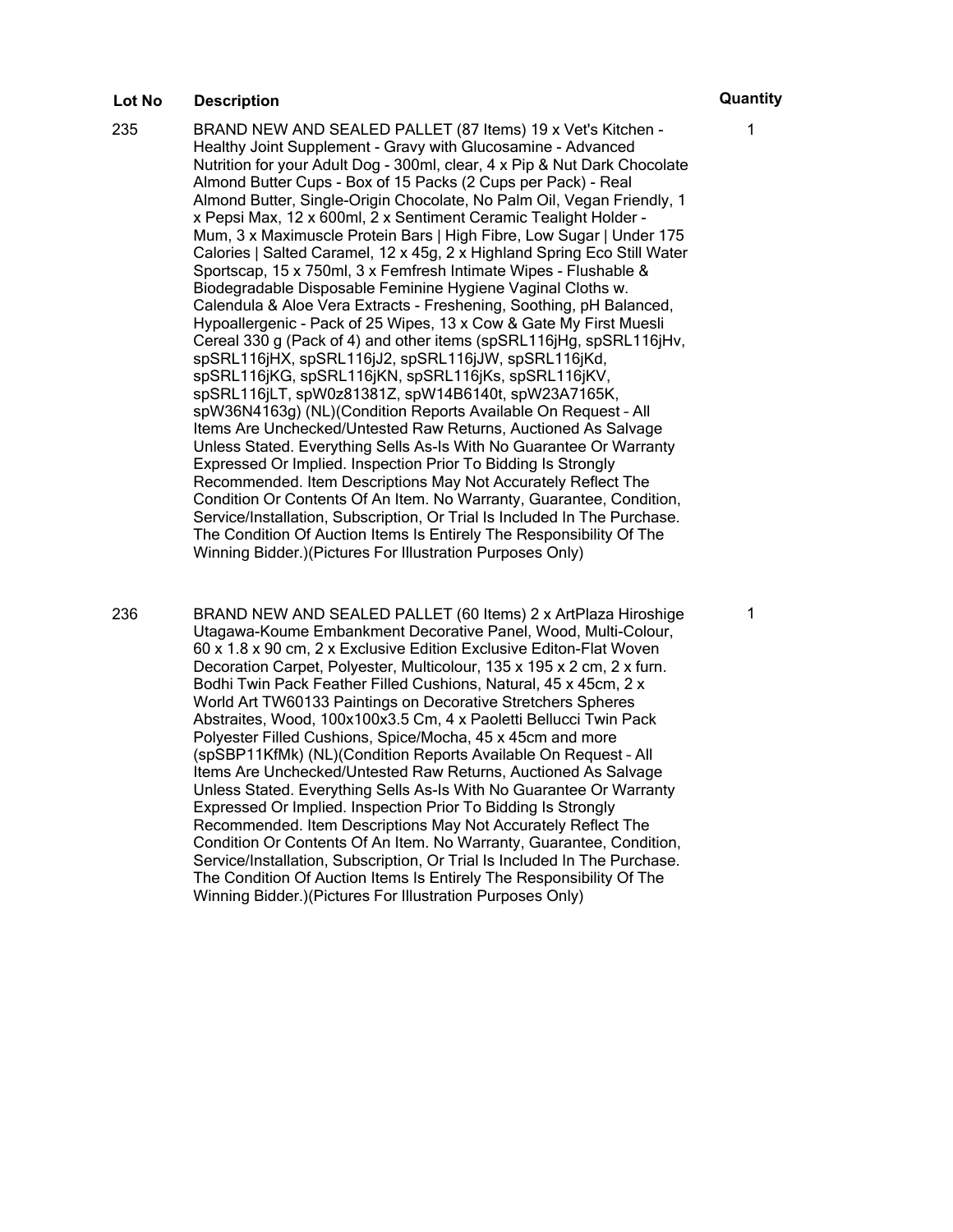| Lot No | Description | Quantity |
| --- | --- | --- |
| 235 | BRAND NEW AND SEALED PALLET (87 Items) 19 x Vet's Kitchen - Healthy Joint Supplement - Gravy with Glucosamine - Advanced Nutrition for your Adult Dog - 300ml, clear, 4 x Pip & Nut Dark Chocolate Almond Butter Cups - Box of 15 Packs (2 Cups per Pack) - Real Almond Butter, Single-Origin Chocolate, No Palm Oil, Vegan Friendly, 1 x Pepsi Max, 12 x 600ml, 2 x Sentiment Ceramic Tealight Holder - Mum, 3 x Maximuscle Protein Bars \| High Fibre, Low Sugar \| Under 175 Calories \| Salted Caramel, 12 x 45g, 2 x Highland Spring Eco Still Water Sportscap, 15 x 750ml, 3 x Femfresh Intimate Wipes - Flushable & Biodegradable Disposable Feminine Hygiene Vaginal Cloths w. Calendula & Aloe Vera Extracts - Freshening, Soothing, pH Balanced, Hypoallergenic - Pack of 25 Wipes, 13 x Cow & Gate My First Muesli Cereal 330 g (Pack of 4) and other items (spSRL116jHg, spSRL116jHv, spSRL116jHX, spSRL116jJ2, spSRL116jJW, spSRL116jKd, spSRL116jKG, spSRL116jKN, spSRL116jKs, spSRL116jKV, spSRL116jLT, spW0z81381Z, spW14B6140t, spW23A7165K, spW36N4163g) (NL)(Condition Reports Available On Request – All Items Are Unchecked/Untested Raw Returns, Auctioned As Salvage Unless Stated. Everything Sells As-Is With No Guarantee Or Warranty Expressed Or Implied. Inspection Prior To Bidding Is Strongly Recommended. Item Descriptions May Not Accurately Reflect The Condition Or Contents Of An Item. No Warranty, Guarantee, Condition, Service/Installation, Subscription, Or Trial Is Included In The Purchase. The Condition Of Auction Items Is Entirely The Responsibility Of The Winning Bidder.)(Pictures For Illustration Purposes Only) | 1 |
| 236 | BRAND NEW AND SEALED PALLET (60 Items) 2 x ArtPlaza Hiroshige Utagawa-Koume Embankment Decorative Panel, Wood, Multi-Colour, 60 x 1.8 x 90 cm, 2 x Exclusive Edition Exclusive Editon-Flat Woven Decoration Carpet, Polyester, Multicolour, 135 x 195 x 2 cm, 2 x furn. Bodhi Twin Pack Feather Filled Cushions, Natural, 45 x 45cm, 2 x World Art TW60133 Paintings on Decorative Stretchers Spheres Abstraites, Wood, 100x100x3.5 Cm, 4 x Paoletti Bellucci Twin Pack Polyester Filled Cushions, Spice/Mocha, 45 x 45cm and more (spSBP11KfMk) (NL)(Condition Reports Available On Request – All Items Are Unchecked/Untested Raw Returns, Auctioned As Salvage Unless Stated. Everything Sells As-Is With No Guarantee Or Warranty Expressed Or Implied. Inspection Prior To Bidding Is Strongly Recommended. Item Descriptions May Not Accurately Reflect The Condition Or Contents Of An Item. No Warranty, Guarantee, Condition, Service/Installation, Subscription, Or Trial Is Included In The Purchase. The Condition Of Auction Items Is Entirely The Responsibility Of The Winning Bidder.)(Pictures For Illustration Purposes Only) | 1 |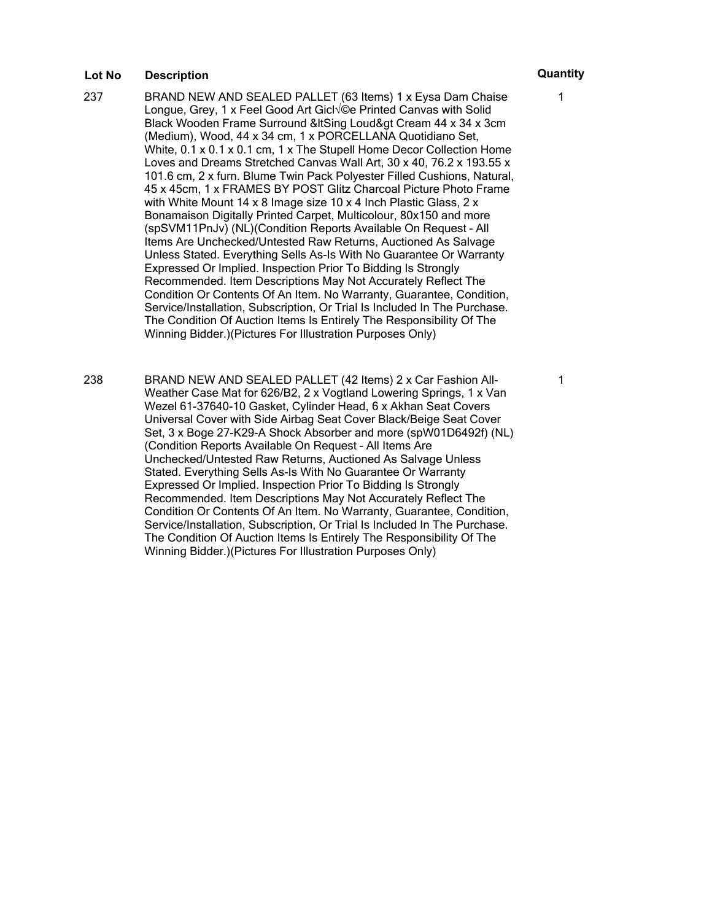| Lot No | Description | Quantity |
|---|---|---|
| 237 | BRAND NEW AND SEALED PALLET (63 Items) 1 x Eysa Dam Chaise Longue, Grey, 1 x Feel Good Art Gicl√©e Printed Canvas with Solid Black Wooden Frame Surround &ltSing Loud&gt Cream 44 x 34 x 3cm (Medium), Wood, 44 x 34 cm, 1 x PORCELLANA Quotidiano Set, White, 0.1 x 0.1 x 0.1 cm, 1 x The Stupell Home Decor Collection Home Loves and Dreams Stretched Canvas Wall Art, 30 x 40, 76.2 x 193.55 x 101.6 cm, 2 x furn. Blume Twin Pack Polyester Filled Cushions, Natural, 45 x 45cm, 1 x FRAMES BY POST Glitz Charcoal Picture Photo Frame with White Mount 14 x 8 Image size 10 x 4 Inch Plastic Glass, 2 x Bonamaison Digitally Printed Carpet, Multicolour, 80x150 and more (spSVM11PnJv) (NL)(Condition Reports Available On Request – All Items Are Unchecked/Untested Raw Returns, Auctioned As Salvage Unless Stated. Everything Sells As-Is With No Guarantee Or Warranty Expressed Or Implied. Inspection Prior To Bidding Is Strongly Recommended. Item Descriptions May Not Accurately Reflect The Condition Or Contents Of An Item. No Warranty, Guarantee, Condition, Service/Installation, Subscription, Or Trial Is Included In The Purchase. The Condition Of Auction Items Is Entirely The Responsibility Of The Winning Bidder.)(Pictures For Illustration Purposes Only) | 1 |
| 238 | BRAND NEW AND SEALED PALLET (42 Items) 2 x Car Fashion All-Weather Case Mat for 626/B2, 2 x Vogtland Lowering Springs, 1 x Van Wezel 61-37640-10 Gasket, Cylinder Head, 6 x Akhan Seat Covers Universal Cover with Side Airbag Seat Cover Black/Beige Seat Cover Set, 3 x Boge 27-K29-A Shock Absorber and more (spW01D6492f) (NL) (Condition Reports Available On Request – All Items Are Unchecked/Untested Raw Returns, Auctioned As Salvage Unless Stated. Everything Sells As-Is With No Guarantee Or Warranty Expressed Or Implied. Inspection Prior To Bidding Is Strongly Recommended. Item Descriptions May Not Accurately Reflect The Condition Or Contents Of An Item. No Warranty, Guarantee, Condition, Service/Installation, Subscription, Or Trial Is Included In The Purchase. The Condition Of Auction Items Is Entirely The Responsibility Of The Winning Bidder.)(Pictures For Illustration Purposes Only) | 1 |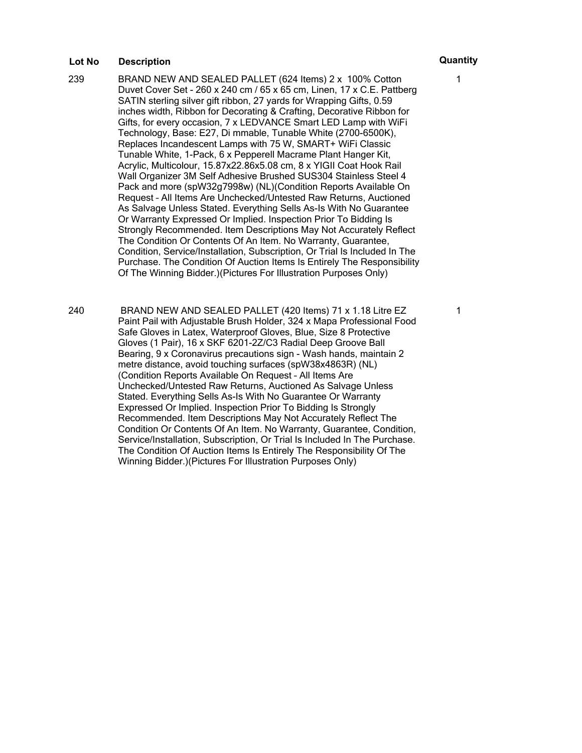| Lot No | Description | Quantity |
| --- | --- | --- |
| 239 | BRAND NEW AND SEALED PALLET (624 Items) 2 x 100% Cotton Duvet Cover Set - 260 x 240 cm / 65 x 65 cm, Linen, 17 x C.E. Pattberg SATIN sterling silver gift ribbon, 27 yards for Wrapping Gifts, 0.59 inches width, Ribbon for Decorating & Crafting, Decorative Ribbon for Gifts, for every occasion, 7 x LEDVANCE Smart LED Lamp with WiFi Technology, Base: E27, Di mmable, Tunable White (2700-6500K), Replaces Incandescent Lamps with 75 W, SMART+ WiFi Classic Tunable White, 1-Pack, 6 x Pepperell Macrame Plant Hanger Kit, Acrylic, Multicolour, 15.87x22.86x5.08 cm, 8 x YIGII Coat Hook Rail Wall Organizer 3M Self Adhesive Brushed SUS304 Stainless Steel 4 Pack and more (spW32g7998w) (NL)(Condition Reports Available On Request – All Items Are Unchecked/Untested Raw Returns, Auctioned As Salvage Unless Stated. Everything Sells As-Is With No Guarantee Or Warranty Expressed Or Implied. Inspection Prior To Bidding Is Strongly Recommended. Item Descriptions May Not Accurately Reflect The Condition Or Contents Of An Item. No Warranty, Guarantee, Condition, Service/Installation, Subscription, Or Trial Is Included In The Purchase. The Condition Of Auction Items Is Entirely The Responsibility Of The Winning Bidder.)(Pictures For Illustration Purposes Only) | 1 |
| 240 | BRAND NEW AND SEALED PALLET (420 Items) 71 x 1.18 Litre EZ Paint Pail with Adjustable Brush Holder, 324 x Mapa Professional Food Safe Gloves in Latex, Waterproof Gloves, Blue, Size 8 Protective Gloves (1 Pair), 16 x SKF 6201-2Z/C3 Radial Deep Groove Ball Bearing, 9 x Coronavirus precautions sign - Wash hands, maintain 2 metre distance, avoid touching surfaces (spW38x4863R) (NL) (Condition Reports Available On Request – All Items Are Unchecked/Untested Raw Returns, Auctioned As Salvage Unless Stated. Everything Sells As-Is With No Guarantee Or Warranty Expressed Or Implied. Inspection Prior To Bidding Is Strongly Recommended. Item Descriptions May Not Accurately Reflect The Condition Or Contents Of An Item. No Warranty, Guarantee, Condition, Service/Installation, Subscription, Or Trial Is Included In The Purchase. The Condition Of Auction Items Is Entirely The Responsibility Of The Winning Bidder.)(Pictures For Illustration Purposes Only) | 1 |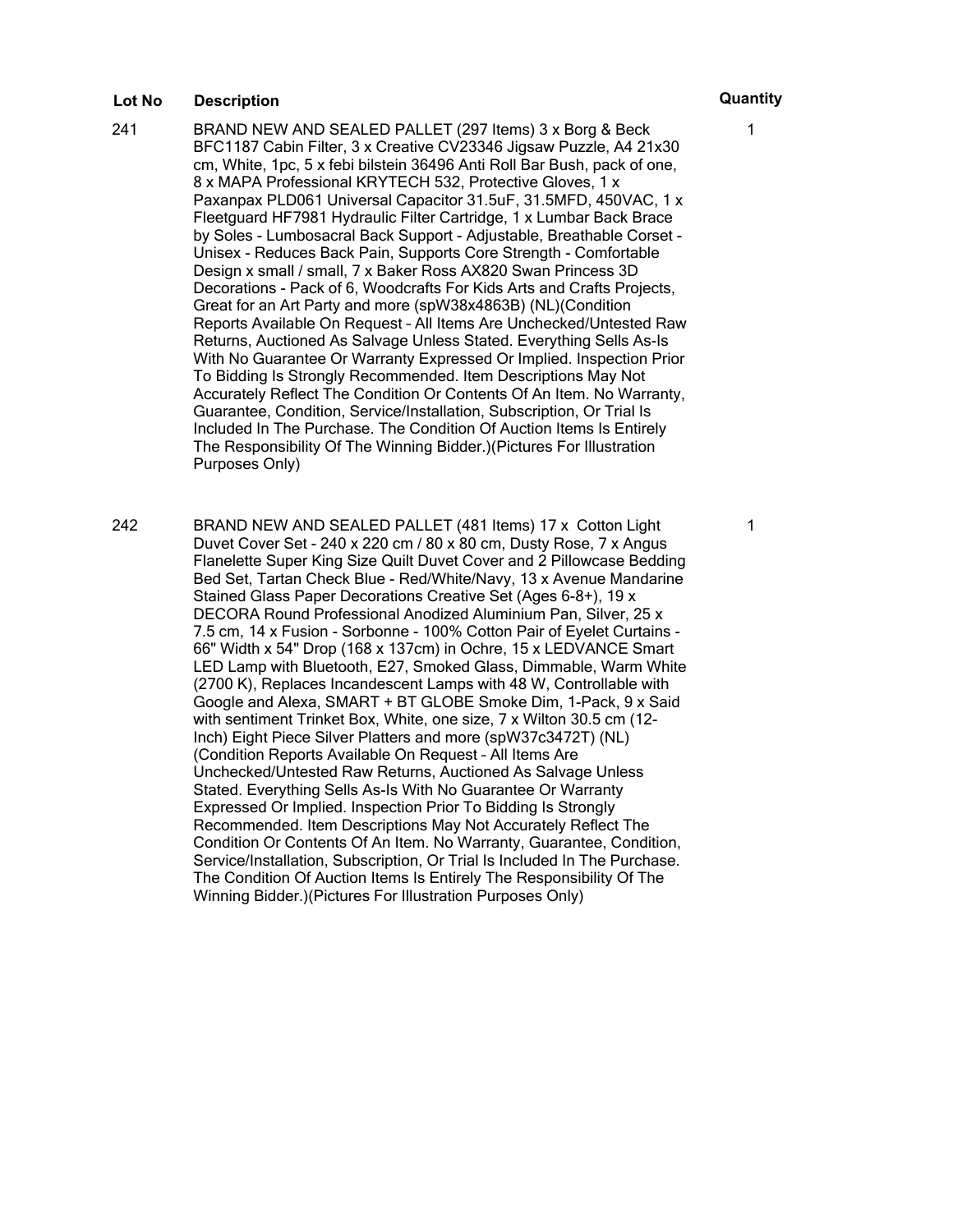| Lot No | Description | Quantity |
| --- | --- | --- |
| 241 | BRAND NEW AND SEALED PALLET (297 Items) 3 x Borg & Beck BFC1187 Cabin Filter, 3 x Creative CV23346 Jigsaw Puzzle, A4 21x30 cm, White, 1pc, 5 x febi bilstein 36496 Anti Roll Bar Bush, pack of one, 8 x MAPA Professional KRYTECH 532, Protective Gloves, 1 x Paxanpax PLD061 Universal Capacitor 31.5uF, 31.5MFD, 450VAC, 1 x Fleetguard HF7981 Hydraulic Filter Cartridge, 1 x Lumbar Back Brace by Soles - Lumbosacral Back Support - Adjustable, Breathable Corset - Unisex - Reduces Back Pain, Supports Core Strength - Comfortable Design x small / small, 7 x Baker Ross AX820 Swan Princess 3D Decorations - Pack of 6, Woodcrafts For Kids Arts and Crafts Projects, Great for an Art Party and more (spW38x4863B) (NL)(Condition Reports Available On Request – All Items Are Unchecked/Untested Raw Returns, Auctioned As Salvage Unless Stated. Everything Sells As-Is With No Guarantee Or Warranty Expressed Or Implied. Inspection Prior To Bidding Is Strongly Recommended. Item Descriptions May Not Accurately Reflect The Condition Or Contents Of An Item. No Warranty, Guarantee, Condition, Service/Installation, Subscription, Or Trial Is Included In The Purchase. The Condition Of Auction Items Is Entirely The Responsibility Of The Winning Bidder.)(Pictures For Illustration Purposes Only) | 1 |
| 242 | BRAND NEW AND SEALED PALLET (481 Items) 17 x Cotton Light Duvet Cover Set - 240 x 220 cm / 80 x 80 cm, Dusty Rose, 7 x Angus Flanelette Super King Size Quilt Duvet Cover and 2 Pillowcase Bedding Bed Set, Tartan Check Blue - Red/White/Navy, 13 x Avenue Mandarine Stained Glass Paper Decorations Creative Set (Ages 6-8+), 19 x DECORA Round Professional Anodized Aluminium Pan, Silver, 25 x 7.5 cm, 14 x Fusion - Sorbonne - 100% Cotton Pair of Eyelet Curtains - 66" Width x 54" Drop (168 x 137cm) in Ochre, 15 x LEDVANCE Smart LED Lamp with Bluetooth, E27, Smoked Glass, Dimmable, Warm White (2700 K), Replaces Incandescent Lamps with 48 W, Controllable with Google and Alexa, SMART + BT GLOBE Smoke Dim, 1-Pack, 9 x Said with sentiment Trinket Box, White, one size, 7 x Wilton 30.5 cm (12-Inch) Eight Piece Silver Platters and more (spW37c3472T) (NL) (Condition Reports Available On Request – All Items Are Unchecked/Untested Raw Returns, Auctioned As Salvage Unless Stated. Everything Sells As-Is With No Guarantee Or Warranty Expressed Or Implied. Inspection Prior To Bidding Is Strongly Recommended. Item Descriptions May Not Accurately Reflect The Condition Or Contents Of An Item. No Warranty, Guarantee, Condition, Service/Installation, Subscription, Or Trial Is Included In The Purchase. The Condition Of Auction Items Is Entirely The Responsibility Of The Winning Bidder.)(Pictures For Illustration Purposes Only) | 1 |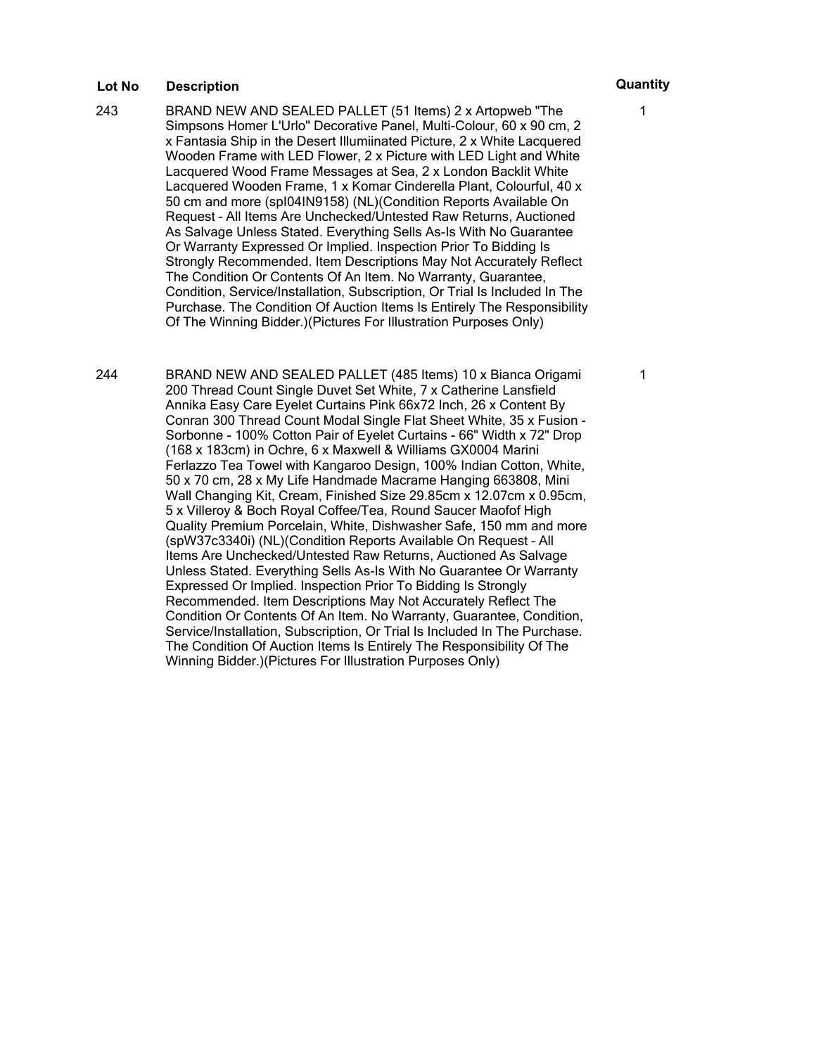| Lot No | Description | Quantity |
| --- | --- | --- |
| 243 | BRAND NEW AND SEALED PALLET (51 Items) 2 x Artopweb "The Simpsons Homer L'Urlo" Decorative Panel, Multi-Colour, 60 x 90 cm, 2 x Fantasia Ship in the Desert Illumiinated Picture, 2 x White Lacquered Wooden Frame with LED Flower, 2 x Picture with LED Light and White Lacquered Wood Frame Messages at Sea, 2 x London Backlit White Lacquered Wooden Frame, 1 x Komar Cinderella Plant, Colourful, 40 x 50 cm and more (spl04IN9158) (NL)(Condition Reports Available On Request – All Items Are Unchecked/Untested Raw Returns, Auctioned As Salvage Unless Stated. Everything Sells As-Is With No Guarantee Or Warranty Expressed Or Implied. Inspection Prior To Bidding Is Strongly Recommended. Item Descriptions May Not Accurately Reflect The Condition Or Contents Of An Item. No Warranty, Guarantee, Condition, Service/Installation, Subscription, Or Trial Is Included In The Purchase. The Condition Of Auction Items Is Entirely The Responsibility Of The Winning Bidder.)(Pictures For Illustration Purposes Only) | 1 |
| 244 | BRAND NEW AND SEALED PALLET (485 Items) 10 x Bianca Origami 200 Thread Count Single Duvet Set White, 7 x Catherine Lansfield Annika Easy Care Eyelet Curtains Pink 66x72 Inch, 26 x Content By Conran 300 Thread Count Modal Single Flat Sheet White, 35 x Fusion - Sorbonne - 100% Cotton Pair of Eyelet Curtains - 66" Width x 72" Drop (168 x 183cm) in Ochre, 6 x Maxwell & Williams GX0004 Marini Ferlazzo Tea Towel with Kangaroo Design, 100% Indian Cotton, White, 50 x 70 cm, 28 x My Life Handmade Macrame Hanging 663808, Mini Wall Changing Kit, Cream, Finished Size 29.85cm x 12.07cm x 0.95cm, 5 x Villeroy & Boch Royal Coffee/Tea, Round Saucer Maofof High Quality Premium Porcelain, White, Dishwasher Safe, 150 mm and more (spW37c3340i) (NL)(Condition Reports Available On Request – All Items Are Unchecked/Untested Raw Returns, Auctioned As Salvage Unless Stated. Everything Sells As-Is With No Guarantee Or Warranty Expressed Or Implied. Inspection Prior To Bidding Is Strongly Recommended. Item Descriptions May Not Accurately Reflect The Condition Or Contents Of An Item. No Warranty, Guarantee, Condition, Service/Installation, Subscription, Or Trial Is Included In The Purchase. The Condition Of Auction Items Is Entirely The Responsibility Of The Winning Bidder.)(Pictures For Illustration Purposes Only) | 1 |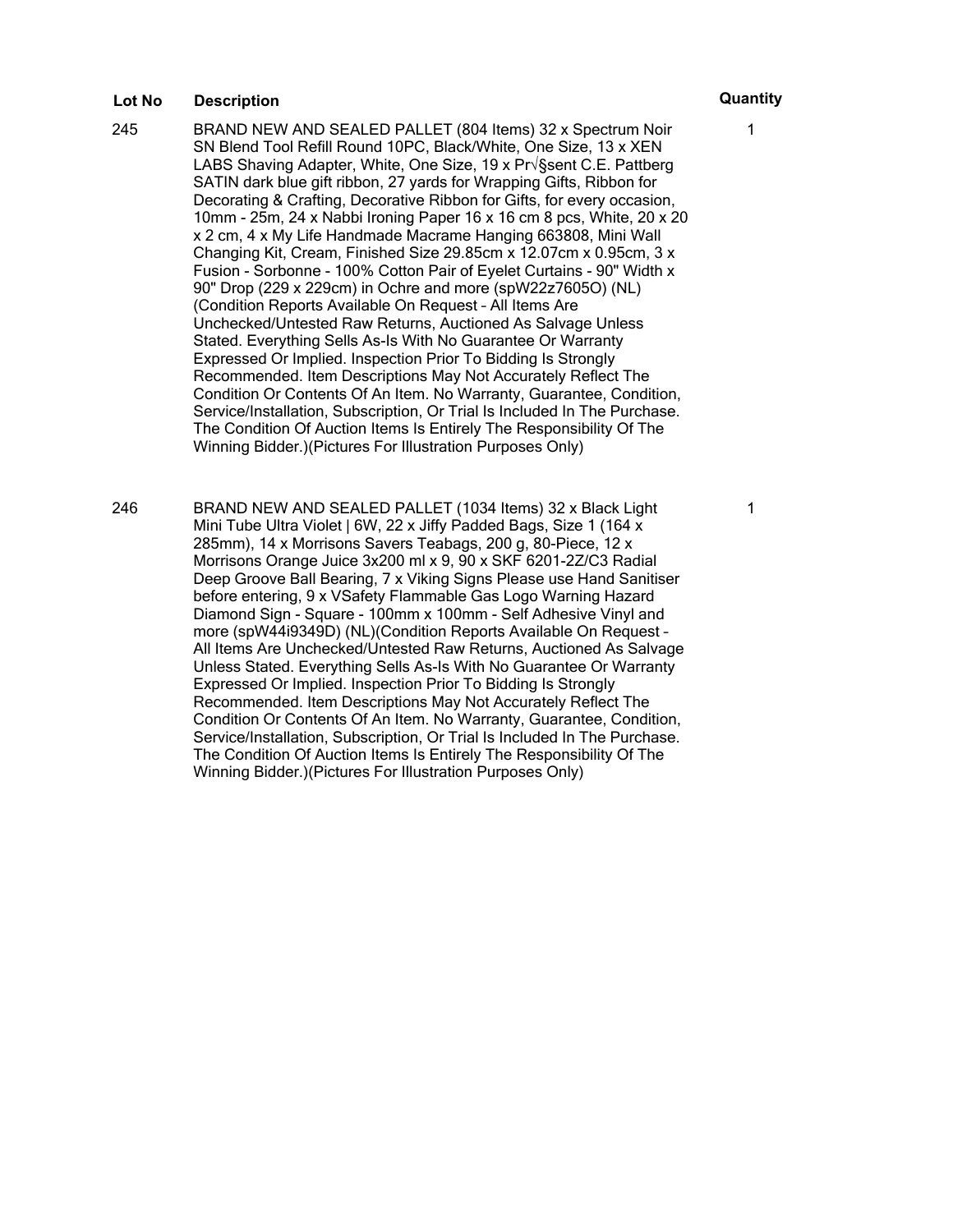| Lot No | Description | Quantity |
|---|---|---|
| 245 | BRAND NEW AND SEALED PALLET (804 Items) 32 x Spectrum Noir SN Blend Tool Refill Round 10PC, Black/White, One Size, 13 x XEN LABS Shaving Adapter, White, One Size, 19 x Pr√§sent C.E. Pattberg SATIN dark blue gift ribbon, 27 yards for Wrapping Gifts, Ribbon for Decorating & Crafting, Decorative Ribbon for Gifts, for every occasion, 10mm - 25m, 24 x Nabbi Ironing Paper 16 x 16 cm 8 pcs, White, 20 x 20 x 2 cm, 4 x My Life Handmade Macrame Hanging 663808, Mini Wall Changing Kit, Cream, Finished Size 29.85cm x 12.07cm x 0.95cm, 3 x Fusion - Sorbonne - 100% Cotton Pair of Eyelet Curtains - 90" Width x 90" Drop (229 x 229cm) in Ochre and more (spW22z7605O) (NL) (Condition Reports Available On Request – All Items Are Unchecked/Untested Raw Returns, Auctioned As Salvage Unless Stated. Everything Sells As-Is With No Guarantee Or Warranty Expressed Or Implied. Inspection Prior To Bidding Is Strongly Recommended. Item Descriptions May Not Accurately Reflect The Condition Or Contents Of An Item. No Warranty, Guarantee, Condition, Service/Installation, Subscription, Or Trial Is Included In The Purchase. The Condition Of Auction Items Is Entirely The Responsibility Of The Winning Bidder.)(Pictures For Illustration Purposes Only) | 1 |
| 246 | BRAND NEW AND SEALED PALLET (1034 Items) 32 x Black Light Mini Tube Ultra Violet \| 6W, 22 x Jiffy Padded Bags, Size 1 (164 x 285mm), 14 x Morrisons Savers Teabags, 200 g, 80-Piece, 12 x Morrisons Orange Juice 3x200 ml x 9, 90 x SKF 6201-2Z/C3 Radial Deep Groove Ball Bearing, 7 x Viking Signs Please use Hand Sanitiser before entering, 9 x VSafety Flammable Gas Logo Warning Hazard Diamond Sign - Square - 100mm x 100mm - Self Adhesive Vinyl and more (spW44i9349D) (NL)(Condition Reports Available On Request – All Items Are Unchecked/Untested Raw Returns, Auctioned As Salvage Unless Stated. Everything Sells As-Is With No Guarantee Or Warranty Expressed Or Implied. Inspection Prior To Bidding Is Strongly Recommended. Item Descriptions May Not Accurately Reflect The Condition Or Contents Of An Item. No Warranty, Guarantee, Condition, Service/Installation, Subscription, Or Trial Is Included In The Purchase. The Condition Of Auction Items Is Entirely The Responsibility Of The Winning Bidder.)(Pictures For Illustration Purposes Only) | 1 |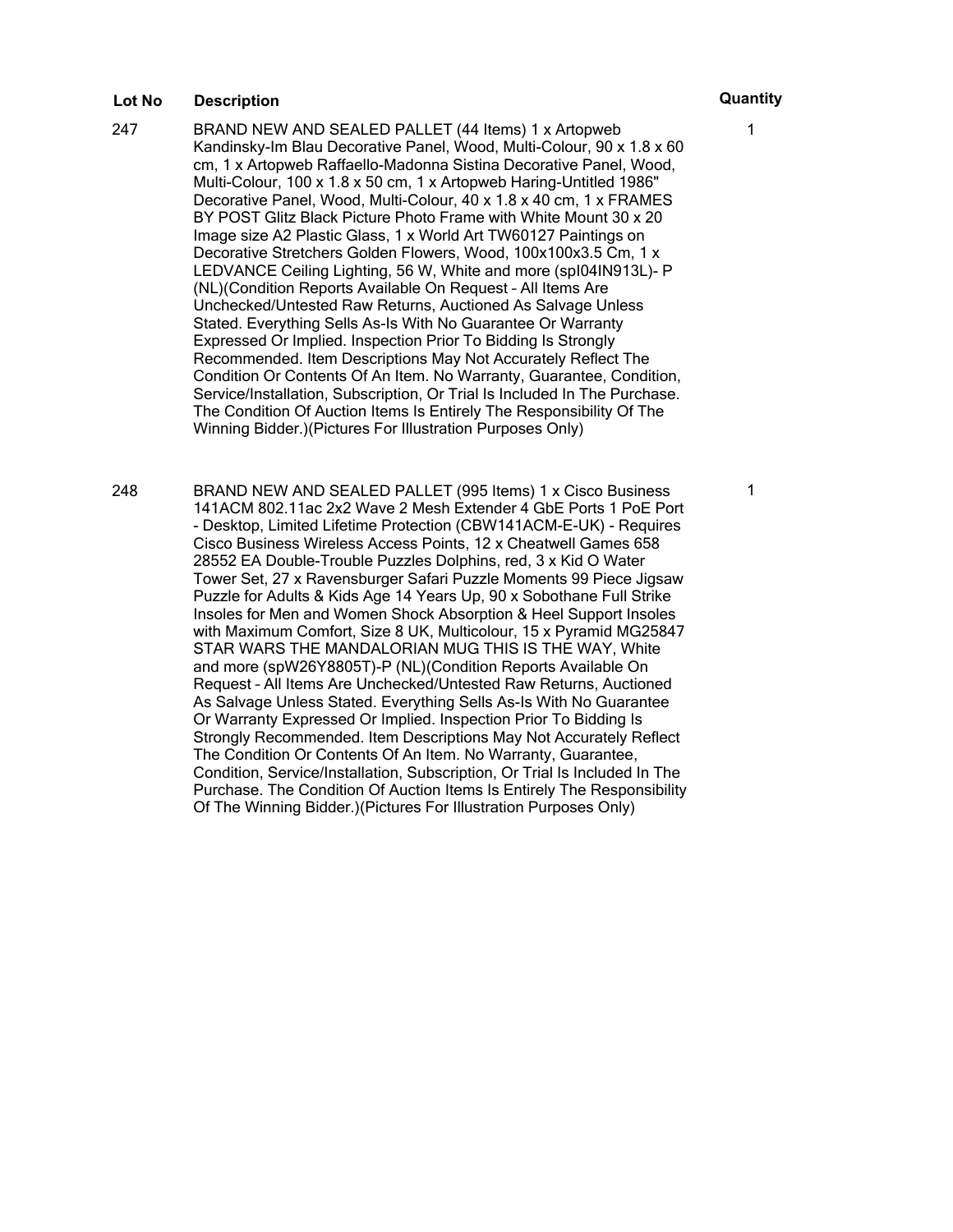| Lot No | Description | Quantity |
| --- | --- | --- |
| 247 | BRAND NEW AND SEALED PALLET (44 Items) 1 x Artopweb Kandinsky-Im Blau Decorative Panel, Wood, Multi-Colour, 90 x 1.8 x 60 cm, 1 x Artopweb Raffaello-Madonna Sistina Decorative Panel, Wood, Multi-Colour, 100 x 1.8 x 50 cm, 1 x Artopweb Haring-Untitled 1986" Decorative Panel, Wood, Multi-Colour, 40 x 1.8 x 40 cm, 1 x FRAMES BY POST Glitz Black Picture Photo Frame with White Mount 30 x 20 Image size A2 Plastic Glass, 1 x World Art TW60127 Paintings on Decorative Stretchers Golden Flowers, Wood, 100x100x3.5 Cm, 1 x LEDVANCE Ceiling Lighting, 56 W, White and more (spI04IN913L)- P (NL)(Condition Reports Available On Request – All Items Are Unchecked/Untested Raw Returns, Auctioned As Salvage Unless Stated. Everything Sells As-Is With No Guarantee Or Warranty Expressed Or Implied. Inspection Prior To Bidding Is Strongly Recommended. Item Descriptions May Not Accurately Reflect The Condition Or Contents Of An Item. No Warranty, Guarantee, Condition, Service/Installation, Subscription, Or Trial Is Included In The Purchase. The Condition Of Auction Items Is Entirely The Responsibility Of The Winning Bidder.)(Pictures For Illustration Purposes Only) | 1 |
| 248 | BRAND NEW AND SEALED PALLET (995 Items) 1 x Cisco Business 141ACM 802.11ac 2x2 Wave 2 Mesh Extender 4 GbE Ports 1 PoE Port - Desktop, Limited Lifetime Protection (CBW141ACM-E-UK) - Requires Cisco Business Wireless Access Points, 12 x Cheatwell Games 658 28552 EA Double-Trouble Puzzles Dolphins, red, 3 x Kid O Water Tower Set, 27 x Ravensburger Safari Puzzle Moments 99 Piece Jigsaw Puzzle for Adults & Kids Age 14 Years Up, 90 x Sobothane Full Strike Insoles for Men and Women Shock Absorption & Heel Support Insoles with Maximum Comfort, Size 8 UK, Multicolour, 15 x Pyramid MG25847 STAR WARS THE MANDALORIAN MUG THIS IS THE WAY, White and more (spW26Y8805T)-P (NL)(Condition Reports Available On Request – All Items Are Unchecked/Untested Raw Returns, Auctioned As Salvage Unless Stated. Everything Sells As-Is With No Guarantee Or Warranty Expressed Or Implied. Inspection Prior To Bidding Is Strongly Recommended. Item Descriptions May Not Accurately Reflect The Condition Or Contents Of An Item. No Warranty, Guarantee, Condition, Service/Installation, Subscription, Or Trial Is Included In The Purchase. The Condition Of Auction Items Is Entirely The Responsibility Of The Winning Bidder.)(Pictures For Illustration Purposes Only) | 1 |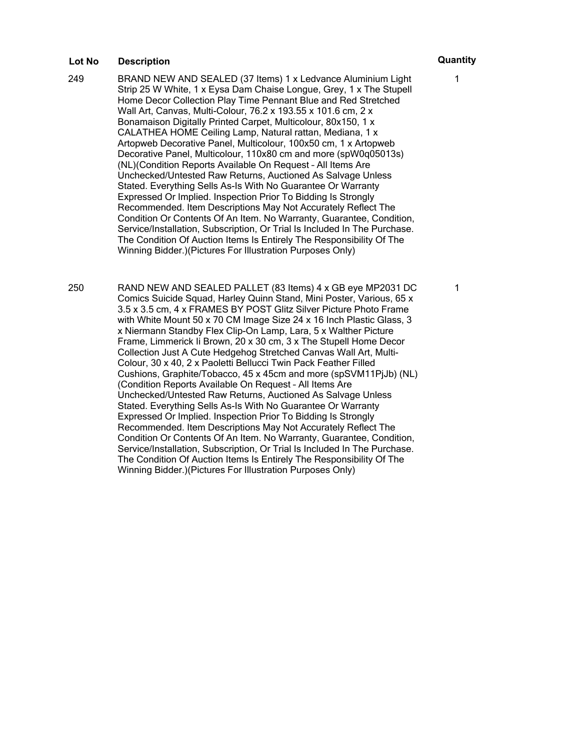| Lot No | Description | Quantity |
| --- | --- | --- |
| 249 | BRAND NEW AND SEALED (37 Items) 1 x Ledvance Aluminium Light Strip 25 W White, 1 x Eysa Dam Chaise Longue, Grey, 1 x The Stupell Home Decor Collection Play Time Pennant Blue and Red Stretched Wall Art, Canvas, Multi-Colour, 76.2 x 193.55 x 101.6 cm, 2 x Bonamaison Digitally Printed Carpet, Multicolour, 80x150, 1 x CALATHEA HOME Ceiling Lamp, Natural rattan, Mediana, 1 x Artopweb Decorative Panel, Multicolour, 100x50 cm, 1 x Artopweb Decorative Panel, Multicolour, 110x80 cm and more (spW0q05013s) (NL)(Condition Reports Available On Request – All Items Are Unchecked/Untested Raw Returns, Auctioned As Salvage Unless Stated. Everything Sells As-Is With No Guarantee Or Warranty Expressed Or Implied. Inspection Prior To Bidding Is Strongly Recommended. Item Descriptions May Not Accurately Reflect The Condition Or Contents Of An Item. No Warranty, Guarantee, Condition, Service/Installation, Subscription, Or Trial Is Included In The Purchase. The Condition Of Auction Items Is Entirely The Responsibility Of The Winning Bidder.)(Pictures For Illustration Purposes Only) | 1 |
| 250 | RAND NEW AND SEALED PALLET (83 Items) 4 x GB eye MP2031 DC Comics Suicide Squad, Harley Quinn Stand, Mini Poster, Various, 65 x 3.5 x 3.5 cm, 4 x FRAMES BY POST Glitz Silver Picture Photo Frame with White Mount 50 x 70 CM Image Size 24 x 16 Inch Plastic Glass, 3 x Niermann Standby Flex Clip-On Lamp, Lara, 5 x Walther Picture Frame, Limmerick Ii Brown, 20 x 30 cm, 3 x The Stupell Home Decor Collection Just A Cute Hedgehog Stretched Canvas Wall Art, Multi-Colour, 30 x 40, 2 x Paoletti Bellucci Twin Pack Feather Filled Cushions, Graphite/Tobacco, 45 x 45cm and more (spSVM11PjJb) (NL) (Condition Reports Available On Request – All Items Are Unchecked/Untested Raw Returns, Auctioned As Salvage Unless Stated. Everything Sells As-Is With No Guarantee Or Warranty Expressed Or Implied. Inspection Prior To Bidding Is Strongly Recommended. Item Descriptions May Not Accurately Reflect The Condition Or Contents Of An Item. No Warranty, Guarantee, Condition, Service/Installation, Subscription, Or Trial Is Included In The Purchase. The Condition Of Auction Items Is Entirely The Responsibility Of The Winning Bidder.)(Pictures For Illustration Purposes Only) | 1 |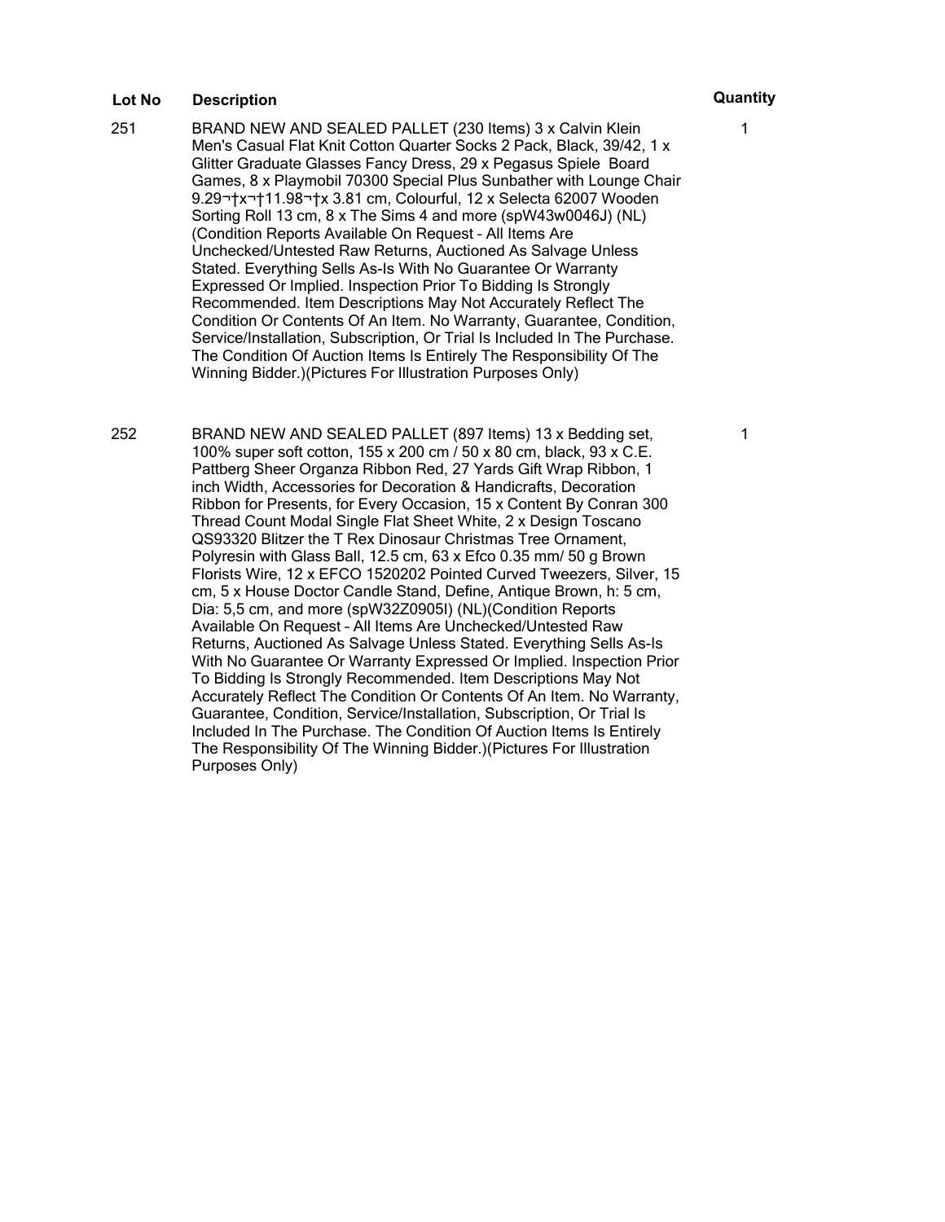| Lot No | Description | Quantity |
| --- | --- | --- |
| 251 | BRAND NEW AND SEALED PALLET (230 Items) 3 x Calvin Klein Men's Casual Flat Knit Cotton Quarter Socks 2 Pack, Black, 39/42, 1 x Glitter Graduate Glasses Fancy Dress, 29 x Pegasus Spiele Board Games, 8 x Playmobil 70300 Special Plus Sunbather with Lounge Chair 9.29¬†x¬†11.98¬†x 3.81 cm, Colourful, 12 x Selecta 62007 Wooden Sorting Roll 13 cm, 8 x The Sims 4 and more (spW43w0046J) (NL) (Condition Reports Available On Request – All Items Are Unchecked/Untested Raw Returns, Auctioned As Salvage Unless Stated. Everything Sells As-Is With No Guarantee Or Warranty Expressed Or Implied. Inspection Prior To Bidding Is Strongly Recommended. Item Descriptions May Not Accurately Reflect The Condition Or Contents Of An Item. No Warranty, Guarantee, Condition, Service/Installation, Subscription, Or Trial Is Included In The Purchase. The Condition Of Auction Items Is Entirely The Responsibility Of The Winning Bidder.)(Pictures For Illustration Purposes Only) | 1 |
| 252 | BRAND NEW AND SEALED PALLET (897 Items) 13 x Bedding set, 100% super soft cotton, 155 x 200 cm / 50 x 80 cm, black, 93 x C.E. Pattberg Sheer Organza Ribbon Red, 27 Yards Gift Wrap Ribbon, 1 inch Width, Accessories for Decoration & Handicrafts, Decoration Ribbon for Presents, for Every Occasion, 15 x Content By Conran 300 Thread Count Modal Single Flat Sheet White, 2 x Design Toscano QS93320 Blitzer the T Rex Dinosaur Christmas Tree Ornament, Polyresin with Glass Ball, 12.5 cm, 63 x Efco 0.35 mm/ 50 g Brown Florists Wire, 12 x EFCO 1520202 Pointed Curved Tweezers, Silver, 15 cm, 5 x House Doctor Candle Stand, Define, Antique Brown, h: 5 cm, Dia: 5,5 cm, and more (spW32Z0905I) (NL)(Condition Reports Available On Request – All Items Are Unchecked/Untested Raw Returns, Auctioned As Salvage Unless Stated. Everything Sells As-Is With No Guarantee Or Warranty Expressed Or Implied. Inspection Prior To Bidding Is Strongly Recommended. Item Descriptions May Not Accurately Reflect The Condition Or Contents Of An Item. No Warranty, Guarantee, Condition, Service/Installation, Subscription, Or Trial Is Included In The Purchase. The Condition Of Auction Items Is Entirely The Responsibility Of The Winning Bidder.)(Pictures For Illustration Purposes Only) | 1 |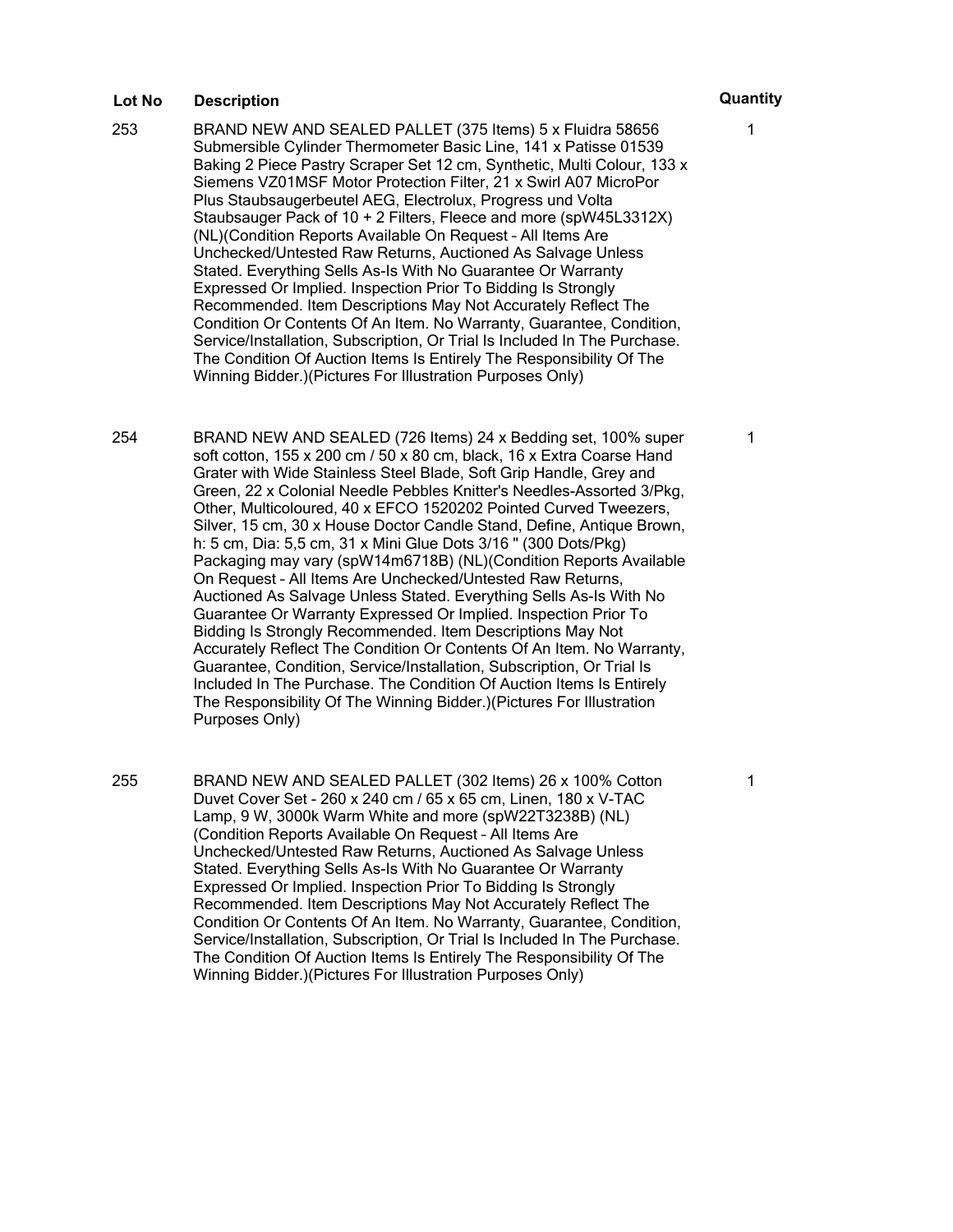| Lot No | Description | Quantity |
| --- | --- | --- |
| 253 | BRAND NEW AND SEALED PALLET (375 Items) 5 x Fluidra 58656 Submersible Cylinder Thermometer Basic Line, 141 x Patisse 01539 Baking 2 Piece Pastry Scraper Set 12 cm, Synthetic, Multi Colour, 133 x Siemens VZ01MSF Motor Protection Filter, 21 x Swirl A07 MicroPor Plus Staubsaugerbeutel AEG, Electrolux, Progress und Volta Staubsauger Pack of 10 + 2 Filters, Fleece and more (spW45L3312X) (NL)(Condition Reports Available On Request – All Items Are Unchecked/Untested Raw Returns, Auctioned As Salvage Unless Stated. Everything Sells As-Is With No Guarantee Or Warranty Expressed Or Implied. Inspection Prior To Bidding Is Strongly Recommended. Item Descriptions May Not Accurately Reflect The Condition Or Contents Of An Item. No Warranty, Guarantee, Condition, Service/Installation, Subscription, Or Trial Is Included In The Purchase. The Condition Of Auction Items Is Entirely The Responsibility Of The Winning Bidder.)(Pictures For Illustration Purposes Only) | 1 |
| 254 | BRAND NEW AND SEALED (726 Items) 24 x Bedding set, 100% super soft cotton, 155 x 200 cm / 50 x 80 cm, black, 16 x Extra Coarse Hand Grater with Wide Stainless Steel Blade, Soft Grip Handle, Grey and Green, 22 x Colonial Needle Pebbles Knitter's Needles-Assorted 3/Pkg, Other, Multicoloured, 40 x EFCO 1520202 Pointed Curved Tweezers, Silver, 15 cm, 30 x House Doctor Candle Stand, Define, Antique Brown, h: 5 cm, Dia: 5,5 cm, 31 x Mini Glue Dots 3/16 " (300 Dots/Pkg) Packaging may vary (spW14m6718B) (NL)(Condition Reports Available On Request – All Items Are Unchecked/Untested Raw Returns, Auctioned As Salvage Unless Stated. Everything Sells As-Is With No Guarantee Or Warranty Expressed Or Implied. Inspection Prior To Bidding Is Strongly Recommended. Item Descriptions May Not Accurately Reflect The Condition Or Contents Of An Item. No Warranty, Guarantee, Condition, Service/Installation, Subscription, Or Trial Is Included In The Purchase. The Condition Of Auction Items Is Entirely The Responsibility Of The Winning Bidder.)(Pictures For Illustration Purposes Only) | 1 |
| 255 | BRAND NEW AND SEALED PALLET (302 Items) 26 x 100% Cotton Duvet Cover Set - 260 x 240 cm / 65 x 65 cm, Linen, 180 x V-TAC Lamp, 9 W, 3000k Warm White and more (spW22T3238B) (NL) (Condition Reports Available On Request – All Items Are Unchecked/Untested Raw Returns, Auctioned As Salvage Unless Stated. Everything Sells As-Is With No Guarantee Or Warranty Expressed Or Implied. Inspection Prior To Bidding Is Strongly Recommended. Item Descriptions May Not Accurately Reflect The Condition Or Contents Of An Item. No Warranty, Guarantee, Condition, Service/Installation, Subscription, Or Trial Is Included In The Purchase. The Condition Of Auction Items Is Entirely The Responsibility Of The Winning Bidder.)(Pictures For Illustration Purposes Only) | 1 |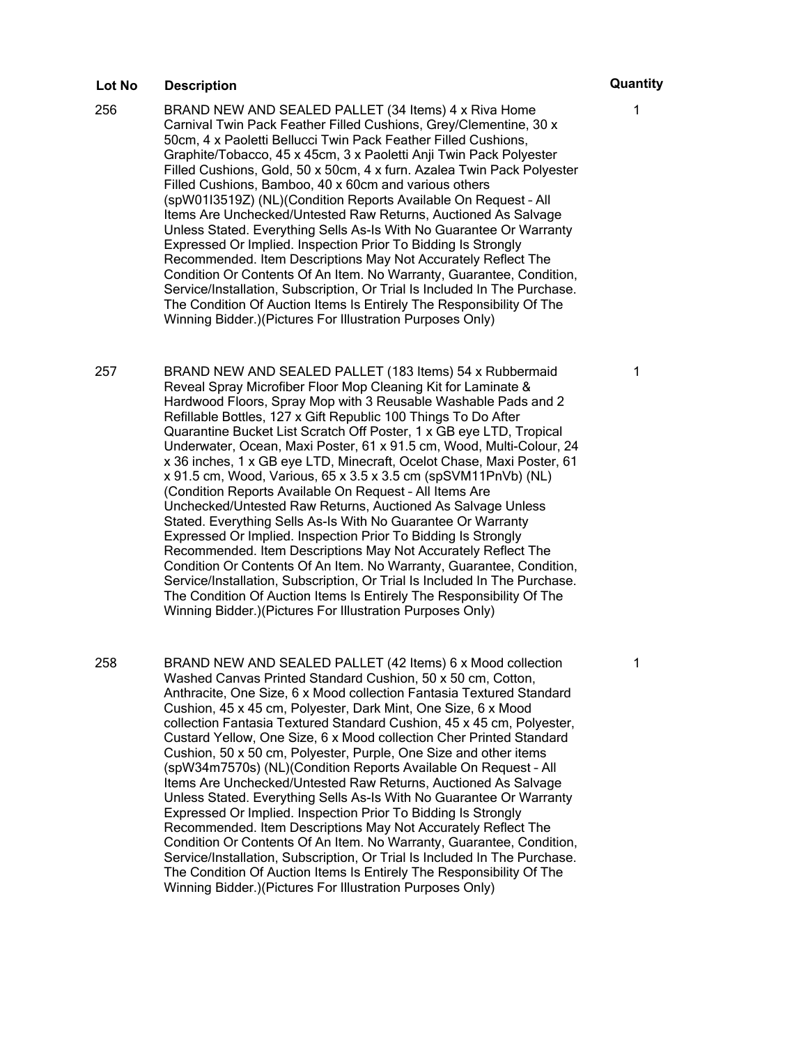| Lot No | Description | Quantity |
| --- | --- | --- |
| 256 | BRAND NEW AND SEALED PALLET (34 Items) 4 x Riva Home Carnival Twin Pack Feather Filled Cushions, Grey/Clementine, 30 x 50cm, 4 x Paoletti Bellucci Twin Pack Feather Filled Cushions, Graphite/Tobacco, 45 x 45cm, 3 x Paoletti Anji Twin Pack Polyester Filled Cushions, Gold, 50 x 50cm, 4 x furn. Azalea Twin Pack Polyester Filled Cushions, Bamboo, 40 x 60cm and various others (spW01I3519Z) (NL)(Condition Reports Available On Request – All Items Are Unchecked/Untested Raw Returns, Auctioned As Salvage Unless Stated. Everything Sells As-Is With No Guarantee Or Warranty Expressed Or Implied. Inspection Prior To Bidding Is Strongly Recommended. Item Descriptions May Not Accurately Reflect The Condition Or Contents Of An Item. No Warranty, Guarantee, Condition, Service/Installation, Subscription, Or Trial Is Included In The Purchase. The Condition Of Auction Items Is Entirely The Responsibility Of The Winning Bidder.)(Pictures For Illustration Purposes Only) | 1 |
| 257 | BRAND NEW AND SEALED PALLET (183 Items) 54 x Rubbermaid Reveal Spray Microfiber Floor Mop Cleaning Kit for Laminate & Hardwood Floors, Spray Mop with 3 Reusable Washable Pads and 2 Refillable Bottles, 127 x Gift Republic 100 Things To Do After Quarantine Bucket List Scratch Off Poster, 1 x GB eye LTD, Tropical Underwater, Ocean, Maxi Poster, 61 x 91.5 cm, Wood, Multi-Colour, 24 x 36 inches, 1 x GB eye LTD, Minecraft, Ocelot Chase, Maxi Poster, 61 x 91.5 cm, Wood, Various, 65 x 3.5 x 3.5 cm (spSVM11PnVb) (NL)(Condition Reports Available On Request – All Items Are Unchecked/Untested Raw Returns, Auctioned As Salvage Unless Stated. Everything Sells As-Is With No Guarantee Or Warranty Expressed Or Implied. Inspection Prior To Bidding Is Strongly Recommended. Item Descriptions May Not Accurately Reflect The Condition Or Contents Of An Item. No Warranty, Guarantee, Condition, Service/Installation, Subscription, Or Trial Is Included In The Purchase. The Condition Of Auction Items Is Entirely The Responsibility Of The Winning Bidder.)(Pictures For Illustration Purposes Only) | 1 |
| 258 | BRAND NEW AND SEALED PALLET (42 Items) 6 x Mood collection Washed Canvas Printed Standard Cushion, 50 x 50 cm, Cotton, Anthracite, One Size, 6 x Mood collection Fantasia Textured Standard Cushion, 45 x 45 cm, Polyester, Dark Mint, One Size, 6 x Mood collection Fantasia Textured Standard Cushion, 45 x 45 cm, Polyester, Custard Yellow, One Size, 6 x Mood collection Cher Printed Standard Cushion, 50 x 50 cm, Polyester, Purple, One Size and other items (spW34m7570s) (NL)(Condition Reports Available On Request – All Items Are Unchecked/Untested Raw Returns, Auctioned As Salvage Unless Stated. Everything Sells As-Is With No Guarantee Or Warranty Expressed Or Implied. Inspection Prior To Bidding Is Strongly Recommended. Item Descriptions May Not Accurately Reflect The Condition Or Contents Of An Item. No Warranty, Guarantee, Condition, Service/Installation, Subscription, Or Trial Is Included In The Purchase. The Condition Of Auction Items Is Entirely The Responsibility Of The Winning Bidder.)(Pictures For Illustration Purposes Only) | 1 |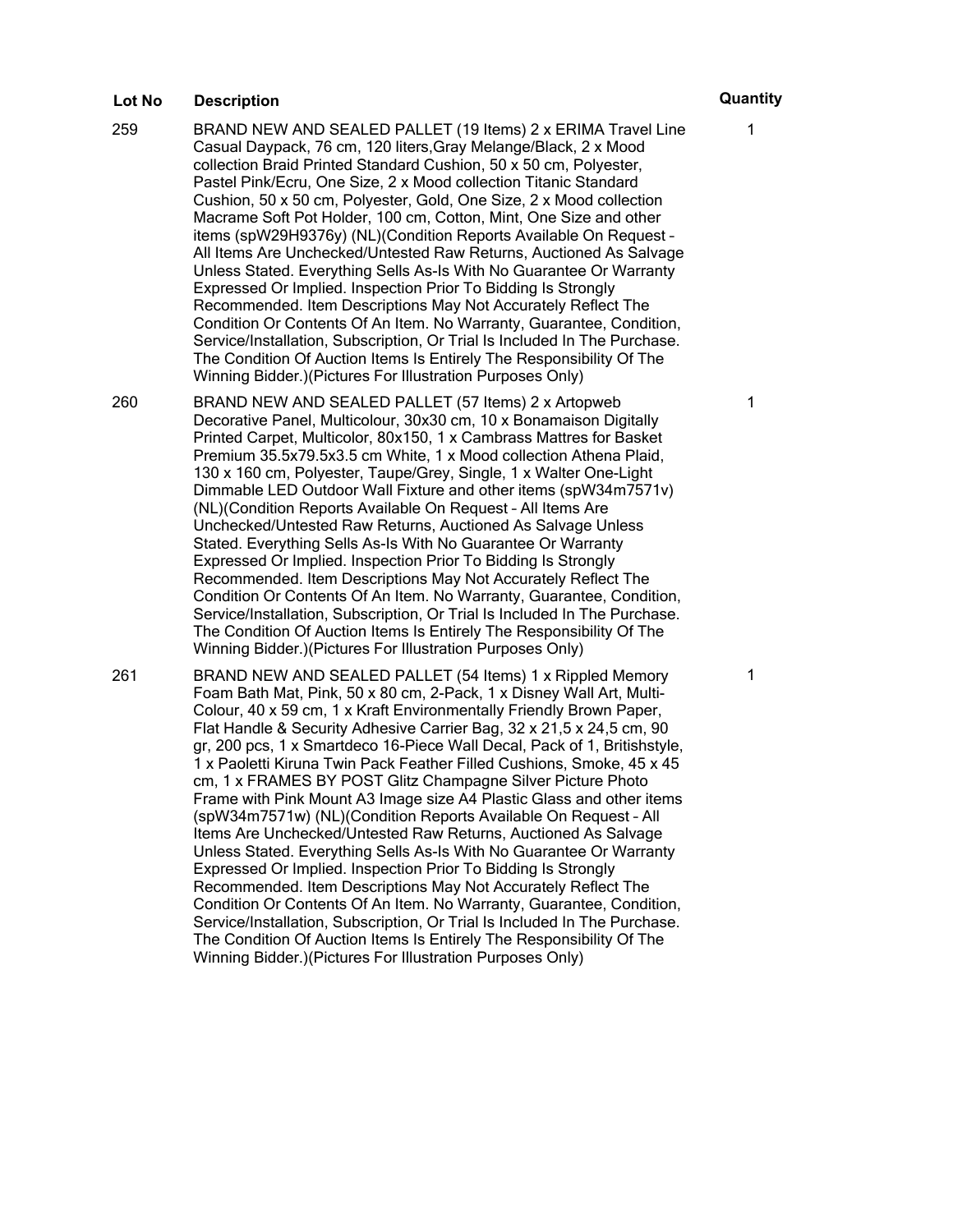| Lot No | Description | Quantity |
| --- | --- | --- |
| 259 | BRAND NEW AND SEALED PALLET (19 Items) 2 x ERIMA Travel Line Casual Daypack, 76 cm, 120 liters,Gray Melange/Black, 2 x Mood collection Braid Printed Standard Cushion, 50 x 50 cm, Polyester, Pastel Pink/Ecru, One Size, 2 x Mood collection Titanic Standard Cushion, 50 x 50 cm, Polyester, Gold, One Size, 2 x Mood collection Macrame Soft Pot Holder, 100 cm, Cotton, Mint, One Size and other items (spW29H9376y) (NL)(Condition Reports Available On Request – All Items Are Unchecked/Untested Raw Returns, Auctioned As Salvage Unless Stated. Everything Sells As-Is With No Guarantee Or Warranty Expressed Or Implied. Inspection Prior To Bidding Is Strongly Recommended. Item Descriptions May Not Accurately Reflect The Condition Or Contents Of An Item. No Warranty, Guarantee, Condition, Service/Installation, Subscription, Or Trial Is Included In The Purchase. The Condition Of Auction Items Is Entirely The Responsibility Of The Winning Bidder.)(Pictures For Illustration Purposes Only) | 1 |
| 260 | BRAND NEW AND SEALED PALLET (57 Items) 2 x Artopweb Decorative Panel, Multicolour, 30x30 cm, 10 x Bonamaison Digitally Printed Carpet, Multicolor, 80x150, 1 x Cambrass Mattres for Basket Premium 35.5x79.5x3.5 cm White, 1 x Mood collection Athena Plaid, 130 x 160 cm, Polyester, Taupe/Grey, Single, 1 x Walter One-Light Dimmable LED Outdoor Wall Fixture and other items (spW34m7571v) (NL)(Condition Reports Available On Request – All Items Are Unchecked/Untested Raw Returns, Auctioned As Salvage Unless Stated. Everything Sells As-Is With No Guarantee Or Warranty Expressed Or Implied. Inspection Prior To Bidding Is Strongly Recommended. Item Descriptions May Not Accurately Reflect The Condition Or Contents Of An Item. No Warranty, Guarantee, Condition, Service/Installation, Subscription, Or Trial Is Included In The Purchase. The Condition Of Auction Items Is Entirely The Responsibility Of The Winning Bidder.)(Pictures For Illustration Purposes Only) | 1 |
| 261 | BRAND NEW AND SEALED PALLET (54 Items) 1 x Rippled Memory Foam Bath Mat, Pink, 50 x 80 cm, 2-Pack, 1 x Disney Wall Art, Multi-Colour, 40 x 59 cm, 1 x Kraft Environmentally Friendly Brown Paper, Flat Handle & Security Adhesive Carrier Bag, 32 x 21,5 x 24,5 cm, 90 gr, 200 pcs, 1 x Smartdeco 16-Piece Wall Decal, Pack of 1, Britishstyle, 1 x Paoletti Kiruna Twin Pack Feather Filled Cushions, Smoke, 45 x 45 cm, 1 x FRAMES BY POST Glitz Champagne Silver Picture Photo Frame with Pink Mount A3 Image size A4 Plastic Glass and other items (spW34m7571w) (NL)(Condition Reports Available On Request – All Items Are Unchecked/Untested Raw Returns, Auctioned As Salvage Unless Stated. Everything Sells As-Is With No Guarantee Or Warranty Expressed Or Implied. Inspection Prior To Bidding Is Strongly Recommended. Item Descriptions May Not Accurately Reflect The Condition Or Contents Of An Item. No Warranty, Guarantee, Condition, Service/Installation, Subscription, Or Trial Is Included In The Purchase. The Condition Of Auction Items Is Entirely The Responsibility Of The Winning Bidder.)(Pictures For Illustration Purposes Only) | 1 |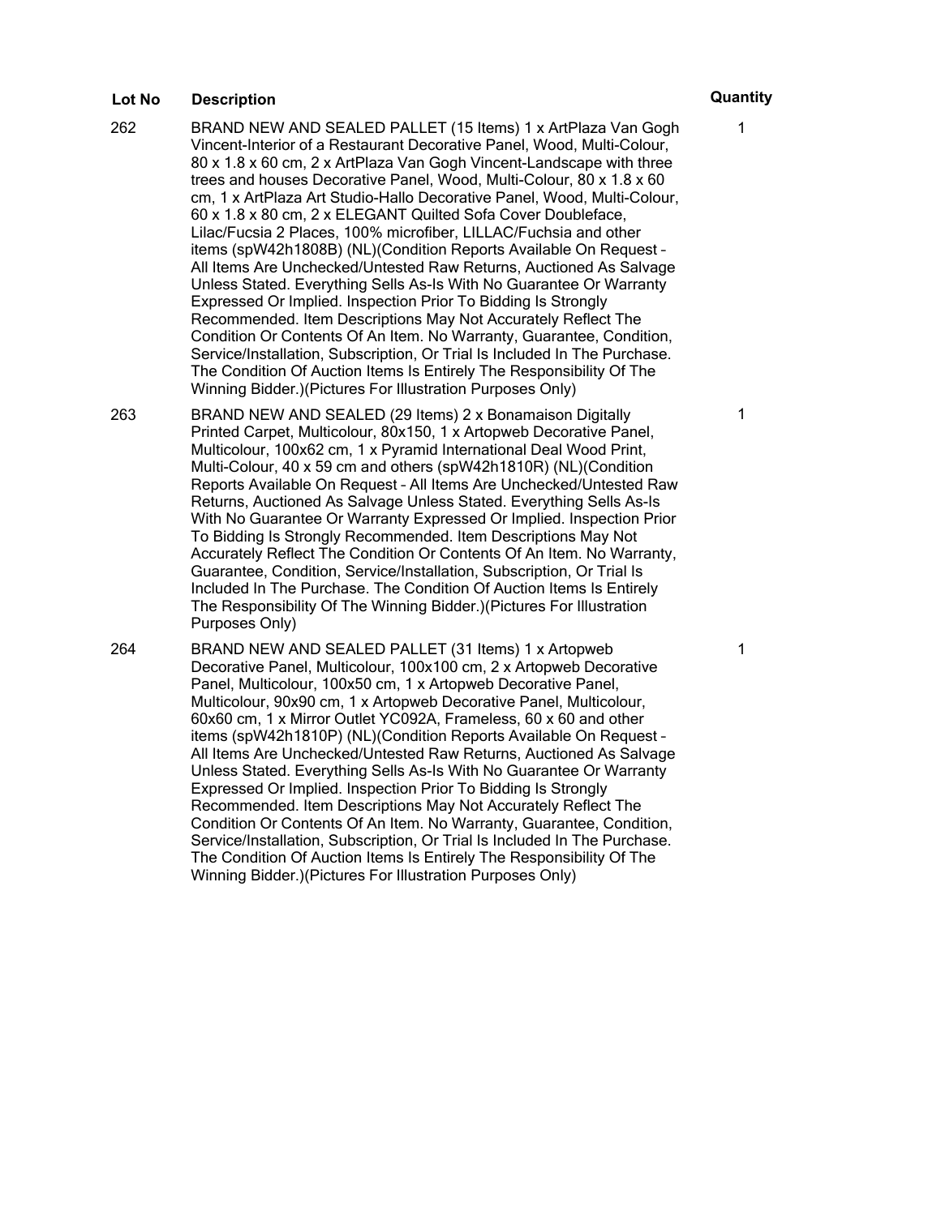| Lot No | Description | Quantity |
|---|---|---|
| 262 | BRAND NEW AND SEALED PALLET (15 Items) 1 x ArtPlaza Van Gogh Vincent-Interior of a Restaurant Decorative Panel, Wood, Multi-Colour, 80 x 1.8 x 60 cm, 2 x ArtPlaza Van Gogh Vincent-Landscape with three trees and houses Decorative Panel, Wood, Multi-Colour, 80 x 1.8 x 60 cm, 1 x ArtPlaza Art Studio-Hallo Decorative Panel, Wood, Multi-Colour, 60 x 1.8 x 80 cm, 2 x ELEGANT Quilted Sofa Cover Doubleface, Lilac/Fucsia 2 Places, 100% microfiber, LILLAC/Fuchsia and other items (spW42h1808B) (NL)(Condition Reports Available On Request – All Items Are Unchecked/Untested Raw Returns, Auctioned As Salvage Unless Stated. Everything Sells As-Is With No Guarantee Or Warranty Expressed Or Implied. Inspection Prior To Bidding Is Strongly Recommended. Item Descriptions May Not Accurately Reflect The Condition Or Contents Of An Item. No Warranty, Guarantee, Condition, Service/Installation, Subscription, Or Trial Is Included In The Purchase. The Condition Of Auction Items Is Entirely The Responsibility Of The Winning Bidder.)(Pictures For Illustration Purposes Only) | 1 |
| 263 | BRAND NEW AND SEALED (29 Items) 2 x Bonamaison Digitally Printed Carpet, Multicolour, 80x150, 1 x Artopweb Decorative Panel, Multicolour, 100x62 cm, 1 x Pyramid International Deal Wood Print, Multi-Colour, 40 x 59 cm and others (spW42h1810R) (NL)(Condition Reports Available On Request – All Items Are Unchecked/Untested Raw Returns, Auctioned As Salvage Unless Stated. Everything Sells As-Is With No Guarantee Or Warranty Expressed Or Implied. Inspection Prior To Bidding Is Strongly Recommended. Item Descriptions May Not Accurately Reflect The Condition Or Contents Of An Item. No Warranty, Guarantee, Condition, Service/Installation, Subscription, Or Trial Is Included In The Purchase. The Condition Of Auction Items Is Entirely The Responsibility Of The Winning Bidder.)(Pictures For Illustration Purposes Only) | 1 |
| 264 | BRAND NEW AND SEALED PALLET (31 Items) 1 x Artopweb Decorative Panel, Multicolour, 100x100 cm, 2 x Artopweb Decorative Panel, Multicolour, 100x50 cm, 1 x Artopweb Decorative Panel, Multicolour, 90x90 cm, 1 x Artopweb Decorative Panel, Multicolour, 60x60 cm, 1 x Mirror Outlet YC092A, Frameless, 60 x 60 and other items (spW42h1810P) (NL)(Condition Reports Available On Request – All Items Are Unchecked/Untested Raw Returns, Auctioned As Salvage Unless Stated. Everything Sells As-Is With No Guarantee Or Warranty Expressed Or Implied. Inspection Prior To Bidding Is Strongly Recommended. Item Descriptions May Not Accurately Reflect The Condition Or Contents Of An Item. No Warranty, Guarantee, Condition, Service/Installation, Subscription, Or Trial Is Included In The Purchase. The Condition Of Auction Items Is Entirely The Responsibility Of The Winning Bidder.)(Pictures For Illustration Purposes Only) | 1 |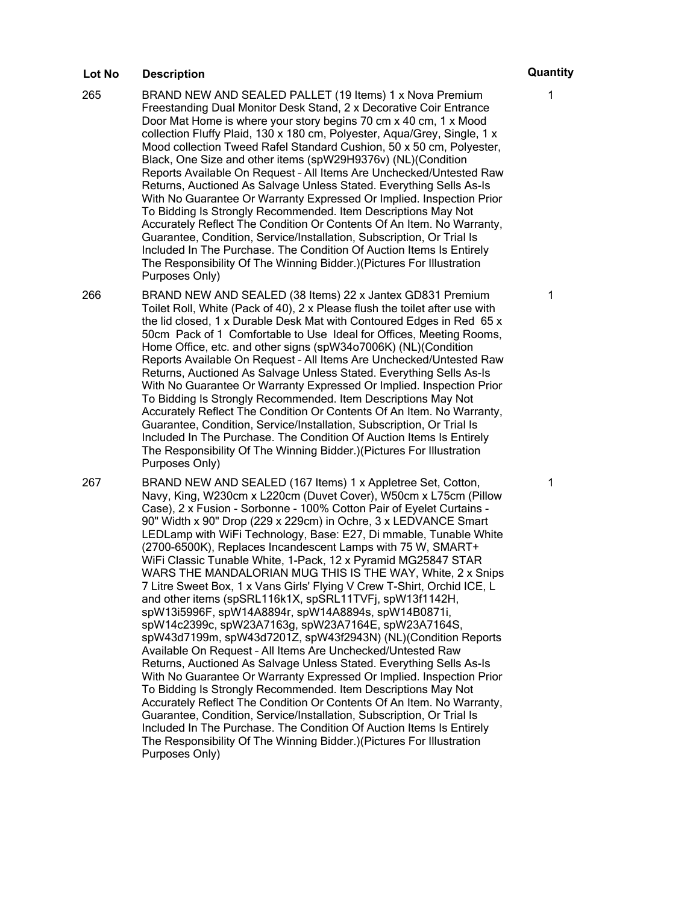| Lot No | Description | Quantity |
|---|---|---|
| 265 | BRAND NEW AND SEALED PALLET (19 Items) 1 x Nova Premium Freestanding Dual Monitor Desk Stand, 2 x Decorative Coir Entrance Door Mat Home is where your story begins 70 cm x 40 cm, 1 x Mood collection Fluffy Plaid, 130 x 180 cm, Polyester, Aqua/Grey, Single, 1 x Mood collection Tweed Rafel Standard Cushion, 50 x 50 cm, Polyester, Black, One Size and other items (spW29H9376v) (NL)(Condition Reports Available On Request – All Items Are Unchecked/Untested Raw Returns, Auctioned As Salvage Unless Stated. Everything Sells As-Is With No Guarantee Or Warranty Expressed Or Implied. Inspection Prior To Bidding Is Strongly Recommended. Item Descriptions May Not Accurately Reflect The Condition Or Contents Of An Item. No Warranty, Guarantee, Condition, Service/Installation, Subscription, Or Trial Is Included In The Purchase. The Condition Of Auction Items Is Entirely The Responsibility Of The Winning Bidder.)(Pictures For Illustration Purposes Only) | 1 |
| 266 | BRAND NEW AND SEALED (38 Items) 22 x Jantex GD831 Premium Toilet Roll, White (Pack of 40), 2 x Please flush the toilet after use with the lid closed, 1 x Durable Desk Mat with Contoured Edges in Red 65 x 50cm Pack of 1 Comfortable to Use Ideal for Offices, Meeting Rooms, Home Office, etc. and other signs (spW34o7006K) (NL)(Condition Reports Available On Request – All Items Are Unchecked/Untested Raw Returns, Auctioned As Salvage Unless Stated. Everything Sells As-Is With No Guarantee Or Warranty Expressed Or Implied. Inspection Prior To Bidding Is Strongly Recommended. Item Descriptions May Not Accurately Reflect The Condition Or Contents Of An Item. No Warranty, Guarantee, Condition, Service/Installation, Subscription, Or Trial Is Included In The Purchase. The Condition Of Auction Items Is Entirely The Responsibility Of The Winning Bidder.)(Pictures For Illustration Purposes Only) | 1 |
| 267 | BRAND NEW AND SEALED (167 Items) 1 x Appletree Set, Cotton, Navy, King, W230cm x L220cm (Duvet Cover), W50cm x L75cm (Pillow Case), 2 x Fusion - Sorbonne - 100% Cotton Pair of Eyelet Curtains - 90" Width x 90" Drop (229 x 229cm) in Ochre, 3 x LEDVANCE Smart LEDLamp with WiFi Technology, Base: E27, Di mmable, Tunable White (2700-6500K), Replaces Incandescent Lamps with 75 W, SMART+ WiFi Classic Tunable White, 1-Pack, 12 x Pyramid MG25847 STAR WARS THE MANDALORIAN MUG THIS IS THE WAY, White, 2 x Snips 7 Litre Sweet Box, 1 x Vans Girls' Flying V Crew T-Shirt, Orchid ICE, L and other items (spSRL116k1X, spSRL11TVFj, spW13f1142H, spW13i5996F, spW14A8894r, spW14A8894s, spW14B0871i, spW14c2399c, spW23A7163g, spW23A7164E, spW23A7164S, spW43d7199m, spW43d7201Z, spW43f2943N) (NL)(Condition Reports Available On Request – All Items Are Unchecked/Untested Raw Returns, Auctioned As Salvage Unless Stated. Everything Sells As-Is With No Guarantee Or Warranty Expressed Or Implied. Inspection Prior To Bidding Is Strongly Recommended. Item Descriptions May Not Accurately Reflect The Condition Or Contents Of An Item. No Warranty, Guarantee, Condition, Service/Installation, Subscription, Or Trial Is Included In The Purchase. The Condition Of Auction Items Is Entirely The Responsibility Of The Winning Bidder.)(Pictures For Illustration Purposes Only) | 1 |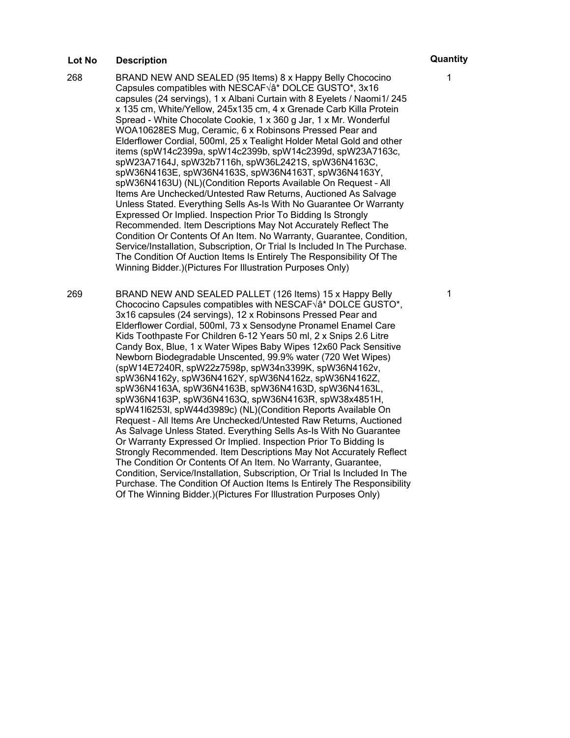| Lot No | Description | Quantity |
| --- | --- | --- |
| 268 | BRAND NEW AND SEALED (95 Items) 8 x Happy Belly Chococino Capsules compatibles with NESCAF√â* DOLCE GUSTO*, 3x16 capsules (24 servings), 1 x Albani Curtain with 8 Eyelets / Naomi1/ 245 x 135 cm, White/Yellow, 245x135 cm, 4 x Grenade Carb Killa Protein Spread - White Chocolate Cookie, 1 x 360 g Jar, 1 x Mr. Wonderful WOA10628ES Mug, Ceramic, 6 x Robinsons Pressed Pear and Elderflower Cordial, 500ml, 25 x Tealight Holder Metal Gold and other items (spW14c2399a, spW14c2399b, spW14c2399d, spW23A7163c, spW23A7164J, spW32b7116h, spW36L2421S, spW36N4163C, spW36N4163E, spW36N4163S, spW36N4163T, spW36N4163Y, spW36N4163U) (NL)(Condition Reports Available On Request – All Items Are Unchecked/Untested Raw Returns, Auctioned As Salvage Unless Stated. Everything Sells As-Is With No Guarantee Or Warranty Expressed Or Implied. Inspection Prior To Bidding Is Strongly Recommended. Item Descriptions May Not Accurately Reflect The Condition Or Contents Of An Item. No Warranty, Guarantee, Condition, Service/Installation, Subscription, Or Trial Is Included In The Purchase. The Condition Of Auction Items Is Entirely The Responsibility Of The Winning Bidder.)(Pictures For Illustration Purposes Only) | 1 |
| 269 | BRAND NEW AND SEALED PALLET (126 Items) 15 x Happy Belly Chococino Capsules compatibles with NESCAF√â* DOLCE GUSTO*, 3x16 capsules (24 servings), 12 x Robinsons Pressed Pear and Elderflower Cordial, 500ml, 73 x Sensodyne Pronamel Enamel Care Kids Toothpaste For Children 6-12 Years 50 ml, 2 x Snips 2.6 Litre Candy Box, Blue, 1 x Water Wipes Baby Wipes 12x60 Pack Sensitive Newborn Biodegradable Unscented, 99.9% water (720 Wet Wipes) (spW14E7240R, spW22z7598p, spW34n3399K, spW36N4162v, spW36N4162y, spW36N4162Y, spW36N4162z, spW36N4162Z, spW36N4163A, spW36N4163B, spW36N4163D, spW36N4163L, spW36N4163P, spW36N4163Q, spW36N4163R, spW38x4851H, spW41l6253l, spW44d3989c) (NL)(Condition Reports Available On Request – All Items Are Unchecked/Untested Raw Returns, Auctioned As Salvage Unless Stated. Everything Sells As-Is With No Guarantee Or Warranty Expressed Or Implied. Inspection Prior To Bidding Is Strongly Recommended. Item Descriptions May Not Accurately Reflect The Condition Or Contents Of An Item. No Warranty, Guarantee, Condition, Service/Installation, Subscription, Or Trial Is Included In The Purchase. The Condition Of Auction Items Is Entirely The Responsibility Of The Winning Bidder.)(Pictures For Illustration Purposes Only) | 1 |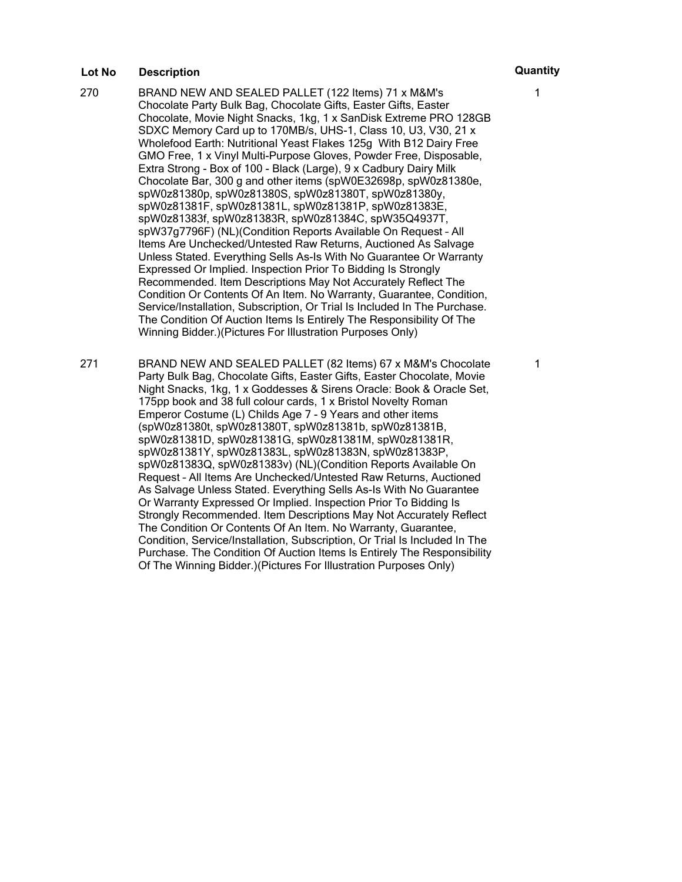| Lot No | Description | Quantity |
| --- | --- | --- |
| 270 | BRAND NEW AND SEALED PALLET (122 Items) 71 x M&M's Chocolate Party Bulk Bag, Chocolate Gifts, Easter Gifts, Easter Chocolate, Movie Night Snacks, 1kg, 1 x SanDisk Extreme PRO 128GB SDXC Memory Card up to 170MB/s, UHS-1, Class 10, U3, V30, 21 x Wholefood Earth: Nutritional Yeast Flakes 125g With B12 Dairy Free GMO Free, 1 x Vinyl Multi-Purpose Gloves, Powder Free, Disposable, Extra Strong - Box of 100 - Black (Large), 9 x Cadbury Dairy Milk Chocolate Bar, 300 g and other items (spW0E32698p, spW0z81380e, spW0z81380p, spW0z81380S, spW0z81380T, spW0z81380y, spW0z81381F, spW0z81381L, spW0z81381P, spW0z81383E, spW0z81383f, spW0z81383R, spW0z81384C, spW35Q4937T, spW37g7796F) (NL)(Condition Reports Available On Request – All Items Are Unchecked/Untested Raw Returns, Auctioned As Salvage Unless Stated. Everything Sells As-Is With No Guarantee Or Warranty Expressed Or Implied. Inspection Prior To Bidding Is Strongly Recommended. Item Descriptions May Not Accurately Reflect The Condition Or Contents Of An Item. No Warranty, Guarantee, Condition, Service/Installation, Subscription, Or Trial Is Included In The Purchase. The Condition Of Auction Items Is Entirely The Responsibility Of The Winning Bidder.)(Pictures For Illustration Purposes Only) | 1 |
| 271 | BRAND NEW AND SEALED PALLET (82 Items) 67 x M&M's Chocolate Party Bulk Bag, Chocolate Gifts, Easter Gifts, Easter Chocolate, Movie Night Snacks, 1kg, 1 x Goddesses & Sirens Oracle: Book & Oracle Set, 175pp book and 38 full colour cards, 1 x Bristol Novelty Roman Emperor Costume (L) Childs Age 7 - 9 Years and other items (spW0z81380t, spW0z81380T, spW0z81381b, spW0z81381B, spW0z81381D, spW0z81381G, spW0z81381M, spW0z81381R, spW0z81381Y, spW0z81383L, spW0z81383N, spW0z81383P, spW0z81383Q, spW0z81383v) (NL)(Condition Reports Available On Request – All Items Are Unchecked/Untested Raw Returns, Auctioned As Salvage Unless Stated. Everything Sells As-Is With No Guarantee Or Warranty Expressed Or Implied. Inspection Prior To Bidding Is Strongly Recommended. Item Descriptions May Not Accurately Reflect The Condition Or Contents Of An Item. No Warranty, Guarantee, Condition, Service/Installation, Subscription, Or Trial Is Included In The Purchase. The Condition Of Auction Items Is Entirely The Responsibility Of The Winning Bidder.)(Pictures For Illustration Purposes Only) | 1 |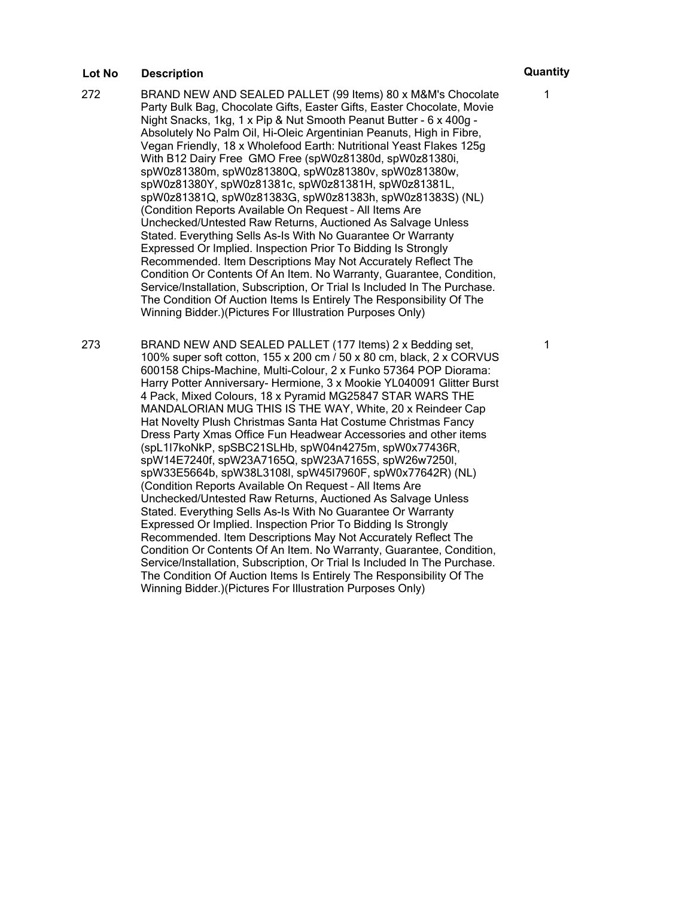| Lot No | Description | Quantity |
| --- | --- | --- |
| 272 | BRAND NEW AND SEALED PALLET (99 Items) 80 x M&M's Chocolate Party Bulk Bag, Chocolate Gifts, Easter Gifts, Easter Chocolate, Movie Night Snacks, 1kg, 1 x Pip & Nut Smooth Peanut Butter - 6 x 400g - Absolutely No Palm Oil, Hi-Oleic Argentinian Peanuts, High in Fibre, Vegan Friendly, 18 x Wholefood Earth: Nutritional Yeast Flakes 125g With B12 Dairy Free GMO Free (spW0z81380d, spW0z81380i, spW0z81380m, spW0z81380Q, spW0z81380v, spW0z81380w, spW0z81380Y, spW0z81381c, spW0z81381H, spW0z81381L, spW0z81381Q, spW0z81383G, spW0z81383h, spW0z81383S) (NL) (Condition Reports Available On Request – All Items Are Unchecked/Untested Raw Returns, Auctioned As Salvage Unless Stated. Everything Sells As-Is With No Guarantee Or Warranty Expressed Or Implied. Inspection Prior To Bidding Is Strongly Recommended. Item Descriptions May Not Accurately Reflect The Condition Or Contents Of An Item. No Warranty, Guarantee, Condition, Service/Installation, Subscription, Or Trial Is Included In The Purchase. The Condition Of Auction Items Is Entirely The Responsibility Of The Winning Bidder.)(Pictures For Illustration Purposes Only) | 1 |
| 273 | BRAND NEW AND SEALED PALLET (177 Items) 2 x Bedding set, 100% super soft cotton, 155 x 200 cm / 50 x 80 cm, black, 2 x CORVUS 600158 Chips-Machine, Multi-Colour, 2 x Funko 57364 POP Diorama: Harry Potter Anniversary- Hermione, 3 x Mookie YL040091 Glitter Burst 4 Pack, Mixed Colours, 18 x Pyramid MG25847 STAR WARS THE MANDALORIAN MUG THIS IS THE WAY, White, 20 x Reindeer Cap Hat Novelty Plush Christmas Santa Hat Costume Christmas Fancy Dress Party Xmas Office Fun Headwear Accessories and other items (spL1I7koNkP, spSBC21SLHb, spW04n4275m, spW0x77436R, spW14E7240f, spW23A7165Q, spW23A7165S, spW26w7250l, spW33E5664b, spW38L3108l, spW45I7960F, spW0x77642R) (NL) (Condition Reports Available On Request – All Items Are Unchecked/Untested Raw Returns, Auctioned As Salvage Unless Stated. Everything Sells As-Is With No Guarantee Or Warranty Expressed Or Implied. Inspection Prior To Bidding Is Strongly Recommended. Item Descriptions May Not Accurately Reflect The Condition Or Contents Of An Item. No Warranty, Guarantee, Condition, Service/Installation, Subscription, Or Trial Is Included In The Purchase. The Condition Of Auction Items Is Entirely The Responsibility Of The Winning Bidder.)(Pictures For Illustration Purposes Only) | 1 |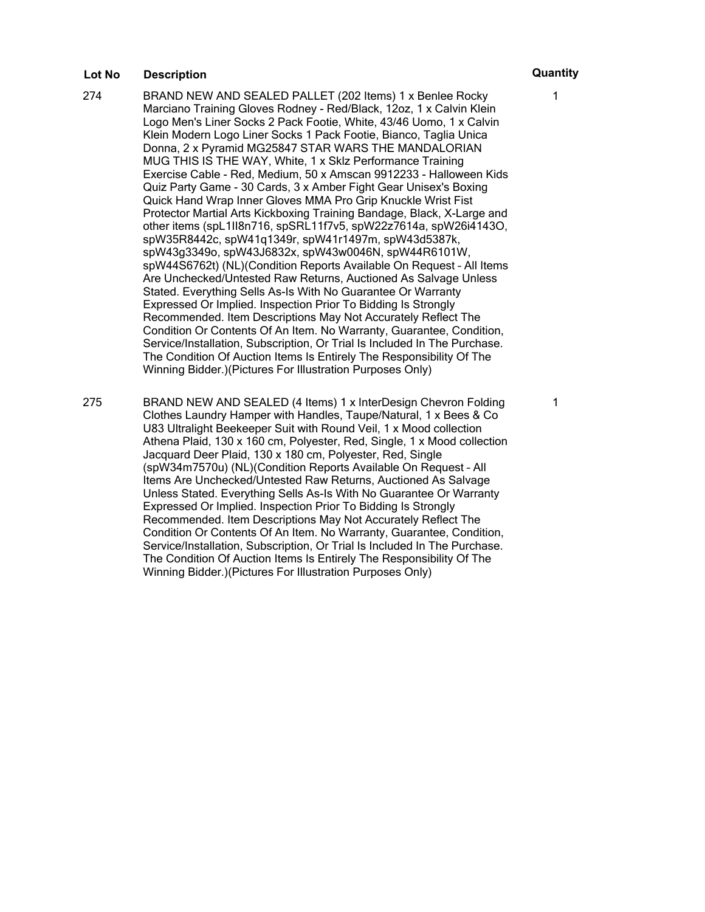| Lot No | Description | Quantity |
| --- | --- | --- |
| 274 | BRAND NEW AND SEALED PALLET (202 Items) 1 x Benlee Rocky Marciano Training Gloves Rodney - Red/Black, 12oz, 1 x Calvin Klein Logo Men's Liner Socks 2 Pack Footie, White, 43/46 Uomo, 1 x Calvin Klein Modern Logo Liner Socks 1 Pack Footie, Bianco, Taglia Unica Donna, 2 x Pyramid MG25847 STAR WARS THE MANDALORIAN MUG THIS IS THE WAY, White, 1 x Sklz Performance Training Exercise Cable - Red, Medium, 50 x Amscan 9912233 - Halloween Kids Quiz Party Game - 30 Cards, 3 x Amber Fight Gear Unisex's Boxing Quick Hand Wrap Inner Gloves MMA Pro Grip Knuckle Wrist Fist Protector Martial Arts Kickboxing Training Bandage, Black, X-Large and other items (spL1Il8n716, spSRL11f7v5, spW22z7614a, spW26i4143O, spW35R8442c, spW41q1349r, spW41r1497m, spW43d5387k, spW43g3349o, spW43J6832x, spW43w0046N, spW44R6101W, spW44S6762t) (NL)(Condition Reports Available On Request – All Items Are Unchecked/Untested Raw Returns, Auctioned As Salvage Unless Stated. Everything Sells As-Is With No Guarantee Or Warranty Expressed Or Implied. Inspection Prior To Bidding Is Strongly Recommended. Item Descriptions May Not Accurately Reflect The Condition Or Contents Of An Item. No Warranty, Guarantee, Condition, Service/Installation, Subscription, Or Trial Is Included In The Purchase. The Condition Of Auction Items Is Entirely The Responsibility Of The Winning Bidder.)(Pictures For Illustration Purposes Only) | 1 |
| 275 | BRAND NEW AND SEALED (4 Items) 1 x InterDesign Chevron Folding Clothes Laundry Hamper with Handles, Taupe/Natural, 1 x Bees & Co U83 Ultralight Beekeeper Suit with Round Veil, 1 x Mood collection Athena Plaid, 130 x 160 cm, Polyester, Red, Single, 1 x Mood collection Jacquard Deer Plaid, 130 x 180 cm, Polyester, Red, Single (spW34m7570u) (NL)(Condition Reports Available On Request – All Items Are Unchecked/Untested Raw Returns, Auctioned As Salvage Unless Stated. Everything Sells As-Is With No Guarantee Or Warranty Expressed Or Implied. Inspection Prior To Bidding Is Strongly Recommended. Item Descriptions May Not Accurately Reflect The Condition Or Contents Of An Item. No Warranty, Guarantee, Condition, Service/Installation, Subscription, Or Trial Is Included In The Purchase. The Condition Of Auction Items Is Entirely The Responsibility Of The Winning Bidder.)(Pictures For Illustration Purposes Only) | 1 |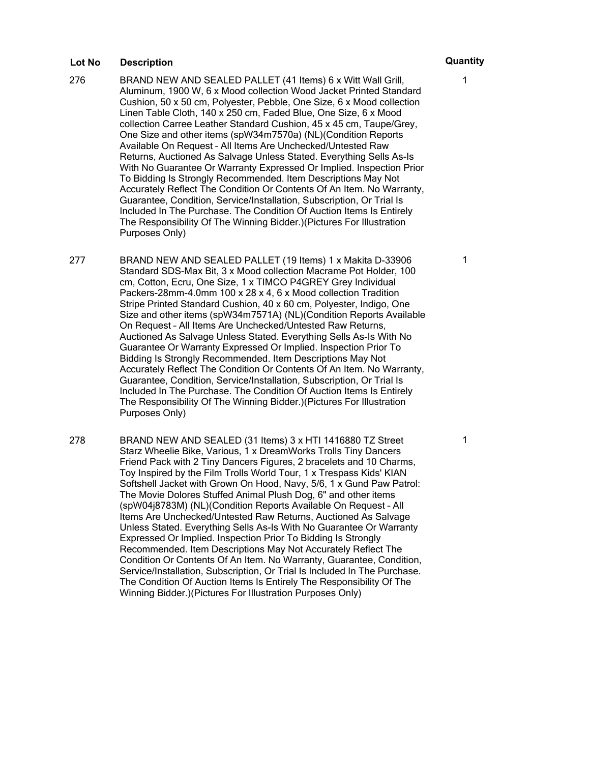| Lot No | Description | Quantity |
| --- | --- | --- |
| 276 | BRAND NEW AND SEALED PALLET (41 Items) 6 x Witt Wall Grill, Aluminum, 1900 W, 6 x Mood collection Wood Jacket Printed Standard Cushion, 50 x 50 cm, Polyester, Pebble, One Size, 6 x Mood collection Linen Table Cloth, 140 x 250 cm, Faded Blue, One Size, 6 x Mood collection Carree Leather Standard Cushion, 45 x 45 cm, Taupe/Grey, One Size and other items (spW34m7570a) (NL)(Condition Reports Available On Request – All Items Are Unchecked/Untested Raw Returns, Auctioned As Salvage Unless Stated. Everything Sells As-Is With No Guarantee Or Warranty Expressed Or Implied. Inspection Prior To Bidding Is Strongly Recommended. Item Descriptions May Not Accurately Reflect The Condition Or Contents Of An Item. No Warranty, Guarantee, Condition, Service/Installation, Subscription, Or Trial Is Included In The Purchase. The Condition Of Auction Items Is Entirely The Responsibility Of The Winning Bidder.)(Pictures For Illustration Purposes Only) | 1 |
| 277 | BRAND NEW AND SEALED PALLET (19 Items) 1 x Makita D-33906 Standard SDS-Max Bit, 3 x Mood collection Macrame Pot Holder, 100 cm, Cotton, Ecru, One Size, 1 x TIMCO P4GREY Grey Individual Packers-28mm-4.0mm 100 x 28 x 4, 6 x Mood collection Tradition Stripe Printed Standard Cushion, 40 x 60 cm, Polyester, Indigo, One Size and other items (spW34m7571A) (NL)(Condition Reports Available On Request – All Items Are Unchecked/Untested Raw Returns, Auctioned As Salvage Unless Stated. Everything Sells As-Is With No Guarantee Or Warranty Expressed Or Implied. Inspection Prior To Bidding Is Strongly Recommended. Item Descriptions May Not Accurately Reflect The Condition Or Contents Of An Item. No Warranty, Guarantee, Condition, Service/Installation, Subscription, Or Trial Is Included In The Purchase. The Condition Of Auction Items Is Entirely The Responsibility Of The Winning Bidder.)(Pictures For Illustration Purposes Only) | 1 |
| 278 | BRAND NEW AND SEALED (31 Items) 3 x HTI 1416880 TZ Street Starz Wheelie Bike, Various, 1 x DreamWorks Trolls Tiny Dancers Friend Pack with 2 Tiny Dancers Figures, 2 bracelets and 10 Charms, Toy Inspired by the Film Trolls World Tour, 1 x Trespass Kids' KIAN Softshell Jacket with Grown On Hood, Navy, 5/6, 1 x Gund Paw Patrol: The Movie Dolores Stuffed Animal Plush Dog, 6" and other items (spW04j8783M) (NL)(Condition Reports Available On Request – All Items Are Unchecked/Untested Raw Returns, Auctioned As Salvage Unless Stated. Everything Sells As-Is With No Guarantee Or Warranty Expressed Or Implied. Inspection Prior To Bidding Is Strongly Recommended. Item Descriptions May Not Accurately Reflect The Condition Or Contents Of An Item. No Warranty, Guarantee, Condition, Service/Installation, Subscription, Or Trial Is Included In The Purchase. The Condition Of Auction Items Is Entirely The Responsibility Of The Winning Bidder.)(Pictures For Illustration Purposes Only) | 1 |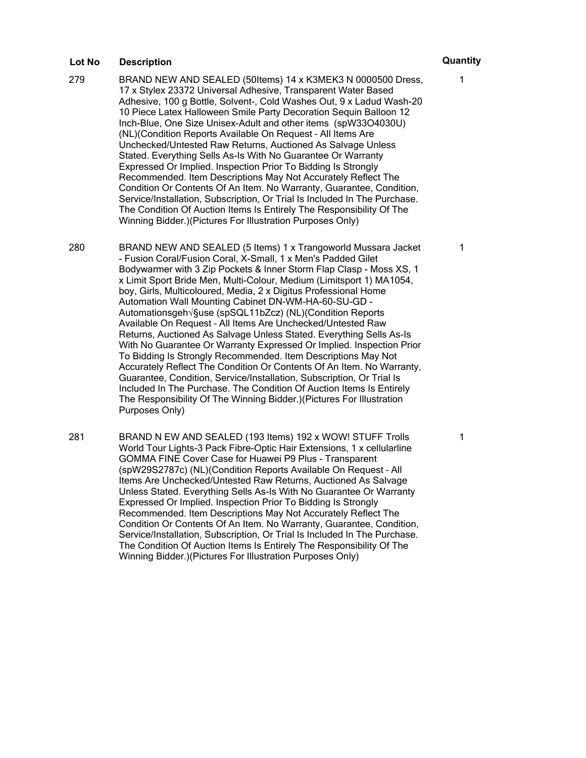| Lot No | Description | Quantity |
| --- | --- | --- |
| 279 | BRAND NEW AND SEALED (50Items) 14 x K3MEK3 N 0000500 Dress, 17 x Stylex 23372 Universal Adhesive, Transparent Water Based Adhesive, 100 g Bottle, Solvent-, Cold Washes Out, 9 x Ladud Wash-20 10 Piece Latex Halloween Smile Party Decoration Sequin Balloon 12 Inch-Blue, One Size Unisex-Adult and other items (spW33O4030U) (NL)(Condition Reports Available On Request – All Items Are Unchecked/Untested Raw Returns, Auctioned As Salvage Unless Stated. Everything Sells As-Is With No Guarantee Or Warranty Expressed Or Implied. Inspection Prior To Bidding Is Strongly Recommended. Item Descriptions May Not Accurately Reflect The Condition Or Contents Of An Item. No Warranty, Guarantee, Condition, Service/Installation, Subscription, Or Trial Is Included In The Purchase. The Condition Of Auction Items Is Entirely The Responsibility Of The Winning Bidder.)(Pictures For Illustration Purposes Only) | 1 |
| 280 | BRAND NEW AND SEALED (5 Items) 1 x Trangoworld Mussara Jacket - Fusion Coral/Fusion Coral, X-Small, 1 x Men's Padded Gilet Bodywarmer with 3 Zip Pockets & Inner Storm Flap Clasp - Moss XS, 1 x Limit Sport Bride Men, Multi-Colour, Medium (Limitsport 1) MA1054, boy, Girls, Multicoloured, Media, 2 x Digitus Professional Home Automation Wall Mounting Cabinet DN-WM-HA-60-SU-GD - Automationsgeh√§use (spSQL11bZcz) (NL)(Condition Reports Available On Request – All Items Are Unchecked/Untested Raw Returns, Auctioned As Salvage Unless Stated. Everything Sells As-Is With No Guarantee Or Warranty Expressed Or Implied. Inspection Prior To Bidding Is Strongly Recommended. Item Descriptions May Not Accurately Reflect The Condition Or Contents Of An Item. No Warranty, Guarantee, Condition, Service/Installation, Subscription, Or Trial Is Included In The Purchase. The Condition Of Auction Items Is Entirely The Responsibility Of The Winning Bidder.)(Pictures For Illustration Purposes Only) | 1 |
| 281 | BRAND N EW AND SEALED (193 Items) 192 x WOW! STUFF Trolls World Tour Lights-3 Pack Fibre-Optic Hair Extensions, 1 x cellularline GOMMA FINE Cover Case for Huawei P9 Plus - Transparent (spW29S2787c) (NL)(Condition Reports Available On Request – All Items Are Unchecked/Untested Raw Returns, Auctioned As Salvage Unless Stated. Everything Sells As-Is With No Guarantee Or Warranty Expressed Or Implied. Inspection Prior To Bidding Is Strongly Recommended. Item Descriptions May Not Accurately Reflect The Condition Or Contents Of An Item. No Warranty, Guarantee, Condition, Service/Installation, Subscription, Or Trial Is Included In The Purchase. The Condition Of Auction Items Is Entirely The Responsibility Of The Winning Bidder.)(Pictures For Illustration Purposes Only) | 1 |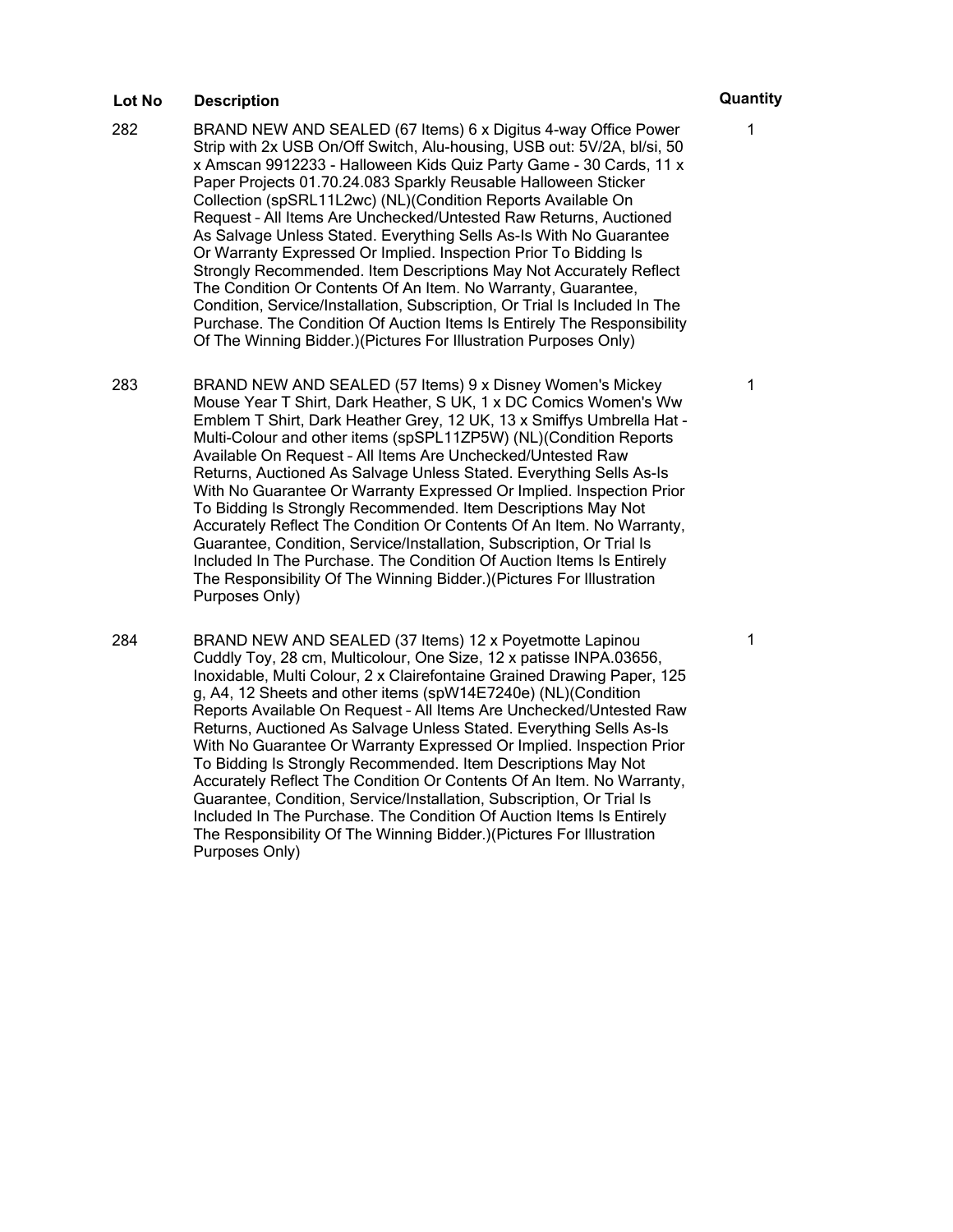| Lot No | Description | Quantity |
|---|---|---|
| 282 | BRAND NEW AND SEALED (67 Items) 6 x Digitus 4-way Office Power Strip with 2x USB On/Off Switch, Alu-housing, USB out: 5V/2A, bl/si, 50 x Amscan 9912233 - Halloween Kids Quiz Party Game - 30 Cards, 11 x Paper Projects 01.70.24.083 Sparkly Reusable Halloween Sticker Collection (spSRL11L2wc) (NL)(Condition Reports Available On Request – All Items Are Unchecked/Untested Raw Returns, Auctioned As Salvage Unless Stated. Everything Sells As-Is With No Guarantee Or Warranty Expressed Or Implied. Inspection Prior To Bidding Is Strongly Recommended. Item Descriptions May Not Accurately Reflect The Condition Or Contents Of An Item. No Warranty, Guarantee, Condition, Service/Installation, Subscription, Or Trial Is Included In The Purchase. The Condition Of Auction Items Is Entirely The Responsibility Of The Winning Bidder.)(Pictures For Illustration Purposes Only) | 1 |
| 283 | BRAND NEW AND SEALED (57 Items) 9 x Disney Women's Mickey Mouse Year T Shirt, Dark Heather, S UK, 1 x DC Comics Women's Ww Emblem T Shirt, Dark Heather Grey, 12 UK, 13 x Smiffys Umbrella Hat - Multi-Colour and other items (spSPL11ZP5W) (NL)(Condition Reports Available On Request – All Items Are Unchecked/Untested Raw Returns, Auctioned As Salvage Unless Stated. Everything Sells As-Is With No Guarantee Or Warranty Expressed Or Implied. Inspection Prior To Bidding Is Strongly Recommended. Item Descriptions May Not Accurately Reflect The Condition Or Contents Of An Item. No Warranty, Guarantee, Condition, Service/Installation, Subscription, Or Trial Is Included In The Purchase. The Condition Of Auction Items Is Entirely The Responsibility Of The Winning Bidder.)(Pictures For Illustration Purposes Only) | 1 |
| 284 | BRAND NEW AND SEALED (37 Items) 12 x Poyetmotte Lapinou Cuddly Toy, 28 cm, Multicolour, One Size, 12 x patisse INPA.03656, Inoxidable, Multi Colour, 2 x Clairefontaine Grained Drawing Paper, 125 g, A4, 12 Sheets and other items (spW14E7240e) (NL)(Condition Reports Available On Request – All Items Are Unchecked/Untested Raw Returns, Auctioned As Salvage Unless Stated. Everything Sells As-Is With No Guarantee Or Warranty Expressed Or Implied. Inspection Prior To Bidding Is Strongly Recommended. Item Descriptions May Not Accurately Reflect The Condition Or Contents Of An Item. No Warranty, Guarantee, Condition, Service/Installation, Subscription, Or Trial Is Included In The Purchase. The Condition Of Auction Items Is Entirely The Responsibility Of The Winning Bidder.)(Pictures For Illustration Purposes Only) | 1 |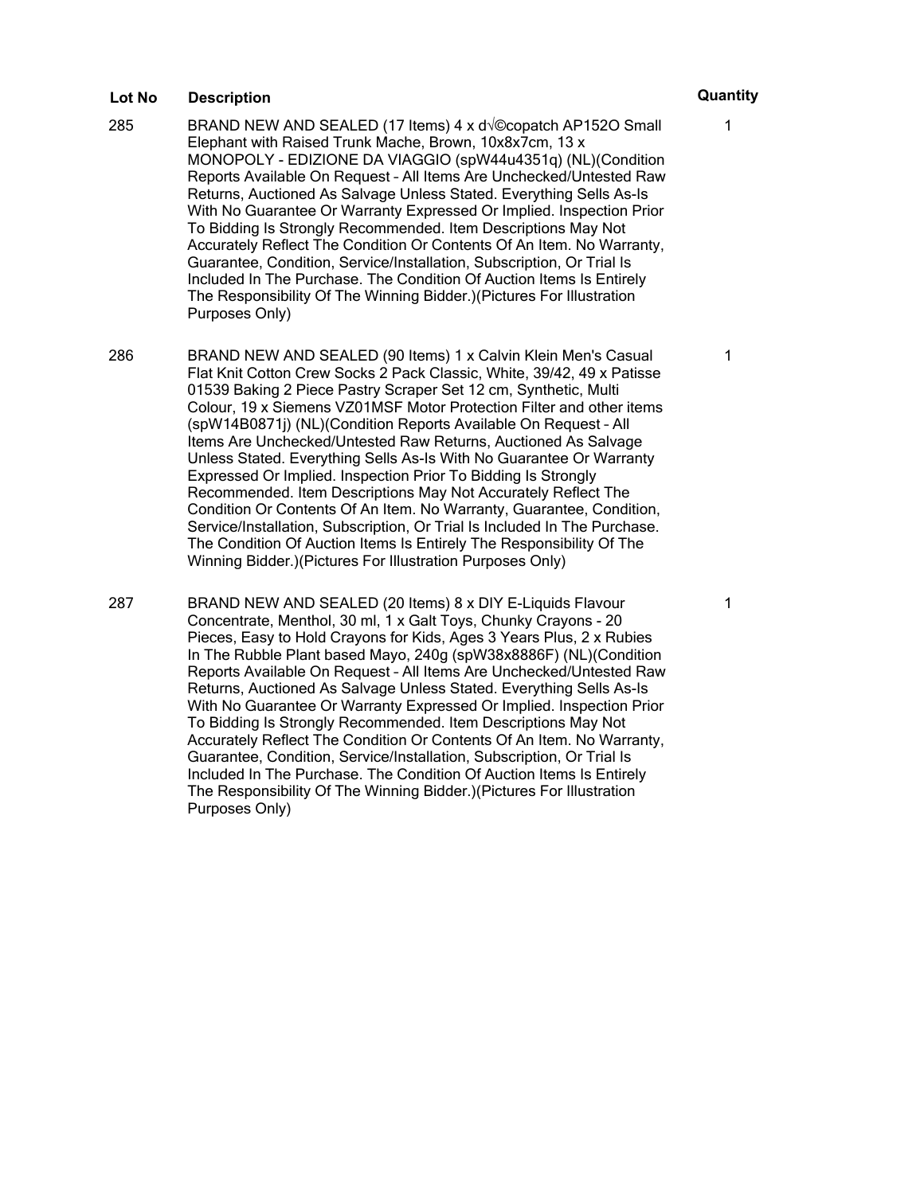| Lot No | Description | Quantity |
| --- | --- | --- |
| 285 | BRAND NEW AND SEALED (17 Items) 4 x d√©copatch AP152O Small Elephant with Raised Trunk Mache, Brown, 10x8x7cm, 13 x MONOPOLY - EDIZIONE DA VIAGGIO (spW44u4351q) (NL)(Condition Reports Available On Request – All Items Are Unchecked/Untested Raw Returns, Auctioned As Salvage Unless Stated. Everything Sells As-Is With No Guarantee Or Warranty Expressed Or Implied. Inspection Prior To Bidding Is Strongly Recommended. Item Descriptions May Not Accurately Reflect The Condition Or Contents Of An Item. No Warranty, Guarantee, Condition, Service/Installation, Subscription, Or Trial Is Included In The Purchase. The Condition Of Auction Items Is Entirely The Responsibility Of The Winning Bidder.)(Pictures For Illustration Purposes Only) | 1 |
| 286 | BRAND NEW AND SEALED (90 Items) 1 x Calvin Klein Men's Casual Flat Knit Cotton Crew Socks 2 Pack Classic, White, 39/42, 49 x Patisse 01539 Baking 2 Piece Pastry Scraper Set 12 cm, Synthetic, Multi Colour, 19 x Siemens VZ01MSF Motor Protection Filter and other items (spW14B0871j) (NL)(Condition Reports Available On Request – All Items Are Unchecked/Untested Raw Returns, Auctioned As Salvage Unless Stated. Everything Sells As-Is With No Guarantee Or Warranty Expressed Or Implied. Inspection Prior To Bidding Is Strongly Recommended. Item Descriptions May Not Accurately Reflect The Condition Or Contents Of An Item. No Warranty, Guarantee, Condition, Service/Installation, Subscription, Or Trial Is Included In The Purchase. The Condition Of Auction Items Is Entirely The Responsibility Of The Winning Bidder.)(Pictures For Illustration Purposes Only) | 1 |
| 287 | BRAND NEW AND SEALED (20 Items) 8 x DIY E-Liquids Flavour Concentrate, Menthol, 30 ml, 1 x Galt Toys, Chunky Crayons - 20 Pieces, Easy to Hold Crayons for Kids, Ages 3 Years Plus, 2 x Rubies In The Rubble Plant based Mayo, 240g (spW38x8886F) (NL)(Condition Reports Available On Request – All Items Are Unchecked/Untested Raw Returns, Auctioned As Salvage Unless Stated. Everything Sells As-Is With No Guarantee Or Warranty Expressed Or Implied. Inspection Prior To Bidding Is Strongly Recommended. Item Descriptions May Not Accurately Reflect The Condition Or Contents Of An Item. No Warranty, Guarantee, Condition, Service/Installation, Subscription, Or Trial Is Included In The Purchase. The Condition Of Auction Items Is Entirely The Responsibility Of The Winning Bidder.)(Pictures For Illustration Purposes Only) | 1 |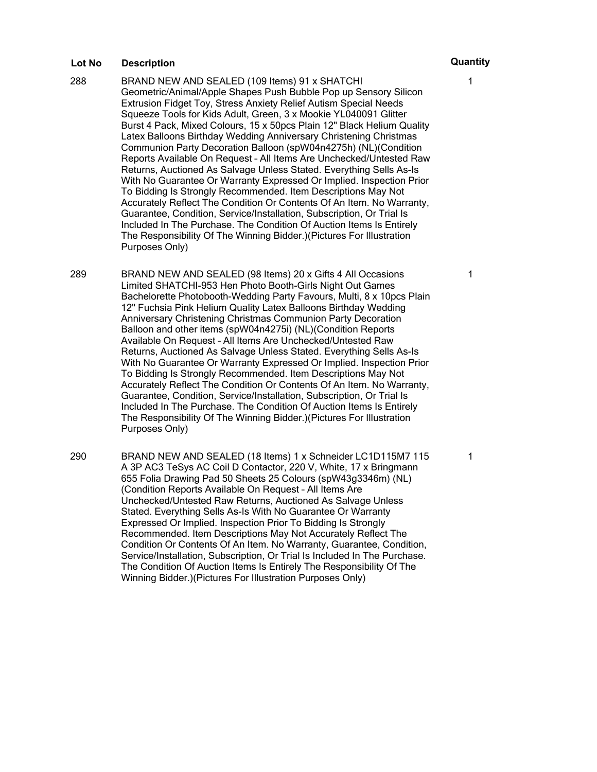| Lot No | Description | Quantity |
| --- | --- | --- |
| 288 | BRAND NEW AND SEALED (109 Items) 91 x SHATCHI Geometric/Animal/Apple Shapes Push Bubble Pop up Sensory Silicon Extrusion Fidget Toy, Stress Anxiety Relief Autism Special Needs Squeeze Tools for Kids Adult, Green, 3 x Mookie YL040091 Glitter Burst 4 Pack, Mixed Colours, 15 x 50pcs Plain 12" Black Helium Quality Latex Balloons Birthday Wedding Anniversary Christening Christmas Communion Party Decoration Balloon (spW04n4275h) (NL)(Condition Reports Available On Request – All Items Are Unchecked/Untested Raw Returns, Auctioned As Salvage Unless Stated. Everything Sells As-Is With No Guarantee Or Warranty Expressed Or Implied. Inspection Prior To Bidding Is Strongly Recommended. Item Descriptions May Not Accurately Reflect The Condition Or Contents Of An Item. No Warranty, Guarantee, Condition, Service/Installation, Subscription, Or Trial Is Included In The Purchase. The Condition Of Auction Items Is Entirely The Responsibility Of The Winning Bidder.)(Pictures For Illustration Purposes Only) | 1 |
| 289 | BRAND NEW AND SEALED (98 Items) 20 x Gifts 4 All Occasions Limited SHATCHI-953 Hen Photo Booth-Girls Night Out Games Bachelorette Photobooth-Wedding Party Favours, Multi, 8 x 10pcs Plain 12" Fuchsia Pink Helium Quality Latex Balloons Birthday Wedding Anniversary Christening Christmas Communion Party Decoration Balloon and other items (spW04n4275i) (NL)(Condition Reports Available On Request – All Items Are Unchecked/Untested Raw Returns, Auctioned As Salvage Unless Stated. Everything Sells As-Is With No Guarantee Or Warranty Expressed Or Implied. Inspection Prior To Bidding Is Strongly Recommended. Item Descriptions May Not Accurately Reflect The Condition Or Contents Of An Item. No Warranty, Guarantee, Condition, Service/Installation, Subscription, Or Trial Is Included In The Purchase. The Condition Of Auction Items Is Entirely The Responsibility Of The Winning Bidder.)(Pictures For Illustration Purposes Only) | 1 |
| 290 | BRAND NEW AND SEALED (18 Items) 1 x Schneider LC1D115M7 115 A 3P AC3 TeSys AC Coil D Contactor, 220 V, White, 17 x Bringmann 655 Folia Drawing Pad 50 Sheets 25 Colours (spW43g3346m) (NL) (Condition Reports Available On Request – All Items Are Unchecked/Untested Raw Returns, Auctioned As Salvage Unless Stated. Everything Sells As-Is With No Guarantee Or Warranty Expressed Or Implied. Inspection Prior To Bidding Is Strongly Recommended. Item Descriptions May Not Accurately Reflect The Condition Or Contents Of An Item. No Warranty, Guarantee, Condition, Service/Installation, Subscription, Or Trial Is Included In The Purchase. The Condition Of Auction Items Is Entirely The Responsibility Of The Winning Bidder.)(Pictures For Illustration Purposes Only) | 1 |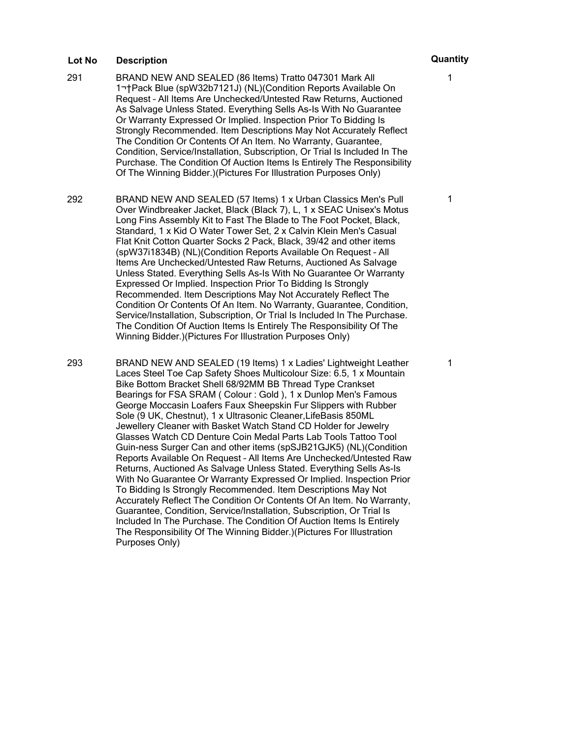| Lot No | Description | Quantity |
| --- | --- | --- |
| 291 | BRAND NEW AND SEALED (86 Items) Tratto 047301 Mark All 1¬†Pack Blue (spW32b7121J) (NL)(Condition Reports Available On Request – All Items Are Unchecked/Untested Raw Returns, Auctioned As Salvage Unless Stated. Everything Sells As-Is With No Guarantee Or Warranty Expressed Or Implied. Inspection Prior To Bidding Is Strongly Recommended. Item Descriptions May Not Accurately Reflect The Condition Or Contents Of An Item. No Warranty, Guarantee, Condition, Service/Installation, Subscription, Or Trial Is Included In The Purchase. The Condition Of Auction Items Is Entirely The Responsibility Of The Winning Bidder.)(Pictures For Illustration Purposes Only) | 1 |
| 292 | BRAND NEW AND SEALED (57 Items) 1 x Urban Classics Men's Pull Over Windbreaker Jacket, Black (Black 7), L, 1 x SEAC Unisex's Motus Long Fins Assembly Kit to Fast The Blade to The Foot Pocket, Black, Standard, 1 x Kid O Water Tower Set, 2 x Calvin Klein Men's Casual Flat Knit Cotton Quarter Socks 2 Pack, Black, 39/42 and other items (spW37i1834B) (NL)(Condition Reports Available On Request – All Items Are Unchecked/Untested Raw Returns, Auctioned As Salvage Unless Stated. Everything Sells As-Is With No Guarantee Or Warranty Expressed Or Implied. Inspection Prior To Bidding Is Strongly Recommended. Item Descriptions May Not Accurately Reflect The Condition Or Contents Of An Item. No Warranty, Guarantee, Condition, Service/Installation, Subscription, Or Trial Is Included In The Purchase. The Condition Of Auction Items Is Entirely The Responsibility Of The Winning Bidder.)(Pictures For Illustration Purposes Only) | 1 |
| 293 | BRAND NEW AND SEALED (19 Items) 1 x Ladies' Lightweight Leather Laces Steel Toe Cap Safety Shoes Multicolour Size: 6.5, 1 x Mountain Bike Bottom Bracket Shell 68/92MM BB Thread Type Crankset Bearings for FSA SRAM ( Colour : Gold ), 1 x Dunlop Men's Famous George Moccasin Loafers Faux Sheepskin Fur Slippers with Rubber Sole (9 UK, Chestnut), 1 x Ultrasonic Cleaner,LifeBasis 850ML Jewellery Cleaner with Basket Watch Stand CD Holder for Jewelry Glasses Watch CD Denture Coin Medal Parts Lab Tools Tattoo Tool Guin-ness Surger Can and other items (spSJB21GJK5) (NL)(Condition Reports Available On Request – All Items Are Unchecked/Untested Raw Returns, Auctioned As Salvage Unless Stated. Everything Sells As-Is With No Guarantee Or Warranty Expressed Or Implied. Inspection Prior To Bidding Is Strongly Recommended. Item Descriptions May Not Accurately Reflect The Condition Or Contents Of An Item. No Warranty, Guarantee, Condition, Service/Installation, Subscription, Or Trial Is Included In The Purchase. The Condition Of Auction Items Is Entirely The Responsibility Of The Winning Bidder.)(Pictures For Illustration Purposes Only) | 1 |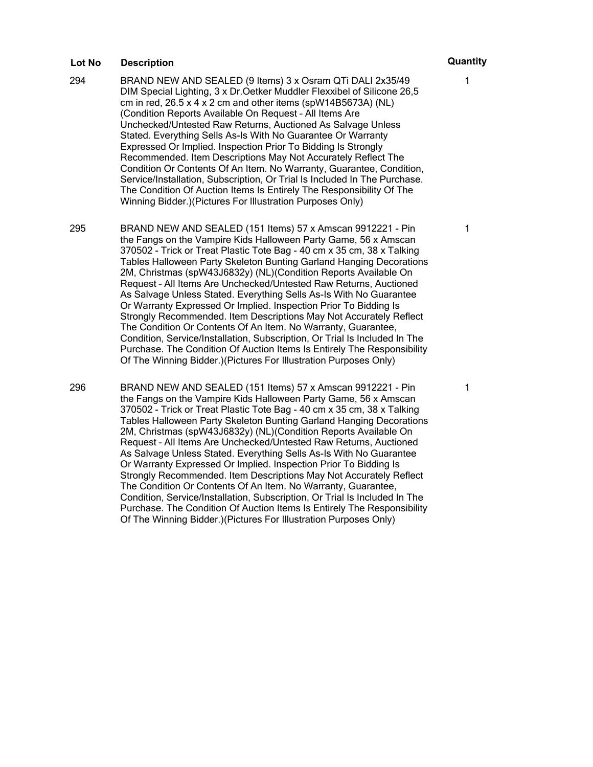| Lot No | Description | Quantity |
|---|---|---|
| 294 | BRAND NEW AND SEALED (9 Items) 3 x Osram QTi DALI 2x35/49 DIM Special Lighting, 3 x Dr.Oetker Muddler Flexxibel of Silicone 26,5 cm in red, 26.5 x 4 x 2 cm and other items (spW14B5673A) (NL) (Condition Reports Available On Request – All Items Are Unchecked/Untested Raw Returns, Auctioned As Salvage Unless Stated. Everything Sells As-Is With No Guarantee Or Warranty Expressed Or Implied. Inspection Prior To Bidding Is Strongly Recommended. Item Descriptions May Not Accurately Reflect The Condition Or Contents Of An Item. No Warranty, Guarantee, Condition, Service/Installation, Subscription, Or Trial Is Included In The Purchase. The Condition Of Auction Items Is Entirely The Responsibility Of The Winning Bidder.)(Pictures For Illustration Purposes Only) | 1 |
| 295 | BRAND NEW AND SEALED (151 Items) 57 x Amscan 9912221 - Pin the Fangs on the Vampire Kids Halloween Party Game, 56 x Amscan 370502 - Trick or Treat Plastic Tote Bag - 40 cm x 35 cm, 38 x Talking Tables Halloween Party Skeleton Bunting Garland Hanging Decorations 2M, Christmas (spW43J6832y) (NL)(Condition Reports Available On Request – All Items Are Unchecked/Untested Raw Returns, Auctioned As Salvage Unless Stated. Everything Sells As-Is With No Guarantee Or Warranty Expressed Or Implied. Inspection Prior To Bidding Is Strongly Recommended. Item Descriptions May Not Accurately Reflect The Condition Or Contents Of An Item. No Warranty, Guarantee, Condition, Service/Installation, Subscription, Or Trial Is Included In The Purchase. The Condition Of Auction Items Is Entirely The Responsibility Of The Winning Bidder.)(Pictures For Illustration Purposes Only) | 1 |
| 296 | BRAND NEW AND SEALED (151 Items) 57 x Amscan 9912221 - Pin the Fangs on the Vampire Kids Halloween Party Game, 56 x Amscan 370502 - Trick or Treat Plastic Tote Bag - 40 cm x 35 cm, 38 x Talking Tables Halloween Party Skeleton Bunting Garland Hanging Decorations 2M, Christmas (spW43J6832y) (NL)(Condition Reports Available On Request – All Items Are Unchecked/Untested Raw Returns, Auctioned As Salvage Unless Stated. Everything Sells As-Is With No Guarantee Or Warranty Expressed Or Implied. Inspection Prior To Bidding Is Strongly Recommended. Item Descriptions May Not Accurately Reflect The Condition Or Contents Of An Item. No Warranty, Guarantee, Condition, Service/Installation, Subscription, Or Trial Is Included In The Purchase. The Condition Of Auction Items Is Entirely The Responsibility Of The Winning Bidder.)(Pictures For Illustration Purposes Only) | 1 |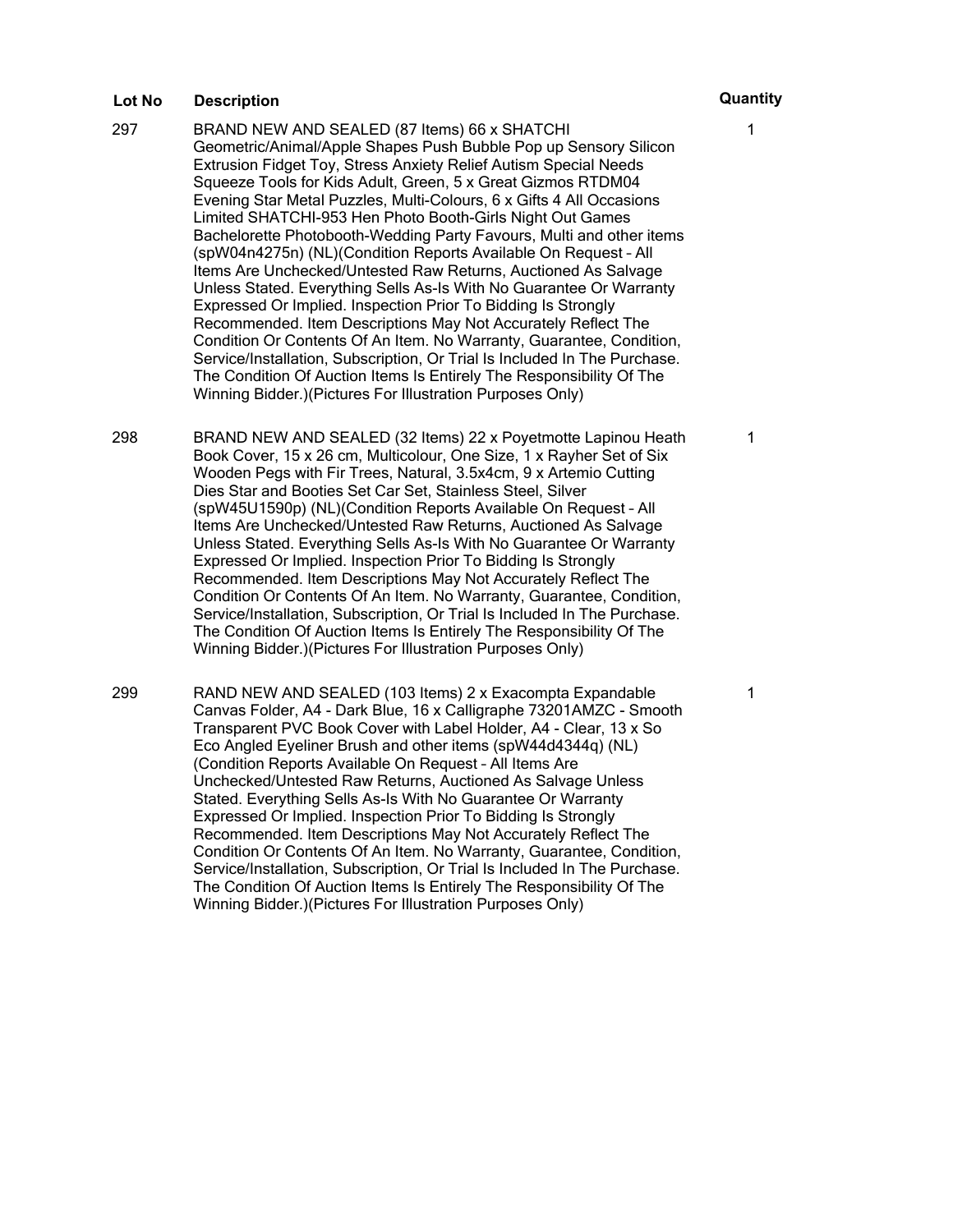| Lot No | Description | Quantity |
| --- | --- | --- |
| 297 | BRAND NEW AND SEALED (87 Items) 66 x SHATCHI Geometric/Animal/Apple Shapes Push Bubble Pop up Sensory Silicon Extrusion Fidget Toy, Stress Anxiety Relief Autism Special Needs Squeeze Tools for Kids Adult, Green, 5 x Great Gizmos RTDM04 Evening Star Metal Puzzles, Multi-Colours, 6 x Gifts 4 All Occasions Limited SHATCHI-953 Hen Photo Booth-Girls Night Out Games Bachelorette Photobooth-Wedding Party Favours, Multi and other items (spW04n4275n) (NL)(Condition Reports Available On Request – All Items Are Unchecked/Untested Raw Returns, Auctioned As Salvage Unless Stated. Everything Sells As-Is With No Guarantee Or Warranty Expressed Or Implied. Inspection Prior To Bidding Is Strongly Recommended. Item Descriptions May Not Accurately Reflect The Condition Or Contents Of An Item. No Warranty, Guarantee, Condition, Service/Installation, Subscription, Or Trial Is Included In The Purchase. The Condition Of Auction Items Is Entirely The Responsibility Of The Winning Bidder.)(Pictures For Illustration Purposes Only) | 1 |
| 298 | BRAND NEW AND SEALED (32 Items) 22 x Poyetmotte Lapinou Heath Book Cover, 15 x 26 cm, Multicolour, One Size, 1 x Rayher Set of Six Wooden Pegs with Fir Trees, Natural, 3.5x4cm, 9 x Artemio Cutting Dies Star and Booties Set Car Set, Stainless Steel, Silver (spW45U1590p) (NL)(Condition Reports Available On Request – All Items Are Unchecked/Untested Raw Returns, Auctioned As Salvage Unless Stated. Everything Sells As-Is With No Guarantee Or Warranty Expressed Or Implied. Inspection Prior To Bidding Is Strongly Recommended. Item Descriptions May Not Accurately Reflect The Condition Or Contents Of An Item. No Warranty, Guarantee, Condition, Service/Installation, Subscription, Or Trial Is Included In The Purchase. The Condition Of Auction Items Is Entirely The Responsibility Of The Winning Bidder.)(Pictures For Illustration Purposes Only) | 1 |
| 299 | RAND NEW AND SEALED (103 Items) 2 x Exacompta Expandable Canvas Folder, A4 - Dark Blue, 16 x Calligraphe 73201AMZC - Smooth Transparent PVC Book Cover with Label Holder, A4 - Clear, 13 x So Eco Angled Eyeliner Brush and other items (spW44d4344q) (NL) (Condition Reports Available On Request – All Items Are Unchecked/Untested Raw Returns, Auctioned As Salvage Unless Stated. Everything Sells As-Is With No Guarantee Or Warranty Expressed Or Implied. Inspection Prior To Bidding Is Strongly Recommended. Item Descriptions May Not Accurately Reflect The Condition Or Contents Of An Item. No Warranty, Guarantee, Condition, Service/Installation, Subscription, Or Trial Is Included In The Purchase. The Condition Of Auction Items Is Entirely The Responsibility Of The Winning Bidder.)(Pictures For Illustration Purposes Only) | 1 |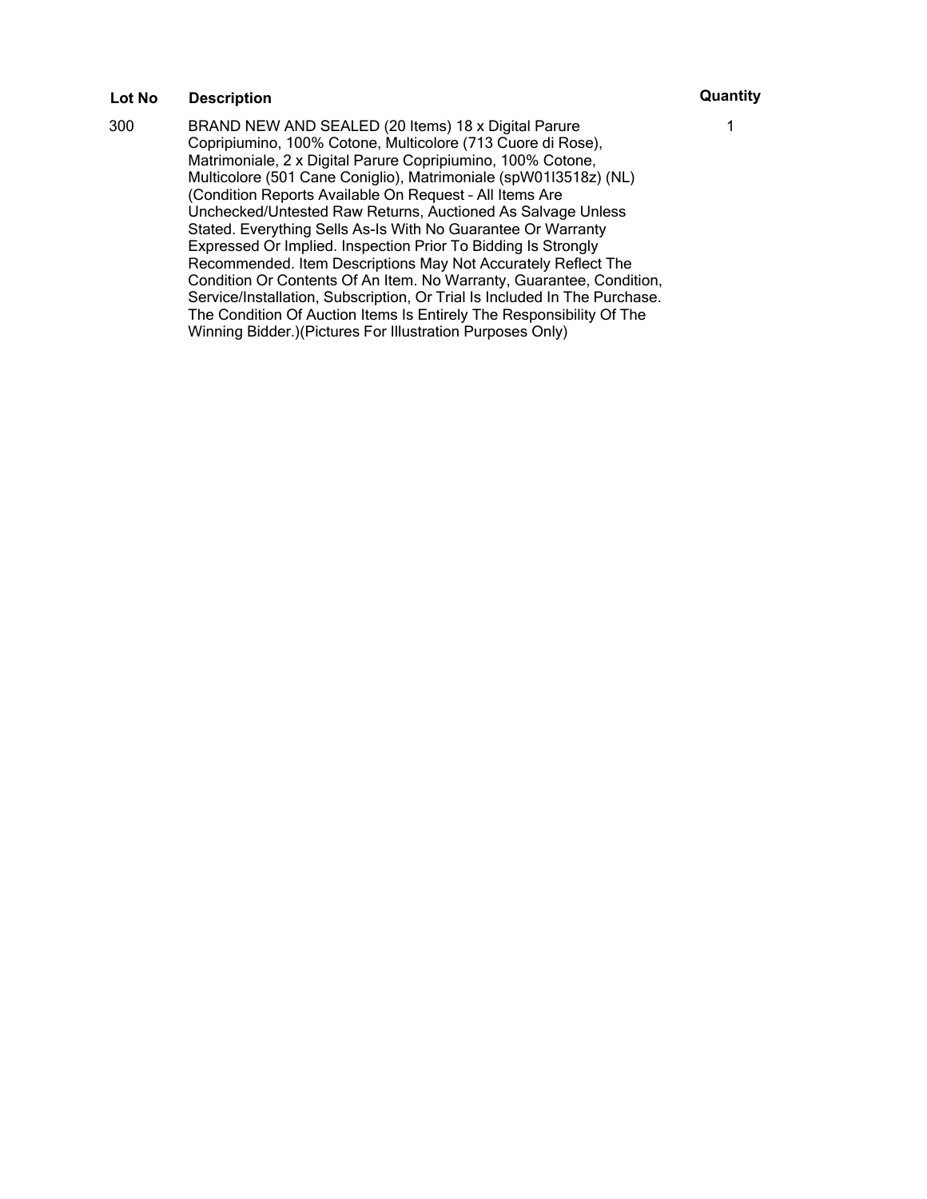| Lot No | Description | Quantity |
|---|---|---|
| 300 | BRAND NEW AND SEALED (20 Items) 18 x Digital Parure Copripiumino, 100% Cotone, Multicolore (713 Cuore di Rose), Matrimoniale, 2 x Digital Parure Copripiumino, 100% Cotone, Multicolore (501 Cane Coniglio), Matrimoniale (spW01I3518z) (NL) (Condition Reports Available On Request – All Items Are Unchecked/Untested Raw Returns, Auctioned As Salvage Unless Stated. Everything Sells As-Is With No Guarantee Or Warranty Expressed Or Implied. Inspection Prior To Bidding Is Strongly Recommended. Item Descriptions May Not Accurately Reflect The Condition Or Contents Of An Item. No Warranty, Guarantee, Condition, Service/Installation, Subscription, Or Trial Is Included In The Purchase. The Condition Of Auction Items Is Entirely The Responsibility Of The Winning Bidder.)(Pictures For Illustration Purposes Only) | 1 |